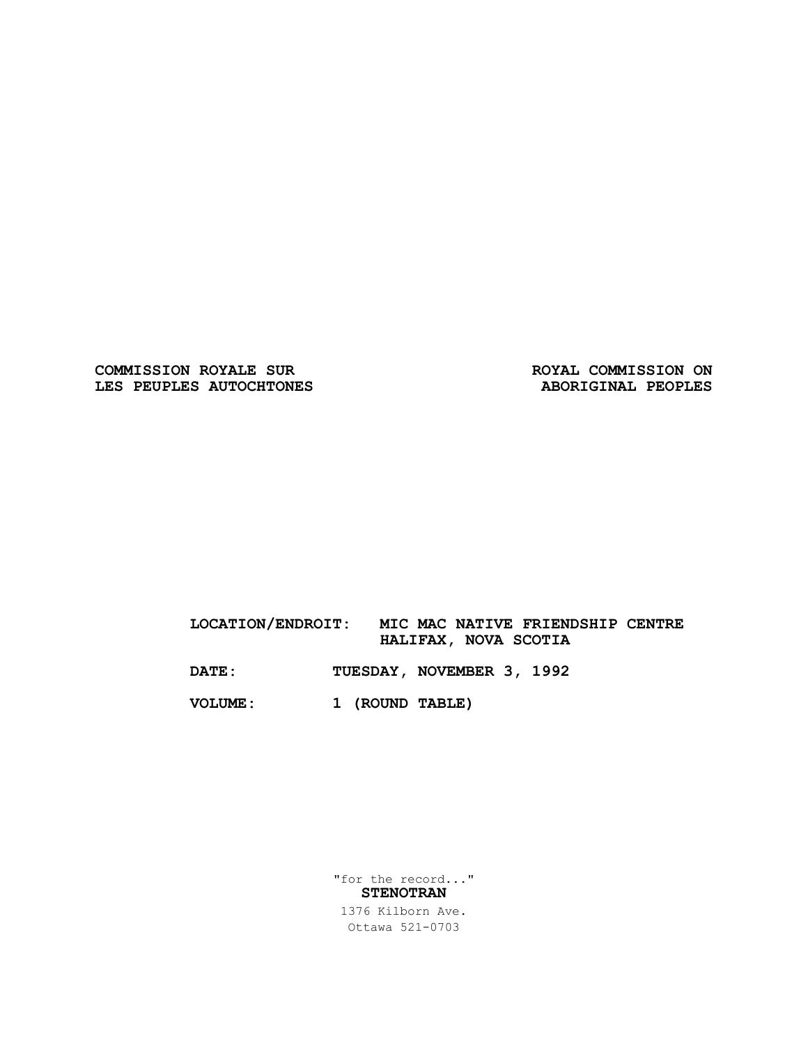**COMMISSION ROYALE SUR LES PEUPLES AUTOCHTONES**

**ROYAL COMMISSION ON ABORIGINAL PEOPLES**

**LOCATION/ENDROIT:** MIC MAC NATIVE FRIENDSHIP CENTRE HALIFAX, NOVA SCOTIA

**DATE:** TUESDAY, NOVEMBER 3, 1992

**VOLUME:** 1 (ROUND TABLE)

"for the record..."
**STENOTRAN**
1376 Kilborn Ave.
Ottawa 521-0703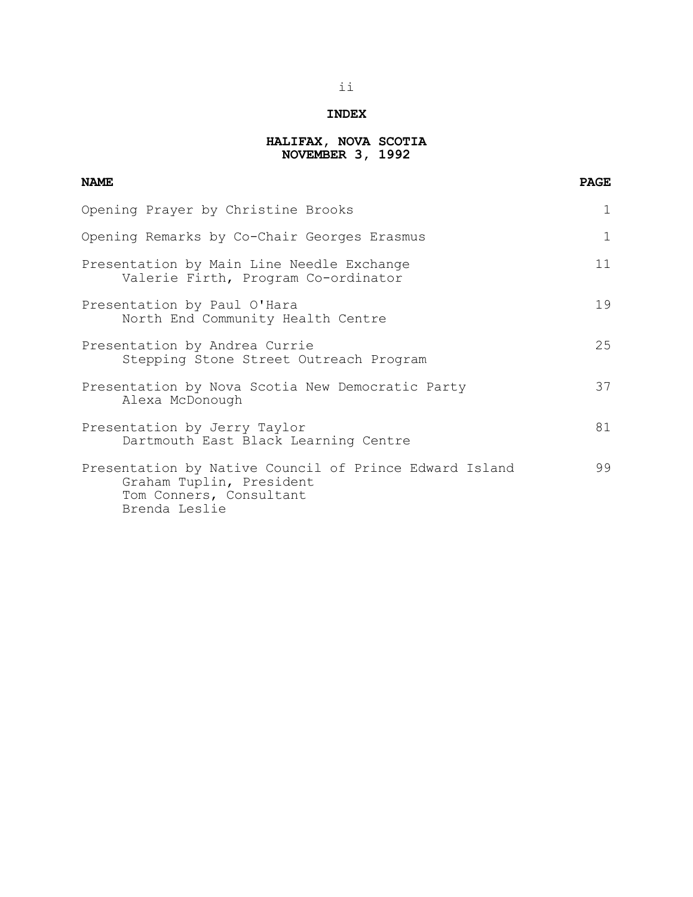**INDEX**

**HALIFAX, NOVA SCOTIA**
**NOVEMBER 3, 1992**

| **NAME** | **PAGE** |
| --- | --- |
| Opening Prayer by Christine Brooks | 1 |
| Opening Remarks by Co-Chair Georges Erasmus | 1 |
| Presentation by Main Line Needle Exchange<br>Valerie Firth, Program Co-ordinator | 11 |
| Presentation by Paul O'Hara<br>North End Community Health Centre | 19 |
| Presentation by Andrea Currie<br>Stepping Stone Street Outreach Program | 25 |
| Presentation by Nova Scotia New Democratic Party<br>Alexa McDonough | 37 |
| Presentation by Jerry Taylor<br>Dartmouth East Black Learning Centre | 81 |
| Presentation by Native Council of Prince Edward Island<br>Graham Tuplin, President<br>Tom Conners, Consultant<br>Brenda Leslie | 99 |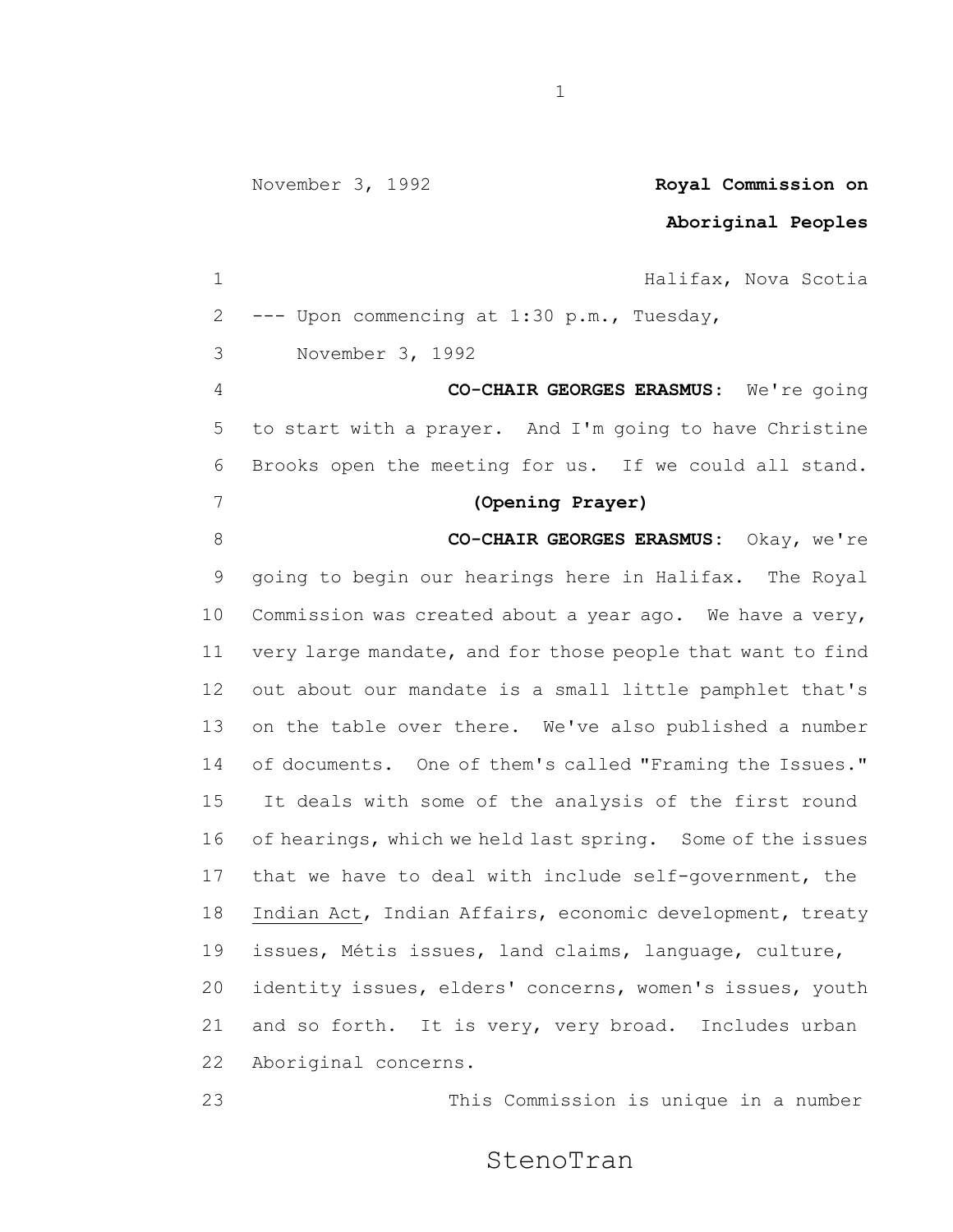November 3, 1992 **Royal Commission on Aboriginal Peoples**

Halifax, Nova Scotia

--- Upon commencing at 1:30 p.m., Tuesday, November 3, 1992

**CO-CHAIR GEORGES ERASMUS:** We're going to start with a prayer. And I'm going to have Christine Brooks open the meeting for us. If we could all stand.

**(Opening Prayer)**

**CO-CHAIR GEORGES ERASMUS:** Okay, we're going to begin our hearings here in Halifax. The Royal Commission was created about a year ago. We have a very, very large mandate, and for those people that want to find out about our mandate is a small little pamphlet that's on the table over there. We've also published a number of documents. One of them's called "Framing the Issues." It deals with some of the analysis of the first round of hearings, which we held last spring. Some of the issues that we have to deal with include self-government, the Indian Act, Indian Affairs, economic development, treaty issues, Métis issues, land claims, language, culture, identity issues, elders' concerns, women's issues, youth and so forth. It is very, very broad. Includes urban Aboriginal concerns.

This Commission is unique in a number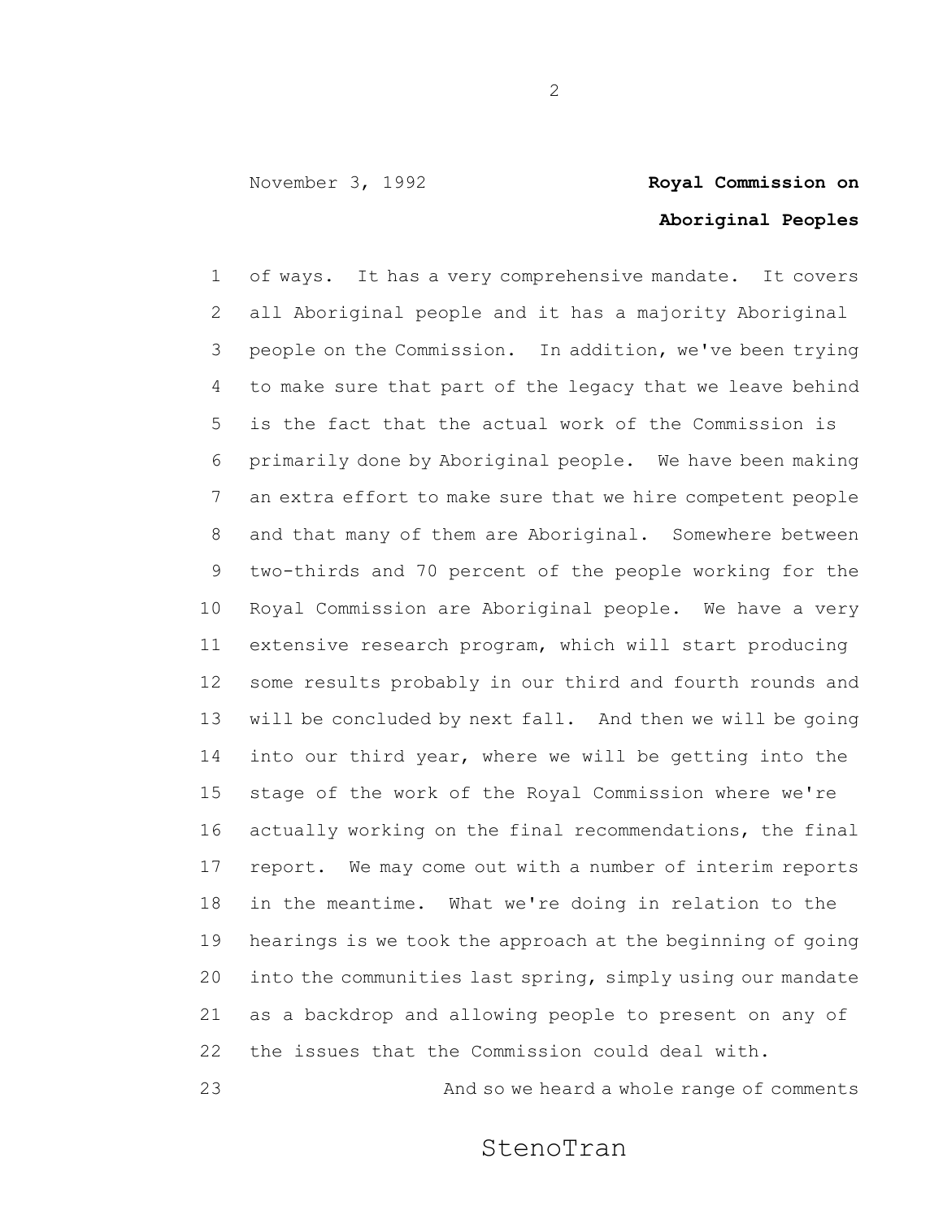of ways. It has a very comprehensive mandate. It covers all Aboriginal people and it has a majority Aboriginal people on the Commission. In addition, we've been trying to make sure that part of the legacy that we leave behind is the fact that the actual work of the Commission is primarily done by Aboriginal people. We have been making an extra effort to make sure that we hire competent people and that many of them are Aboriginal. Somewhere between two-thirds and 70 percent of the people working for the Royal Commission are Aboriginal people. We have a very extensive research program, which will start producing some results probably in our third and fourth rounds and will be concluded by next fall. And then we will be going into our third year, where we will be getting into the stage of the work of the Royal Commission where we're actually working on the final recommendations, the final report. We may come out with a number of interim reports in the meantime. What we're doing in relation to the hearings is we took the approach at the beginning of going into the communities last spring, simply using our mandate as a backdrop and allowing people to present on any of the issues that the Commission could deal with.

And so we heard a whole range of comments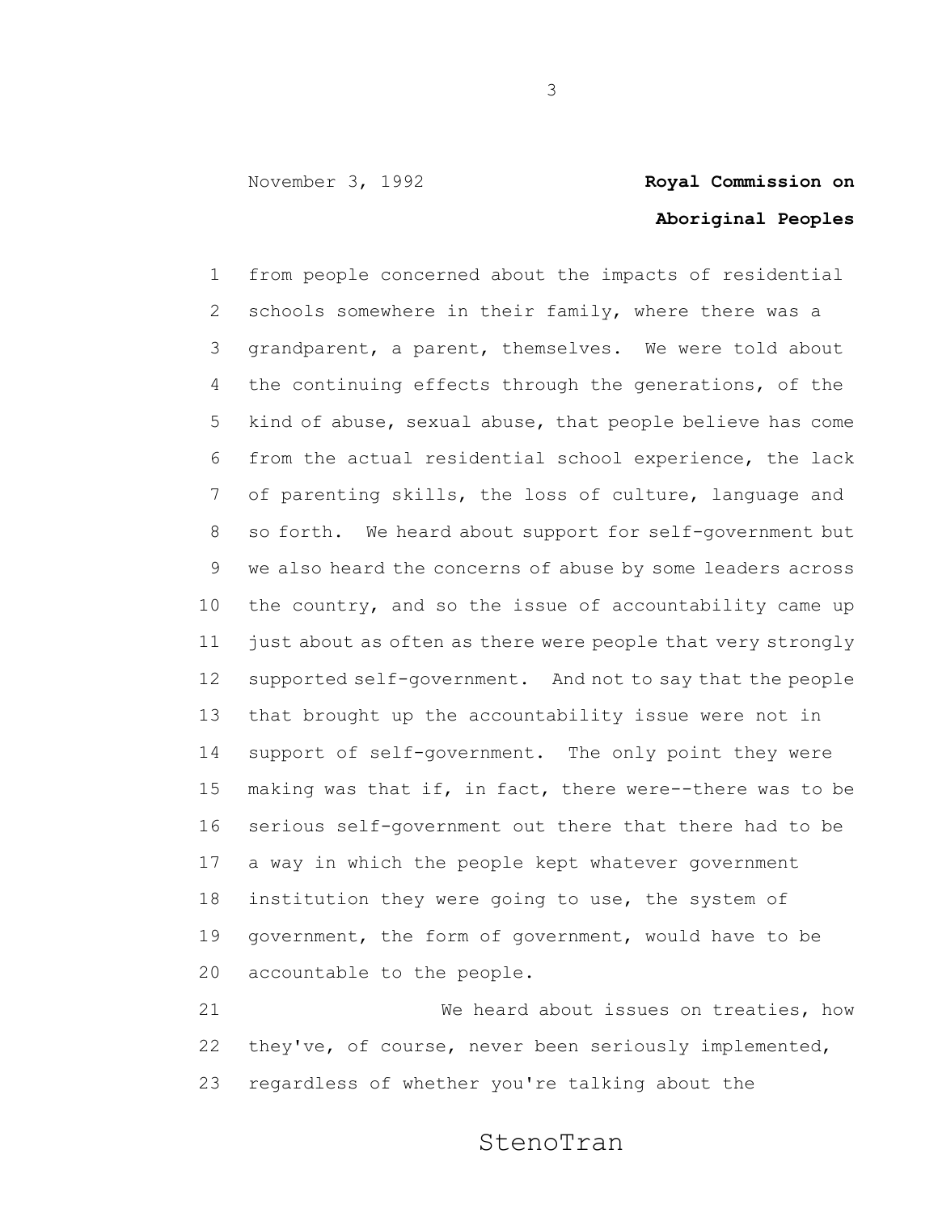from people concerned about the impacts of residential schools somewhere in their family, where there was a grandparent, a parent, themselves. We were told about the continuing effects through the generations, of the kind of abuse, sexual abuse, that people believe has come from the actual residential school experience, the lack of parenting skills, the loss of culture, language and so forth. We heard about support for self-government but we also heard the concerns of abuse by some leaders across the country, and so the issue of accountability came up just about as often as there were people that very strongly supported self-government. And not to say that the people that brought up the accountability issue were not in support of self-government. The only point they were making was that if, in fact, there were--there was to be serious self-government out there that there had to be a way in which the people kept whatever government institution they were going to use, the system of government, the form of government, would have to be accountable to the people.

We heard about issues on treaties, how they've, of course, never been seriously implemented, regardless of whether you're talking about the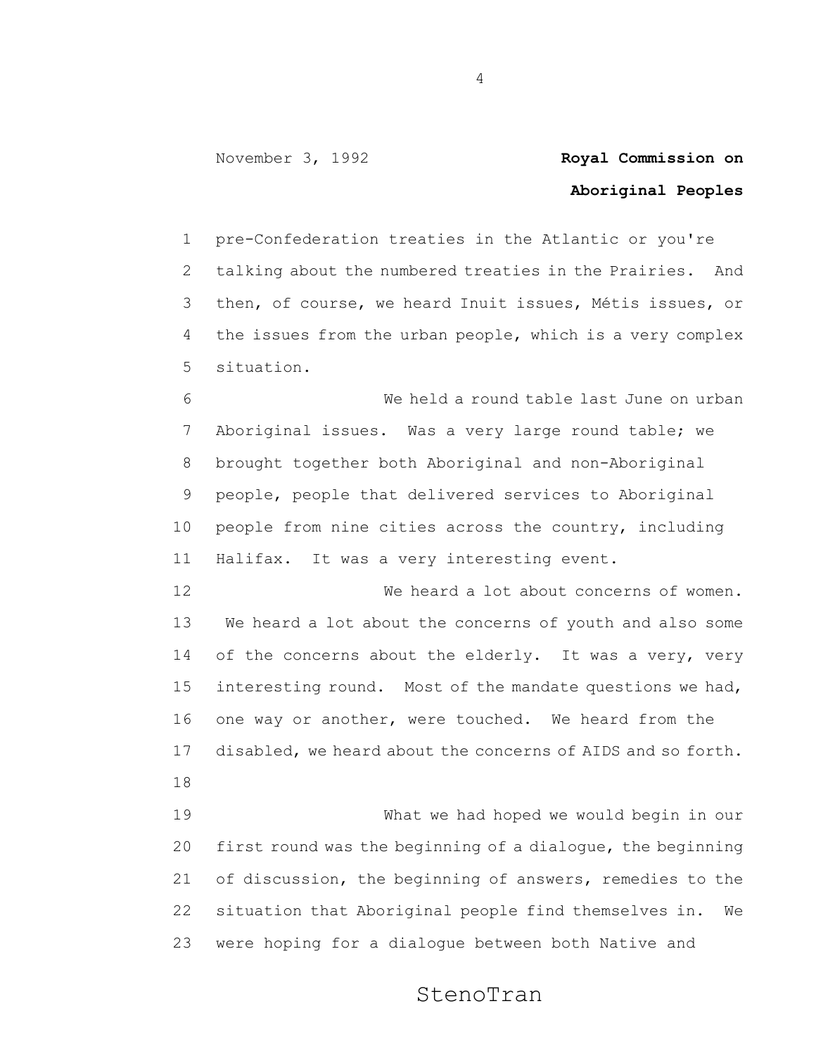pre-Confederation treaties in the Atlantic or you're talking about the numbered treaties in the Prairies. And then, of course, we heard Inuit issues, Métis issues, or the issues from the urban people, which is a very complex situation.

We held a round table last June on urban Aboriginal issues. Was a very large round table; we brought together both Aboriginal and non-Aboriginal people, people that delivered services to Aboriginal people from nine cities across the country, including Halifax. It was a very interesting event.

We heard a lot about concerns of women. We heard a lot about the concerns of youth and also some of the concerns about the elderly. It was a very, very interesting round. Most of the mandate questions we had, one way or another, were touched. We heard from the disabled, we heard about the concerns of AIDS and so forth.

What we had hoped we would begin in our first round was the beginning of a dialogue, the beginning of discussion, the beginning of answers, remedies to the situation that Aboriginal people find themselves in. We were hoping for a dialogue between both Native and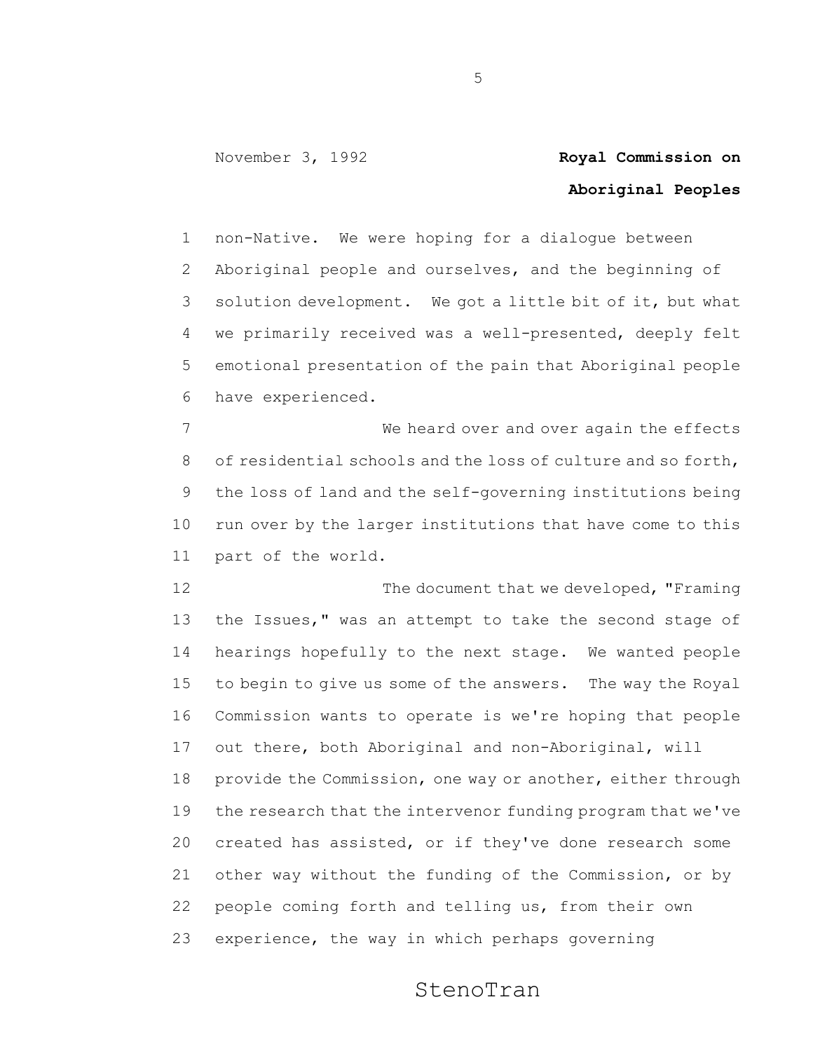non-Native. We were hoping for a dialogue between Aboriginal people and ourselves, and the beginning of solution development. We got a little bit of it, but what we primarily received was a well-presented, deeply felt emotional presentation of the pain that Aboriginal people have experienced.

We heard over and over again the effects of residential schools and the loss of culture and so forth, the loss of land and the self-governing institutions being run over by the larger institutions that have come to this part of the world.

The document that we developed, "Framing the Issues," was an attempt to take the second stage of hearings hopefully to the next stage. We wanted people to begin to give us some of the answers. The way the Royal Commission wants to operate is we're hoping that people out there, both Aboriginal and non-Aboriginal, will provide the Commission, one way or another, either through the research that the intervenor funding program that we've created has assisted, or if they've done research some other way without the funding of the Commission, or by people coming forth and telling us, from their own experience, the way in which perhaps governing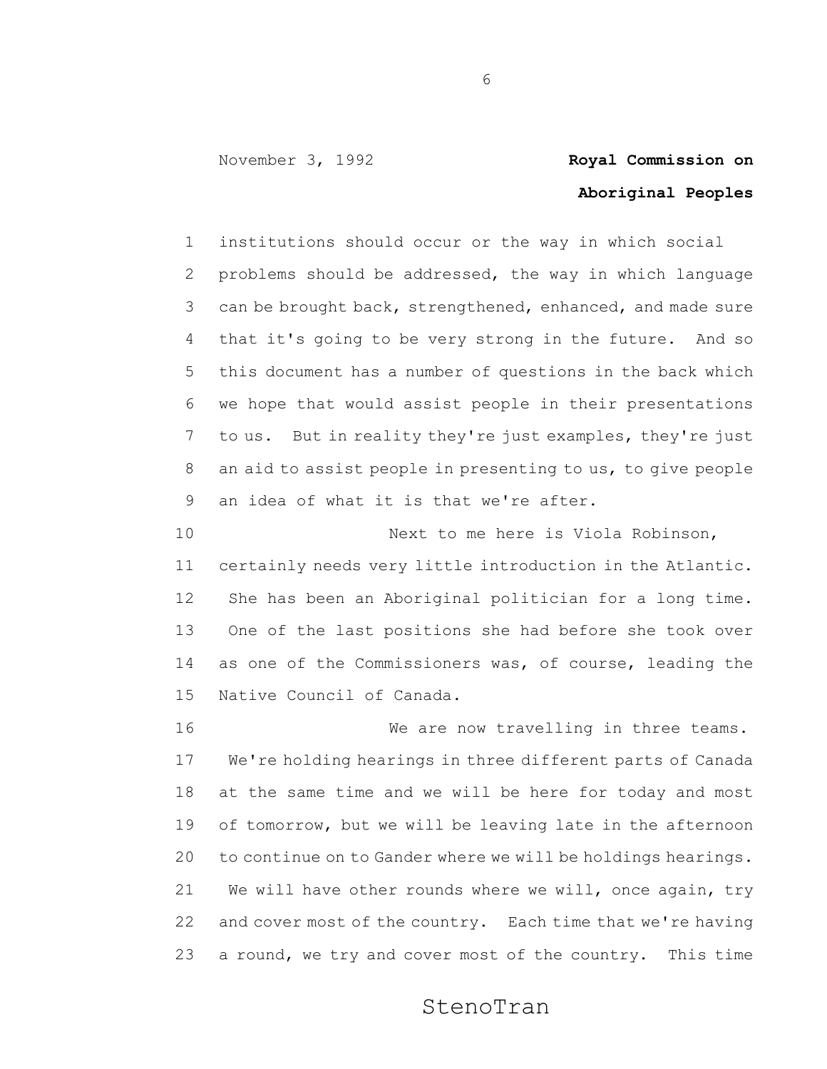institutions should occur or the way in which social problems should be addressed, the way in which language can be brought back, strengthened, enhanced, and made sure that it's going to be very strong in the future. And so this document has a number of questions in the back which we hope that would assist people in their presentations to us. But in reality they're just examples, they're just an aid to assist people in presenting to us, to give people an idea of what it is that we're after.

Next to me here is Viola Robinson, certainly needs very little introduction in the Atlantic. She has been an Aboriginal politician for a long time. One of the last positions she had before she took over as one of the Commissioners was, of course, leading the Native Council of Canada.

We are now travelling in three teams. We're holding hearings in three different parts of Canada at the same time and we will be here for today and most of tomorrow, but we will be leaving late in the afternoon to continue on to Gander where we will be holdings hearings. We will have other rounds where we will, once again, try and cover most of the country. Each time that we're having a round, we try and cover most of the country. This time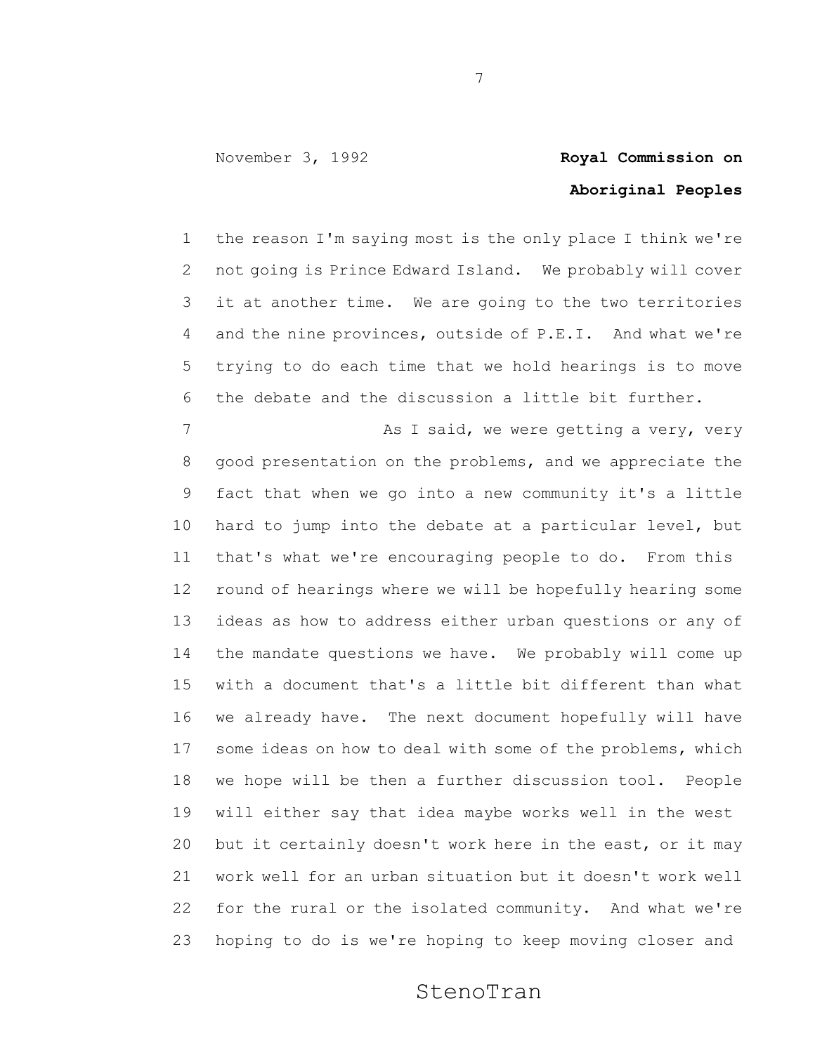the reason I'm saying most is the only place I think we're not going is Prince Edward Island. We probably will cover it at another time. We are going to the two territories and the nine provinces, outside of P.E.I. And what we're trying to do each time that we hold hearings is to move the debate and the discussion a little bit further.

As I said, we were getting a very, very good presentation on the problems, and we appreciate the fact that when we go into a new community it's a little hard to jump into the debate at a particular level, but that's what we're encouraging people to do. From this round of hearings where we will be hopefully hearing some ideas as how to address either urban questions or any of the mandate questions we have. We probably will come up with a document that's a little bit different than what we already have. The next document hopefully will have some ideas on how to deal with some of the problems, which we hope will be then a further discussion tool. People will either say that idea maybe works well in the west but it certainly doesn't work here in the east, or it may work well for an urban situation but it doesn't work well for the rural or the isolated community. And what we're hoping to do is we're hoping to keep moving closer and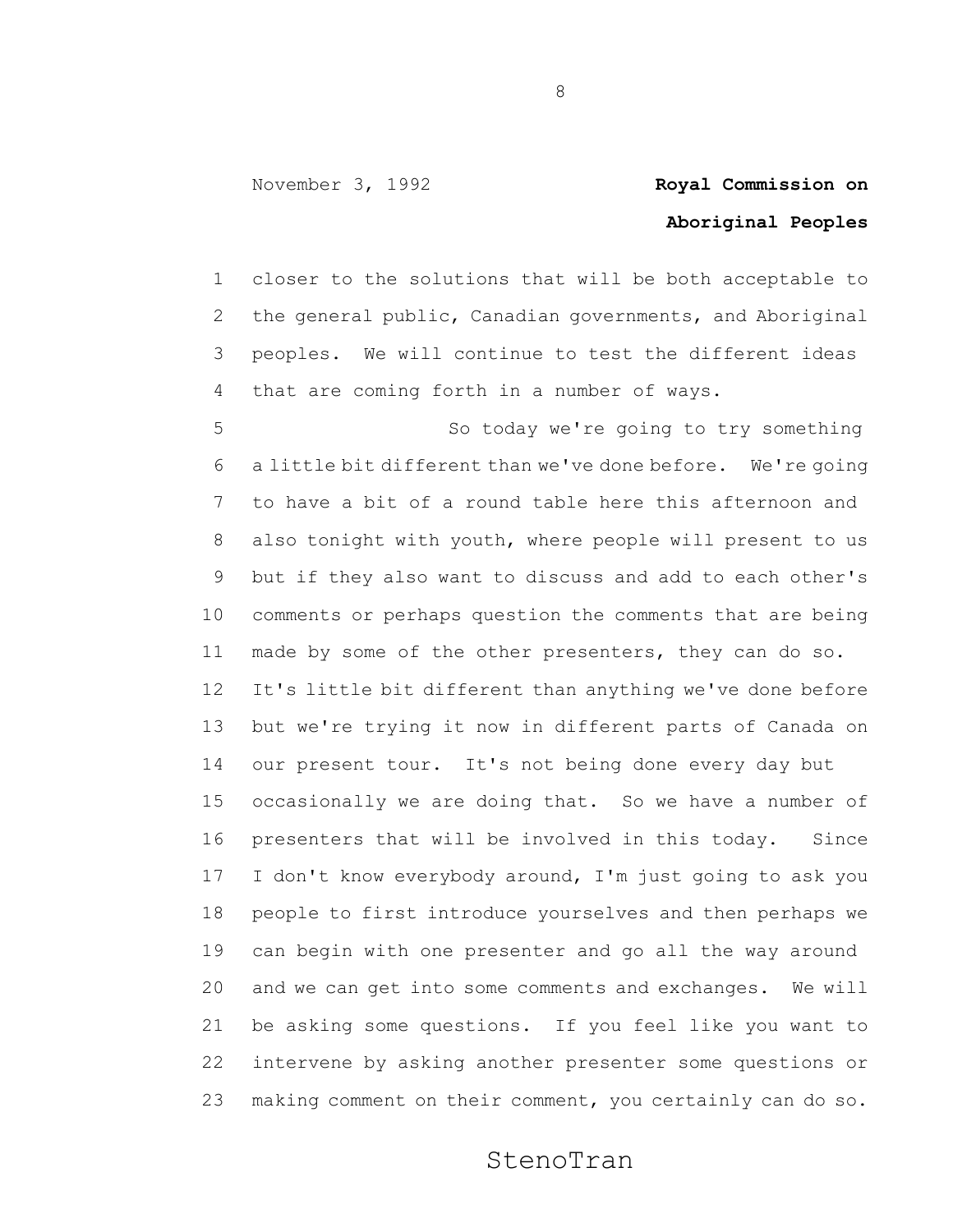closer to the solutions that will be both acceptable to the general public, Canadian governments, and Aboriginal peoples. We will continue to test the different ideas that are coming forth in a number of ways.

So today we're going to try something a little bit different than we've done before. We're going to have a bit of a round table here this afternoon and also tonight with youth, where people will present to us but if they also want to discuss and add to each other's comments or perhaps question the comments that are being made by some of the other presenters, they can do so. It's little bit different than anything we've done before but we're trying it now in different parts of Canada on our present tour. It's not being done every day but occasionally we are doing that. So we have a number of presenters that will be involved in this today. Since I don't know everybody around, I'm just going to ask you people to first introduce yourselves and then perhaps we can begin with one presenter and go all the way around and we can get into some comments and exchanges. We will be asking some questions. If you feel like you want to intervene by asking another presenter some questions or making comment on their comment, you certainly can do so.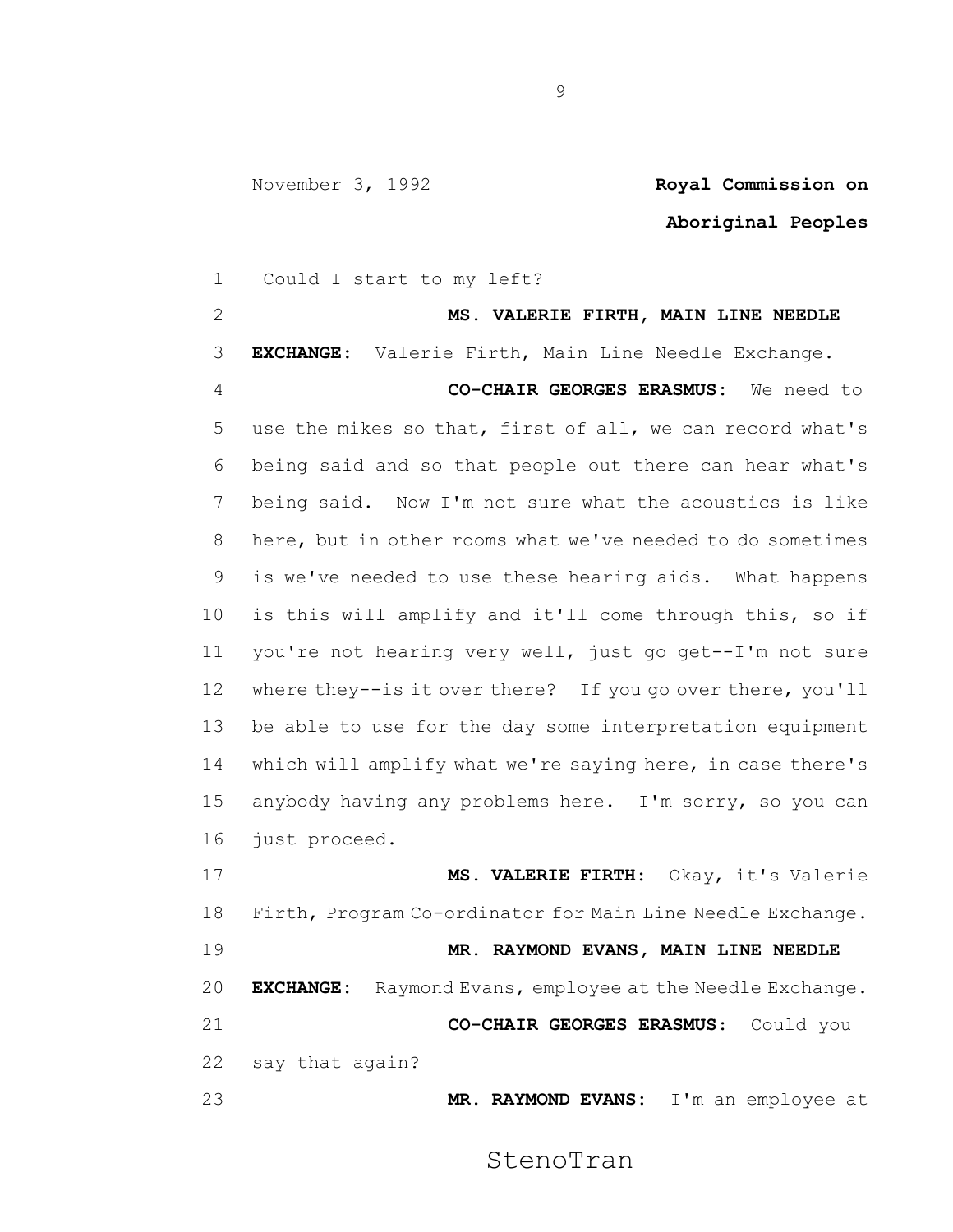Could I start to my left?

**MS. VALERIE FIRTH, MAIN LINE NEEDLE EXCHANGE:** Valerie Firth, Main Line Needle Exchange.

**CO-CHAIR GEORGES ERASMUS:** We need to use the mikes so that, first of all, we can record what's being said and so that people out there can hear what's being said. Now I'm not sure what the acoustics is like here, but in other rooms what we've needed to do sometimes is we've needed to use these hearing aids. What happens is this will amplify and it'll come through this, so if you're not hearing very well, just go get--I'm not sure where they--is it over there? If you go over there, you'll be able to use for the day some interpretation equipment which will amplify what we're saying here, in case there's anybody having any problems here. I'm sorry, so you can just proceed.

**MS. VALERIE FIRTH:** Okay, it's Valerie Firth, Program Co-ordinator for Main Line Needle Exchange.

**MR. RAYMOND EVANS, MAIN LINE NEEDLE EXCHANGE:** Raymond Evans, employee at the Needle Exchange.

**CO-CHAIR GEORGES ERASMUS:** Could you say that again?

**MR. RAYMOND EVANS:** I'm an employee at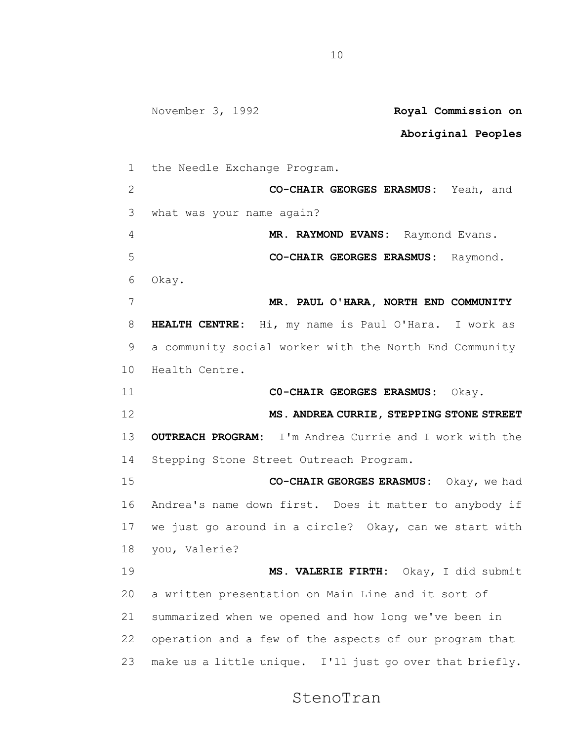the Needle Exchange Program.

**CO-CHAIR GEORGES ERASMUS:** Yeah, and what was your name again?

**MR. RAYMOND EVANS:** Raymond Evans.

**CO-CHAIR GEORGES ERASMUS:** Raymond. Okay.

**MR. PAUL O'HARA, NORTH END COMMUNITY HEALTH CENTRE:** Hi, my name is Paul O'Hara. I work as a community social worker with the North End Community Health Centre.

**C0-CHAIR GEORGES ERASMUS:** Okay.

**MS. ANDREA CURRIE, STEPPING STONE STREET OUTREACH PROGRAM:** I'm Andrea Currie and I work with the Stepping Stone Street Outreach Program.

**CO-CHAIR GEORGES ERASMUS:** Okay, we had Andrea's name down first. Does it matter to anybody if we just go around in a circle? Okay, can we start with you, Valerie?

**MS. VALERIE FIRTH:** Okay, I did submit a written presentation on Main Line and it sort of summarized when we opened and how long we've been in operation and a few of the aspects of our program that make us a little unique. I'll just go over that briefly.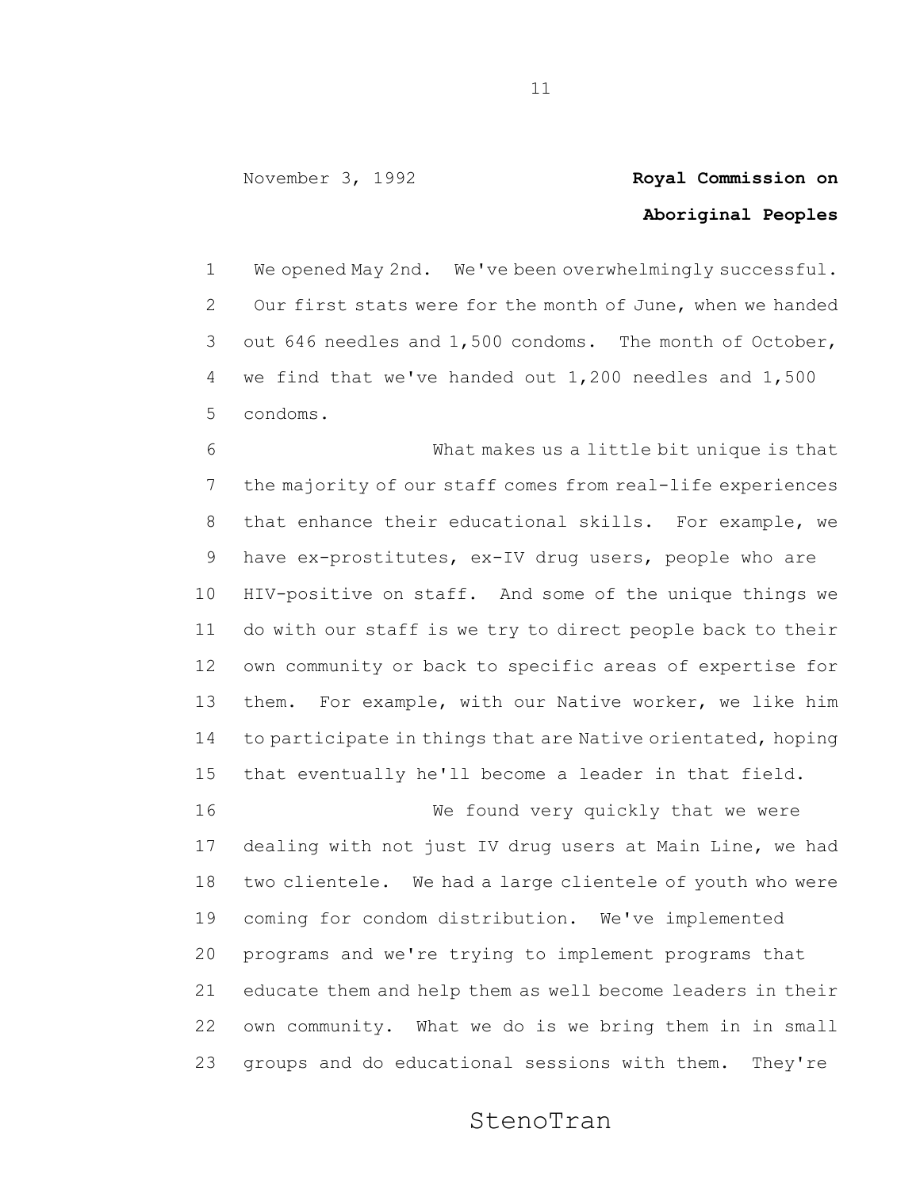We opened May 2nd. We've been overwhelmingly successful. Our first stats were for the month of June, when we handed out 646 needles and 1,500 condoms. The month of October, we find that we've handed out 1,200 needles and 1,500 condoms.

What makes us a little bit unique is that the majority of our staff comes from real-life experiences that enhance their educational skills. For example, we have ex-prostitutes, ex-IV drug users, people who are HIV-positive on staff. And some of the unique things we do with our staff is we try to direct people back to their own community or back to specific areas of expertise for them. For example, with our Native worker, we like him to participate in things that are Native orientated, hoping that eventually he'll become a leader in that field.

We found very quickly that we were dealing with not just IV drug users at Main Line, we had two clientele. We had a large clientele of youth who were coming for condom distribution. We've implemented programs and we're trying to implement programs that educate them and help them as well become leaders in their own community. What we do is we bring them in in small groups and do educational sessions with them. They're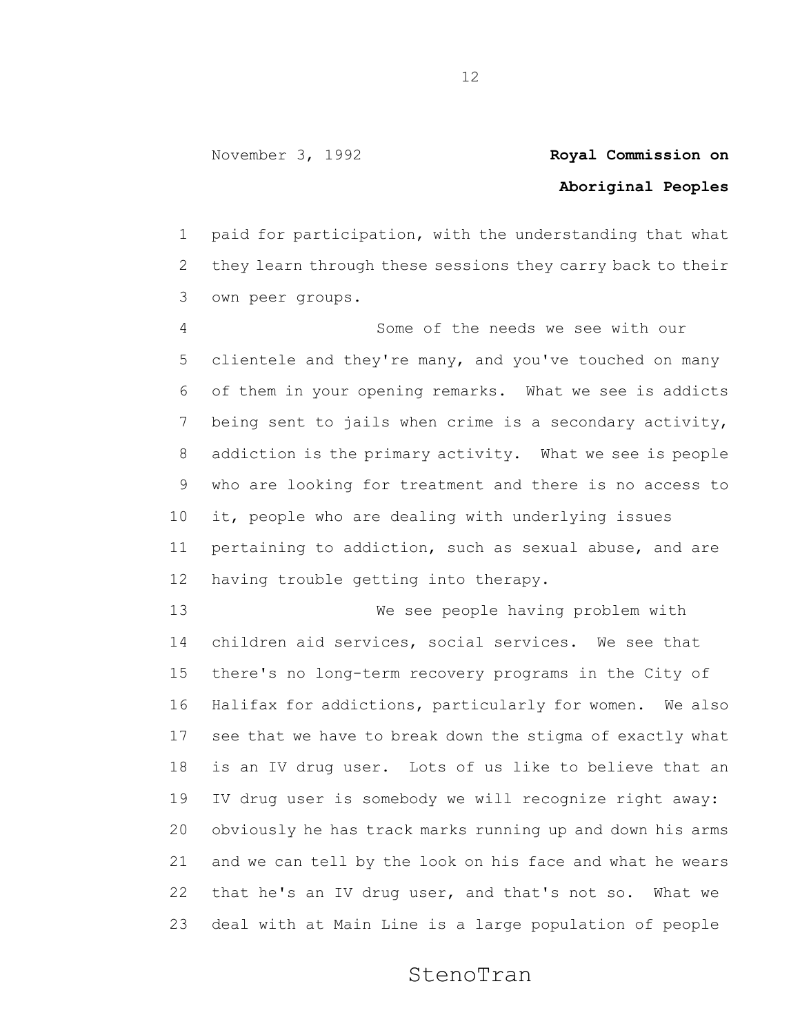paid for participation, with the understanding that what they learn through these sessions they carry back to their own peer groups.

Some of the needs we see with our clientele and they're many, and you've touched on many of them in your opening remarks. What we see is addicts being sent to jails when crime is a secondary activity, addiction is the primary activity. What we see is people who are looking for treatment and there is no access to it, people who are dealing with underlying issues pertaining to addiction, such as sexual abuse, and are having trouble getting into therapy.

We see people having problem with children aid services, social services. We see that there's no long-term recovery programs in the City of Halifax for addictions, particularly for women. We also see that we have to break down the stigma of exactly what is an IV drug user. Lots of us like to believe that an IV drug user is somebody we will recognize right away: obviously he has track marks running up and down his arms and we can tell by the look on his face and what he wears that he's an IV drug user, and that's not so. What we deal with at Main Line is a large population of people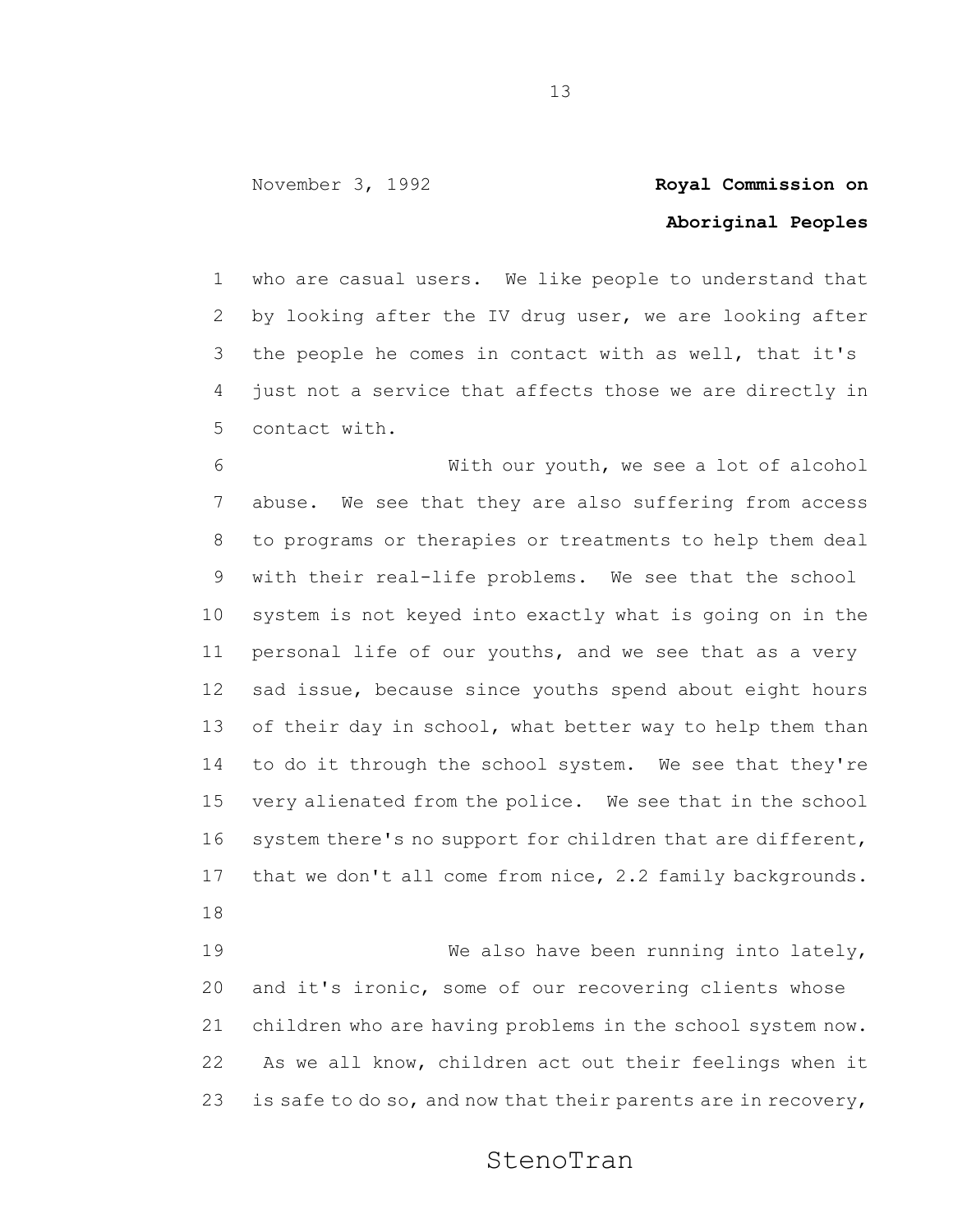who are casual users. We like people to understand that by looking after the IV drug user, we are looking after the people he comes in contact with as well, that it's just not a service that affects those we are directly in contact with.

With our youth, we see a lot of alcohol abuse. We see that they are also suffering from access to programs or therapies or treatments to help them deal with their real-life problems. We see that the school system is not keyed into exactly what is going on in the personal life of our youths, and we see that as a very sad issue, because since youths spend about eight hours of their day in school, what better way to help them than to do it through the school system. We see that they're very alienated from the police. We see that in the school system there's no support for children that are different, that we don't all come from nice, 2.2 family backgrounds.

We also have been running into lately, and it's ironic, some of our recovering clients whose children who are having problems in the school system now. As we all know, children act out their feelings when it is safe to do so, and now that their parents are in recovery,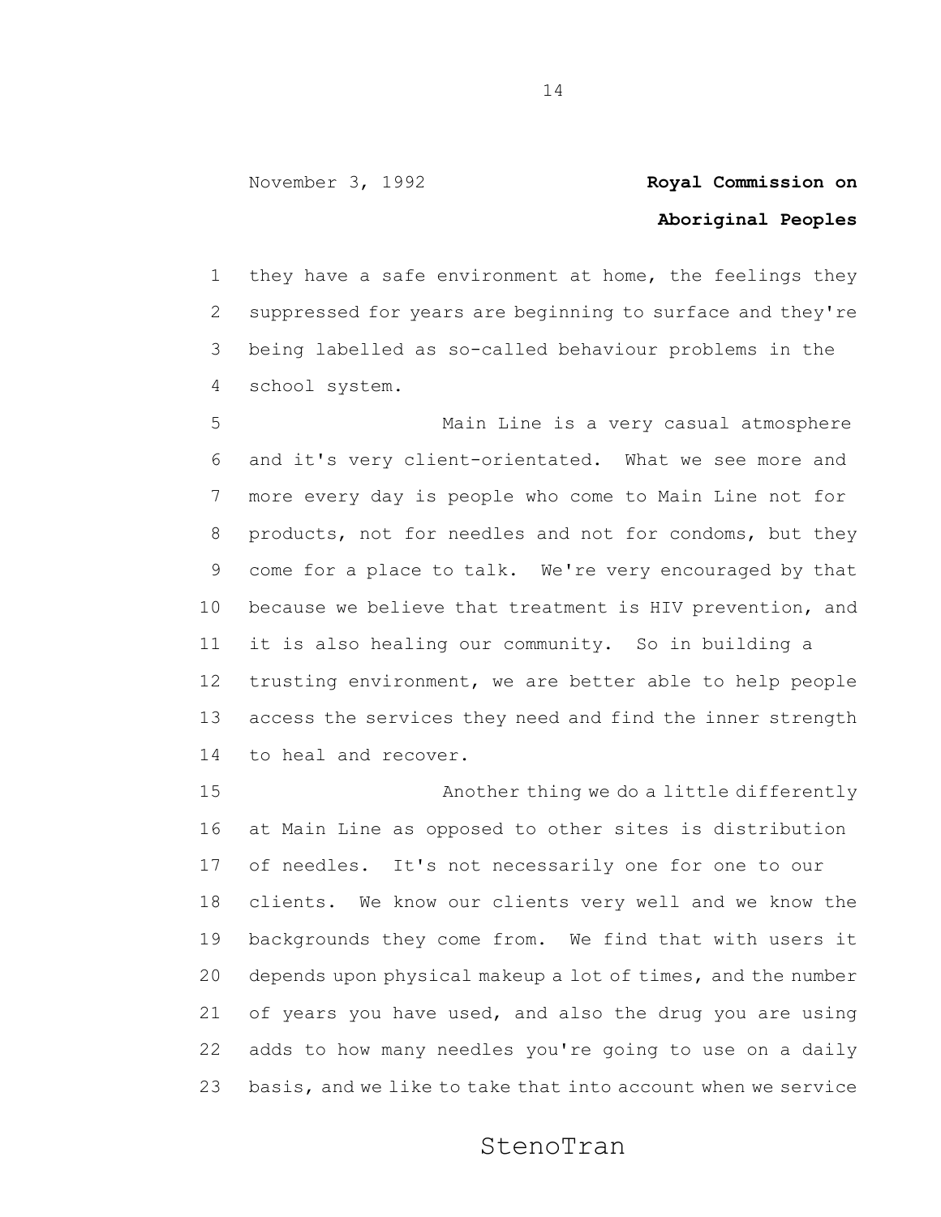they have a safe environment at home, the feelings they suppressed for years are beginning to surface and they're being labelled as so-called behaviour problems in the school system.

Main Line is a very casual atmosphere and it's very client-orientated. What we see more and more every day is people who come to Main Line not for products, not for needles and not for condoms, but they come for a place to talk. We're very encouraged by that because we believe that treatment is HIV prevention, and it is also healing our community. So in building a trusting environment, we are better able to help people access the services they need and find the inner strength to heal and recover.

Another thing we do a little differently at Main Line as opposed to other sites is distribution of needles. It's not necessarily one for one to our clients. We know our clients very well and we know the backgrounds they come from. We find that with users it depends upon physical makeup a lot of times, and the number of years you have used, and also the drug you are using adds to how many needles you're going to use on a daily basis, and we like to take that into account when we service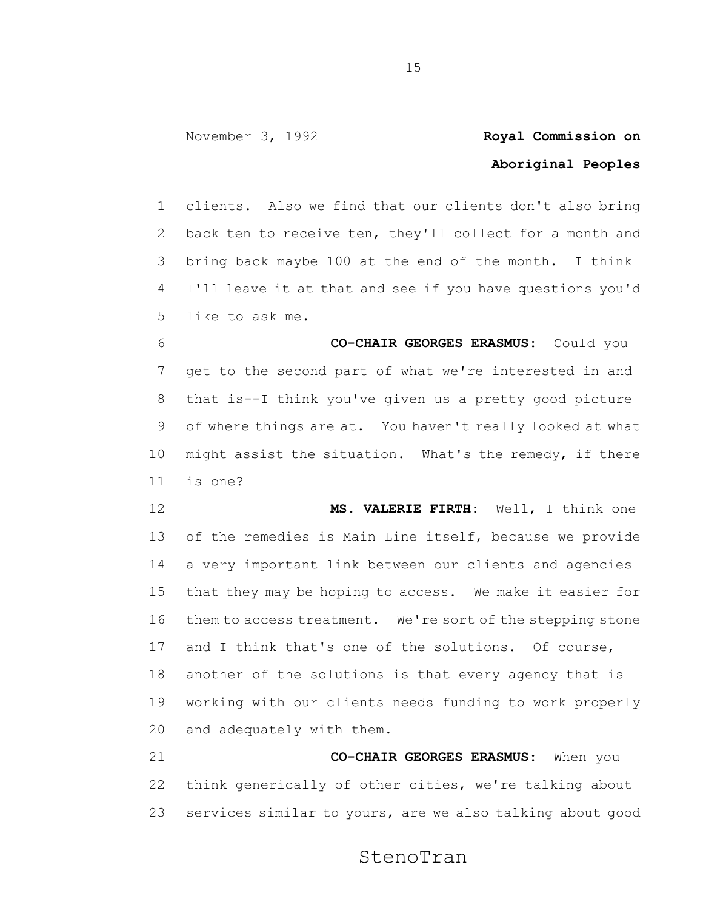clients. Also we find that our clients don't also bring back ten to receive ten, they'll collect for a month and bring back maybe 100 at the end of the month. I think I'll leave it at that and see if you have questions you'd like to ask me.

**CO-CHAIR GEORGES ERASMUS:** Could you get to the second part of what we're interested in and that is--I think you've given us a pretty good picture of where things are at. You haven't really looked at what might assist the situation. What's the remedy, if there is one?

**MS. VALERIE FIRTH:** Well, I think one of the remedies is Main Line itself, because we provide a very important link between our clients and agencies that they may be hoping to access. We make it easier for them to access treatment. We're sort of the stepping stone and I think that's one of the solutions. Of course, another of the solutions is that every agency that is working with our clients needs funding to work properly and adequately with them.

**CO-CHAIR GEORGES ERASMUS:** When you think generically of other cities, we're talking about services similar to yours, are we also talking about good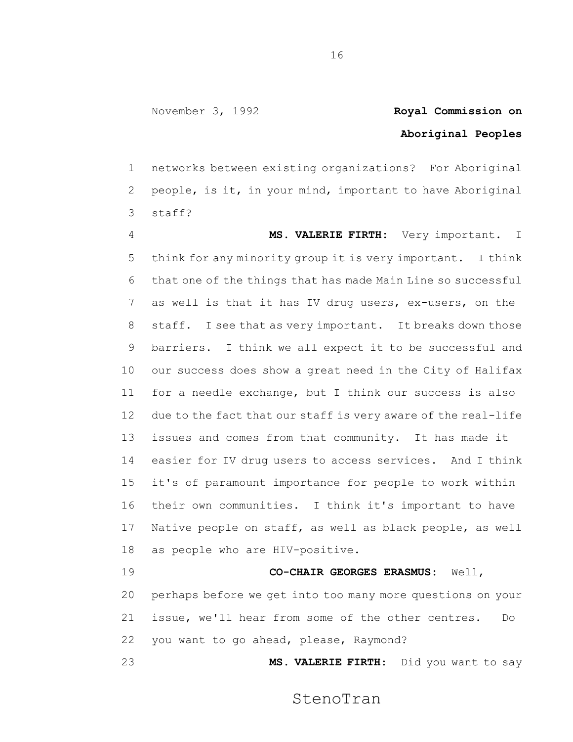networks between existing organizations? For Aboriginal people, is it, in your mind, important to have Aboriginal staff?

**MS. VALERIE FIRTH:** Very important. I think for any minority group it is very important. I think that one of the things that has made Main Line so successful as well is that it has IV drug users, ex-users, on the staff. I see that as very important. It breaks down those barriers. I think we all expect it to be successful and our success does show a great need in the City of Halifax for a needle exchange, but I think our success is also due to the fact that our staff is very aware of the real-life issues and comes from that community. It has made it easier for IV drug users to access services. And I think it's of paramount importance for people to work within their own communities. I think it's important to have Native people on staff, as well as black people, as well as people who are HIV-positive.

**CO-CHAIR GEORGES ERASMUS:** Well, perhaps before we get into too many more questions on your issue, we'll hear from some of the other centres. Do you want to go ahead, please, Raymond?

**MS. VALERIE FIRTH:** Did you want to say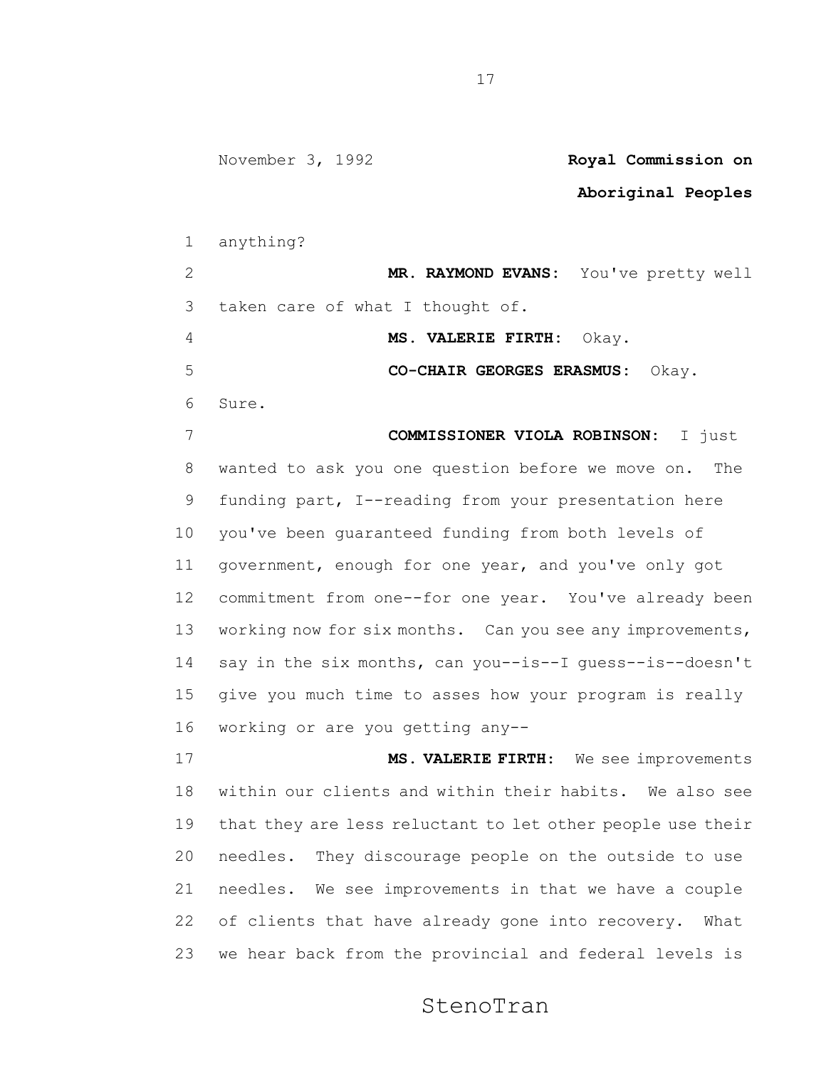anything?

**MR. RAYMOND EVANS:** You've pretty well taken care of what I thought of.

**MS. VALERIE FIRTH:** Okay.

**CO-CHAIR GEORGES ERASMUS:** Okay. Sure.

**COMMISSIONER VIOLA ROBINSON:** I just wanted to ask you one question before we move on. The funding part, I--reading from your presentation here you've been guaranteed funding from both levels of government, enough for one year, and you've only got commitment from one--for one year. You've already been working now for six months. Can you see any improvements, say in the six months, can you--is--I guess--is--doesn't give you much time to asses how your program is really working or are you getting any--

**MS. VALERIE FIRTH:** We see improvements within our clients and within their habits. We also see that they are less reluctant to let other people use their needles. They discourage people on the outside to use needles. We see improvements in that we have a couple of clients that have already gone into recovery. What we hear back from the provincial and federal levels is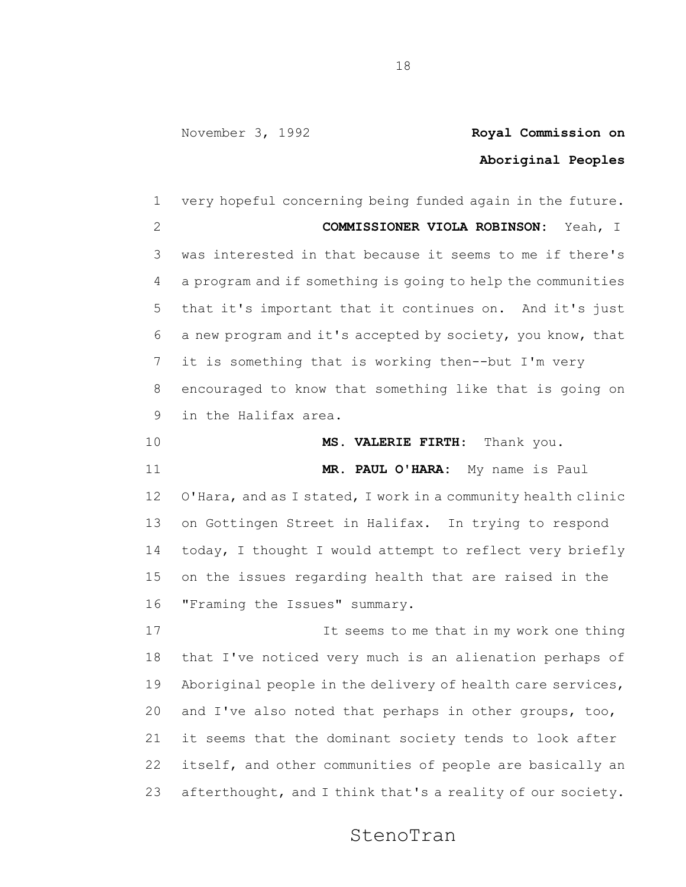very hopeful concerning being funded again in the future.

**COMMISSIONER VIOLA ROBINSON:** Yeah, I was interested in that because it seems to me if there's a program and if something is going to help the communities that it's important that it continues on. And it's just a new program and it's accepted by society, you know, that it is something that is working then--but I'm very encouraged to know that something like that is going on in the Halifax area.

**MS. VALERIE FIRTH:** Thank you.

**MR. PAUL O'HARA:** My name is Paul O'Hara, and as I stated, I work in a community health clinic on Gottingen Street in Halifax. In trying to respond today, I thought I would attempt to reflect very briefly on the issues regarding health that are raised in the "Framing the Issues" summary.

It seems to me that in my work one thing that I've noticed very much is an alienation perhaps of Aboriginal people in the delivery of health care services, and I've also noted that perhaps in other groups, too, it seems that the dominant society tends to look after itself, and other communities of people are basically an afterthought, and I think that's a reality of our society.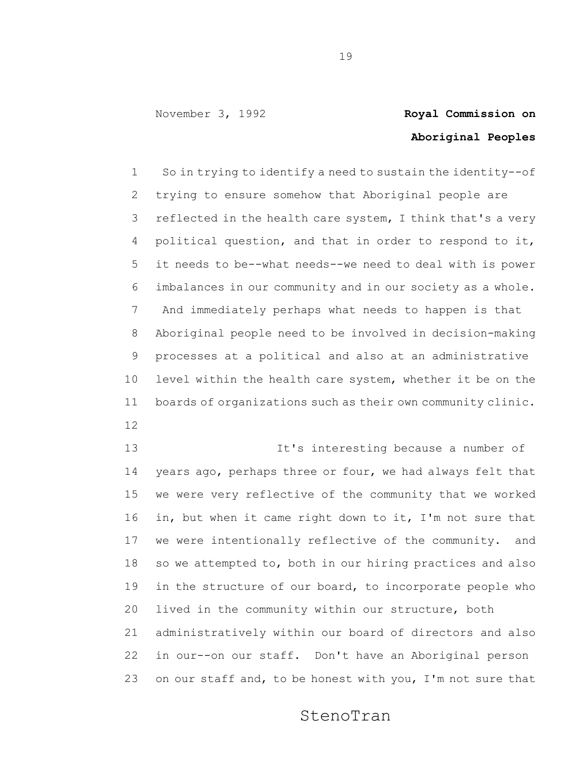So in trying to identify a need to sustain the identity--of trying to ensure somehow that Aboriginal people are reflected in the health care system, I think that's a very political question, and that in order to respond to it, it needs to be--what needs--we need to deal with is power imbalances in our community and in our society as a whole. And immediately perhaps what needs to happen is that Aboriginal people need to be involved in decision-making processes at a political and also at an administrative level within the health care system, whether it be on the boards of organizations such as their own community clinic.

It's interesting because a number of years ago, perhaps three or four, we had always felt that we were very reflective of the community that we worked in, but when it came right down to it, I'm not sure that we were intentionally reflective of the community. and so we attempted to, both in our hiring practices and also in the structure of our board, to incorporate people who lived in the community within our structure, both administratively within our board of directors and also in our--on our staff. Don't have an Aboriginal person on our staff and, to be honest with you, I'm not sure that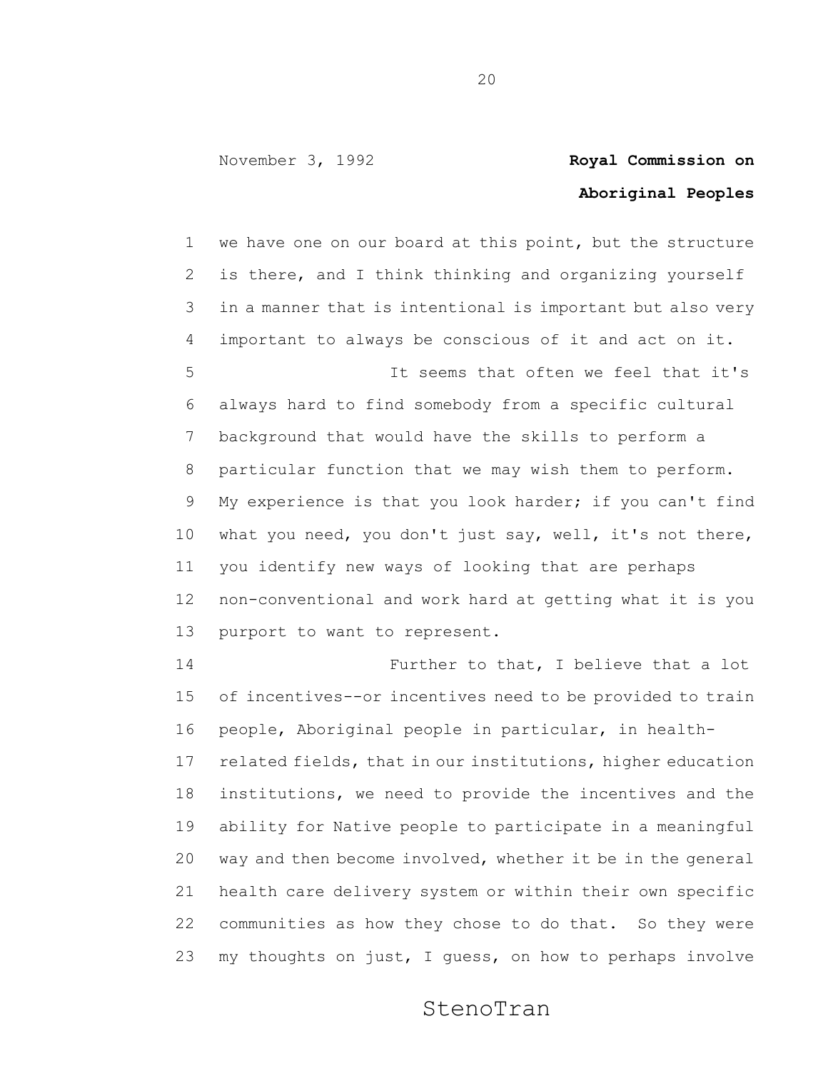we have one on our board at this point, but the structure is there, and I think thinking and organizing yourself in a manner that is intentional is important but also very important to always be conscious of it and act on it.

It seems that often we feel that it's always hard to find somebody from a specific cultural background that would have the skills to perform a particular function that we may wish them to perform. My experience is that you look harder; if you can't find what you need, you don't just say, well, it's not there, you identify new ways of looking that are perhaps non-conventional and work hard at getting what it is you purport to want to represent.

Further to that, I believe that a lot of incentives--or incentives need to be provided to train people, Aboriginal people in particular, in health-related fields, that in our institutions, higher education institutions, we need to provide the incentives and the ability for Native people to participate in a meaningful way and then become involved, whether it be in the general health care delivery system or within their own specific communities as how they chose to do that. So they were my thoughts on just, I guess, on how to perhaps involve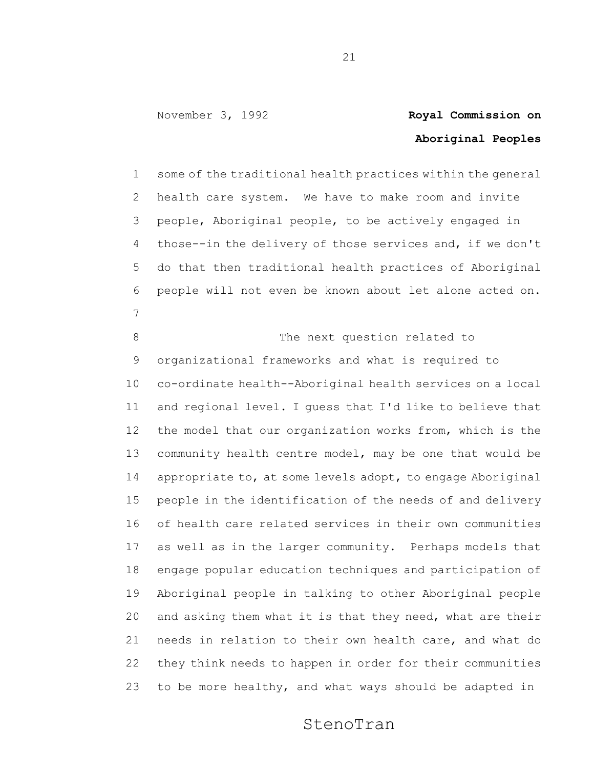some of the traditional health practices within the general health care system. We have to make room and invite people, Aboriginal people, to be actively engaged in those--in the delivery of those services and, if we don't do that then traditional health practices of Aboriginal people will not even be known about let alone acted on.

The next question related to organizational frameworks and what is required to co-ordinate health--Aboriginal health services on a local and regional level. I guess that I'd like to believe that the model that our organization works from, which is the community health centre model, may be one that would be appropriate to, at some levels adopt, to engage Aboriginal people in the identification of the needs of and delivery of health care related services in their own communities as well as in the larger community. Perhaps models that engage popular education techniques and participation of Aboriginal people in talking to other Aboriginal people and asking them what it is that they need, what are their needs in relation to their own health care, and what do they think needs to happen in order for their communities to be more healthy, and what ways should be adapted in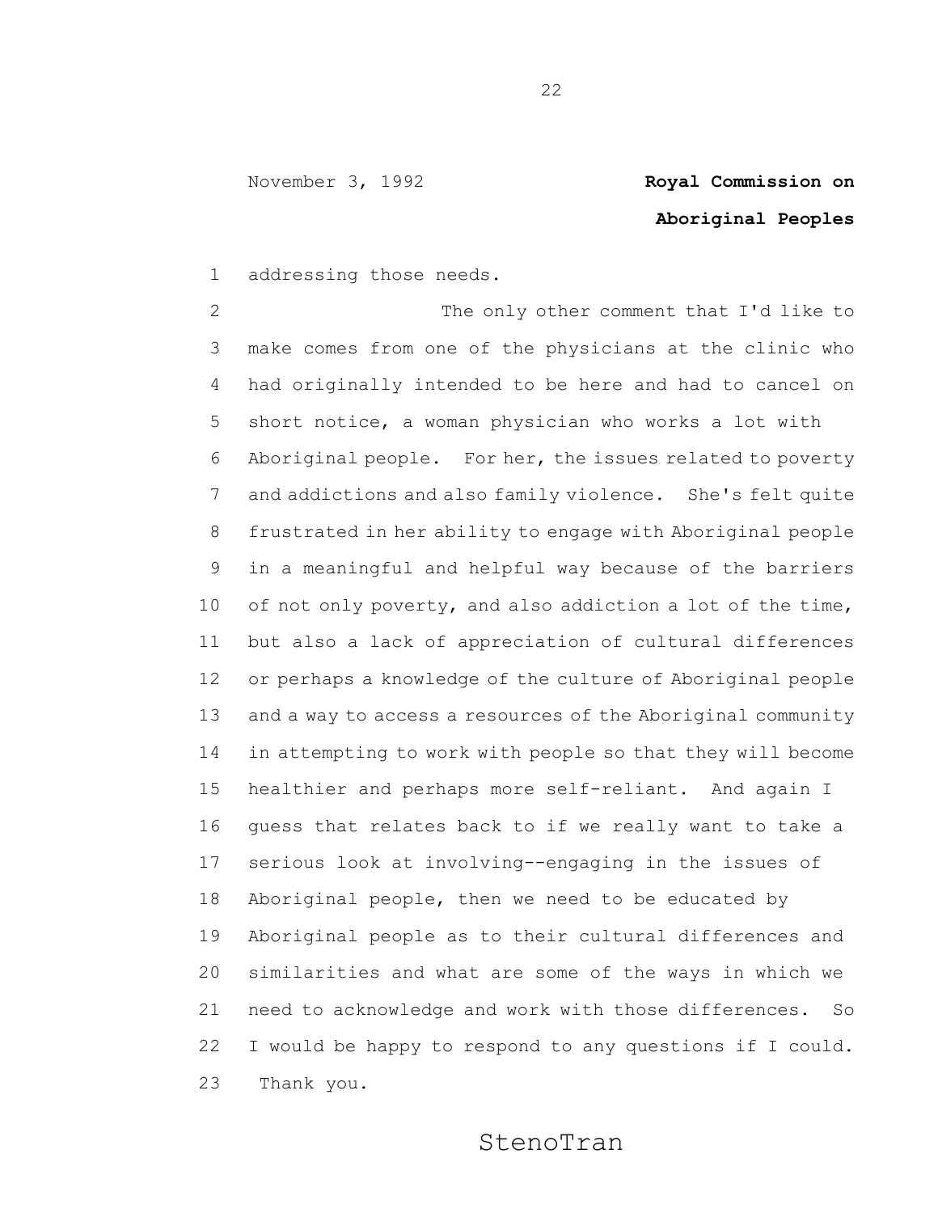addressing those needs.

The only other comment that I'd like to make comes from one of the physicians at the clinic who had originally intended to be here and had to cancel on short notice, a woman physician who works a lot with Aboriginal people. For her, the issues related to poverty and addictions and also family violence. She's felt quite frustrated in her ability to engage with Aboriginal people in a meaningful and helpful way because of the barriers of not only poverty, and also addiction a lot of the time, but also a lack of appreciation of cultural differences or perhaps a knowledge of the culture of Aboriginal people and a way to access a resources of the Aboriginal community in attempting to work with people so that they will become healthier and perhaps more self-reliant. And again I guess that relates back to if we really want to take a serious look at involving--engaging in the issues of Aboriginal people, then we need to be educated by Aboriginal people as to their cultural differences and similarities and what are some of the ways in which we need to acknowledge and work with those differences. So I would be happy to respond to any questions if I could. Thank you.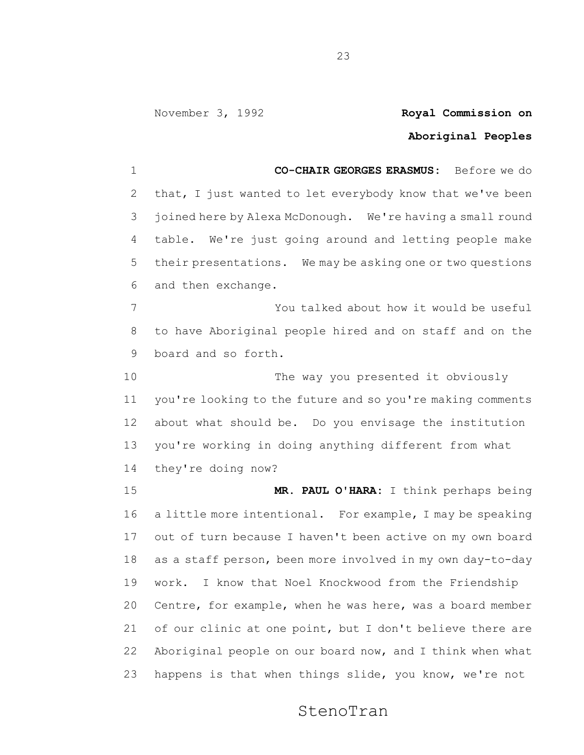**CO-CHAIR GEORGES ERASMUS:** Before we do that, I just wanted to let everybody know that we've been joined here by Alexa McDonough. We're having a small round table. We're just going around and letting people make their presentations. We may be asking one or two questions and then exchange.

You talked about how it would be useful to have Aboriginal people hired and on staff and on the board and so forth.

The way you presented it obviously you're looking to the future and so you're making comments about what should be. Do you envisage the institution you're working in doing anything different from what they're doing now?

**MR. PAUL O'HARA:** I think perhaps being a little more intentional. For example, I may be speaking out of turn because I haven't been active on my own board as a staff person, been more involved in my own day-to-day work. I know that Noel Knockwood from the Friendship Centre, for example, when he was here, was a board member of our clinic at one point, but I don't believe there are Aboriginal people on our board now, and I think when what happens is that when things slide, you know, we're not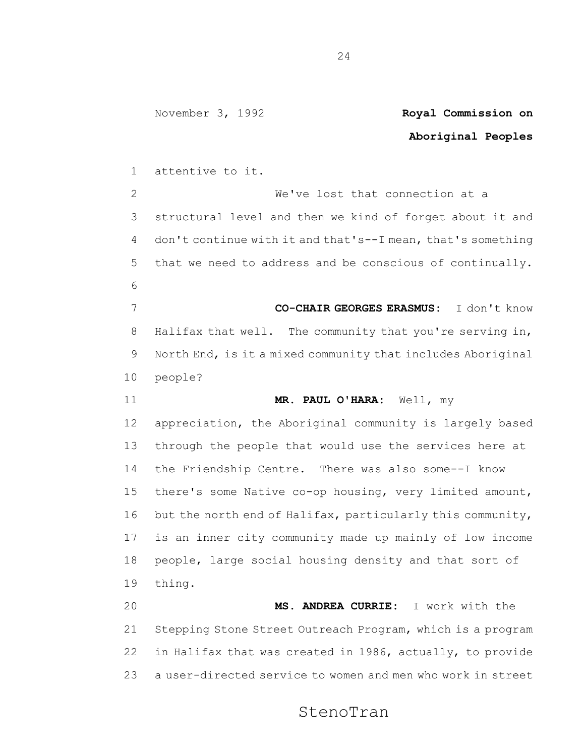attentive to it.

We've lost that connection at a structural level and then we kind of forget about it and don't continue with it and that's--I mean, that's something that we need to address and be conscious of continually.

**CO-CHAIR GEORGES ERASMUS:** I don't know Halifax that well. The community that you're serving in, North End, is it a mixed community that includes Aboriginal people?

**MR. PAUL O'HARA:** Well, my appreciation, the Aboriginal community is largely based through the people that would use the services here at the Friendship Centre. There was also some--I know there's some Native co-op housing, very limited amount, but the north end of Halifax, particularly this community, is an inner city community made up mainly of low income people, large social housing density and that sort of thing.

**MS. ANDREA CURRIE:** I work with the Stepping Stone Street Outreach Program, which is a program in Halifax that was created in 1986, actually, to provide a user-directed service to women and men who work in street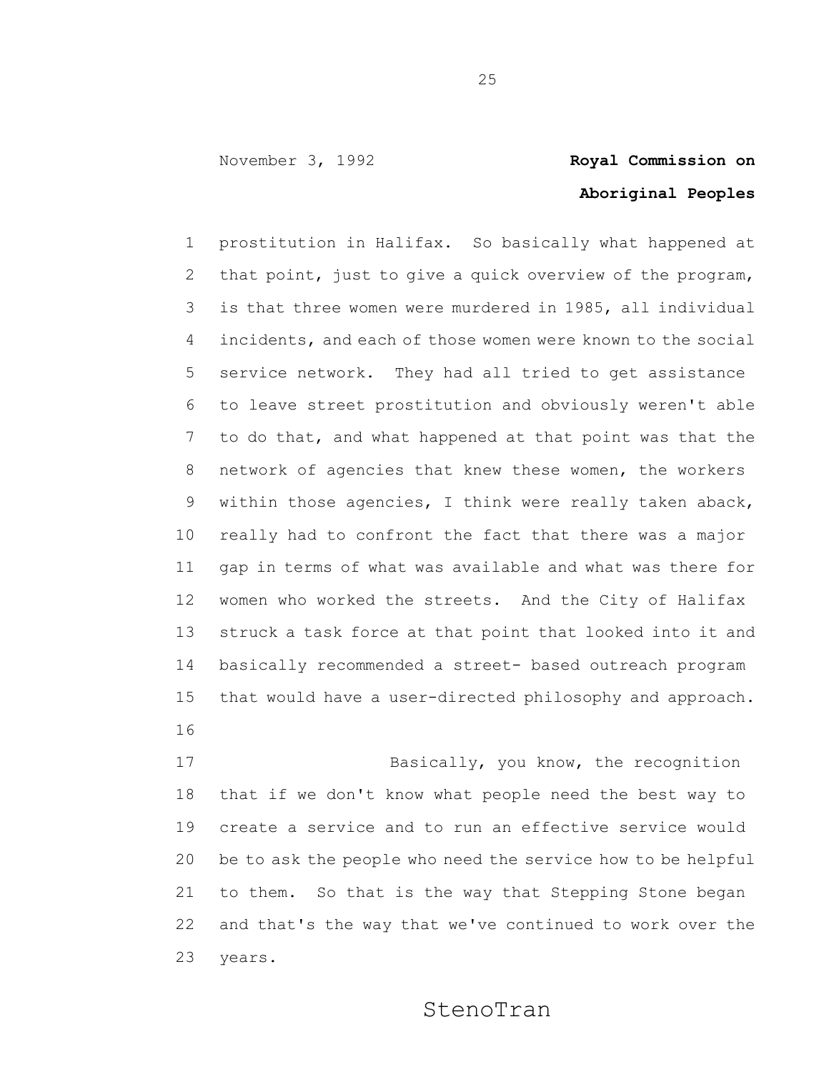prostitution in Halifax. So basically what happened at that point, just to give a quick overview of the program, is that three women were murdered in 1985, all individual incidents, and each of those women were known to the social service network. They had all tried to get assistance to leave street prostitution and obviously weren't able to do that, and what happened at that point was that the network of agencies that knew these women, the workers within those agencies, I think were really taken aback, really had to confront the fact that there was a major gap in terms of what was available and what was there for women who worked the streets. And the City of Halifax struck a task force at that point that looked into it and basically recommended a street- based outreach program that would have a user-directed philosophy and approach.

Basically, you know, the recognition that if we don't know what people need the best way to create a service and to run an effective service would be to ask the people who need the service how to be helpful to them. So that is the way that Stepping Stone began and that's the way that we've continued to work over the years.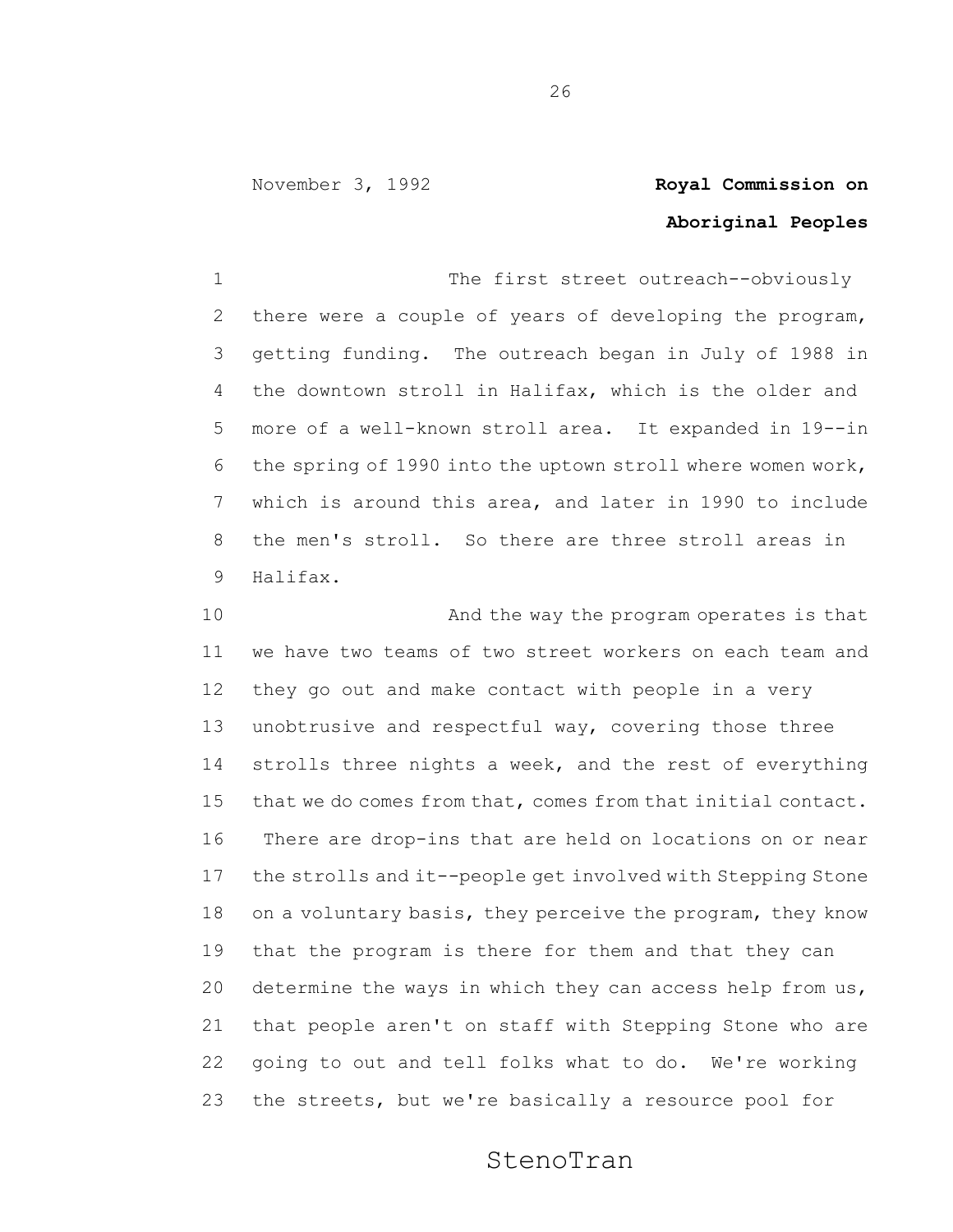The first street outreach--obviously there were a couple of years of developing the program, getting funding. The outreach began in July of 1988 in the downtown stroll in Halifax, which is the older and more of a well-known stroll area. It expanded in 19--in the spring of 1990 into the uptown stroll where women work, which is around this area, and later in 1990 to include the men's stroll. So there are three stroll areas in Halifax.

And the way the program operates is that we have two teams of two street workers on each team and they go out and make contact with people in a very unobtrusive and respectful way, covering those three strolls three nights a week, and the rest of everything that we do comes from that, comes from that initial contact. There are drop-ins that are held on locations on or near the strolls and it--people get involved with Stepping Stone on a voluntary basis, they perceive the program, they know that the program is there for them and that they can determine the ways in which they can access help from us, that people aren't on staff with Stepping Stone who are going to out and tell folks what to do. We're working the streets, but we're basically a resource pool for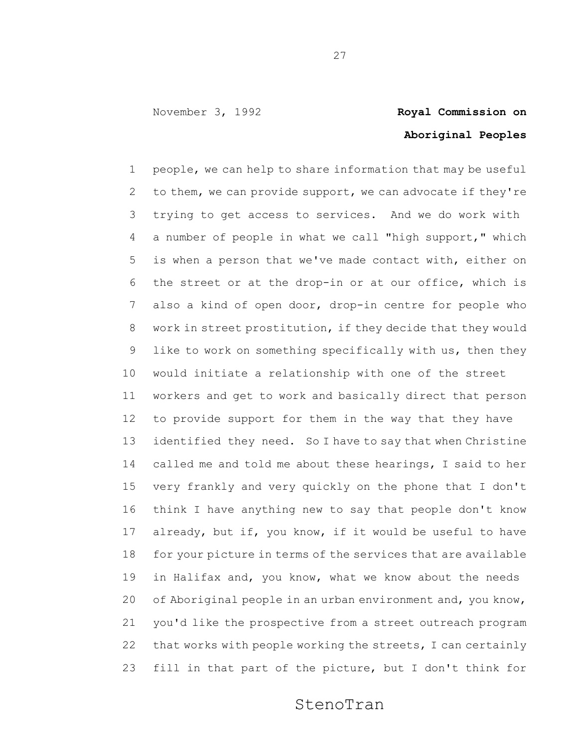people, we can help to share information that may be useful to them, we can provide support, we can advocate if they're trying to get access to services. And we do work with a number of people in what we call "high support," which is when a person that we've made contact with, either on the street or at the drop-in or at our office, which is also a kind of open door, drop-in centre for people who work in street prostitution, if they decide that they would like to work on something specifically with us, then they would initiate a relationship with one of the street workers and get to work and basically direct that person to provide support for them in the way that they have identified they need. So I have to say that when Christine called me and told me about these hearings, I said to her very frankly and very quickly on the phone that I don't think I have anything new to say that people don't know already, but if, you know, if it would be useful to have for your picture in terms of the services that are available in Halifax and, you know, what we know about the needs of Aboriginal people in an urban environment and, you know, you'd like the prospective from a street outreach program that works with people working the streets, I can certainly fill in that part of the picture, but I don't think for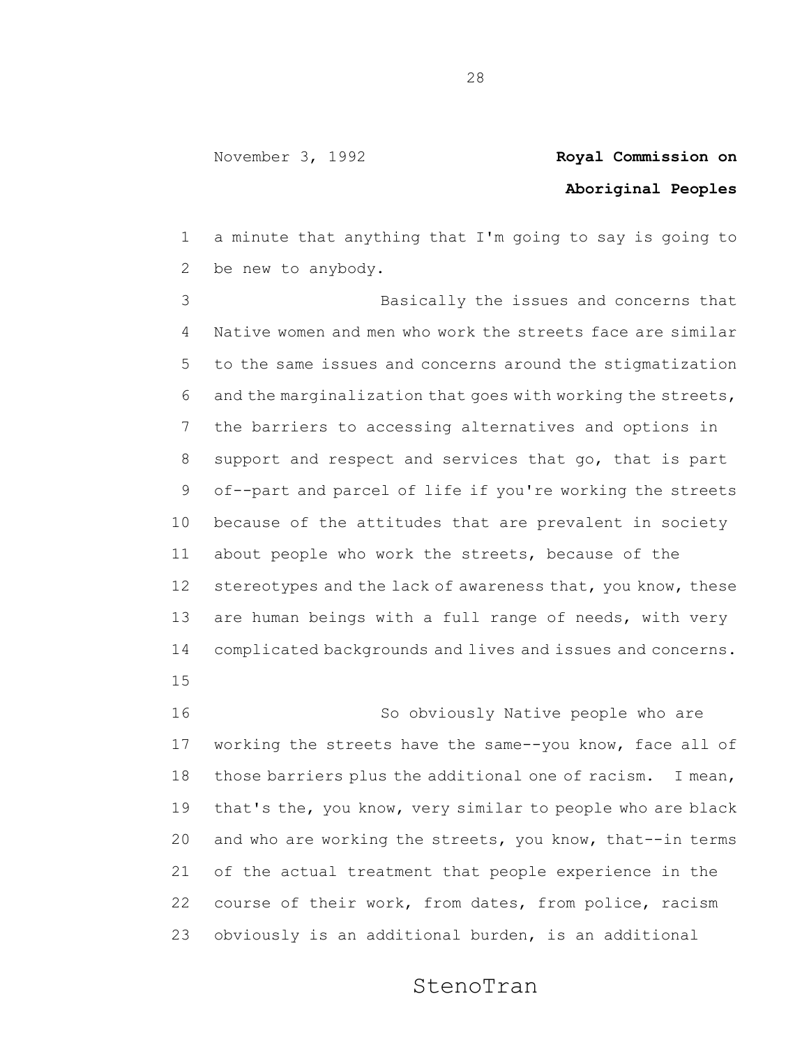a minute that anything that I'm going to say is going to be new to anybody.

Basically the issues and concerns that Native women and men who work the streets face are similar to the same issues and concerns around the stigmatization and the marginalization that goes with working the streets, the barriers to accessing alternatives and options in support and respect and services that go, that is part of--part and parcel of life if you're working the streets because of the attitudes that are prevalent in society about people who work the streets, because of the stereotypes and the lack of awareness that, you know, these are human beings with a full range of needs, with very complicated backgrounds and lives and issues and concerns.

So obviously Native people who are working the streets have the same--you know, face all of those barriers plus the additional one of racism. I mean, that's the, you know, very similar to people who are black and who are working the streets, you know, that--in terms of the actual treatment that people experience in the course of their work, from dates, from police, racism obviously is an additional burden, is an additional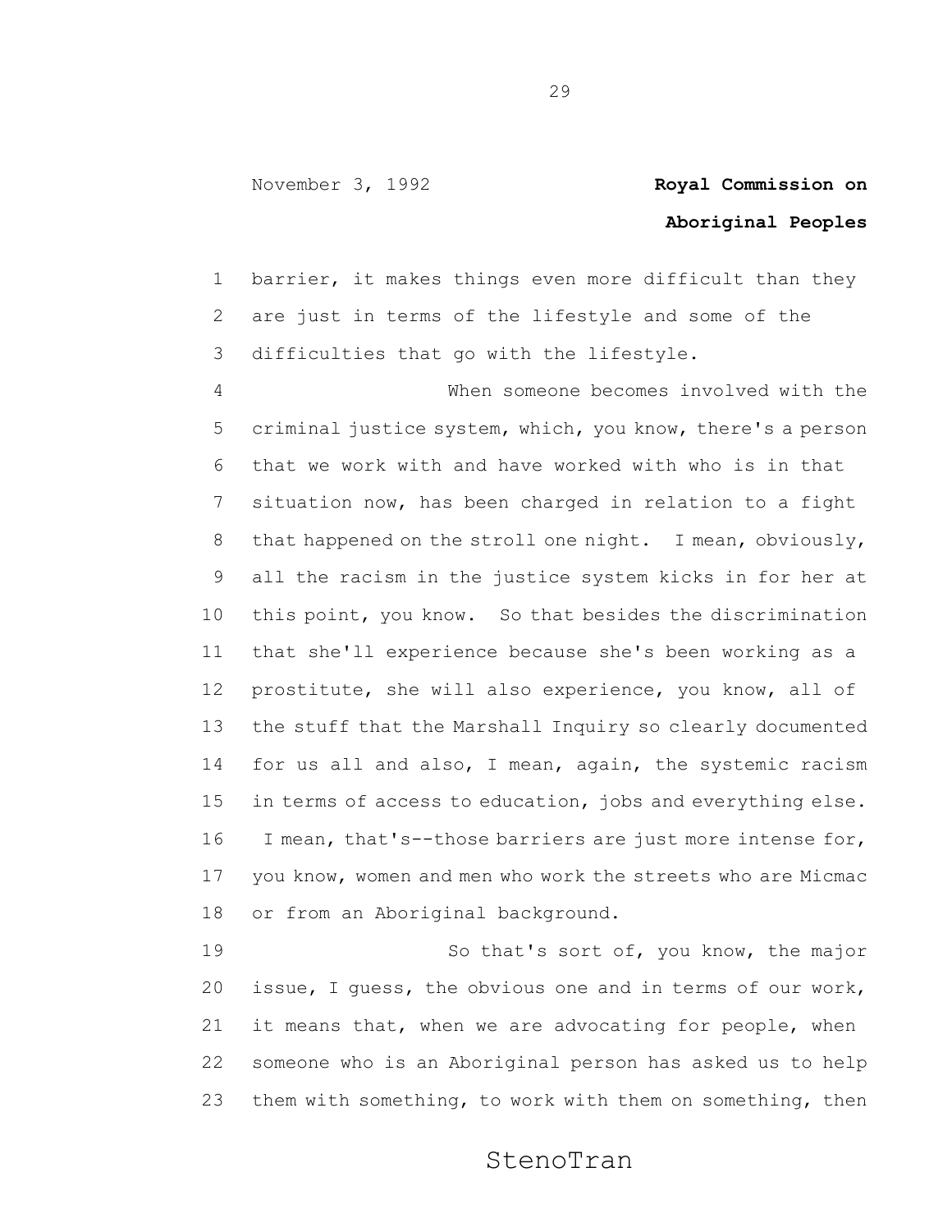barrier, it makes things even more difficult than they are just in terms of the lifestyle and some of the difficulties that go with the lifestyle.

When someone becomes involved with the criminal justice system, which, you know, there's a person that we work with and have worked with who is in that situation now, has been charged in relation to a fight that happened on the stroll one night. I mean, obviously, all the racism in the justice system kicks in for her at this point, you know. So that besides the discrimination that she'll experience because she's been working as a prostitute, she will also experience, you know, all of the stuff that the Marshall Inquiry so clearly documented for us all and also, I mean, again, the systemic racism in terms of access to education, jobs and everything else. I mean, that's--those barriers are just more intense for, you know, women and men who work the streets who are Micmac or from an Aboriginal background.

So that's sort of, you know, the major issue, I guess, the obvious one and in terms of our work, it means that, when we are advocating for people, when someone who is an Aboriginal person has asked us to help them with something, to work with them on something, then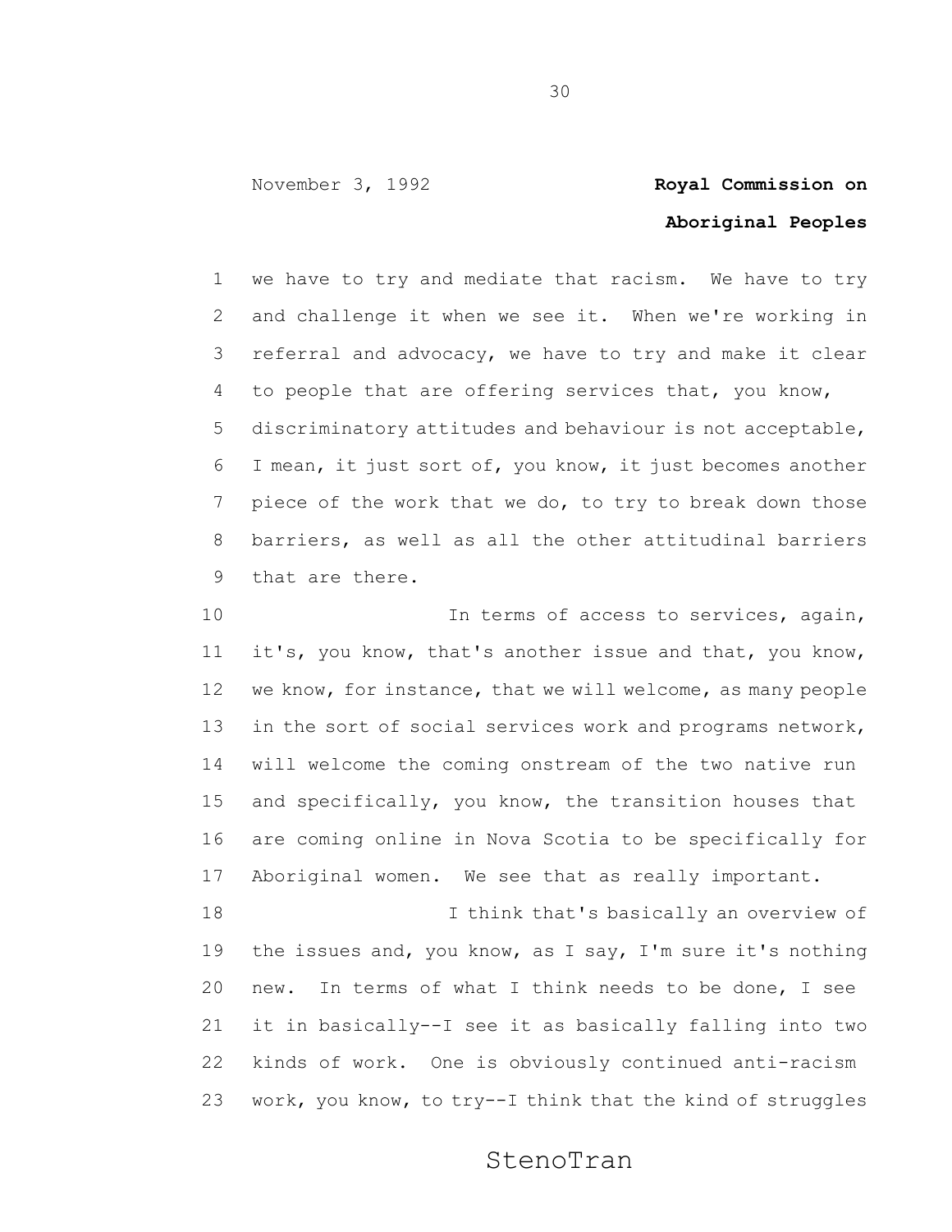we have to try and mediate that racism. We have to try and challenge it when we see it. When we're working in referral and advocacy, we have to try and make it clear to people that are offering services that, you know, discriminatory attitudes and behaviour is not acceptable, I mean, it just sort of, you know, it just becomes another piece of the work that we do, to try to break down those barriers, as well as all the other attitudinal barriers that are there.

In terms of access to services, again, it's, you know, that's another issue and that, you know, we know, for instance, that we will welcome, as many people in the sort of social services work and programs network, will welcome the coming onstream of the two native run and specifically, you know, the transition houses that are coming online in Nova Scotia to be specifically for Aboriginal women. We see that as really important.

I think that's basically an overview of the issues and, you know, as I say, I'm sure it's nothing new. In terms of what I think needs to be done, I see it in basically--I see it as basically falling into two kinds of work. One is obviously continued anti-racism work, you know, to try--I think that the kind of struggles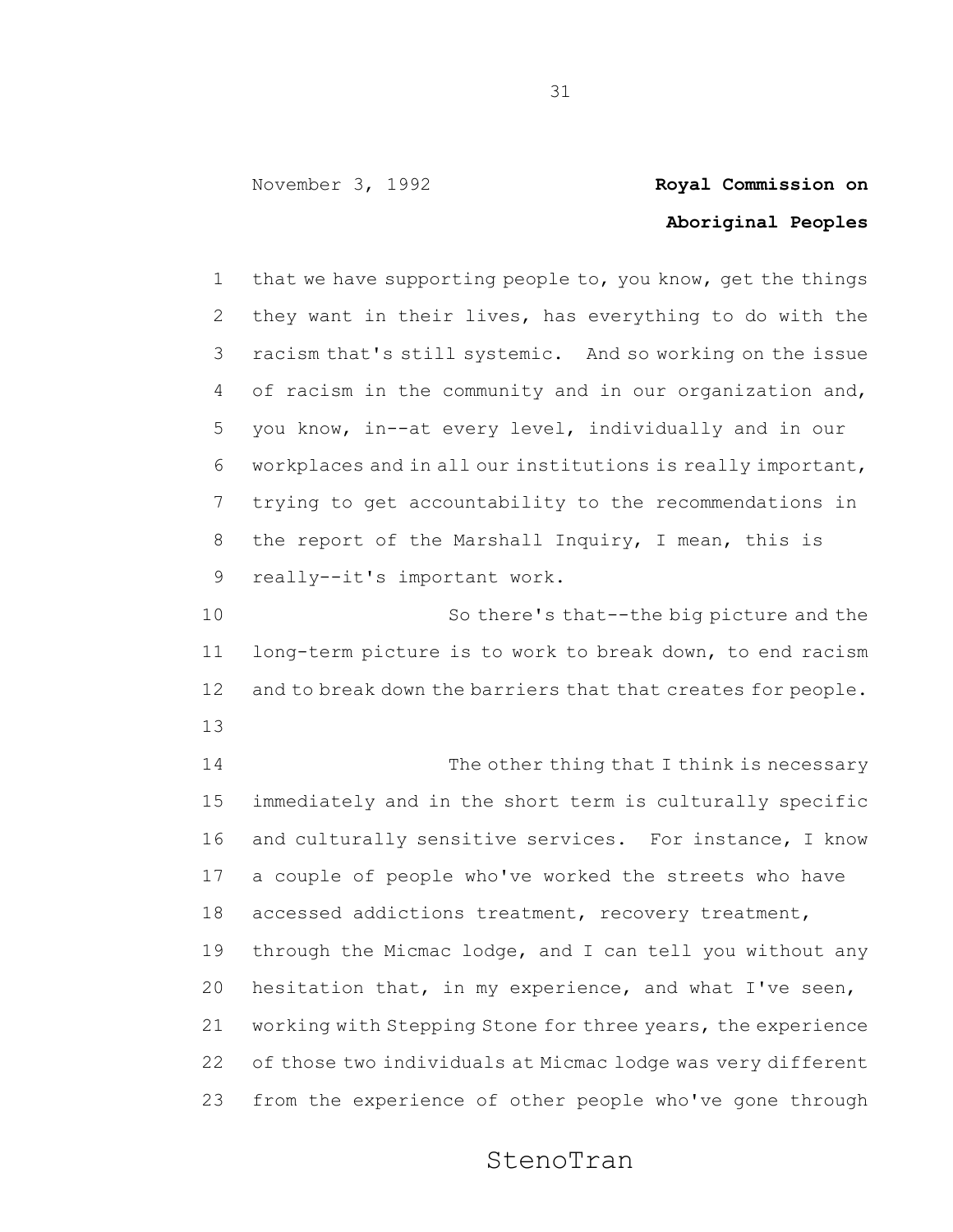that we have supporting people to, you know, get the things they want in their lives, has everything to do with the racism that's still systemic. And so working on the issue of racism in the community and in our organization and, you know, in--at every level, individually and in our workplaces and in all our institutions is really important, trying to get accountability to the recommendations in the report of the Marshall Inquiry, I mean, this is really--it's important work.

So there's that--the big picture and the long-term picture is to work to break down, to end racism and to break down the barriers that that creates for people.

The other thing that I think is necessary immediately and in the short term is culturally specific and culturally sensitive services. For instance, I know a couple of people who've worked the streets who have accessed addictions treatment, recovery treatment, through the Micmac lodge, and I can tell you without any hesitation that, in my experience, and what I've seen, working with Stepping Stone for three years, the experience of those two individuals at Micmac lodge was very different from the experience of other people who've gone through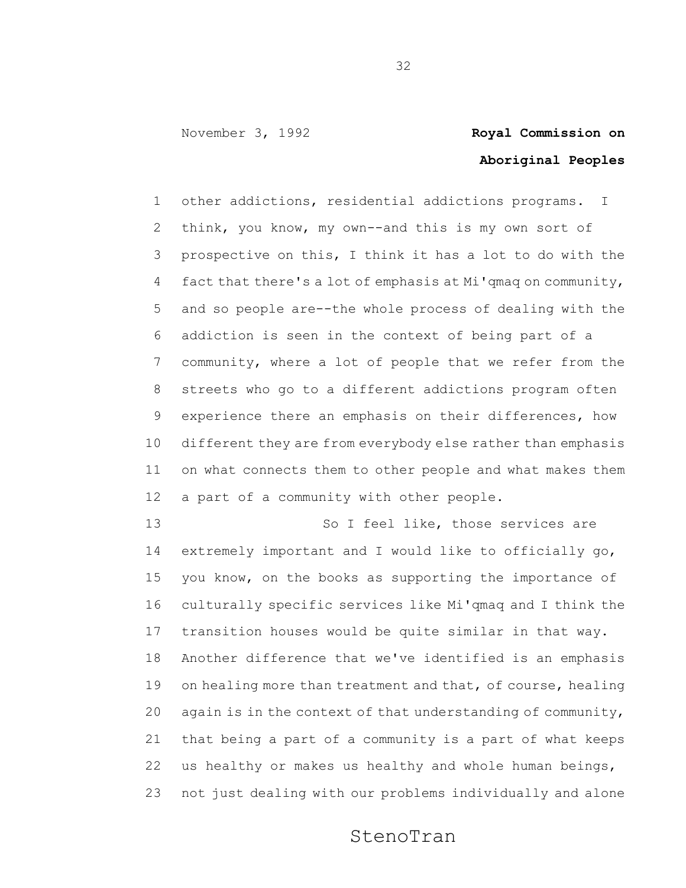other addictions, residential addictions programs. I think, you know, my own--and this is my own sort of prospective on this, I think it has a lot to do with the fact that there's a lot of emphasis at Mi'qmaq on community, and so people are--the whole process of dealing with the addiction is seen in the context of being part of a community, where a lot of people that we refer from the streets who go to a different addictions program often experience there an emphasis on their differences, how different they are from everybody else rather than emphasis on what connects them to other people and what makes them a part of a community with other people.

So I feel like, those services are extremely important and I would like to officially go, you know, on the books as supporting the importance of culturally specific services like Mi'qmaq and I think the transition houses would be quite similar in that way. Another difference that we've identified is an emphasis on healing more than treatment and that, of course, healing again is in the context of that understanding of community, that being a part of a community is a part of what keeps us healthy or makes us healthy and whole human beings, not just dealing with our problems individually and alone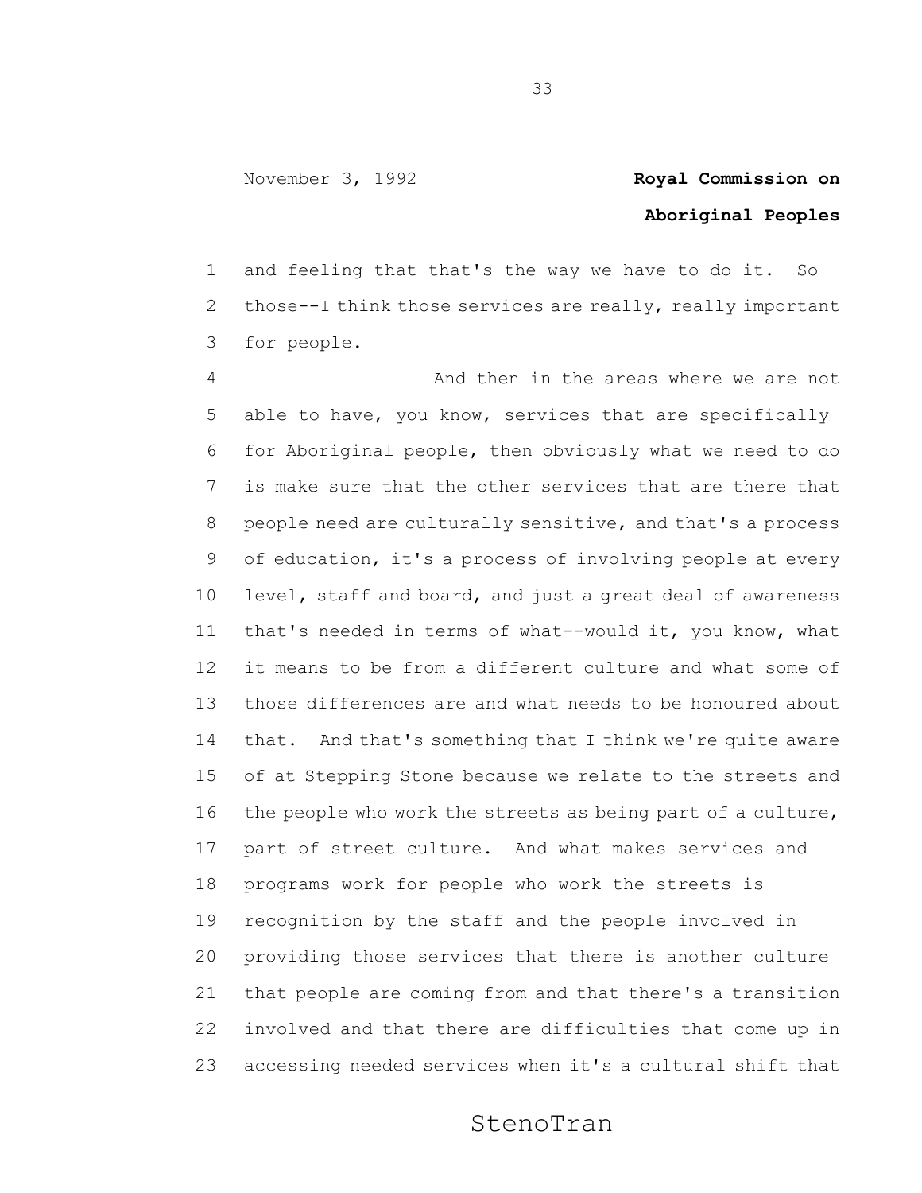and feeling that that's the way we have to do it. So those--I think those services are really, really important for people.

And then in the areas where we are not able to have, you know, services that are specifically for Aboriginal people, then obviously what we need to do is make sure that the other services that are there that people need are culturally sensitive, and that's a process of education, it's a process of involving people at every level, staff and board, and just a great deal of awareness that's needed in terms of what--would it, you know, what it means to be from a different culture and what some of those differences are and what needs to be honoured about that. And that's something that I think we're quite aware of at Stepping Stone because we relate to the streets and the people who work the streets as being part of a culture, part of street culture. And what makes services and programs work for people who work the streets is recognition by the staff and the people involved in providing those services that there is another culture that people are coming from and that there's a transition involved and that there are difficulties that come up in accessing needed services when it's a cultural shift that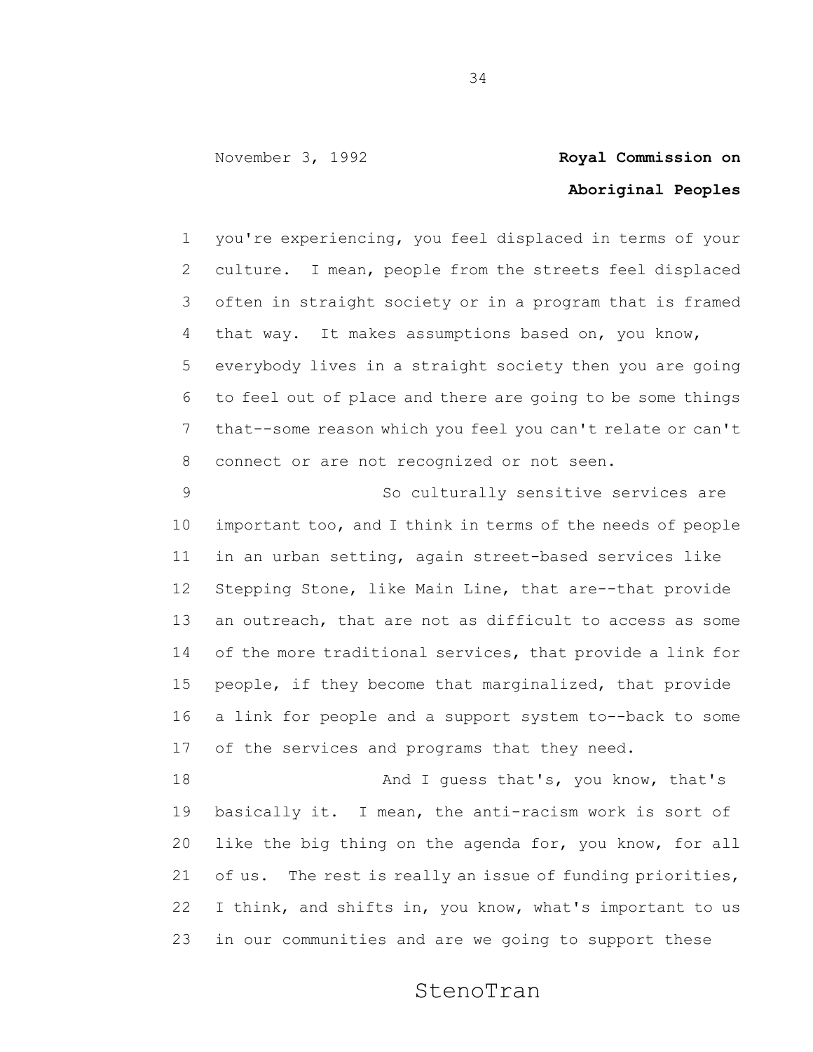you're experiencing, you feel displaced in terms of your culture. I mean, people from the streets feel displaced often in straight society or in a program that is framed that way. It makes assumptions based on, you know, everybody lives in a straight society then you are going to feel out of place and there are going to be some things that--some reason which you feel you can't relate or can't connect or are not recognized or not seen.

So culturally sensitive services are important too, and I think in terms of the needs of people in an urban setting, again street-based services like Stepping Stone, like Main Line, that are--that provide an outreach, that are not as difficult to access as some of the more traditional services, that provide a link for people, if they become that marginalized, that provide a link for people and a support system to--back to some of the services and programs that they need.

And I guess that's, you know, that's basically it. I mean, the anti-racism work is sort of like the big thing on the agenda for, you know, for all of us. The rest is really an issue of funding priorities, I think, and shifts in, you know, what's important to us in our communities and are we going to support these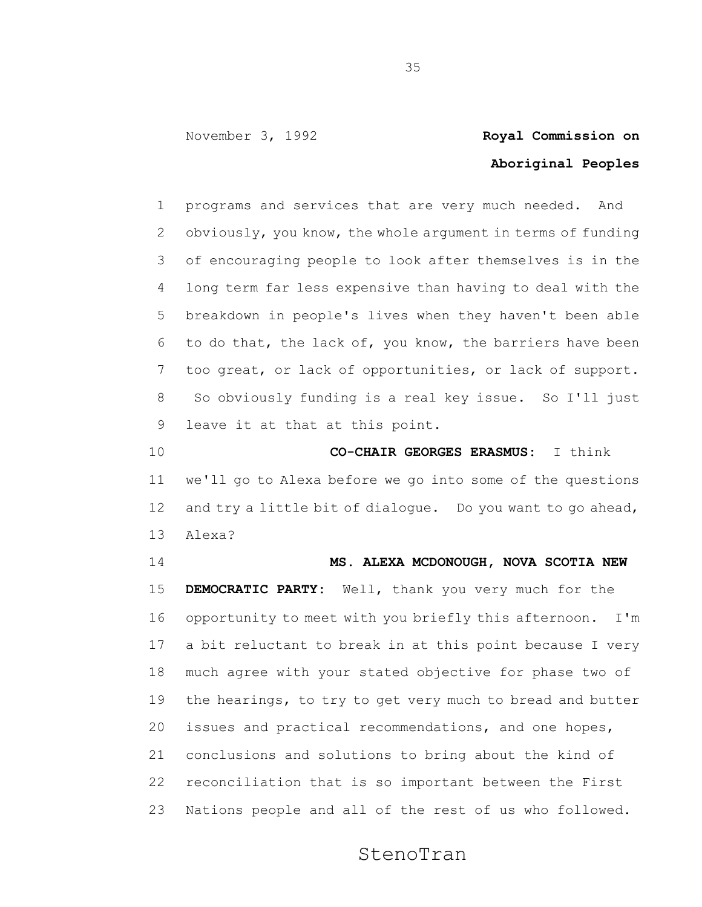programs and services that are very much needed. And obviously, you know, the whole argument in terms of funding of encouraging people to look after themselves is in the long term far less expensive than having to deal with the breakdown in people's lives when they haven't been able to do that, the lack of, you know, the barriers have been too great, or lack of opportunities, or lack of support. So obviously funding is a real key issue. So I'll just leave it at that at this point.

**CO-CHAIR GEORGES ERASMUS:** I think we'll go to Alexa before we go into some of the questions and try a little bit of dialogue. Do you want to go ahead, Alexa?

**MS. ALEXA MCDONOUGH, NOVA SCOTIA NEW DEMOCRATIC PARTY:** Well, thank you very much for the opportunity to meet with you briefly this afternoon. I'm a bit reluctant to break in at this point because I very much agree with your stated objective for phase two of the hearings, to try to get very much to bread and butter issues and practical recommendations, and one hopes, conclusions and solutions to bring about the kind of reconciliation that is so important between the First Nations people and all of the rest of us who followed.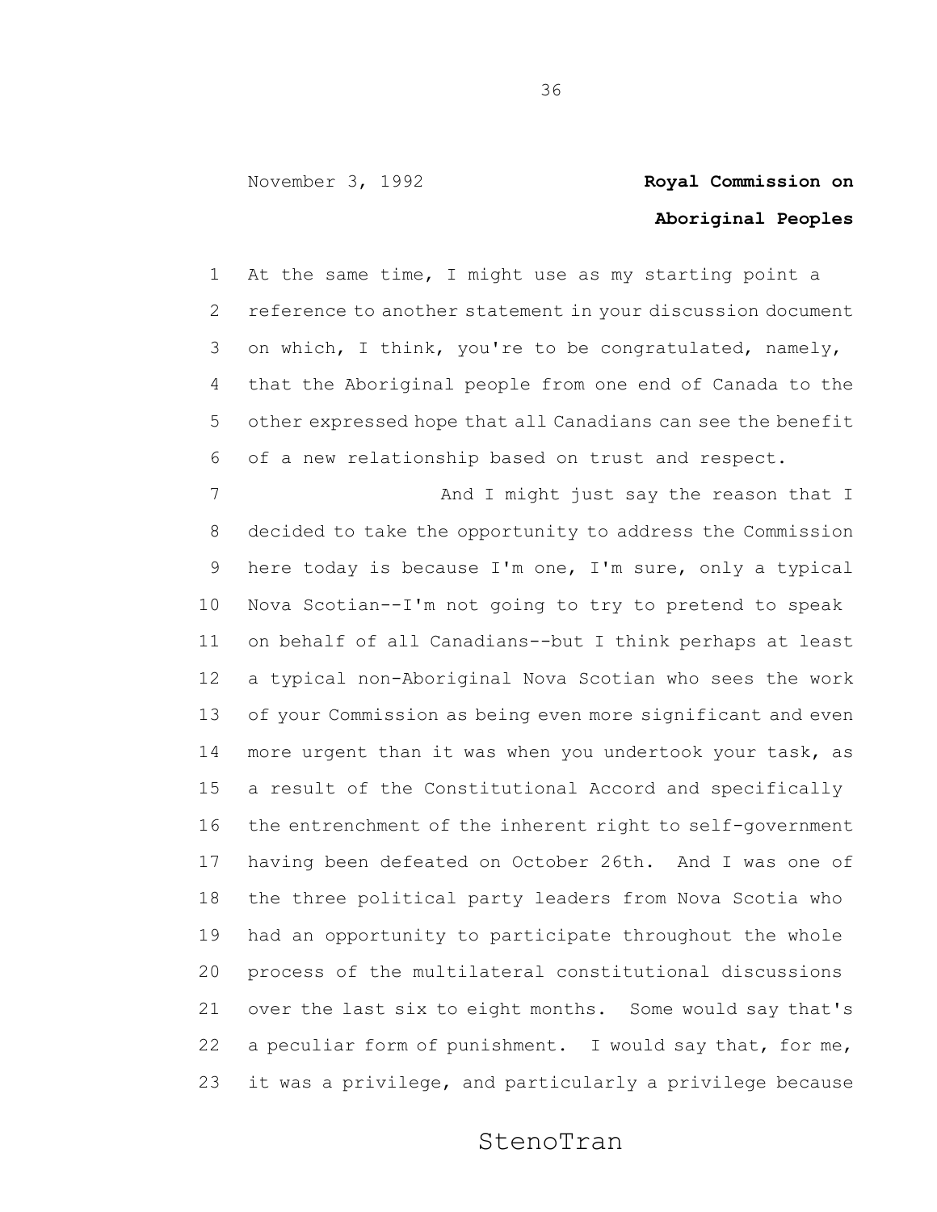At the same time, I might use as my starting point a reference to another statement in your discussion document on which, I think, you're to be congratulated, namely, that the Aboriginal people from one end of Canada to the other expressed hope that all Canadians can see the benefit of a new relationship based on trust and respect.

And I might just say the reason that I decided to take the opportunity to address the Commission here today is because I'm one, I'm sure, only a typical Nova Scotian--I'm not going to try to pretend to speak on behalf of all Canadians--but I think perhaps at least a typical non-Aboriginal Nova Scotian who sees the work of your Commission as being even more significant and even more urgent than it was when you undertook your task, as a result of the Constitutional Accord and specifically the entrenchment of the inherent right to self-government having been defeated on October 26th. And I was one of the three political party leaders from Nova Scotia who had an opportunity to participate throughout the whole process of the multilateral constitutional discussions over the last six to eight months. Some would say that's a peculiar form of punishment. I would say that, for me, it was a privilege, and particularly a privilege because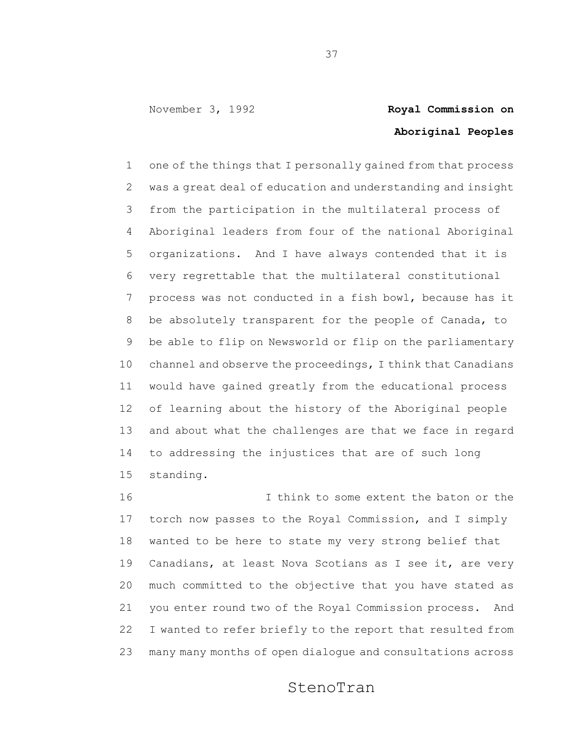one of the things that I personally gained from that process was a great deal of education and understanding and insight from the participation in the multilateral process of Aboriginal leaders from four of the national Aboriginal organizations. And I have always contended that it is very regrettable that the multilateral constitutional process was not conducted in a fish bowl, because has it be absolutely transparent for the people of Canada, to be able to flip on Newsworld or flip on the parliamentary channel and observe the proceedings, I think that Canadians would have gained greatly from the educational process of learning about the history of the Aboriginal people and about what the challenges are that we face in regard to addressing the injustices that are of such long standing.

I think to some extent the baton or the torch now passes to the Royal Commission, and I simply wanted to be here to state my very strong belief that Canadians, at least Nova Scotians as I see it, are very much committed to the objective that you have stated as you enter round two of the Royal Commission process. And I wanted to refer briefly to the report that resulted from many many months of open dialogue and consultations across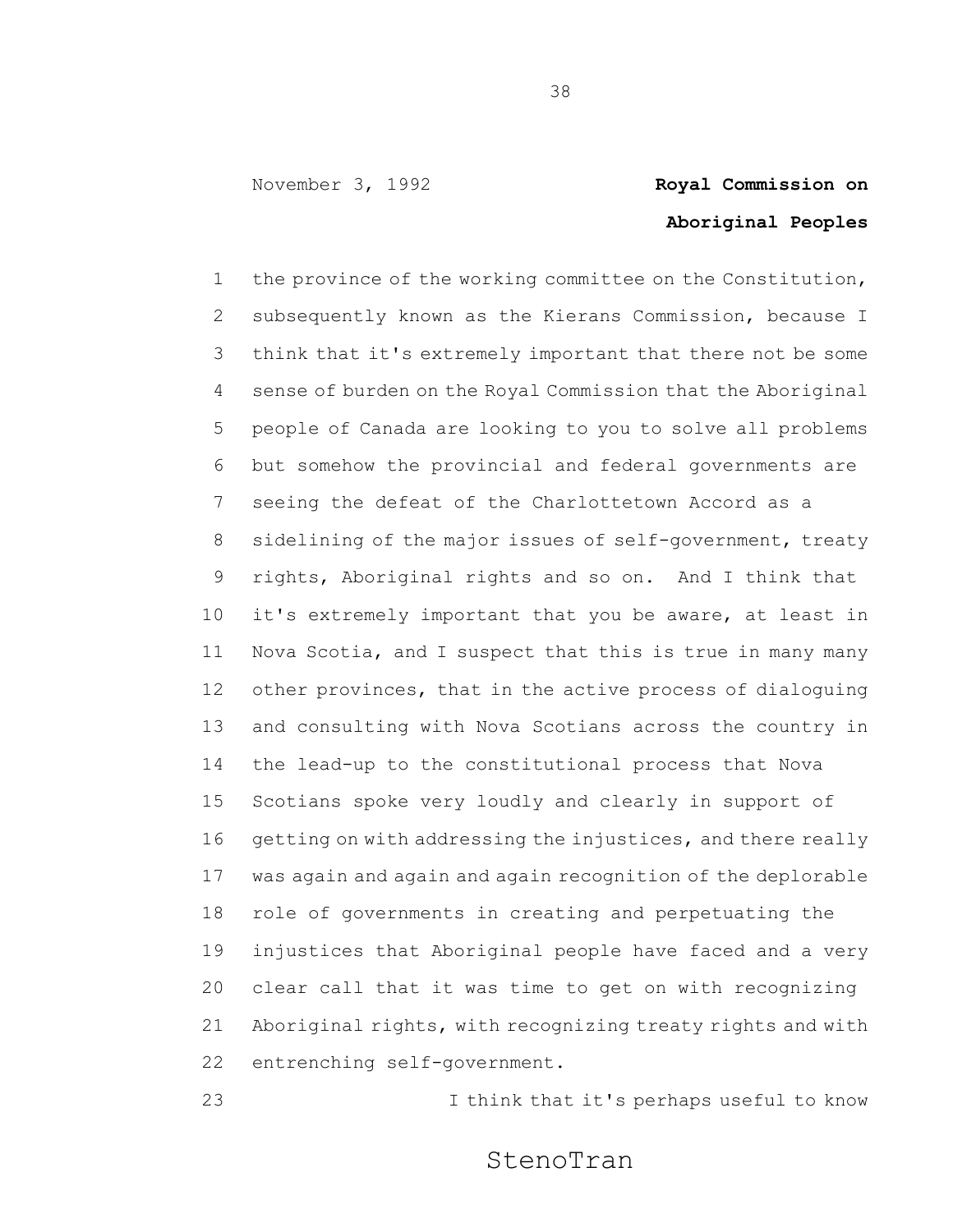the province of the working committee on the Constitution, subsequently known as the Kierans Commission, because I think that it's extremely important that there not be some sense of burden on the Royal Commission that the Aboriginal people of Canada are looking to you to solve all problems but somehow the provincial and federal governments are seeing the defeat of the Charlottetown Accord as a sidelining of the major issues of self-government, treaty rights, Aboriginal rights and so on. And I think that it's extremely important that you be aware, at least in Nova Scotia, and I suspect that this is true in many many other provinces, that in the active process of dialoguing and consulting with Nova Scotians across the country in the lead-up to the constitutional process that Nova Scotians spoke very loudly and clearly in support of getting on with addressing the injustices, and there really was again and again and again recognition of the deplorable role of governments in creating and perpetuating the injustices that Aboriginal people have faced and a very clear call that it was time to get on with recognizing Aboriginal rights, with recognizing treaty rights and with entrenching self-government.

I think that it's perhaps useful to know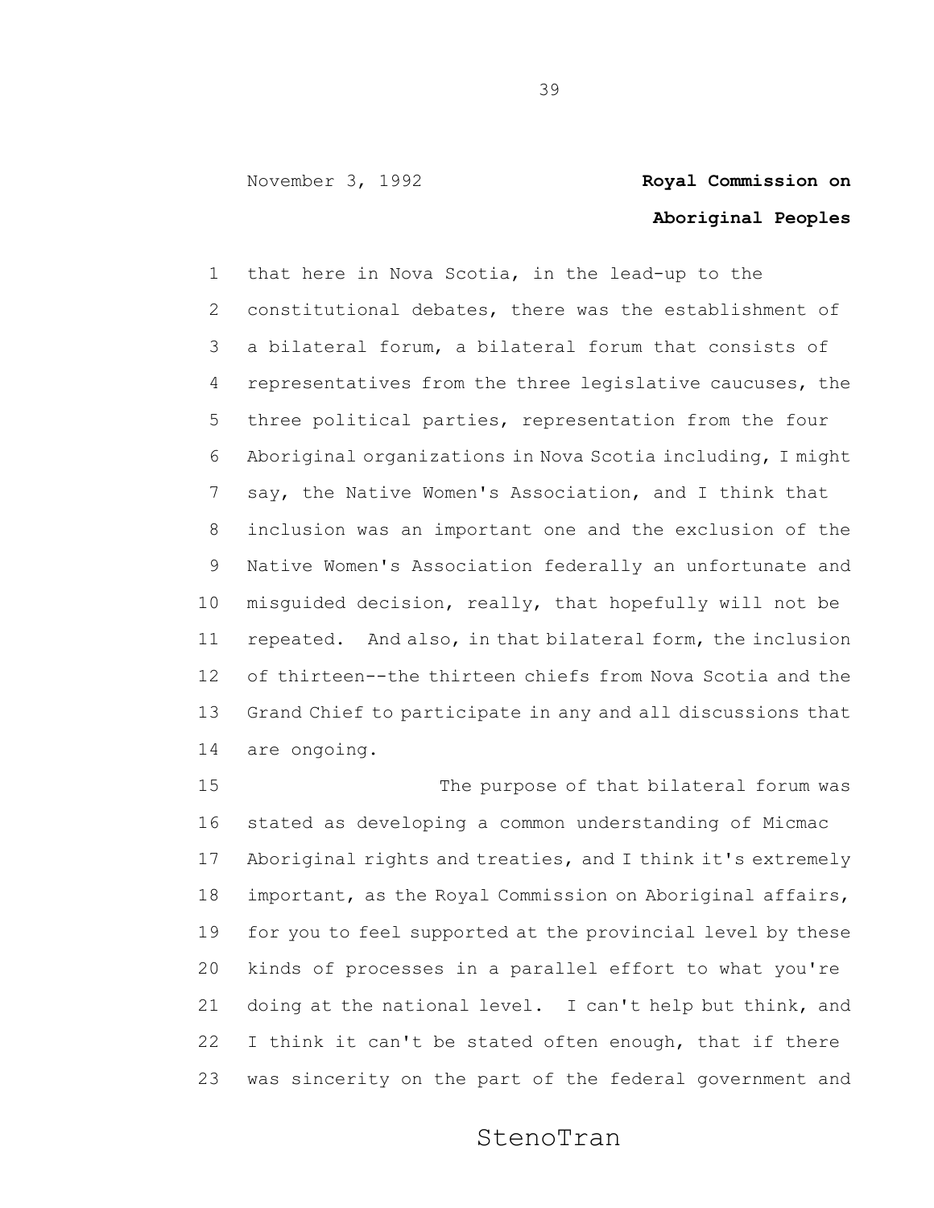that here in Nova Scotia, in the lead-up to the constitutional debates, there was the establishment of a bilateral forum, a bilateral forum that consists of representatives from the three legislative caucuses, the three political parties, representation from the four Aboriginal organizations in Nova Scotia including, I might say, the Native Women's Association, and I think that inclusion was an important one and the exclusion of the Native Women's Association federally an unfortunate and misguided decision, really, that hopefully will not be repeated. And also, in that bilateral form, the inclusion of thirteen--the thirteen chiefs from Nova Scotia and the Grand Chief to participate in any and all discussions that are ongoing.

The purpose of that bilateral forum was stated as developing a common understanding of Micmac Aboriginal rights and treaties, and I think it's extremely important, as the Royal Commission on Aboriginal affairs, for you to feel supported at the provincial level by these kinds of processes in a parallel effort to what you're doing at the national level. I can't help but think, and I think it can't be stated often enough, that if there was sincerity on the part of the federal government and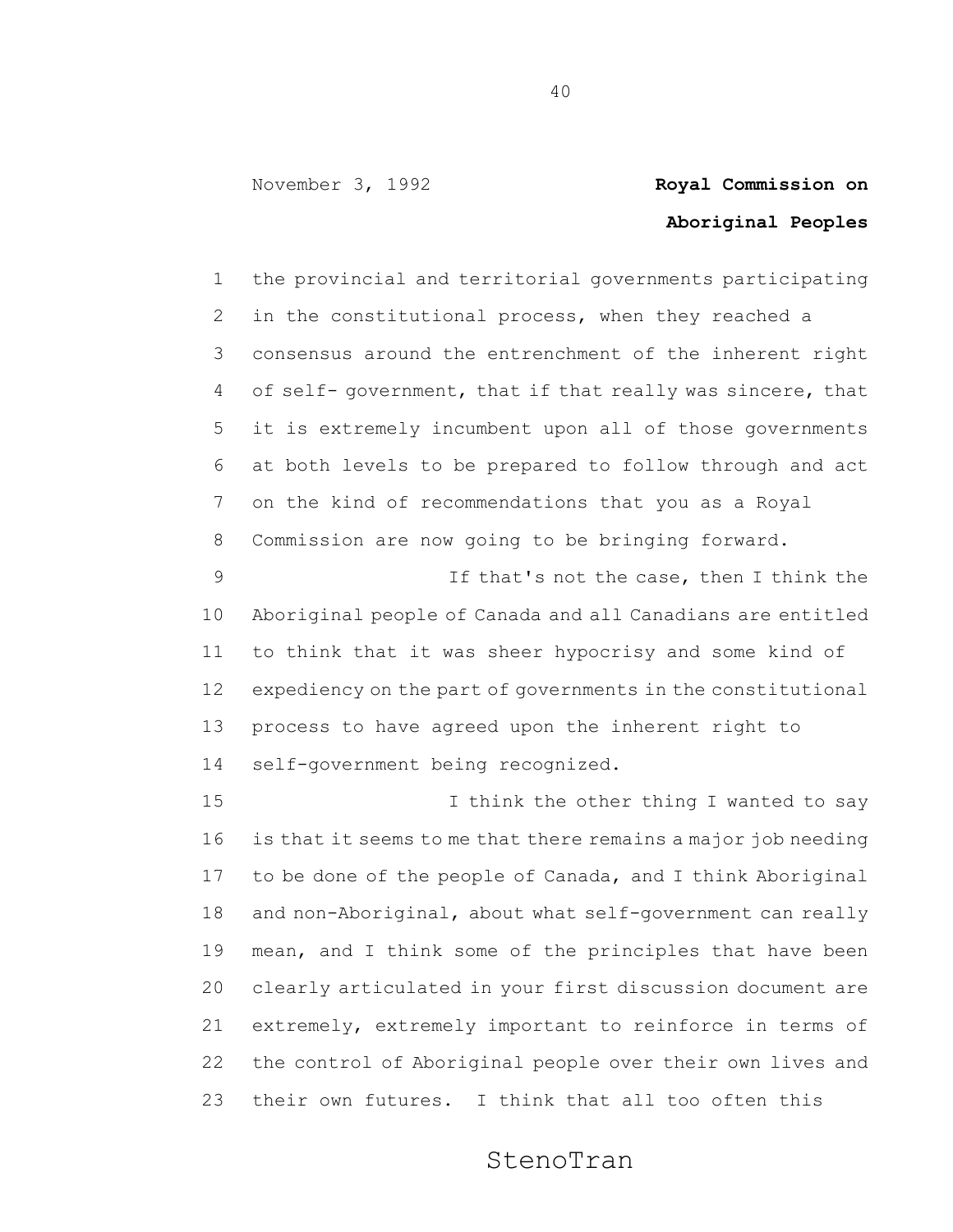the provincial and territorial governments participating in the constitutional process, when they reached a consensus around the entrenchment of the inherent right of self- government, that if that really was sincere, that it is extremely incumbent upon all of those governments at both levels to be prepared to follow through and act on the kind of recommendations that you as a Royal Commission are now going to be bringing forward.

If that's not the case, then I think the Aboriginal people of Canada and all Canadians are entitled to think that it was sheer hypocrisy and some kind of expediency on the part of governments in the constitutional process to have agreed upon the inherent right to self-government being recognized.

I think the other thing I wanted to say is that it seems to me that there remains a major job needing to be done of the people of Canada, and I think Aboriginal and non-Aboriginal, about what self-government can really mean, and I think some of the principles that have been clearly articulated in your first discussion document are extremely, extremely important to reinforce in terms of the control of Aboriginal people over their own lives and their own futures. I think that all too often this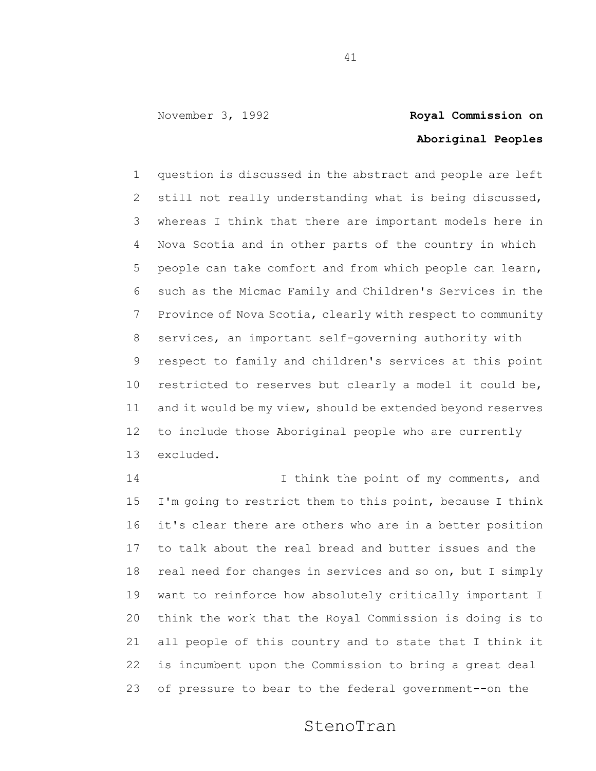question is discussed in the abstract and people are left still not really understanding what is being discussed, whereas I think that there are important models here in Nova Scotia and in other parts of the country in which people can take comfort and from which people can learn, such as the Micmac Family and Children's Services in the Province of Nova Scotia, clearly with respect to community services, an important self-governing authority with respect to family and children's services at this point restricted to reserves but clearly a model it could be, and it would be my view, should be extended beyond reserves to include those Aboriginal people who are currently excluded.

I think the point of my comments, and I'm going to restrict them to this point, because I think it's clear there are others who are in a better position to talk about the real bread and butter issues and the real need for changes in services and so on, but I simply want to reinforce how absolutely critically important I think the work that the Royal Commission is doing is to all people of this country and to state that I think it is incumbent upon the Commission to bring a great deal of pressure to bear to the federal government--on the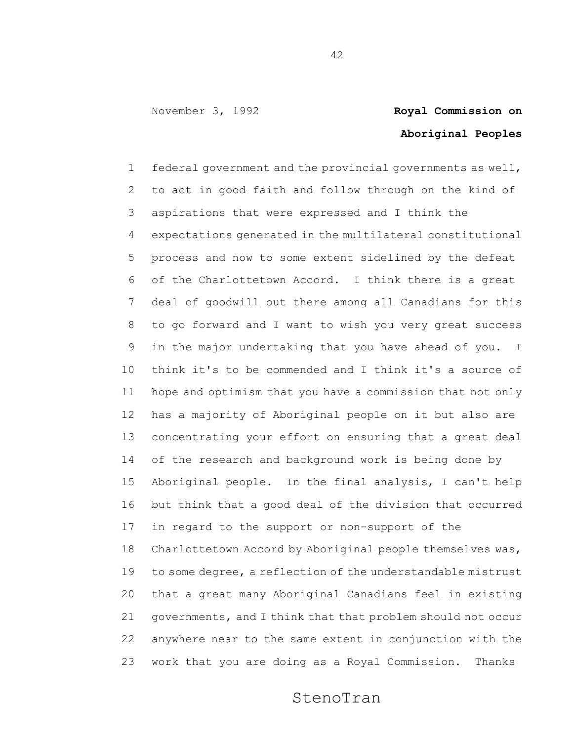federal government and the provincial governments as well, to act in good faith and follow through on the kind of aspirations that were expressed and I think the expectations generated in the multilateral constitutional process and now to some extent sidelined by the defeat of the Charlottetown Accord. I think there is a great deal of goodwill out there among all Canadians for this to go forward and I want to wish you very great success in the major undertaking that you have ahead of you. I think it's to be commended and I think it's a source of hope and optimism that you have a commission that not only has a majority of Aboriginal people on it but also are concentrating your effort on ensuring that a great deal of the research and background work is being done by Aboriginal people. In the final analysis, I can't help but think that a good deal of the division that occurred in regard to the support or non-support of the Charlottetown Accord by Aboriginal people themselves was, to some degree, a reflection of the understandable mistrust that a great many Aboriginal Canadians feel in existing governments, and I think that that problem should not occur anywhere near to the same extent in conjunction with the work that you are doing as a Royal Commission. Thanks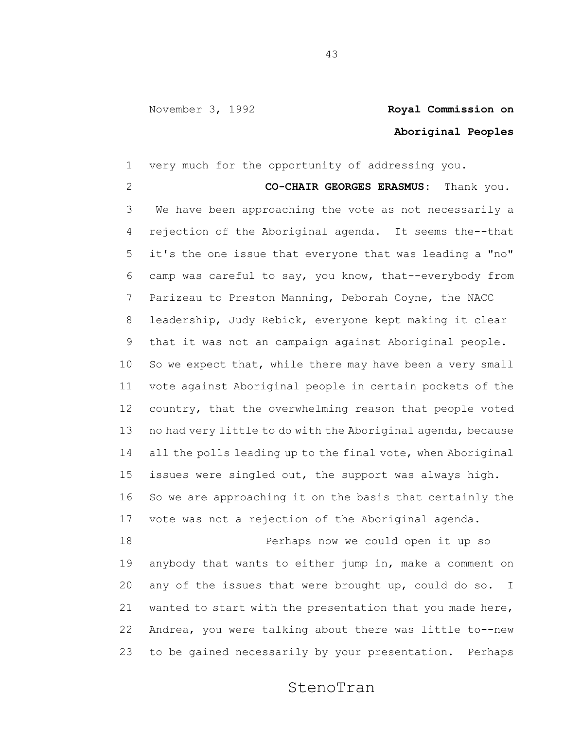very much for the opportunity of addressing you.

**CO-CHAIR GEORGES ERASMUS:** Thank you. We have been approaching the vote as not necessarily a rejection of the Aboriginal agenda. It seems the--that it's the one issue that everyone that was leading a "no" camp was careful to say, you know, that--everybody from Parizeau to Preston Manning, Deborah Coyne, the NACC leadership, Judy Rebick, everyone kept making it clear that it was not an campaign against Aboriginal people. So we expect that, while there may have been a very small vote against Aboriginal people in certain pockets of the country, that the overwhelming reason that people voted no had very little to do with the Aboriginal agenda, because all the polls leading up to the final vote, when Aboriginal issues were singled out, the support was always high. So we are approaching it on the basis that certainly the vote was not a rejection of the Aboriginal agenda.

Perhaps now we could open it up so anybody that wants to either jump in, make a comment on any of the issues that were brought up, could do so. I wanted to start with the presentation that you made here, Andrea, you were talking about there was little to--new to be gained necessarily by your presentation. Perhaps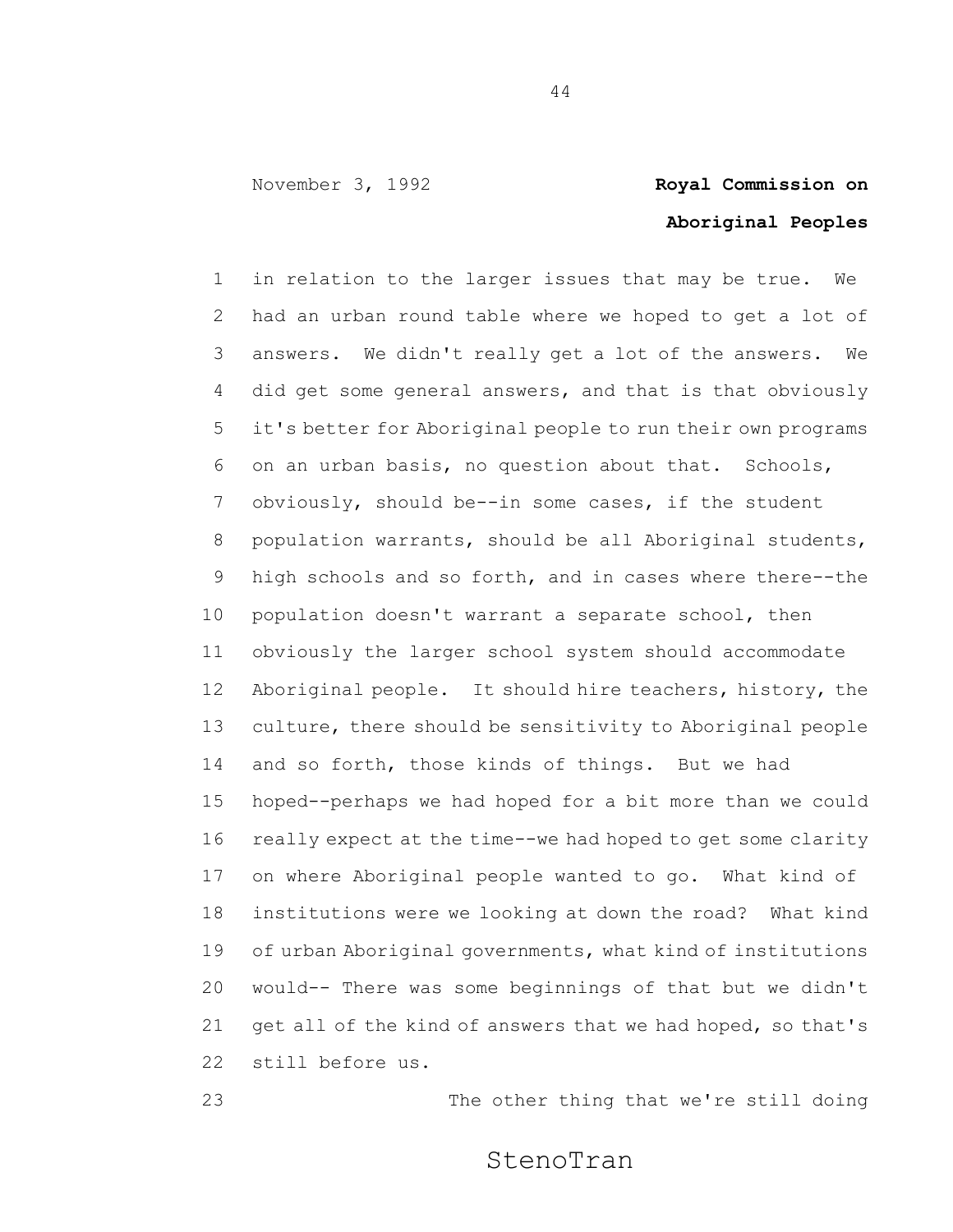in relation to the larger issues that may be true. We had an urban round table where we hoped to get a lot of answers. We didn't really get a lot of the answers. We did get some general answers, and that is that obviously it's better for Aboriginal people to run their own programs on an urban basis, no question about that. Schools, obviously, should be--in some cases, if the student population warrants, should be all Aboriginal students, high schools and so forth, and in cases where there--the population doesn't warrant a separate school, then obviously the larger school system should accommodate Aboriginal people. It should hire teachers, history, the culture, there should be sensitivity to Aboriginal people and so forth, those kinds of things. But we had hoped--perhaps we had hoped for a bit more than we could really expect at the time--we had hoped to get some clarity on where Aboriginal people wanted to go. What kind of institutions were we looking at down the road? What kind of urban Aboriginal governments, what kind of institutions would-- There was some beginnings of that but we didn't get all of the kind of answers that we had hoped, so that's still before us.

The other thing that we're still doing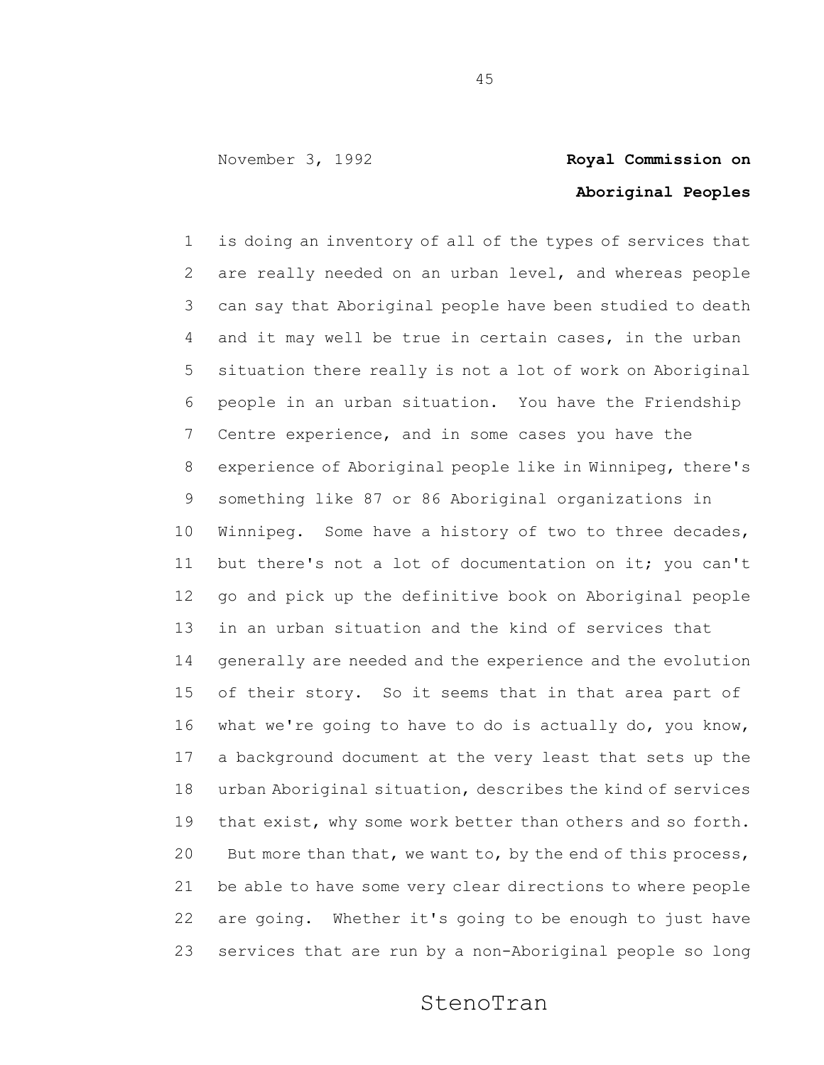is doing an inventory of all of the types of services that are really needed on an urban level, and whereas people can say that Aboriginal people have been studied to death and it may well be true in certain cases, in the urban situation there really is not a lot of work on Aboriginal people in an urban situation. You have the Friendship Centre experience, and in some cases you have the experience of Aboriginal people like in Winnipeg, there's something like 87 or 86 Aboriginal organizations in Winnipeg. Some have a history of two to three decades, but there's not a lot of documentation on it; you can't go and pick up the definitive book on Aboriginal people in an urban situation and the kind of services that generally are needed and the experience and the evolution of their story. So it seems that in that area part of what we're going to have to do is actually do, you know, a background document at the very least that sets up the urban Aboriginal situation, describes the kind of services that exist, why some work better than others and so forth. But more than that, we want to, by the end of this process, be able to have some very clear directions to where people are going. Whether it's going to be enough to just have services that are run by a non-Aboriginal people so long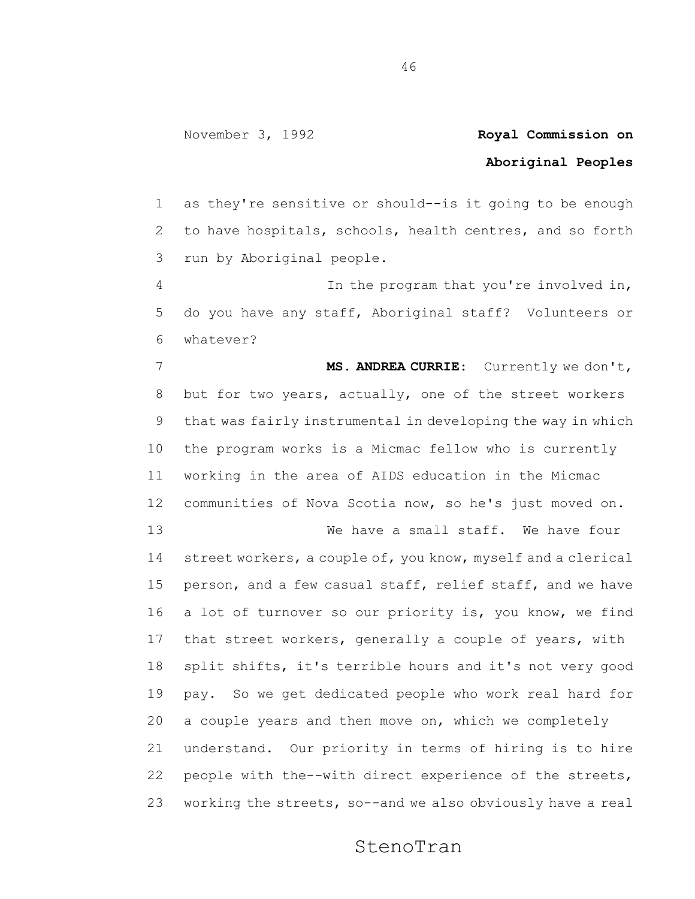as they're sensitive or should--is it going to be enough to have hospitals, schools, health centres, and so forth run by Aboriginal people.

In the program that you're involved in, do you have any staff, Aboriginal staff? Volunteers or whatever?

**MS. ANDREA CURRIE:** Currently we don't, but for two years, actually, one of the street workers that was fairly instrumental in developing the way in which the program works is a Micmac fellow who is currently working in the area of AIDS education in the Micmac communities of Nova Scotia now, so he's just moved on.

We have a small staff. We have four street workers, a couple of, you know, myself and a clerical person, and a few casual staff, relief staff, and we have a lot of turnover so our priority is, you know, we find that street workers, generally a couple of years, with split shifts, it's terrible hours and it's not very good pay. So we get dedicated people who work real hard for a couple years and then move on, which we completely understand. Our priority in terms of hiring is to hire people with the--with direct experience of the streets, working the streets, so--and we also obviously have a real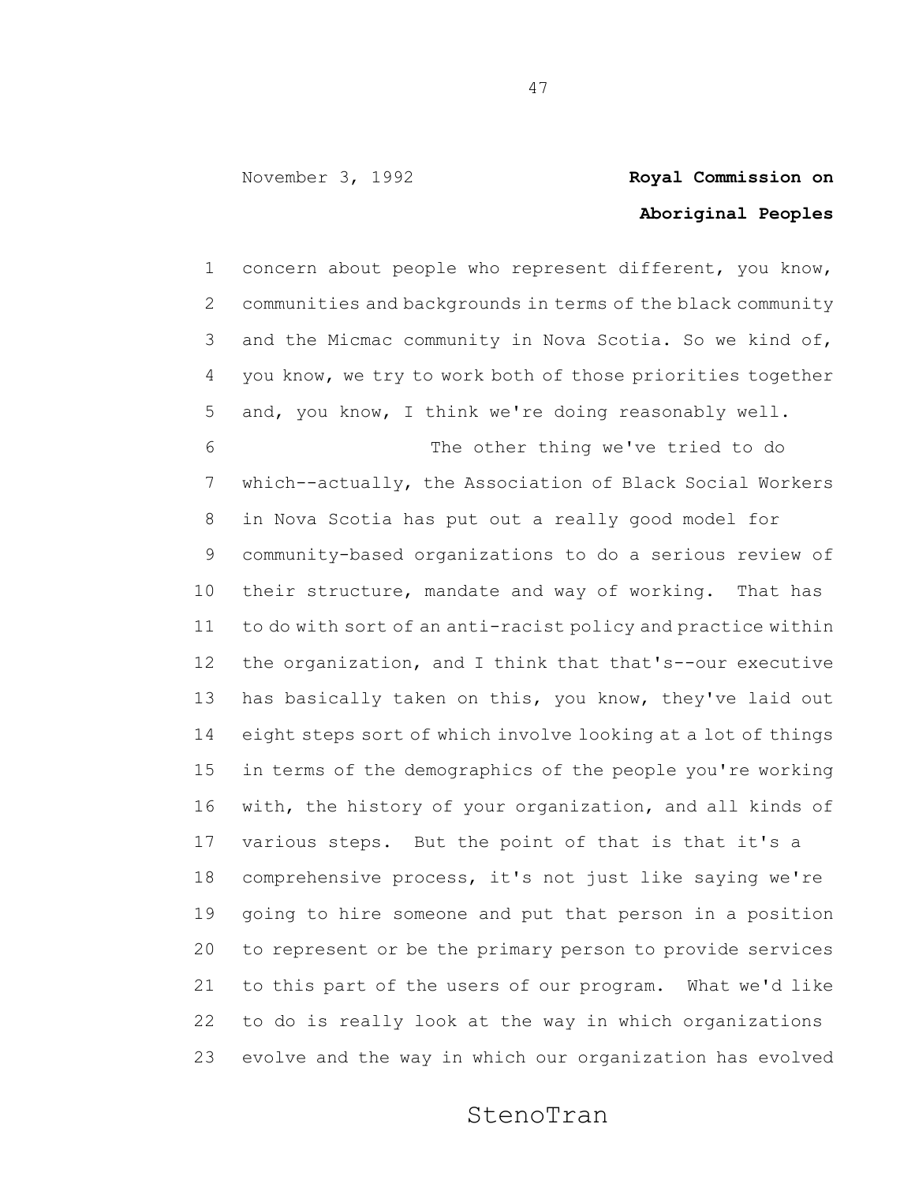concern about people who represent different, you know, communities and backgrounds in terms of the black community and the Micmac community in Nova Scotia. So we kind of, you know, we try to work both of those priorities together and, you know, I think we're doing reasonably well.

The other thing we've tried to do which--actually, the Association of Black Social Workers in Nova Scotia has put out a really good model for community-based organizations to do a serious review of their structure, mandate and way of working. That has to do with sort of an anti-racist policy and practice within the organization, and I think that that's--our executive has basically taken on this, you know, they've laid out eight steps sort of which involve looking at a lot of things in terms of the demographics of the people you're working with, the history of your organization, and all kinds of various steps. But the point of that is that it's a comprehensive process, it's not just like saying we're going to hire someone and put that person in a position to represent or be the primary person to provide services to this part of the users of our program. What we'd like to do is really look at the way in which organizations evolve and the way in which our organization has evolved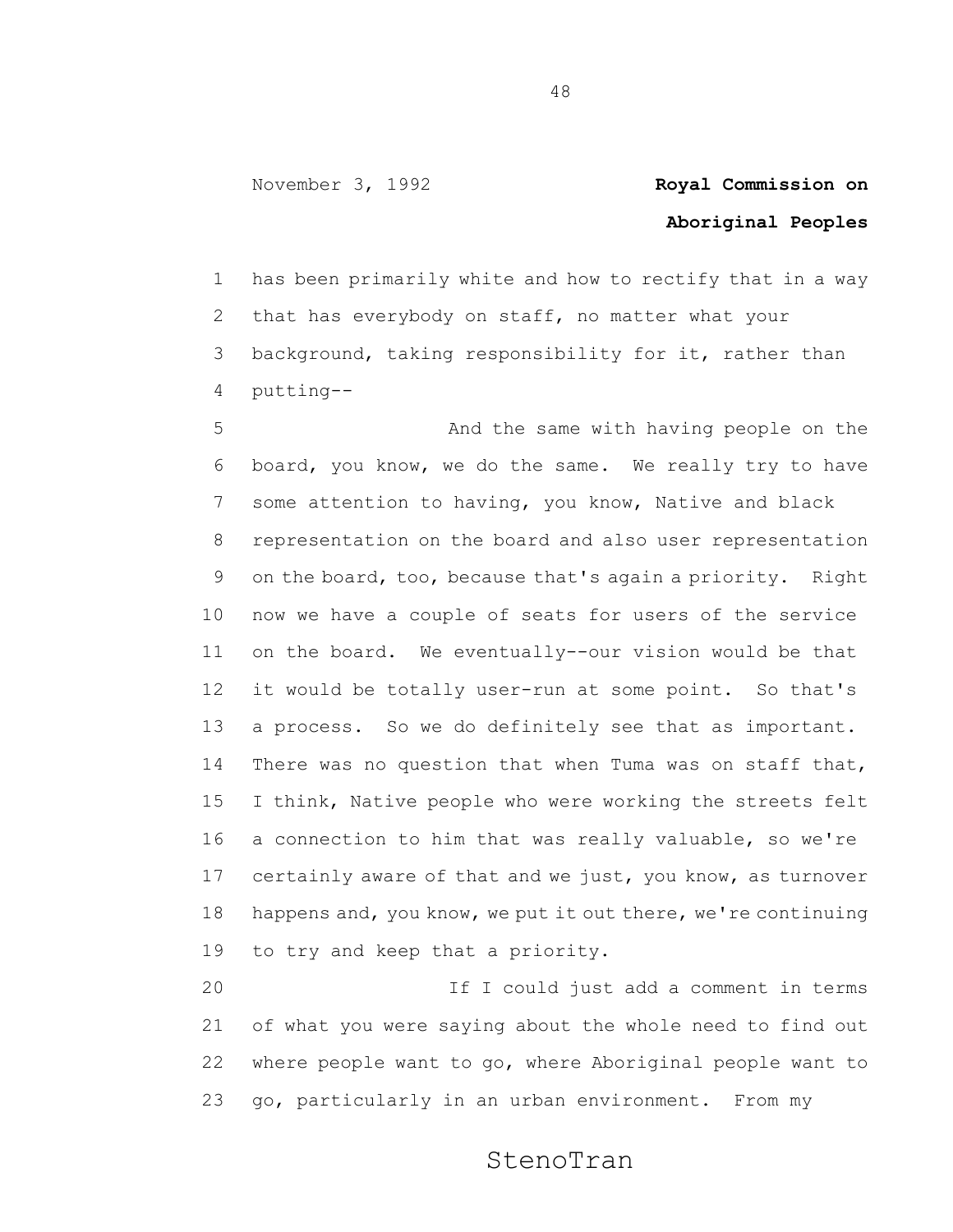has been primarily white and how to rectify that in a way that has everybody on staff, no matter what your background, taking responsibility for it, rather than putting--

And the same with having people on the board, you know, we do the same. We really try to have some attention to having, you know, Native and black representation on the board and also user representation on the board, too, because that's again a priority. Right now we have a couple of seats for users of the service on the board. We eventually--our vision would be that it would be totally user-run at some point. So that's a process. So we do definitely see that as important. There was no question that when Tuma was on staff that, I think, Native people who were working the streets felt a connection to him that was really valuable, so we're certainly aware of that and we just, you know, as turnover happens and, you know, we put it out there, we're continuing to try and keep that a priority.

If I could just add a comment in terms of what you were saying about the whole need to find out where people want to go, where Aboriginal people want to go, particularly in an urban environment. From my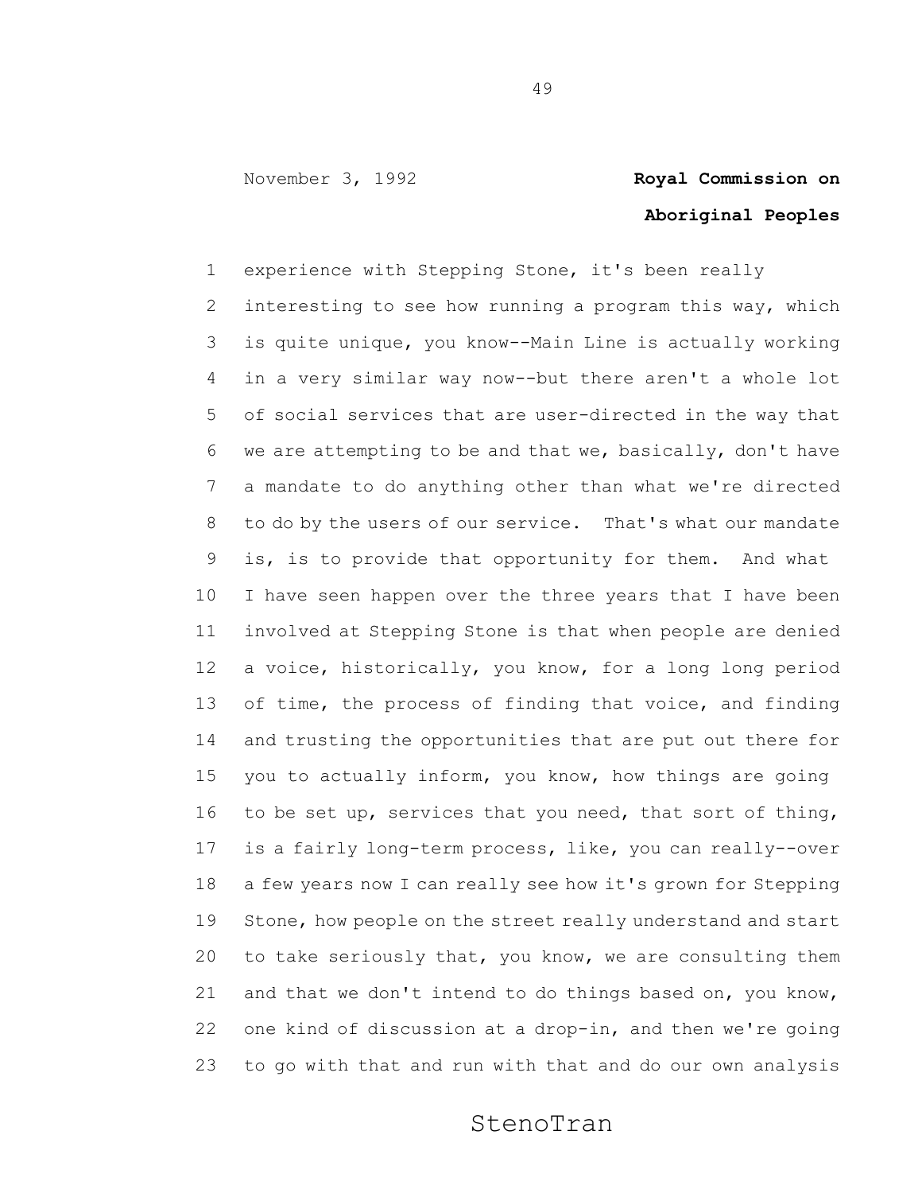experience with Stepping Stone, it's been really interesting to see how running a program this way, which is quite unique, you know--Main Line is actually working in a very similar way now--but there aren't a whole lot of social services that are user-directed in the way that we are attempting to be and that we, basically, don't have a mandate to do anything other than what we're directed to do by the users of our service. That's what our mandate is, is to provide that opportunity for them. And what I have seen happen over the three years that I have been involved at Stepping Stone is that when people are denied a voice, historically, you know, for a long long period of time, the process of finding that voice, and finding and trusting the opportunities that are put out there for you to actually inform, you know, how things are going to be set up, services that you need, that sort of thing, is a fairly long-term process, like, you can really--over a few years now I can really see how it's grown for Stepping Stone, how people on the street really understand and start to take seriously that, you know, we are consulting them and that we don't intend to do things based on, you know, one kind of discussion at a drop-in, and then we're going to go with that and run with that and do our own analysis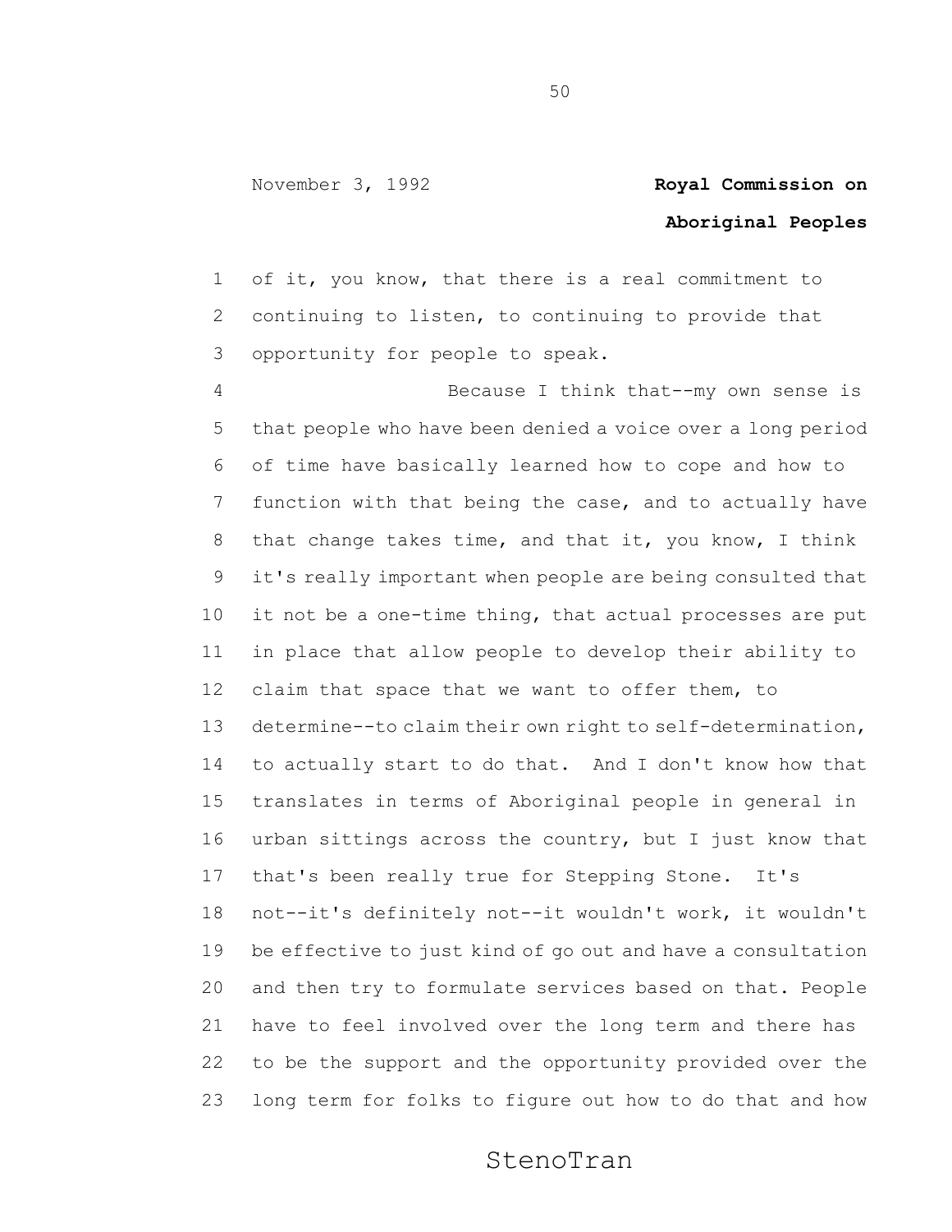of it, you know, that there is a real commitment to continuing to listen, to continuing to provide that opportunity for people to speak.

Because I think that--my own sense is that people who have been denied a voice over a long period of time have basically learned how to cope and how to function with that being the case, and to actually have that change takes time, and that it, you know, I think it's really important when people are being consulted that it not be a one-time thing, that actual processes are put in place that allow people to develop their ability to claim that space that we want to offer them, to determine--to claim their own right to self-determination, to actually start to do that. And I don't know how that translates in terms of Aboriginal people in general in urban sittings across the country, but I just know that that's been really true for Stepping Stone. It's not--it's definitely not--it wouldn't work, it wouldn't be effective to just kind of go out and have a consultation and then try to formulate services based on that. People have to feel involved over the long term and there has to be the support and the opportunity provided over the long term for folks to figure out how to do that and how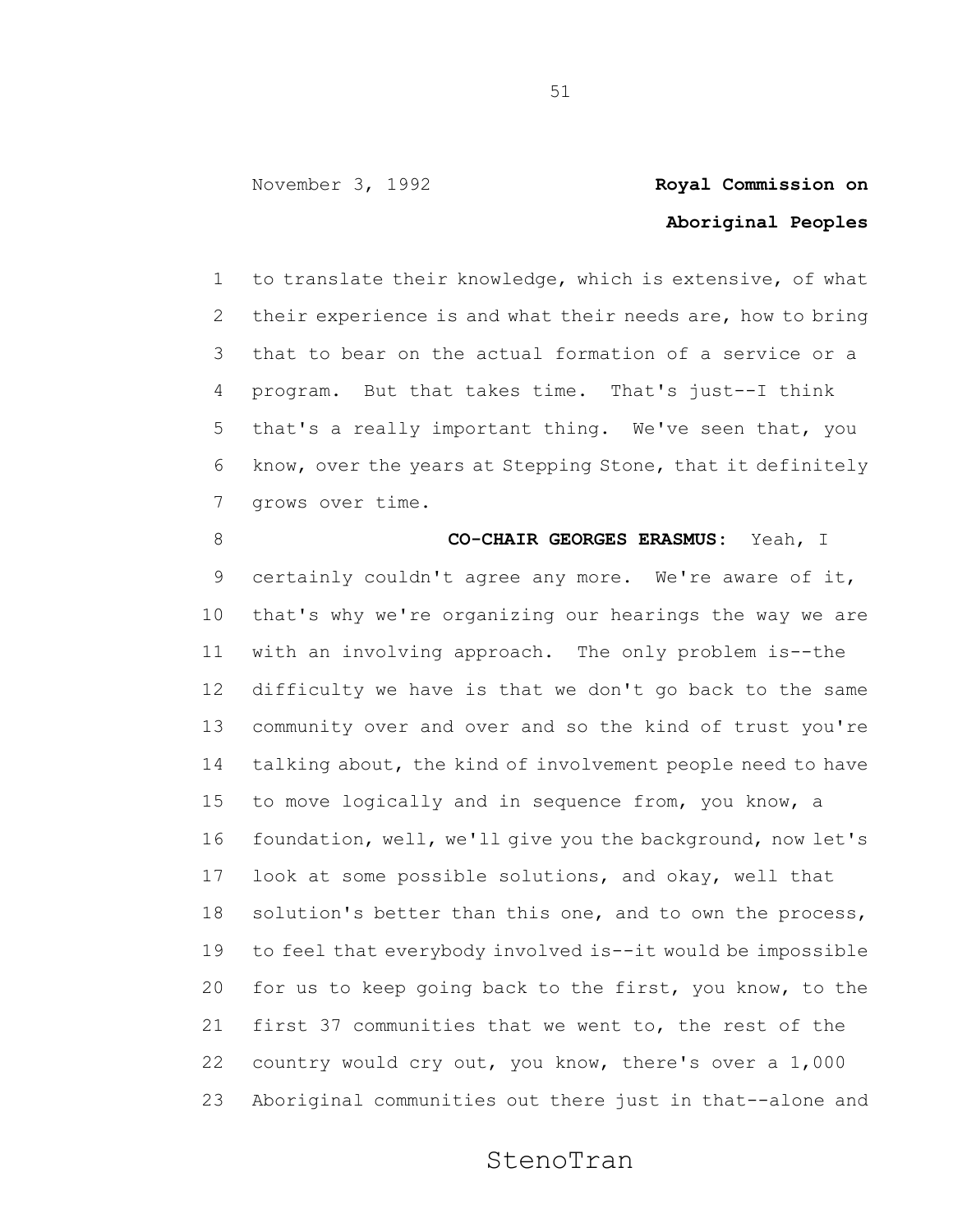to translate their knowledge, which is extensive, of what their experience is and what their needs are, how to bring that to bear on the actual formation of a service or a program. But that takes time. That's just--I think that's a really important thing. We've seen that, you know, over the years at Stepping Stone, that it definitely grows over time.

**CO-CHAIR GEORGES ERASMUS:** Yeah, I certainly couldn't agree any more. We're aware of it, that's why we're organizing our hearings the way we are with an involving approach. The only problem is--the difficulty we have is that we don't go back to the same community over and over and so the kind of trust you're talking about, the kind of involvement people need to have to move logically and in sequence from, you know, a foundation, well, we'll give you the background, now let's look at some possible solutions, and okay, well that solution's better than this one, and to own the process, to feel that everybody involved is--it would be impossible for us to keep going back to the first, you know, to the first 37 communities that we went to, the rest of the country would cry out, you know, there's over a 1,000 Aboriginal communities out there just in that--alone and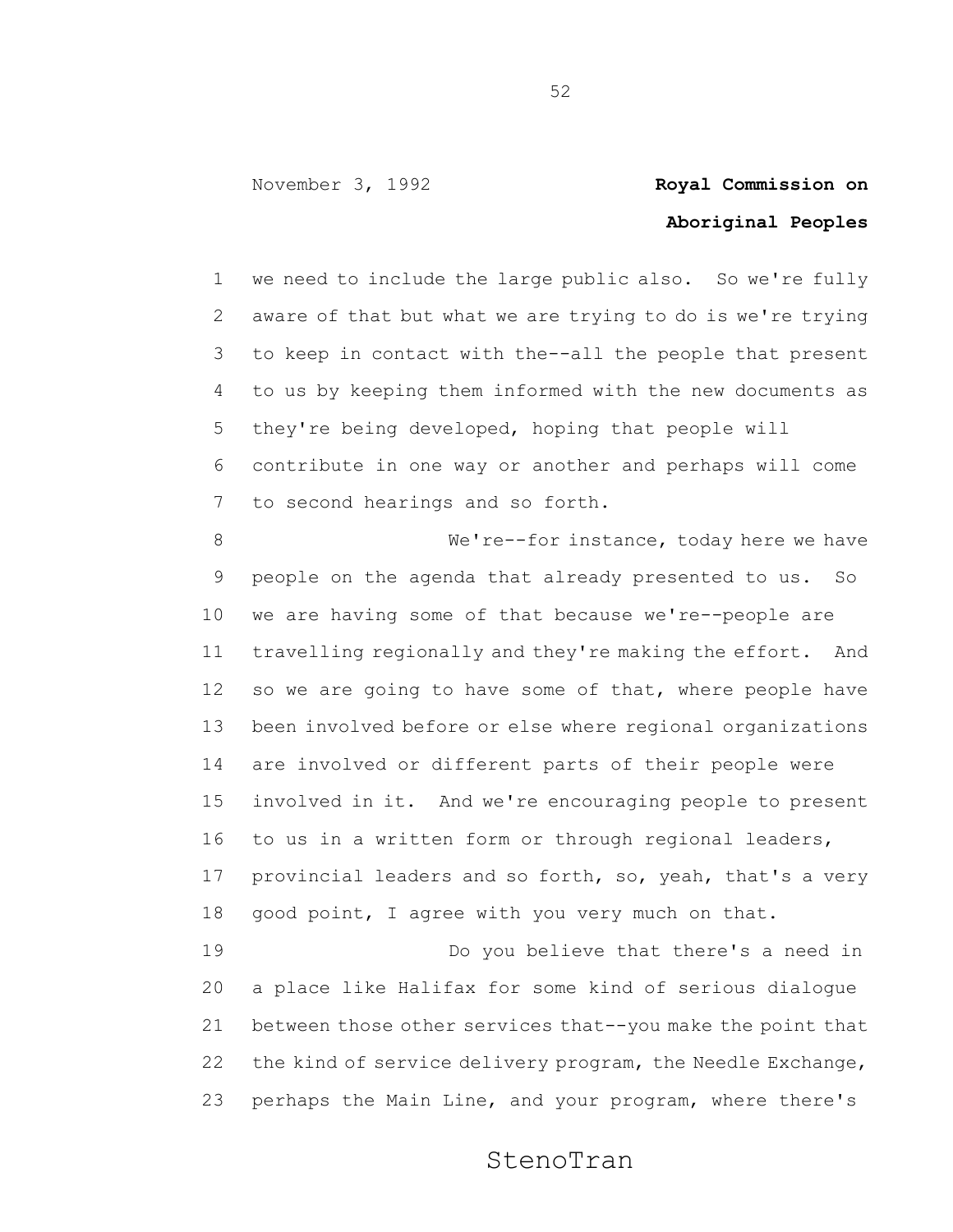we need to include the large public also. So we're fully aware of that but what we are trying to do is we're trying to keep in contact with the--all the people that present to us by keeping them informed with the new documents as they're being developed, hoping that people will contribute in one way or another and perhaps will come to second hearings and so forth.

We're--for instance, today here we have people on the agenda that already presented to us. So we are having some of that because we're--people are travelling regionally and they're making the effort. And so we are going to have some of that, where people have been involved before or else where regional organizations are involved or different parts of their people were involved in it. And we're encouraging people to present to us in a written form or through regional leaders, provincial leaders and so forth, so, yeah, that's a very good point, I agree with you very much on that.

Do you believe that there's a need in a place like Halifax for some kind of serious dialogue between those other services that--you make the point that the kind of service delivery program, the Needle Exchange, perhaps the Main Line, and your program, where there's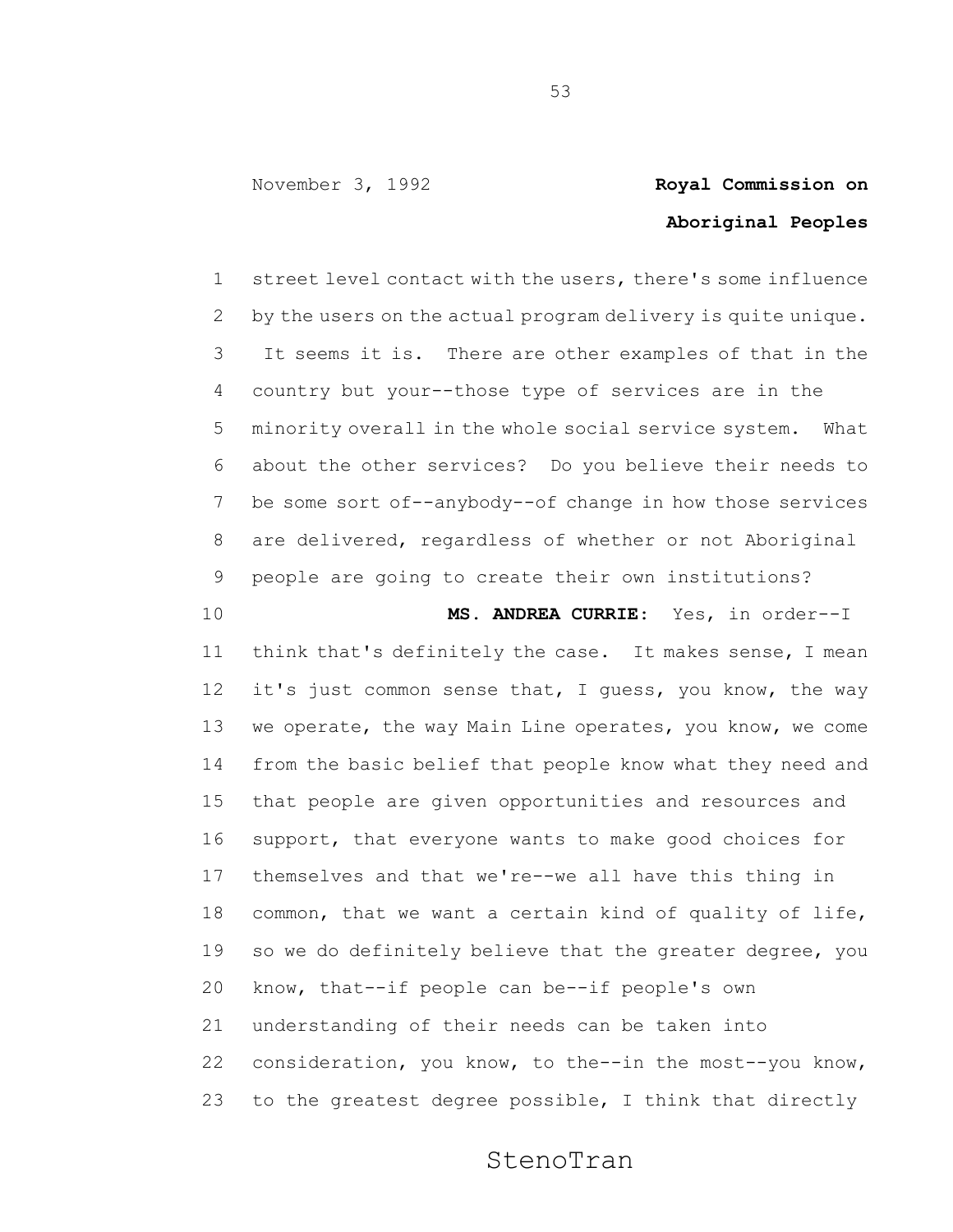street level contact with the users, there's some influence by the users on the actual program delivery is quite unique. It seems it is. There are other examples of that in the country but your--those type of services are in the minority overall in the whole social service system. What about the other services? Do you believe their needs to be some sort of--anybody--of change in how those services are delivered, regardless of whether or not Aboriginal people are going to create their own institutions?

**MS. ANDREA CURRIE:** Yes, in order--I think that's definitely the case. It makes sense, I mean it's just common sense that, I guess, you know, the way we operate, the way Main Line operates, you know, we come from the basic belief that people know what they need and that people are given opportunities and resources and support, that everyone wants to make good choices for themselves and that we're--we all have this thing in common, that we want a certain kind of quality of life, so we do definitely believe that the greater degree, you know, that--if people can be--if people's own understanding of their needs can be taken into consideration, you know, to the--in the most--you know, to the greatest degree possible, I think that directly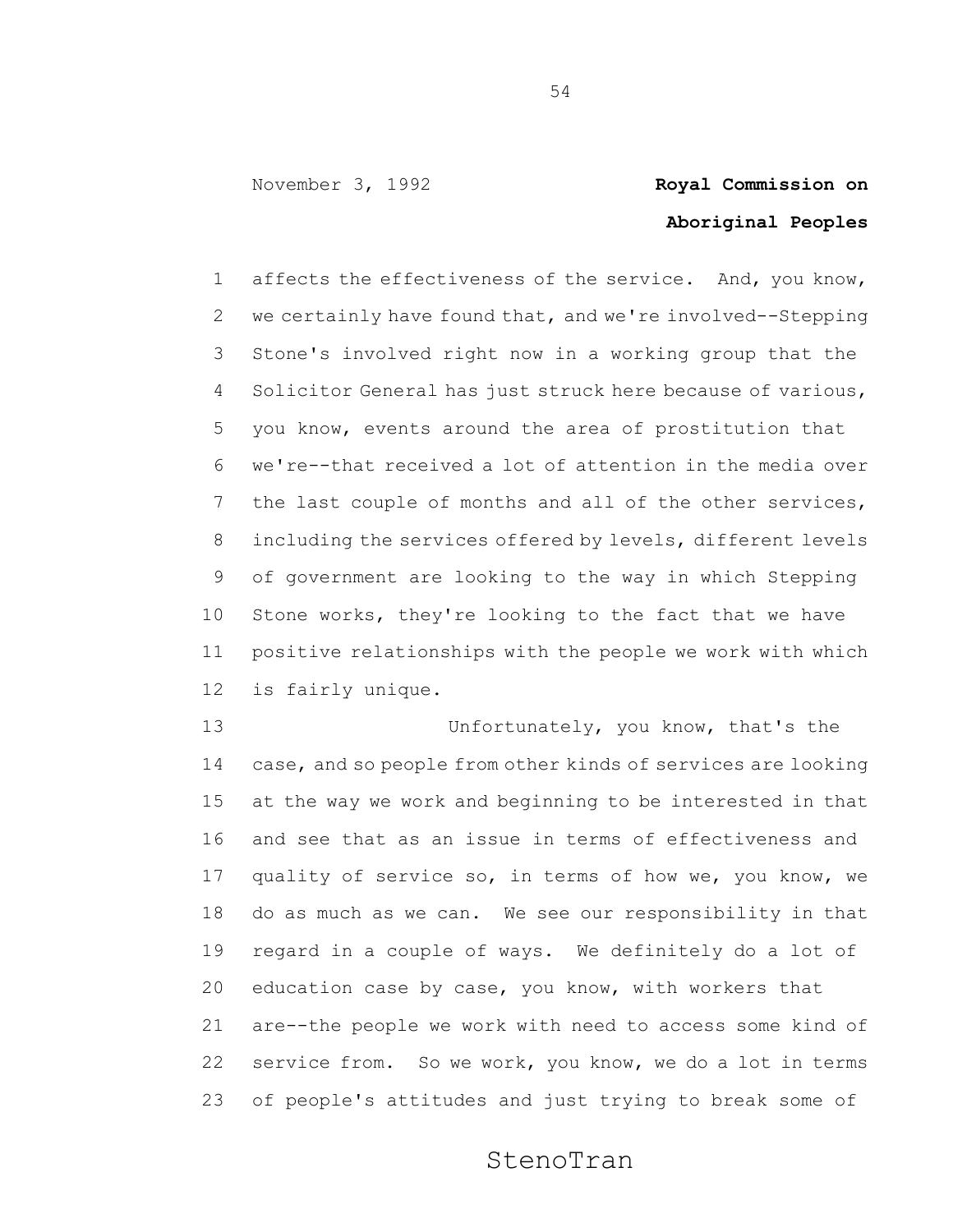affects the effectiveness of the service. And, you know, we certainly have found that, and we're involved--Stepping Stone's involved right now in a working group that the Solicitor General has just struck here because of various, you know, events around the area of prostitution that we're--that received a lot of attention in the media over the last couple of months and all of the other services, including the services offered by levels, different levels of government are looking to the way in which Stepping Stone works, they're looking to the fact that we have positive relationships with the people we work with which is fairly unique.

Unfortunately, you know, that's the case, and so people from other kinds of services are looking at the way we work and beginning to be interested in that and see that as an issue in terms of effectiveness and quality of service so, in terms of how we, you know, we do as much as we can. We see our responsibility in that regard in a couple of ways. We definitely do a lot of education case by case, you know, with workers that are--the people we work with need to access some kind of service from. So we work, you know, we do a lot in terms of people's attitudes and just trying to break some of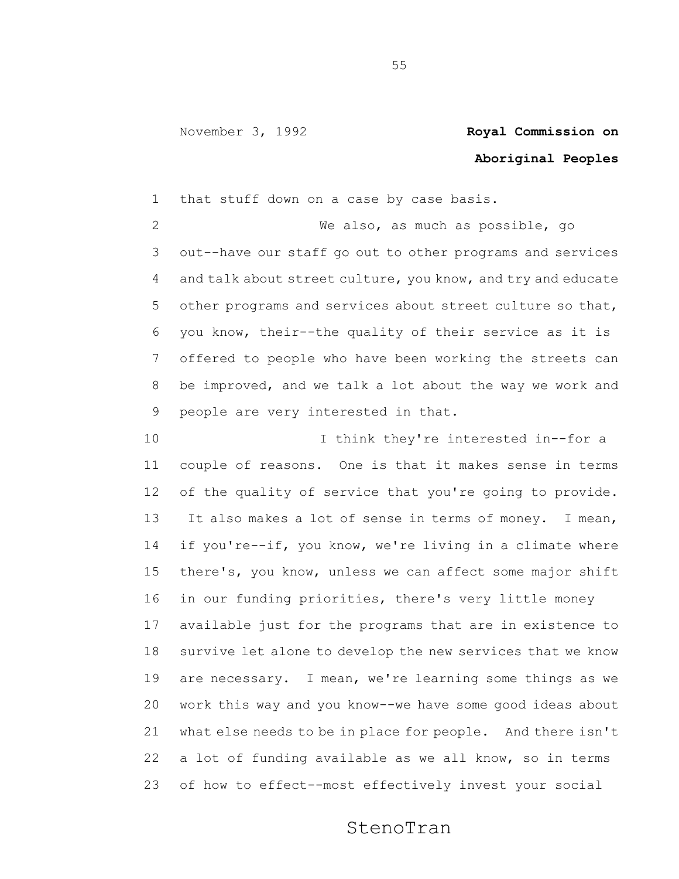that stuff down on a case by case basis.

We also, as much as possible, go out--have our staff go out to other programs and services and talk about street culture, you know, and try and educate other programs and services about street culture so that, you know, their--the quality of their service as it is offered to people who have been working the streets can be improved, and we talk a lot about the way we work and people are very interested in that.

I think they're interested in--for a couple of reasons. One is that it makes sense in terms of the quality of service that you're going to provide. It also makes a lot of sense in terms of money. I mean, if you're--if, you know, we're living in a climate where there's, you know, unless we can affect some major shift in our funding priorities, there's very little money available just for the programs that are in existence to survive let alone to develop the new services that we know are necessary. I mean, we're learning some things as we work this way and you know--we have some good ideas about what else needs to be in place for people. And there isn't a lot of funding available as we all know, so in terms of how to effect--most effectively invest your social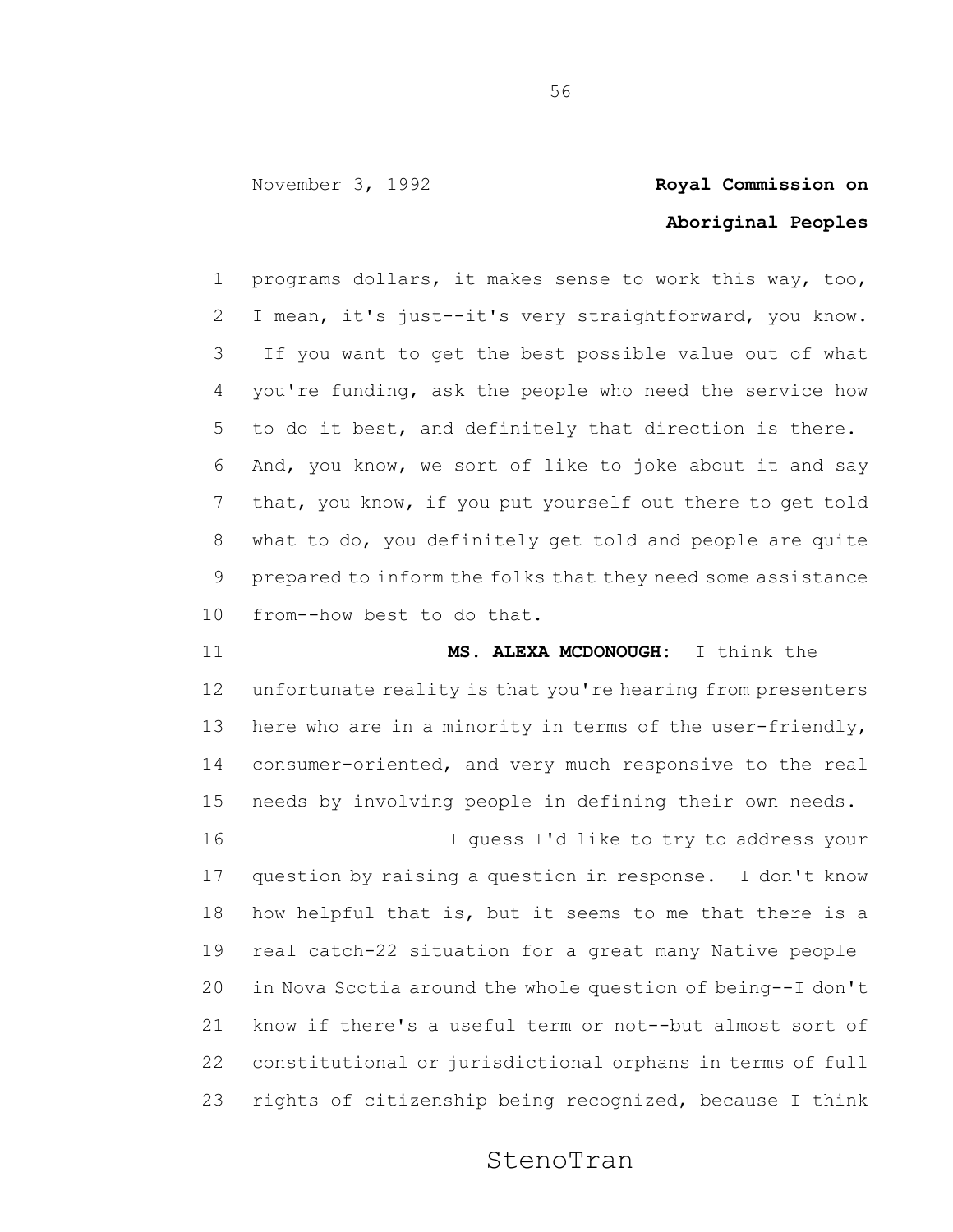programs dollars, it makes sense to work this way, too, I mean, it's just--it's very straightforward, you know. If you want to get the best possible value out of what you're funding, ask the people who need the service how to do it best, and definitely that direction is there. And, you know, we sort of like to joke about it and say that, you know, if you put yourself out there to get told what to do, you definitely get told and people are quite prepared to inform the folks that they need some assistance from--how best to do that.

**MS. ALEXA MCDONOUGH:** I think the unfortunate reality is that you're hearing from presenters here who are in a minority in terms of the user-friendly, consumer-oriented, and very much responsive to the real needs by involving people in defining their own needs.

I guess I'd like to try to address your question by raising a question in response. I don't know how helpful that is, but it seems to me that there is a real catch-22 situation for a great many Native people in Nova Scotia around the whole question of being--I don't know if there's a useful term or not--but almost sort of constitutional or jurisdictional orphans in terms of full rights of citizenship being recognized, because I think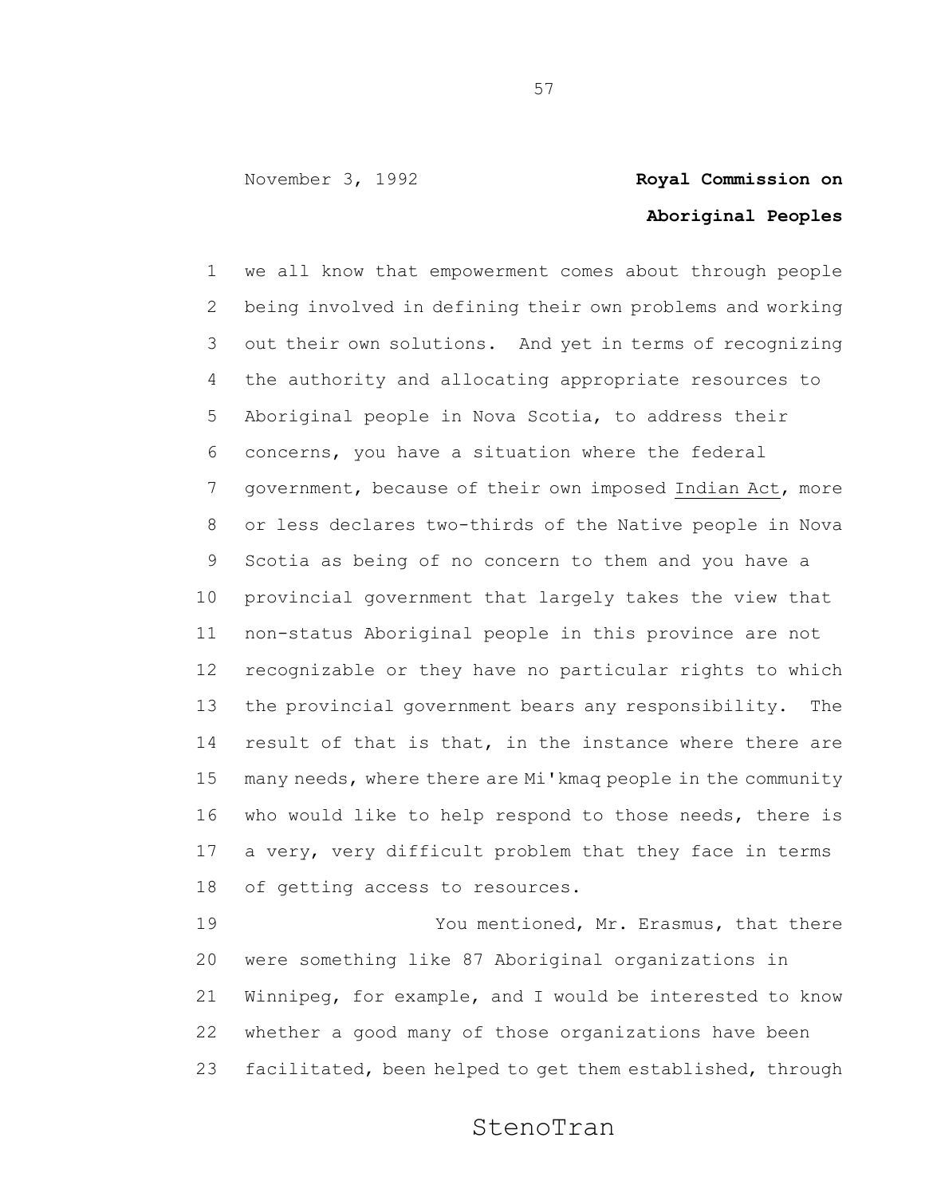we all know that empowerment comes about through people being involved in defining their own problems and working out their own solutions. And yet in terms of recognizing the authority and allocating appropriate resources to Aboriginal people in Nova Scotia, to address their concerns, you have a situation where the federal government, because of their own imposed Indian Act, more or less declares two-thirds of the Native people in Nova Scotia as being of no concern to them and you have a provincial government that largely takes the view that non-status Aboriginal people in this province are not recognizable or they have no particular rights to which the provincial government bears any responsibility. The result of that is that, in the instance where there are many needs, where there are Mi'kmaq people in the community who would like to help respond to those needs, there is a very, very difficult problem that they face in terms of getting access to resources.

You mentioned, Mr. Erasmus, that there were something like 87 Aboriginal organizations in Winnipeg, for example, and I would be interested to know whether a good many of those organizations have been facilitated, been helped to get them established, through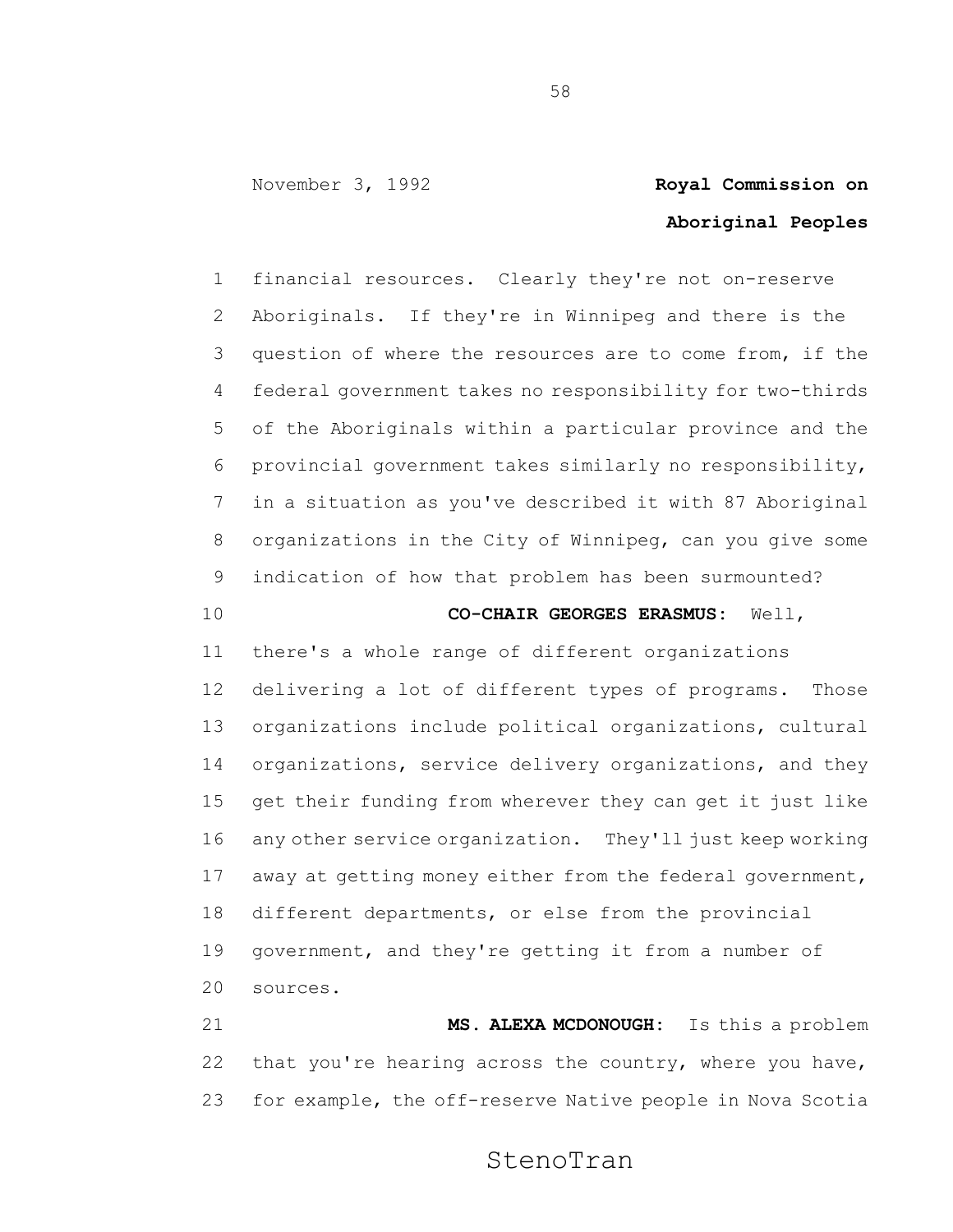financial resources. Clearly they're not on-reserve Aboriginals. If they're in Winnipeg and there is the question of where the resources are to come from, if the federal government takes no responsibility for two-thirds of the Aboriginals within a particular province and the provincial government takes similarly no responsibility, in a situation as you've described it with 87 Aboriginal organizations in the City of Winnipeg, can you give some indication of how that problem has been surmounted?

**CO-CHAIR GEORGES ERASMUS:** Well, there's a whole range of different organizations delivering a lot of different types of programs. Those organizations include political organizations, cultural organizations, service delivery organizations, and they get their funding from wherever they can get it just like any other service organization. They'll just keep working away at getting money either from the federal government, different departments, or else from the provincial government, and they're getting it from a number of sources.

**MS. ALEXA MCDONOUGH:** Is this a problem that you're hearing across the country, where you have, for example, the off-reserve Native people in Nova Scotia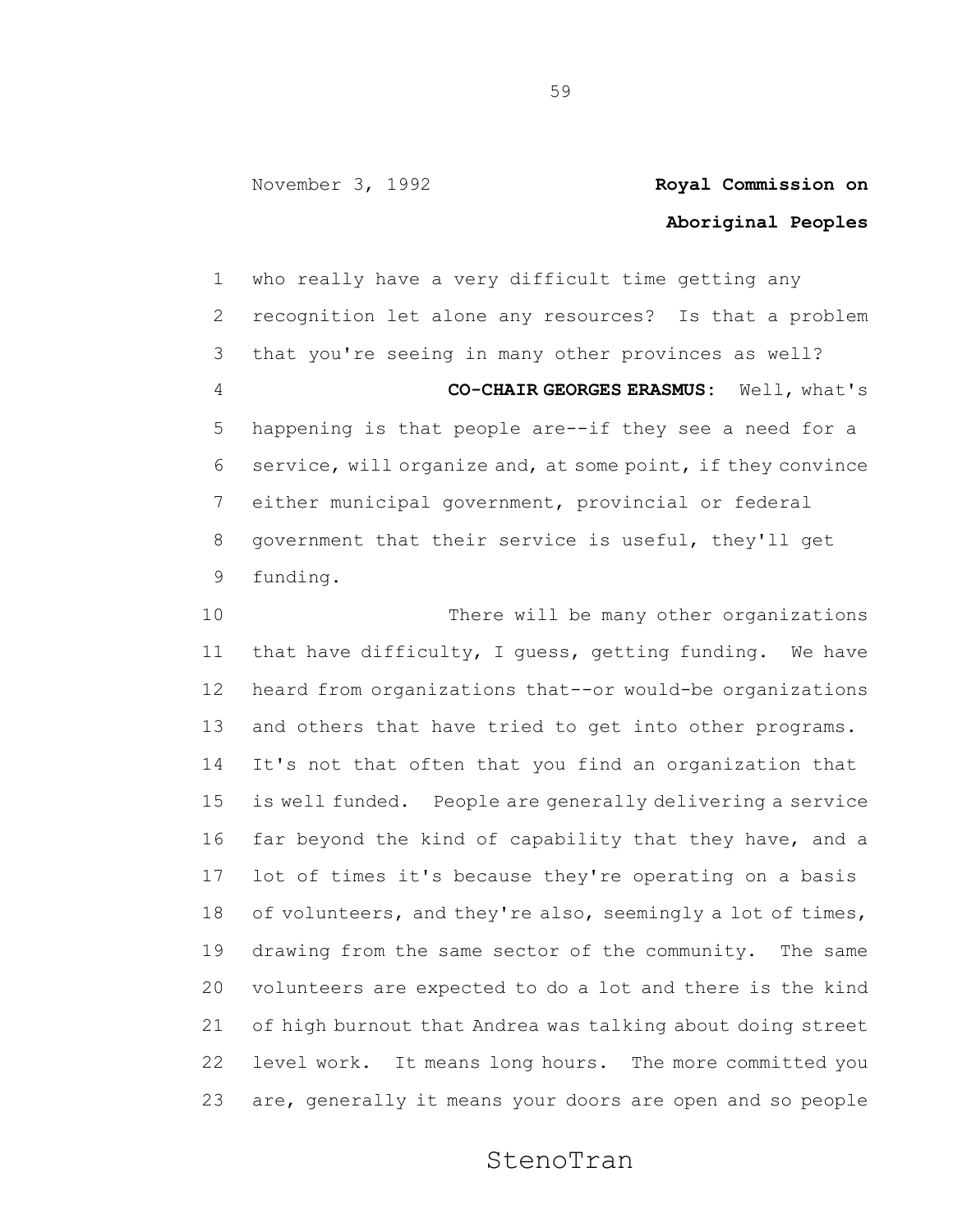who really have a very difficult time getting any recognition let alone any resources? Is that a problem that you're seeing in many other provinces as well?

**CO-CHAIR GEORGES ERASMUS:** Well, what's happening is that people are--if they see a need for a service, will organize and, at some point, if they convince either municipal government, provincial or federal government that their service is useful, they'll get funding.

There will be many other organizations that have difficulty, I guess, getting funding. We have heard from organizations that--or would-be organizations and others that have tried to get into other programs. It's not that often that you find an organization that is well funded. People are generally delivering a service far beyond the kind of capability that they have, and a lot of times it's because they're operating on a basis of volunteers, and they're also, seemingly a lot of times, drawing from the same sector of the community. The same volunteers are expected to do a lot and there is the kind of high burnout that Andrea was talking about doing street level work. It means long hours. The more committed you are, generally it means your doors are open and so people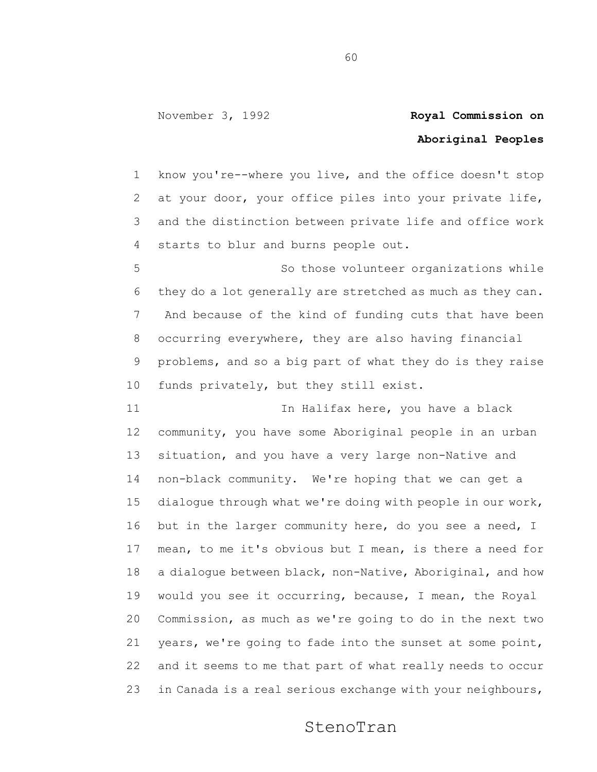know you're--where you live, and the office doesn't stop at your door, your office piles into your private life, and the distinction between private life and office work starts to blur and burns people out.

So those volunteer organizations while they do a lot generally are stretched as much as they can. And because of the kind of funding cuts that have been occurring everywhere, they are also having financial problems, and so a big part of what they do is they raise funds privately, but they still exist.

In Halifax here, you have a black community, you have some Aboriginal people in an urban situation, and you have a very large non-Native and non-black community. We're hoping that we can get a dialogue through what we're doing with people in our work, but in the larger community here, do you see a need, I mean, to me it's obvious but I mean, is there a need for a dialogue between black, non-Native, Aboriginal, and how would you see it occurring, because, I mean, the Royal Commission, as much as we're going to do in the next two years, we're going to fade into the sunset at some point, and it seems to me that part of what really needs to occur in Canada is a real serious exchange with your neighbours,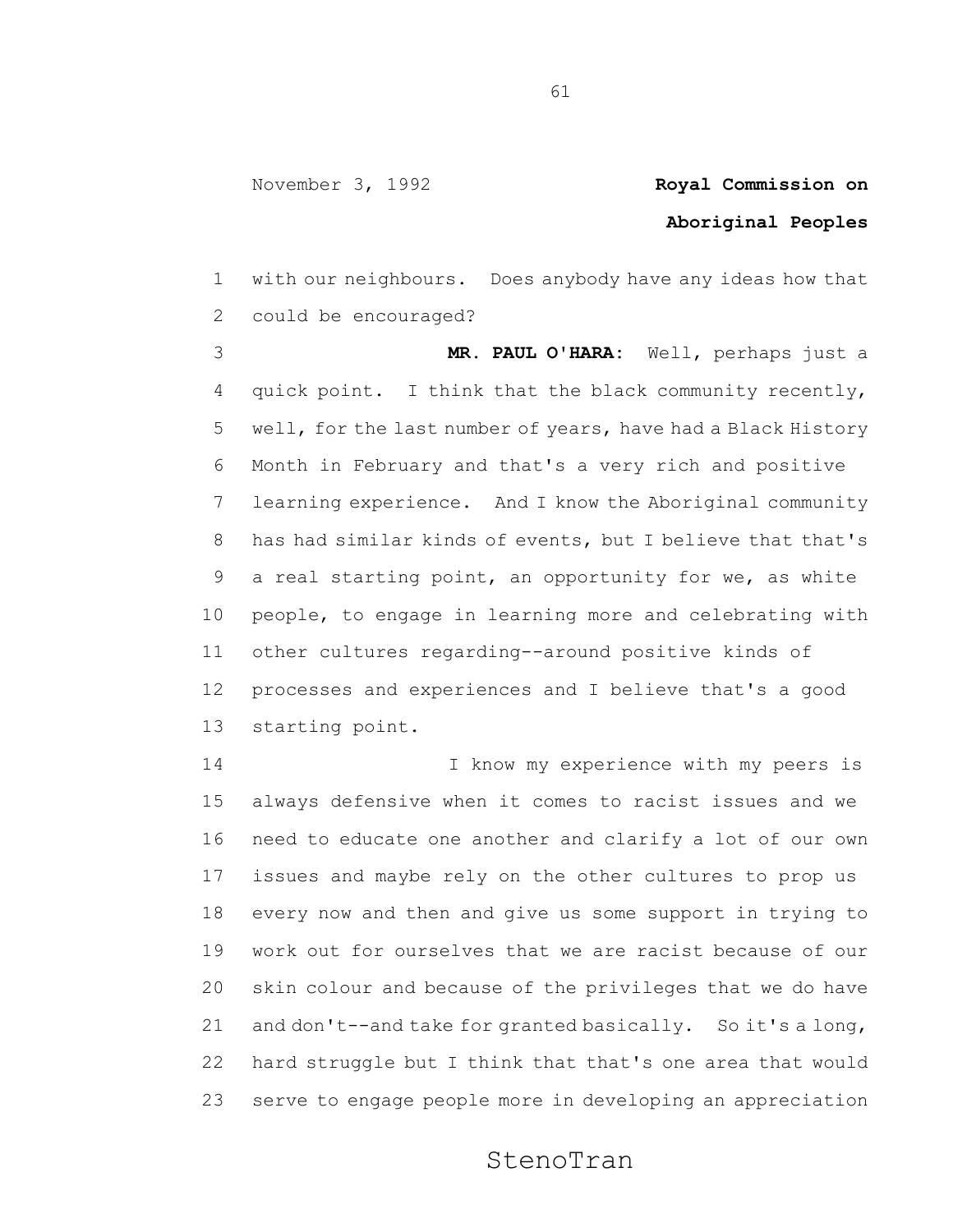with our neighbours. Does anybody have any ideas how that could be encouraged?

**MR. PAUL O'HARA:** Well, perhaps just a quick point. I think that the black community recently, well, for the last number of years, have had a Black History Month in February and that's a very rich and positive learning experience. And I know the Aboriginal community has had similar kinds of events, but I believe that that's a real starting point, an opportunity for we, as white people, to engage in learning more and celebrating with other cultures regarding--around positive kinds of processes and experiences and I believe that's a good starting point.

I know my experience with my peers is always defensive when it comes to racist issues and we need to educate one another and clarify a lot of our own issues and maybe rely on the other cultures to prop us every now and then and give us some support in trying to work out for ourselves that we are racist because of our skin colour and because of the privileges that we do have and don't--and take for granted basically. So it's a long, hard struggle but I think that that's one area that would serve to engage people more in developing an appreciation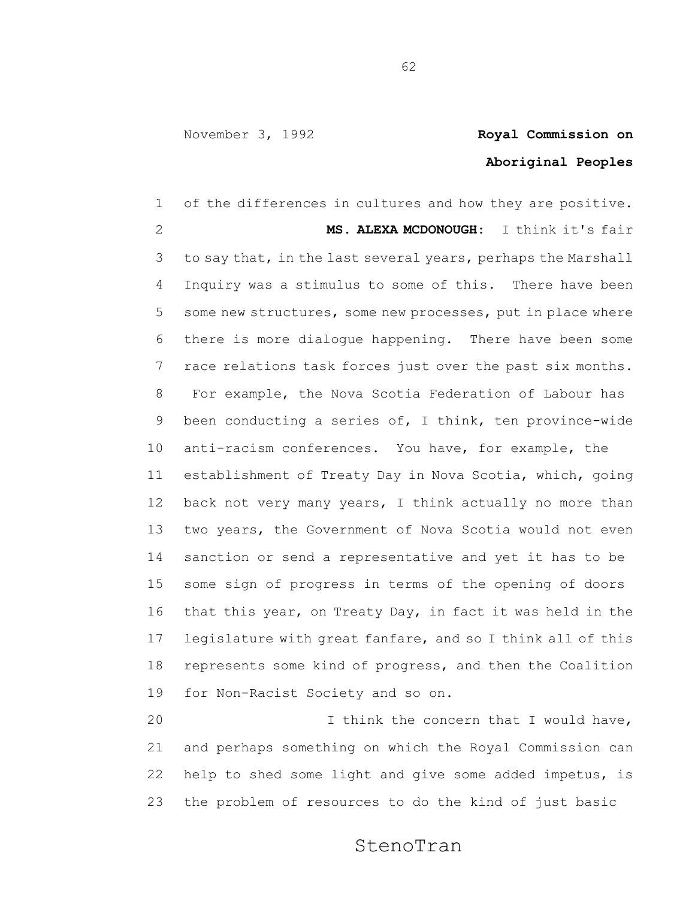of the differences in cultures and how they are positive.

**MS. ALEXA MCDONOUGH:** I think it's fair to say that, in the last several years, perhaps the Marshall Inquiry was a stimulus to some of this. There have been some new structures, some new processes, put in place where there is more dialogue happening. There have been some race relations task forces just over the past six months. For example, the Nova Scotia Federation of Labour has been conducting a series of, I think, ten province-wide anti-racism conferences. You have, for example, the establishment of Treaty Day in Nova Scotia, which, going back not very many years, I think actually no more than two years, the Government of Nova Scotia would not even sanction or send a representative and yet it has to be some sign of progress in terms of the opening of doors that this year, on Treaty Day, in fact it was held in the legislature with great fanfare, and so I think all of this represents some kind of progress, and then the Coalition for Non-Racist Society and so on.

I think the concern that I would have, and perhaps something on which the Royal Commission can help to shed some light and give some added impetus, is the problem of resources to do the kind of just basic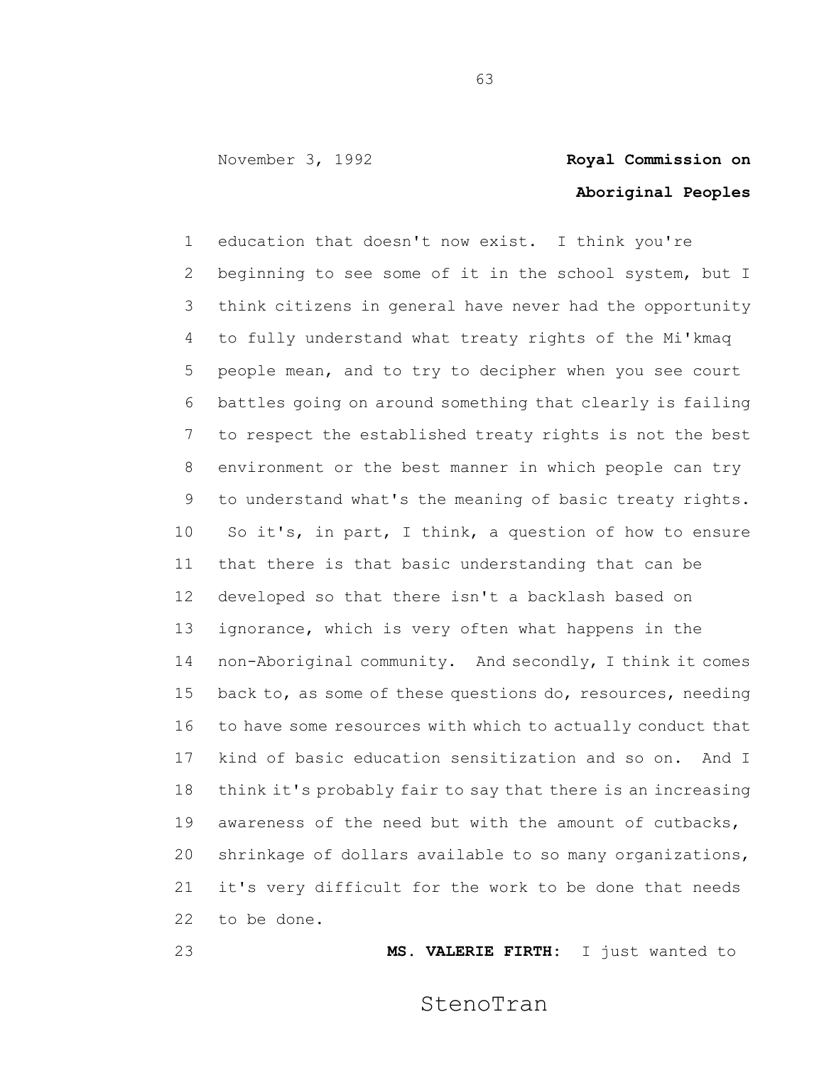education that doesn't now exist. I think you're beginning to see some of it in the school system, but I think citizens in general have never had the opportunity to fully understand what treaty rights of the Mi'kmaq people mean, and to try to decipher when you see court battles going on around something that clearly is failing to respect the established treaty rights is not the best environment or the best manner in which people can try to understand what's the meaning of basic treaty rights. So it's, in part, I think, a question of how to ensure that there is that basic understanding that can be developed so that there isn't a backlash based on ignorance, which is very often what happens in the non-Aboriginal community. And secondly, I think it comes back to, as some of these questions do, resources, needing to have some resources with which to actually conduct that kind of basic education sensitization and so on. And I think it's probably fair to say that there is an increasing awareness of the need but with the amount of cutbacks, shrinkage of dollars available to so many organizations, it's very difficult for the work to be done that needs to be done.

**MS. VALERIE FIRTH:** I just wanted to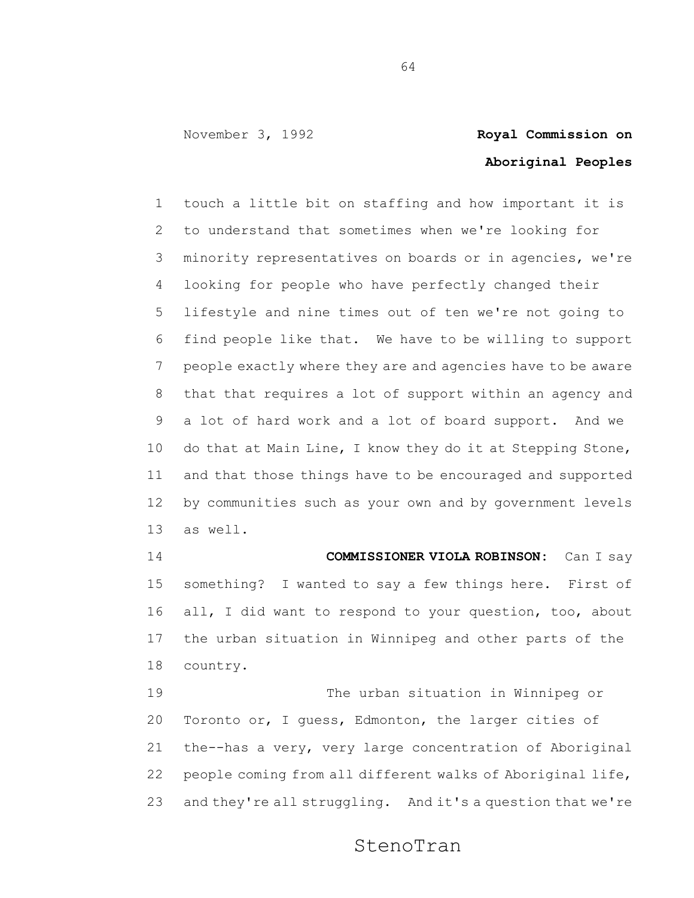touch a little bit on staffing and how important it is to understand that sometimes when we're looking for minority representatives on boards or in agencies, we're looking for people who have perfectly changed their lifestyle and nine times out of ten we're not going to find people like that. We have to be willing to support people exactly where they are and agencies have to be aware that that requires a lot of support within an agency and a lot of hard work and a lot of board support. And we do that at Main Line, I know they do it at Stepping Stone, and that those things have to be encouraged and supported by communities such as your own and by government levels as well.

**COMMISSIONER VIOLA ROBINSON:** Can I say something? I wanted to say a few things here. First of all, I did want to respond to your question, too, about the urban situation in Winnipeg and other parts of the country.

The urban situation in Winnipeg or Toronto or, I guess, Edmonton, the larger cities of the--has a very, very large concentration of Aboriginal people coming from all different walks of Aboriginal life, and they're all struggling. And it's a question that we're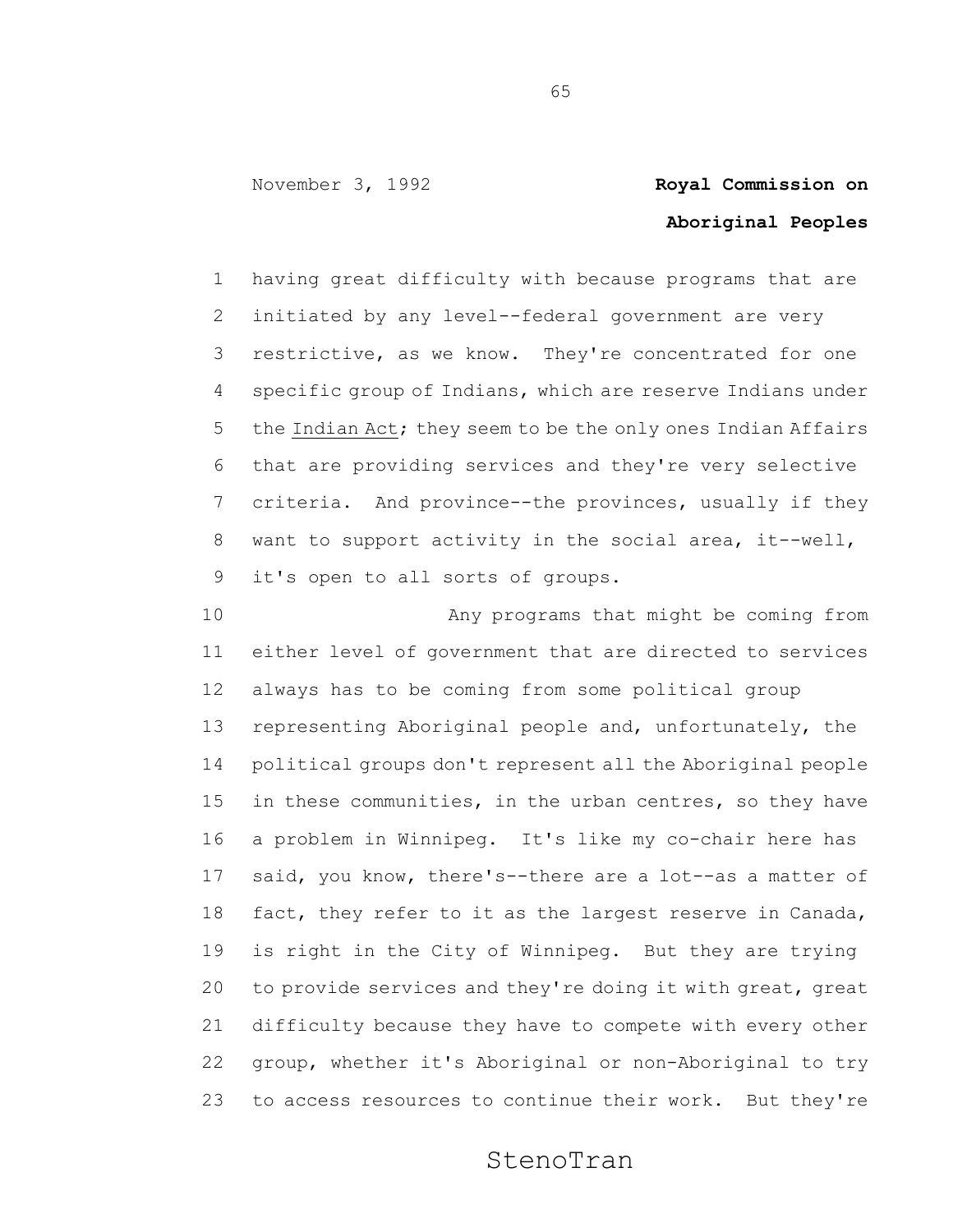having great difficulty with because programs that are initiated by any level--federal government are very restrictive, as we know. They're concentrated for one specific group of Indians, which are reserve Indians under the Indian Act; they seem to be the only ones Indian Affairs that are providing services and they're very selective criteria. And province--the provinces, usually if they want to support activity in the social area, it--well, it's open to all sorts of groups.

Any programs that might be coming from either level of government that are directed to services always has to be coming from some political group representing Aboriginal people and, unfortunately, the political groups don't represent all the Aboriginal people in these communities, in the urban centres, so they have a problem in Winnipeg. It's like my co-chair here has said, you know, there's--there are a lot--as a matter of fact, they refer to it as the largest reserve in Canada, is right in the City of Winnipeg. But they are trying to provide services and they're doing it with great, great difficulty because they have to compete with every other group, whether it's Aboriginal or non-Aboriginal to try to access resources to continue their work. But they're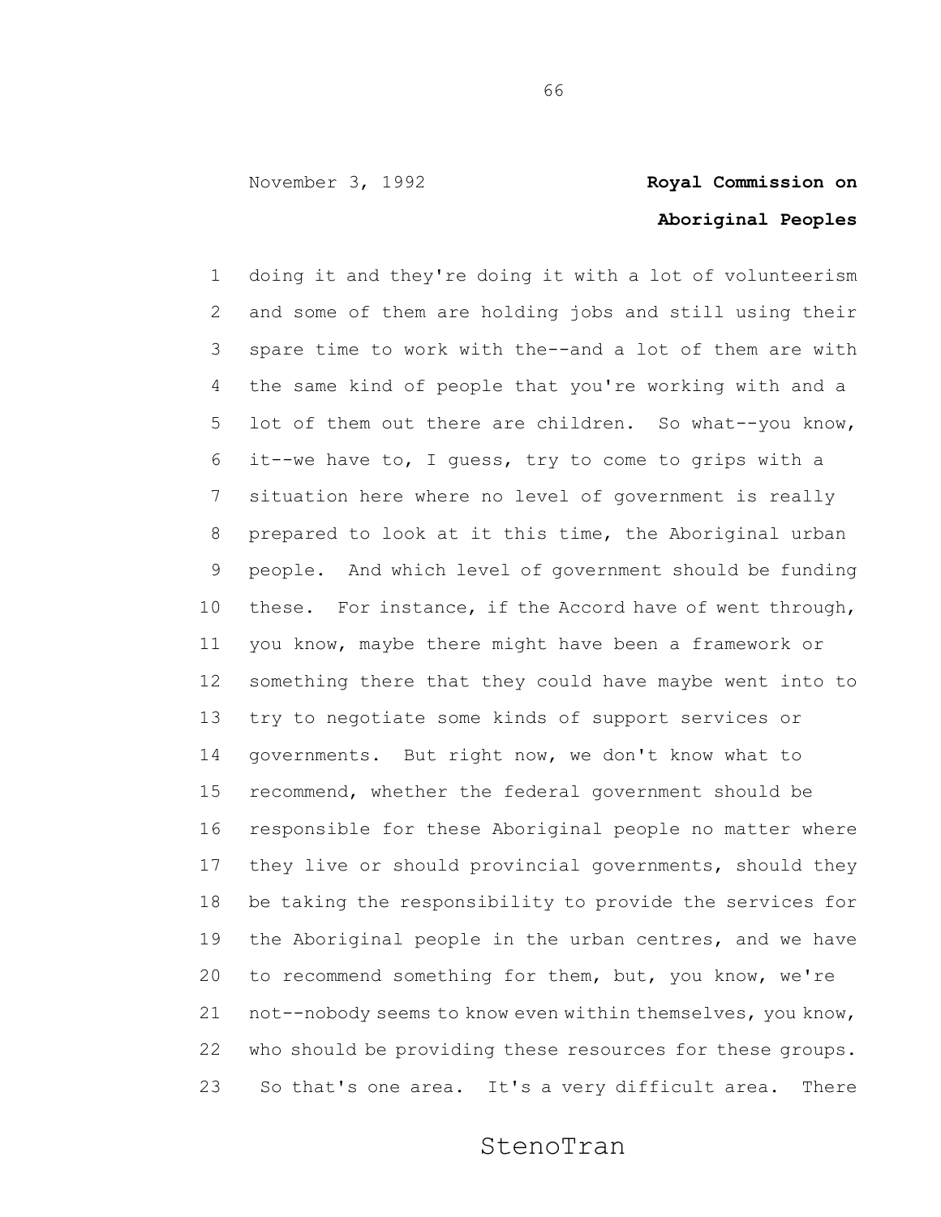doing it and they're doing it with a lot of volunteerism and some of them are holding jobs and still using their spare time to work with the--and a lot of them are with the same kind of people that you're working with and a lot of them out there are children. So what--you know, it--we have to, I guess, try to come to grips with a situation here where no level of government is really prepared to look at it this time, the Aboriginal urban people. And which level of government should be funding these. For instance, if the Accord have of went through, you know, maybe there might have been a framework or something there that they could have maybe went into to try to negotiate some kinds of support services or governments. But right now, we don't know what to recommend, whether the federal government should be responsible for these Aboriginal people no matter where they live or should provincial governments, should they be taking the responsibility to provide the services for the Aboriginal people in the urban centres, and we have to recommend something for them, but, you know, we're not--nobody seems to know even within themselves, you know, who should be providing these resources for these groups. So that's one area. It's a very difficult area. There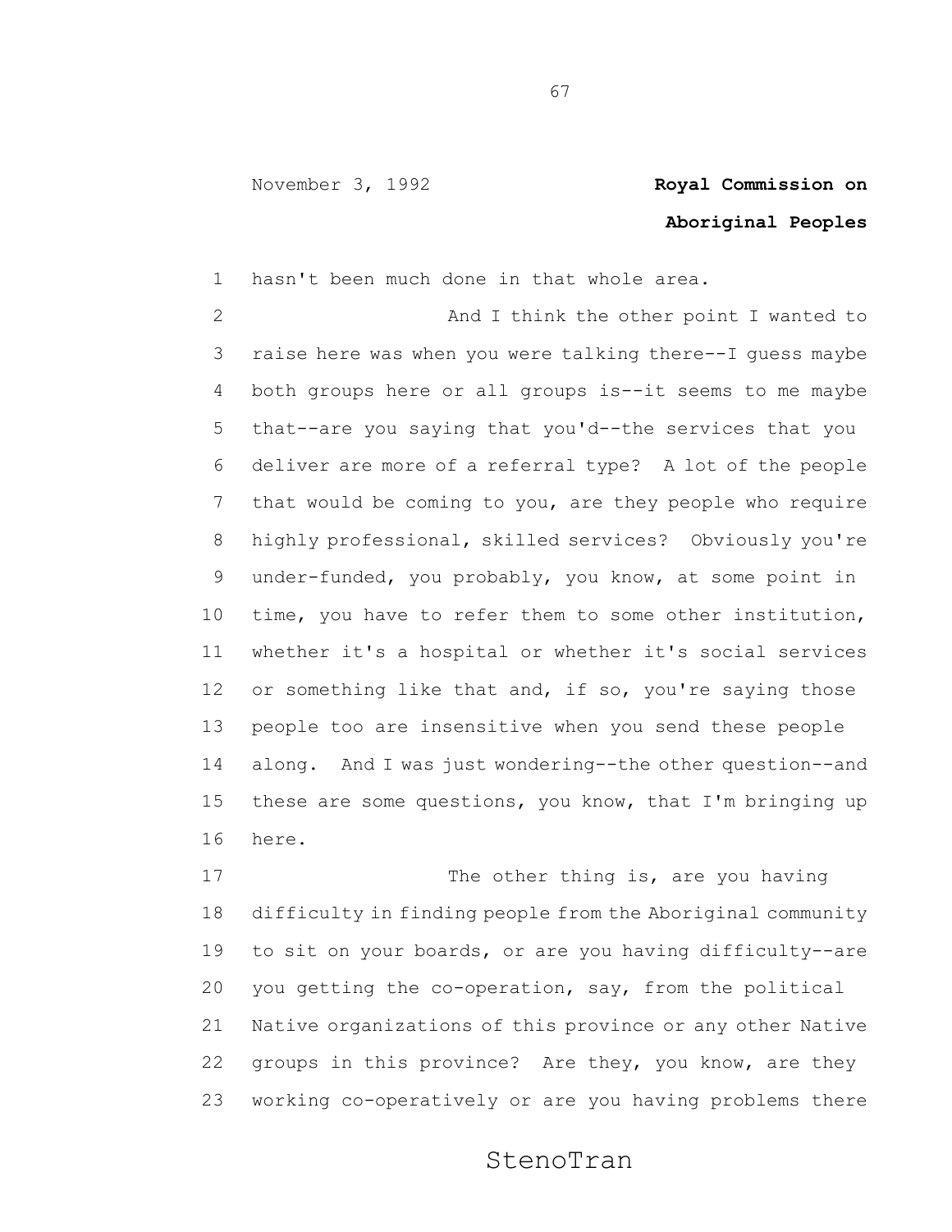hasn't been much done in that whole area.

And I think the other point I wanted to raise here was when you were talking there--I guess maybe both groups here or all groups is--it seems to me maybe that--are you saying that you'd--the services that you deliver are more of a referral type? A lot of the people that would be coming to you, are they people who require highly professional, skilled services? Obviously you're under-funded, you probably, you know, at some point in time, you have to refer them to some other institution, whether it's a hospital or whether it's social services or something like that and, if so, you're saying those people too are insensitive when you send these people along. And I was just wondering--the other question--and these are some questions, you know, that I'm bringing up here.

The other thing is, are you having difficulty in finding people from the Aboriginal community to sit on your boards, or are you having difficulty--are you getting the co-operation, say, from the political Native organizations of this province or any other Native groups in this province? Are they, you know, are they working co-operatively or are you having problems there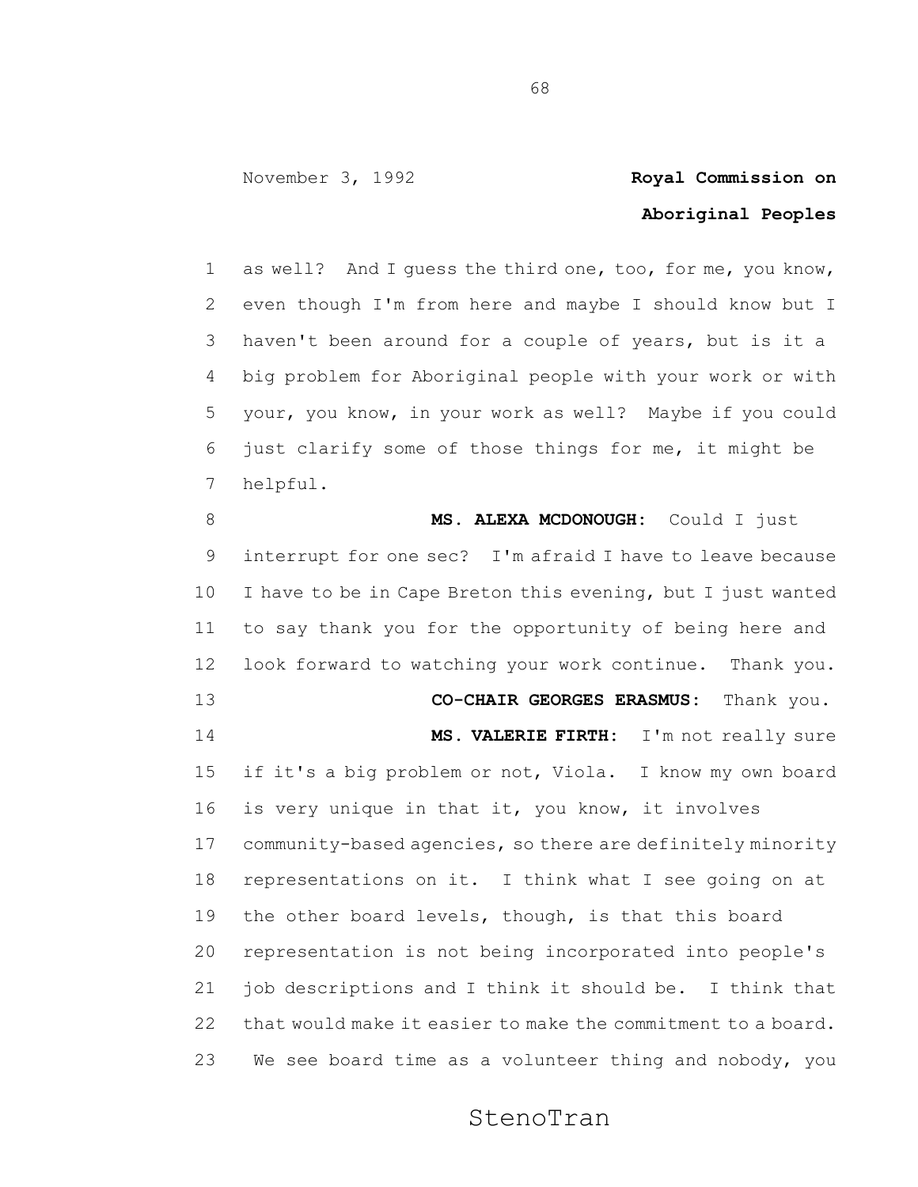as well? And I guess the third one, too, for me, you know, even though I'm from here and maybe I should know but I haven't been around for a couple of years, but is it a big problem for Aboriginal people with your work or with your, you know, in your work as well? Maybe if you could just clarify some of those things for me, it might be helpful.

**MS. ALEXA MCDONOUGH:** Could I just interrupt for one sec? I'm afraid I have to leave because I have to be in Cape Breton this evening, but I just wanted to say thank you for the opportunity of being here and look forward to watching your work continue. Thank you.

**CO-CHAIR GEORGES ERASMUS:** Thank you.

**MS. VALERIE FIRTH:** I'm not really sure if it's a big problem or not, Viola. I know my own board is very unique in that it, you know, it involves community-based agencies, so there are definitely minority representations on it. I think what I see going on at the other board levels, though, is that this board representation is not being incorporated into people's job descriptions and I think it should be. I think that that would make it easier to make the commitment to a board. We see board time as a volunteer thing and nobody, you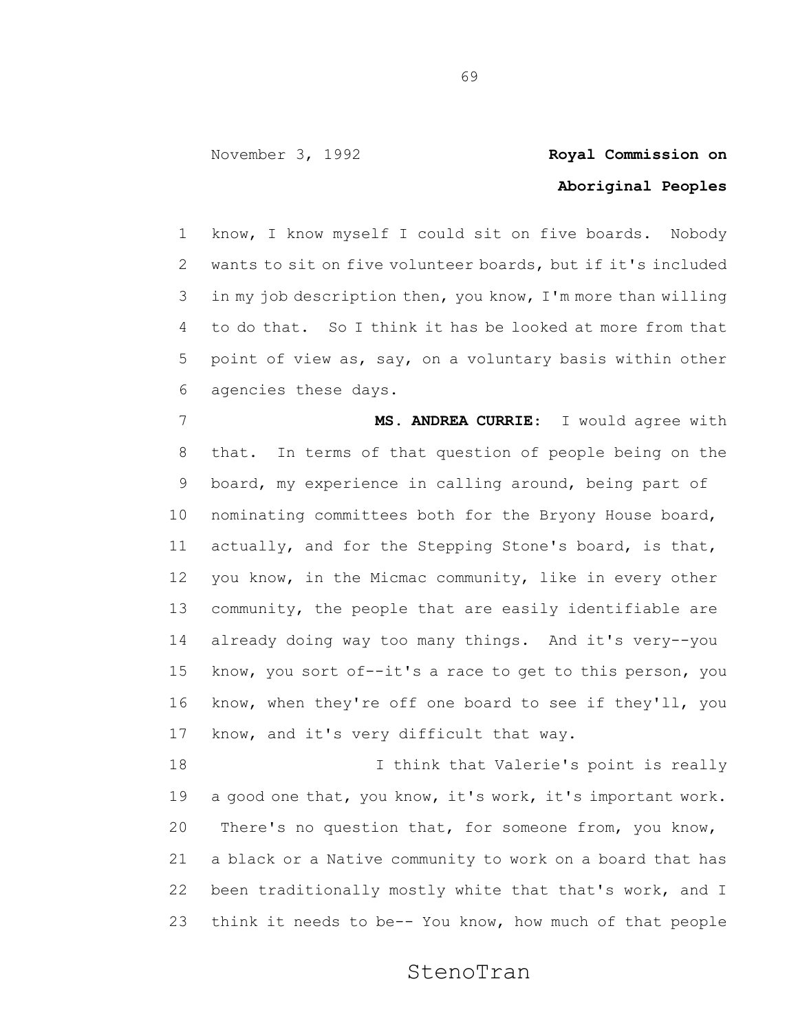know, I know myself I could sit on five boards. Nobody wants to sit on five volunteer boards, but if it's included in my job description then, you know, I'm more than willing to do that. So I think it has be looked at more from that point of view as, say, on a voluntary basis within other agencies these days.

**MS. ANDREA CURRIE:** I would agree with that. In terms of that question of people being on the board, my experience in calling around, being part of nominating committees both for the Bryony House board, actually, and for the Stepping Stone's board, is that, you know, in the Micmac community, like in every other community, the people that are easily identifiable are already doing way too many things. And it's very--you know, you sort of--it's a race to get to this person, you know, when they're off one board to see if they'll, you know, and it's very difficult that way.

I think that Valerie's point is really a good one that, you know, it's work, it's important work. There's no question that, for someone from, you know, a black or a Native community to work on a board that has been traditionally mostly white that that's work, and I think it needs to be-- You know, how much of that people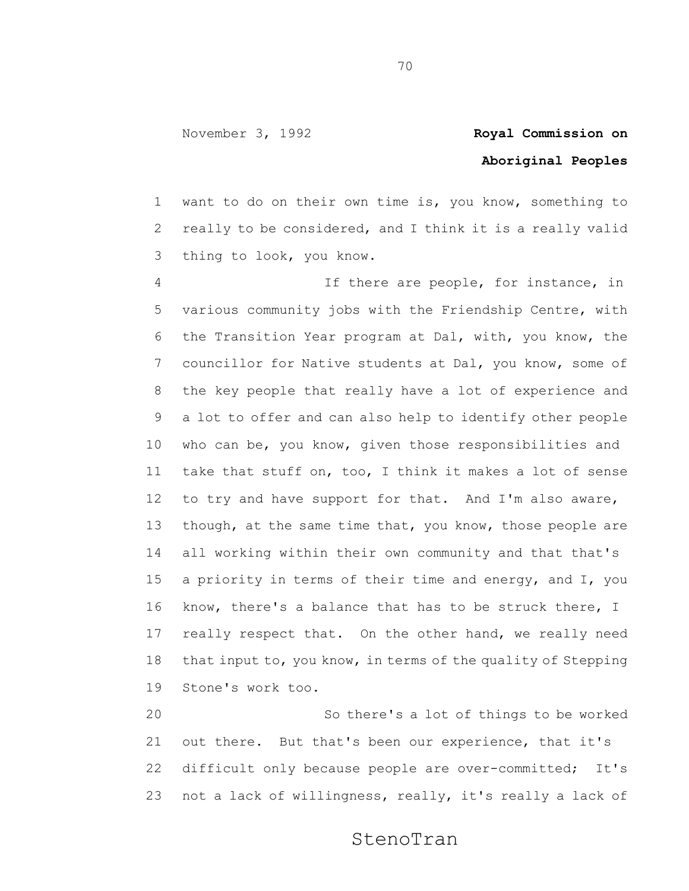want to do on their own time is, you know, something to really to be considered, and I think it is a really valid thing to look, you know.

If there are people, for instance, in various community jobs with the Friendship Centre, with the Transition Year program at Dal, with, you know, the councillor for Native students at Dal, you know, some of the key people that really have a lot of experience and a lot to offer and can also help to identify other people who can be, you know, given those responsibilities and take that stuff on, too, I think it makes a lot of sense to try and have support for that. And I'm also aware, though, at the same time that, you know, those people are all working within their own community and that that's a priority in terms of their time and energy, and I, you know, there's a balance that has to be struck there, I really respect that. On the other hand, we really need that input to, you know, in terms of the quality of Stepping Stone's work too.

So there's a lot of things to be worked out there. But that's been our experience, that it's difficult only because people are over-committed; It's not a lack of willingness, really, it's really a lack of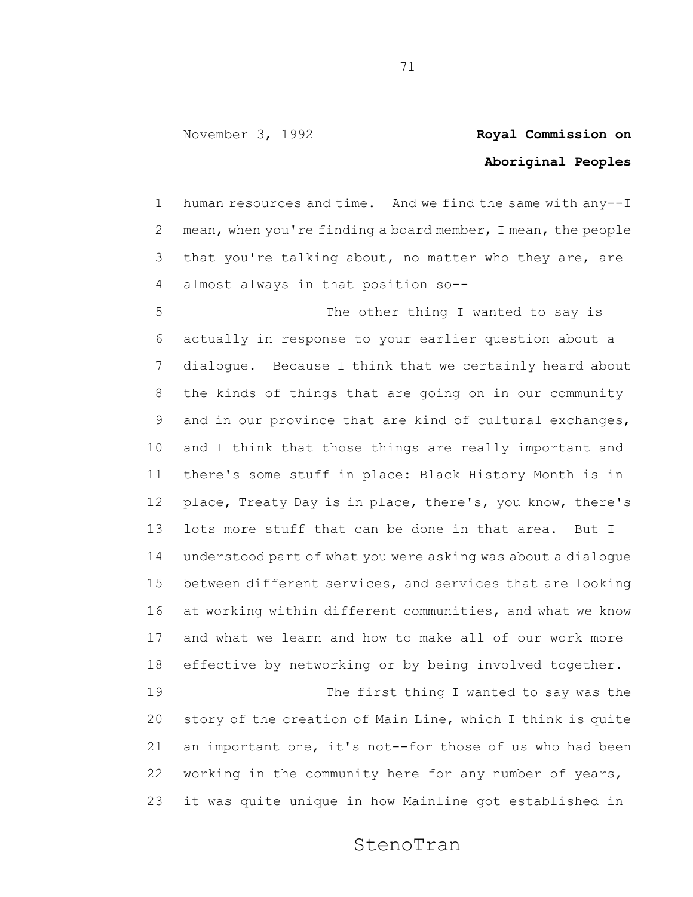human resources and time. And we find the same with any--I mean, when you're finding a board member, I mean, the people that you're talking about, no matter who they are, are almost always in that position so--

The other thing I wanted to say is actually in response to your earlier question about a dialogue. Because I think that we certainly heard about the kinds of things that are going on in our community and in our province that are kind of cultural exchanges, and I think that those things are really important and there's some stuff in place: Black History Month is in place, Treaty Day is in place, there's, you know, there's lots more stuff that can be done in that area. But I understood part of what you were asking was about a dialogue between different services, and services that are looking at working within different communities, and what we know and what we learn and how to make all of our work more effective by networking or by being involved together.

The first thing I wanted to say was the story of the creation of Main Line, which I think is quite an important one, it's not--for those of us who had been working in the community here for any number of years, it was quite unique in how Mainline got established in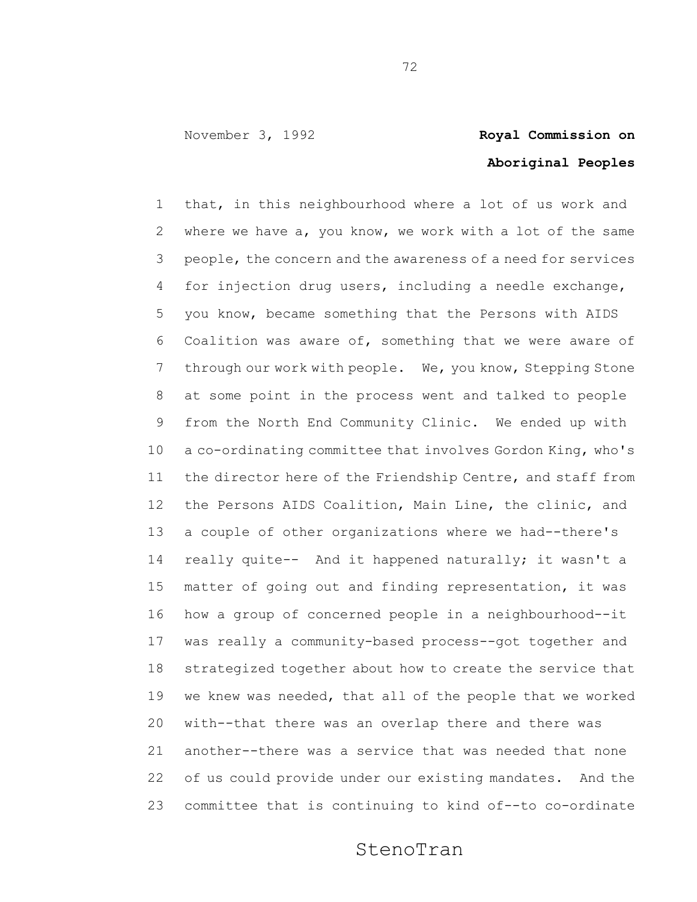that, in this neighbourhood where a lot of us work and where we have a, you know, we work with a lot of the same people, the concern and the awareness of a need for services for injection drug users, including a needle exchange, you know, became something that the Persons with AIDS Coalition was aware of, something that we were aware of through our work with people. We, you know, Stepping Stone at some point in the process went and talked to people from the North End Community Clinic. We ended up with a co-ordinating committee that involves Gordon King, who's the director here of the Friendship Centre, and staff from the Persons AIDS Coalition, Main Line, the clinic, and a couple of other organizations where we had--there's really quite-- And it happened naturally; it wasn't a matter of going out and finding representation, it was how a group of concerned people in a neighbourhood--it was really a community-based process--got together and strategized together about how to create the service that we knew was needed, that all of the people that we worked with--that there was an overlap there and there was another--there was a service that was needed that none of us could provide under our existing mandates. And the committee that is continuing to kind of--to co-ordinate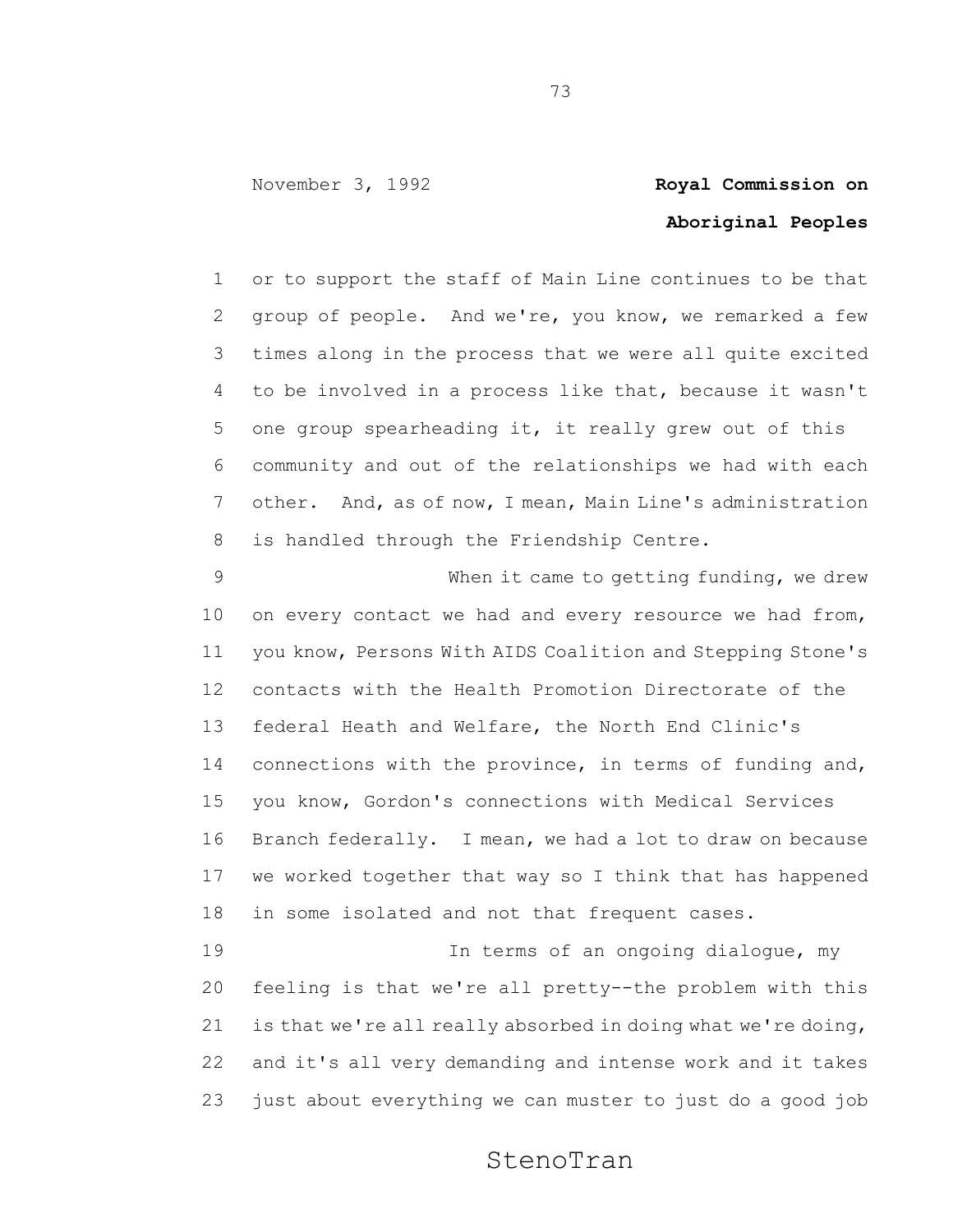or to support the staff of Main Line continues to be that group of people. And we're, you know, we remarked a few times along in the process that we were all quite excited to be involved in a process like that, because it wasn't one group spearheading it, it really grew out of this community and out of the relationships we had with each other. And, as of now, I mean, Main Line's administration is handled through the Friendship Centre.

When it came to getting funding, we drew on every contact we had and every resource we had from, you know, Persons With AIDS Coalition and Stepping Stone's contacts with the Health Promotion Directorate of the federal Heath and Welfare, the North End Clinic's connections with the province, in terms of funding and, you know, Gordon's connections with Medical Services Branch federally. I mean, we had a lot to draw on because we worked together that way so I think that has happened in some isolated and not that frequent cases.

In terms of an ongoing dialogue, my feeling is that we're all pretty--the problem with this is that we're all really absorbed in doing what we're doing, and it's all very demanding and intense work and it takes just about everything we can muster to just do a good job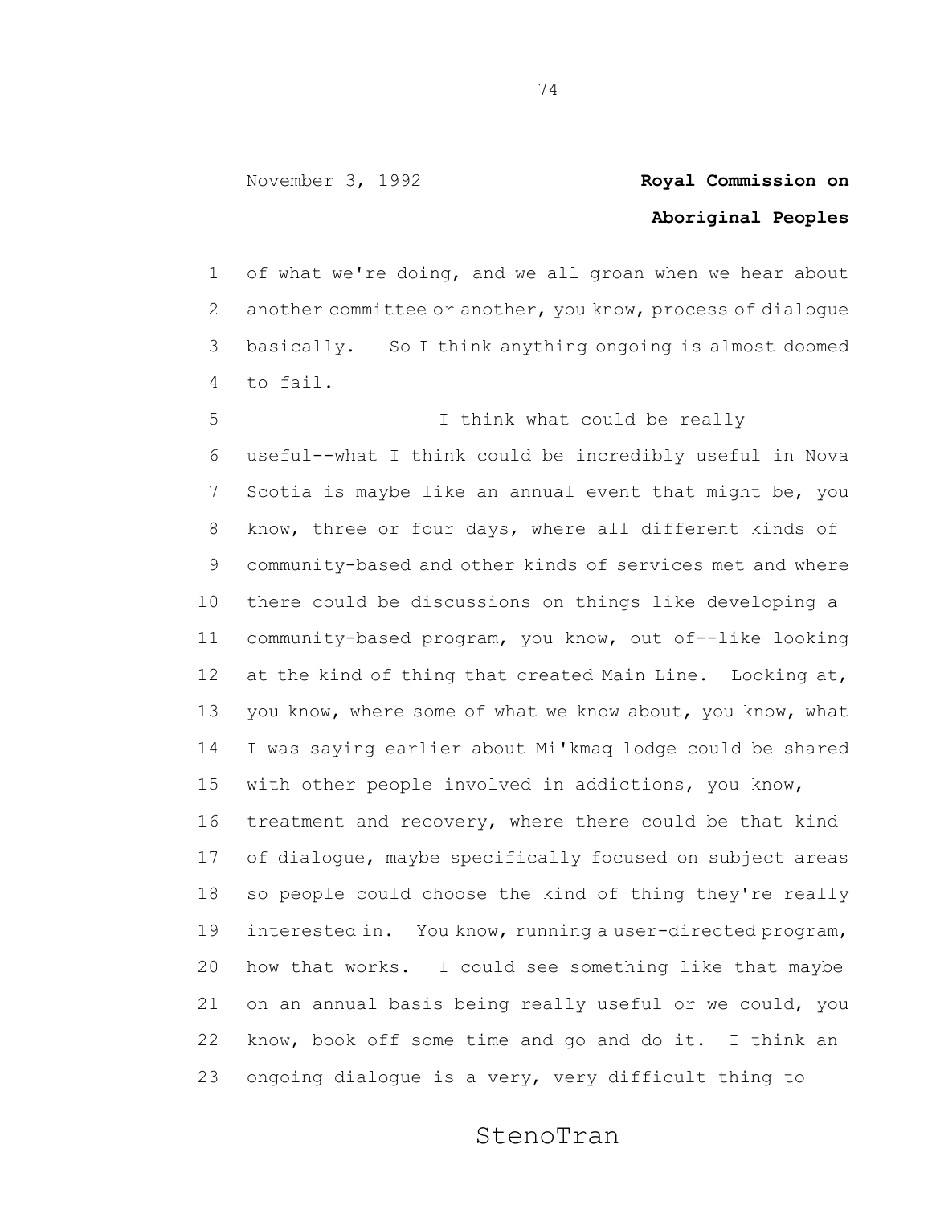of what we're doing, and we all groan when we hear about another committee or another, you know, process of dialogue basically. So I think anything ongoing is almost doomed to fail.

I think what could be really useful--what I think could be incredibly useful in Nova Scotia is maybe like an annual event that might be, you know, three or four days, where all different kinds of community-based and other kinds of services met and where there could be discussions on things like developing a community-based program, you know, out of--like looking at the kind of thing that created Main Line. Looking at, you know, where some of what we know about, you know, what I was saying earlier about Mi'kmaq lodge could be shared with other people involved in addictions, you know, treatment and recovery, where there could be that kind of dialogue, maybe specifically focused on subject areas so people could choose the kind of thing they're really interested in. You know, running a user-directed program, how that works. I could see something like that maybe on an annual basis being really useful or we could, you know, book off some time and go and do it. I think an ongoing dialogue is a very, very difficult thing to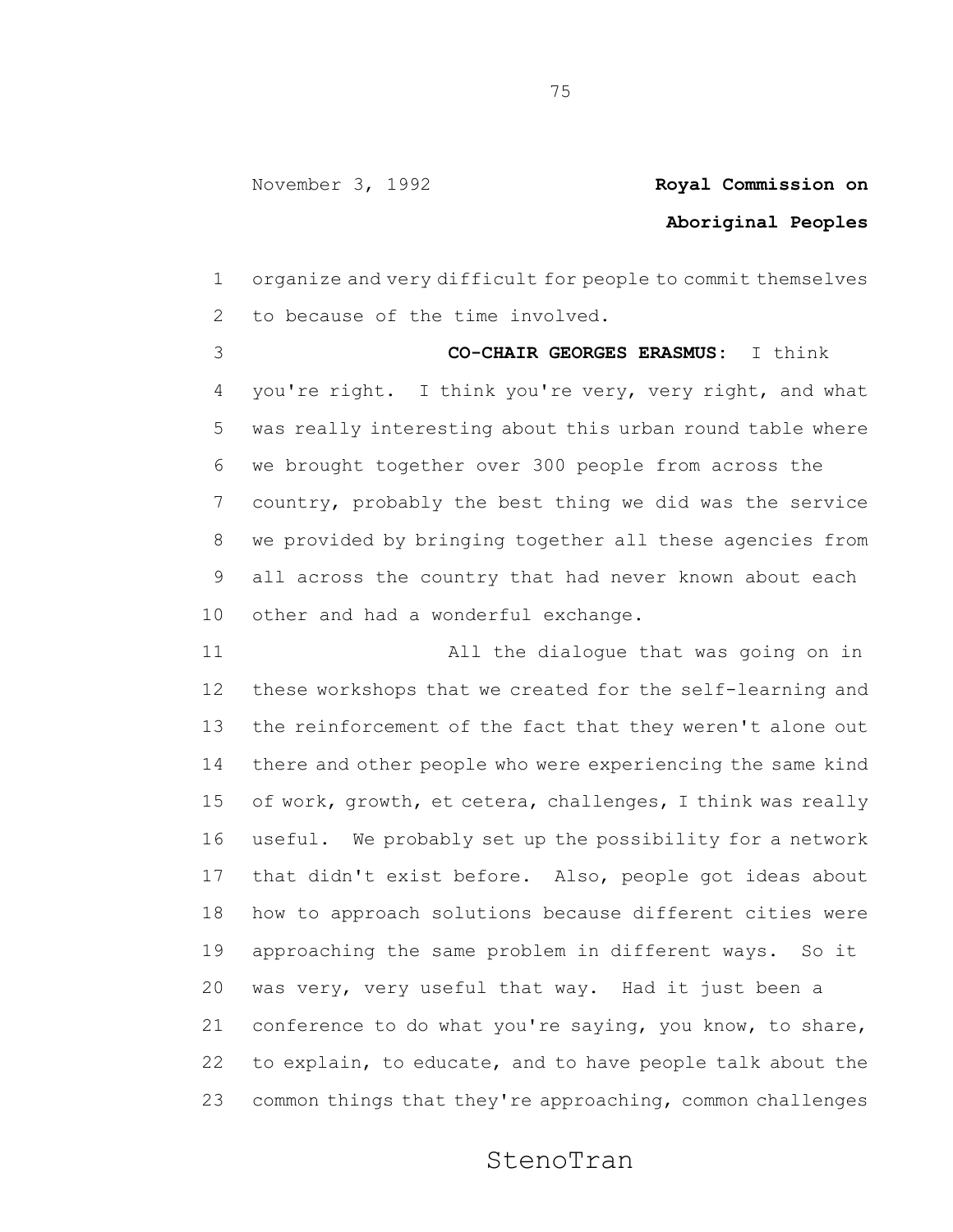organize and very difficult for people to commit themselves to because of the time involved.

**CO-CHAIR GEORGES ERASMUS:** I think you're right. I think you're very, very right, and what was really interesting about this urban round table where we brought together over 300 people from across the country, probably the best thing we did was the service we provided by bringing together all these agencies from all across the country that had never known about each other and had a wonderful exchange.

All the dialogue that was going on in these workshops that we created for the self-learning and the reinforcement of the fact that they weren't alone out there and other people who were experiencing the same kind of work, growth, et cetera, challenges, I think was really useful. We probably set up the possibility for a network that didn't exist before. Also, people got ideas about how to approach solutions because different cities were approaching the same problem in different ways. So it was very, very useful that way. Had it just been a conference to do what you're saying, you know, to share, to explain, to educate, and to have people talk about the common things that they're approaching, common challenges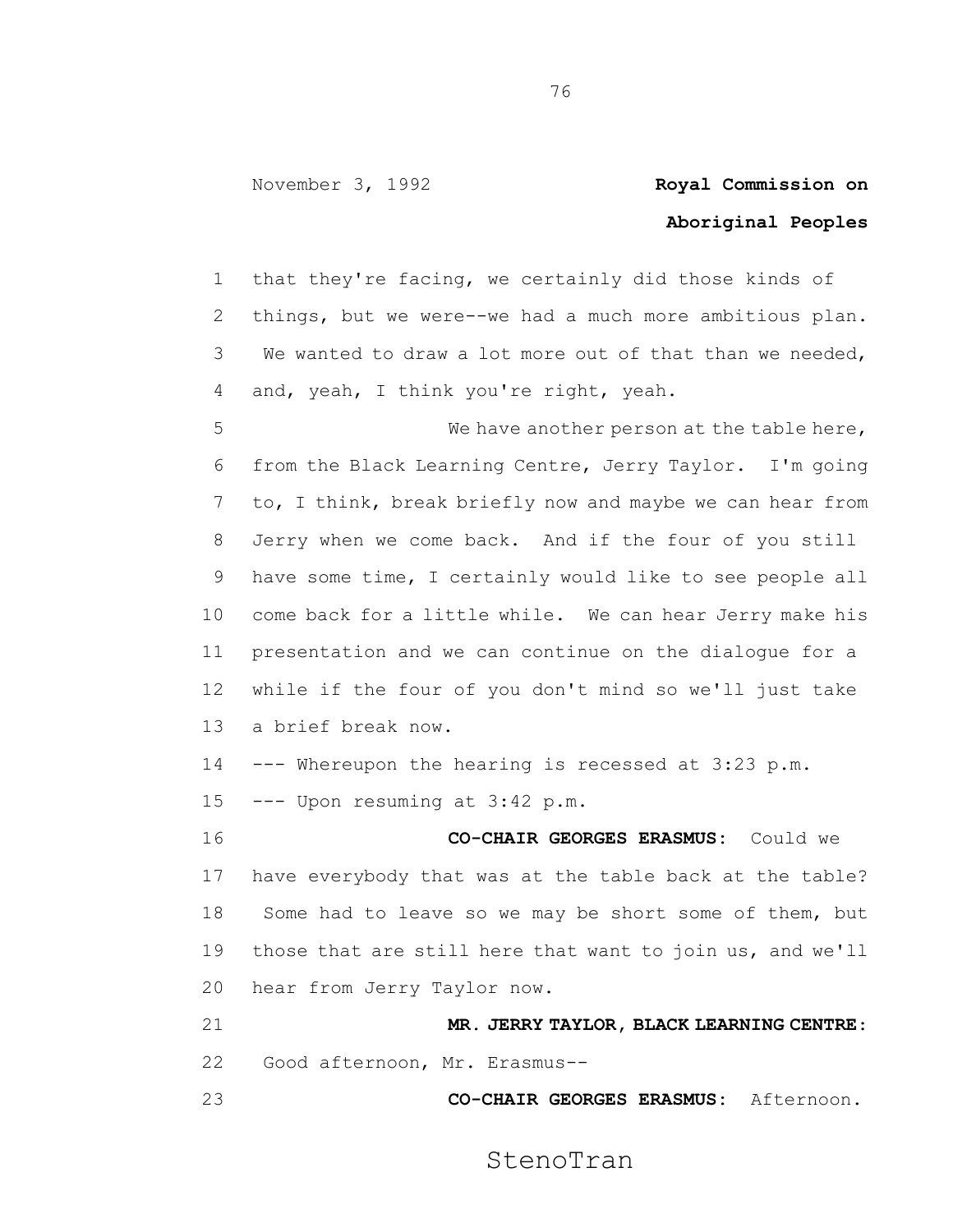that they're facing, we certainly did those kinds of things, but we were--we had a much more ambitious plan. We wanted to draw a lot more out of that than we needed, and, yeah, I think you're right, yeah.

We have another person at the table here, from the Black Learning Centre, Jerry Taylor. I'm going to, I think, break briefly now and maybe we can hear from Jerry when we come back. And if the four of you still have some time, I certainly would like to see people all come back for a little while. We can hear Jerry make his presentation and we can continue on the dialogue for a while if the four of you don't mind so we'll just take a brief break now.

--- Whereupon the hearing is recessed at 3:23 p.m.

--- Upon resuming at 3:42 p.m.

**CO-CHAIR GEORGES ERASMUS:** Could we have everybody that was at the table back at the table? Some had to leave so we may be short some of them, but those that are still here that want to join us, and we'll hear from Jerry Taylor now.

**MR. JERRY TAYLOR, BLACK LEARNING CENTRE:** Good afternoon, Mr. Erasmus--

**CO-CHAIR GEORGES ERASMUS:** Afternoon.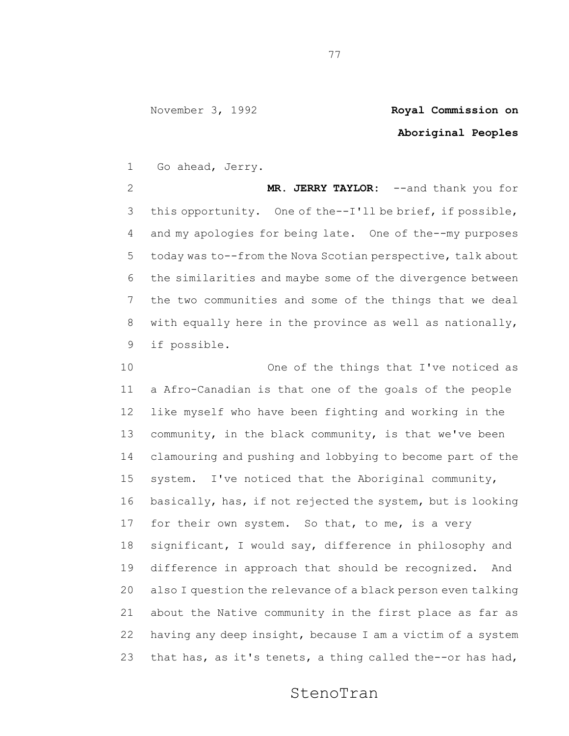Go ahead, Jerry.

**MR. JERRY TAYLOR:** --and thank you for this opportunity. One of the--I'll be brief, if possible, and my apologies for being late. One of the--my purposes today was to--from the Nova Scotian perspective, talk about the similarities and maybe some of the divergence between the two communities and some of the things that we deal with equally here in the province as well as nationally, if possible.

One of the things that I've noticed as a Afro-Canadian is that one of the goals of the people like myself who have been fighting and working in the community, in the black community, is that we've been clamouring and pushing and lobbying to become part of the system. I've noticed that the Aboriginal community, basically, has, if not rejected the system, but is looking for their own system. So that, to me, is a very significant, I would say, difference in philosophy and difference in approach that should be recognized. And also I question the relevance of a black person even talking about the Native community in the first place as far as having any deep insight, because I am a victim of a system that has, as it's tenets, a thing called the--or has had,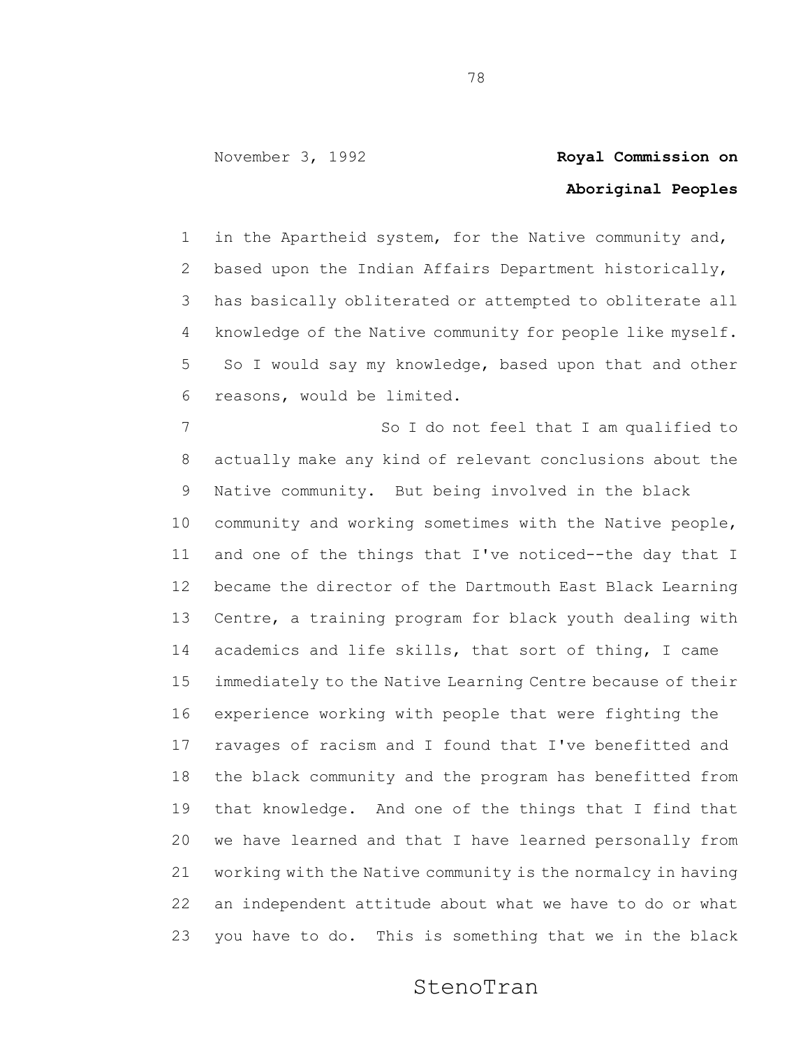in the Apartheid system, for the Native community and, based upon the Indian Affairs Department historically, has basically obliterated or attempted to obliterate all knowledge of the Native community for people like myself. So I would say my knowledge, based upon that and other reasons, would be limited.

So I do not feel that I am qualified to actually make any kind of relevant conclusions about the Native community. But being involved in the black community and working sometimes with the Native people, and one of the things that I've noticed--the day that I became the director of the Dartmouth East Black Learning Centre, a training program for black youth dealing with academics and life skills, that sort of thing, I came immediately to the Native Learning Centre because of their experience working with people that were fighting the ravages of racism and I found that I've benefitted and the black community and the program has benefitted from that knowledge. And one of the things that I find that we have learned and that I have learned personally from working with the Native community is the normalcy in having an independent attitude about what we have to do or what you have to do. This is something that we in the black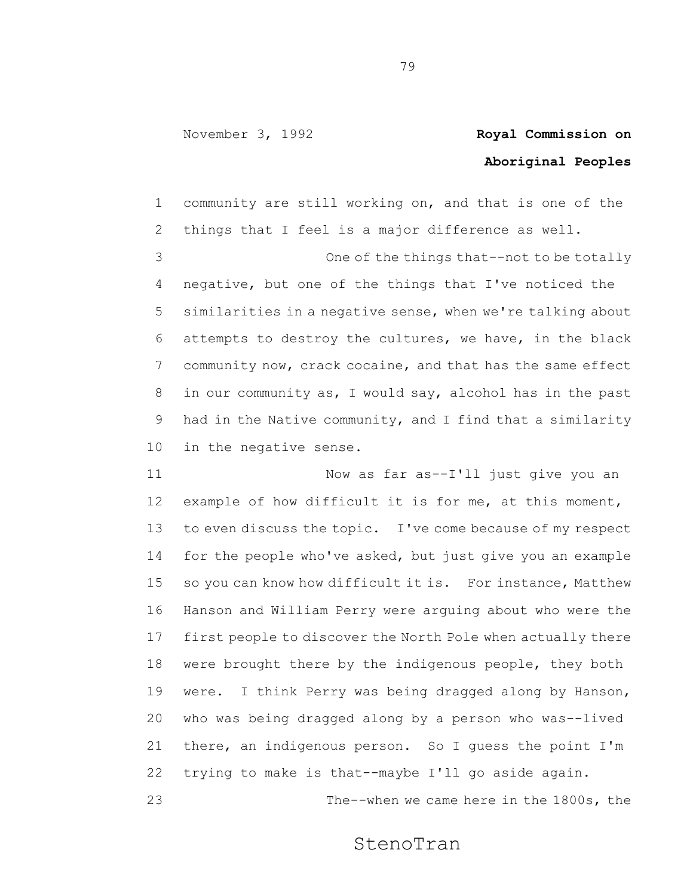community are still working on, and that is one of the things that I feel is a major difference as well.

One of the things that--not to be totally negative, but one of the things that I've noticed the similarities in a negative sense, when we're talking about attempts to destroy the cultures, we have, in the black community now, crack cocaine, and that has the same effect in our community as, I would say, alcohol has in the past had in the Native community, and I find that a similarity in the negative sense.

Now as far as--I'll just give you an example of how difficult it is for me, at this moment, to even discuss the topic. I've come because of my respect for the people who've asked, but just give you an example so you can know how difficult it is. For instance, Matthew Hanson and William Perry were arguing about who were the first people to discover the North Pole when actually there were brought there by the indigenous people, they both were. I think Perry was being dragged along by Hanson, who was being dragged along by a person who was--lived there, an indigenous person. So I guess the point I'm trying to make is that--maybe I'll go aside again.

The--when we came here in the 1800s, the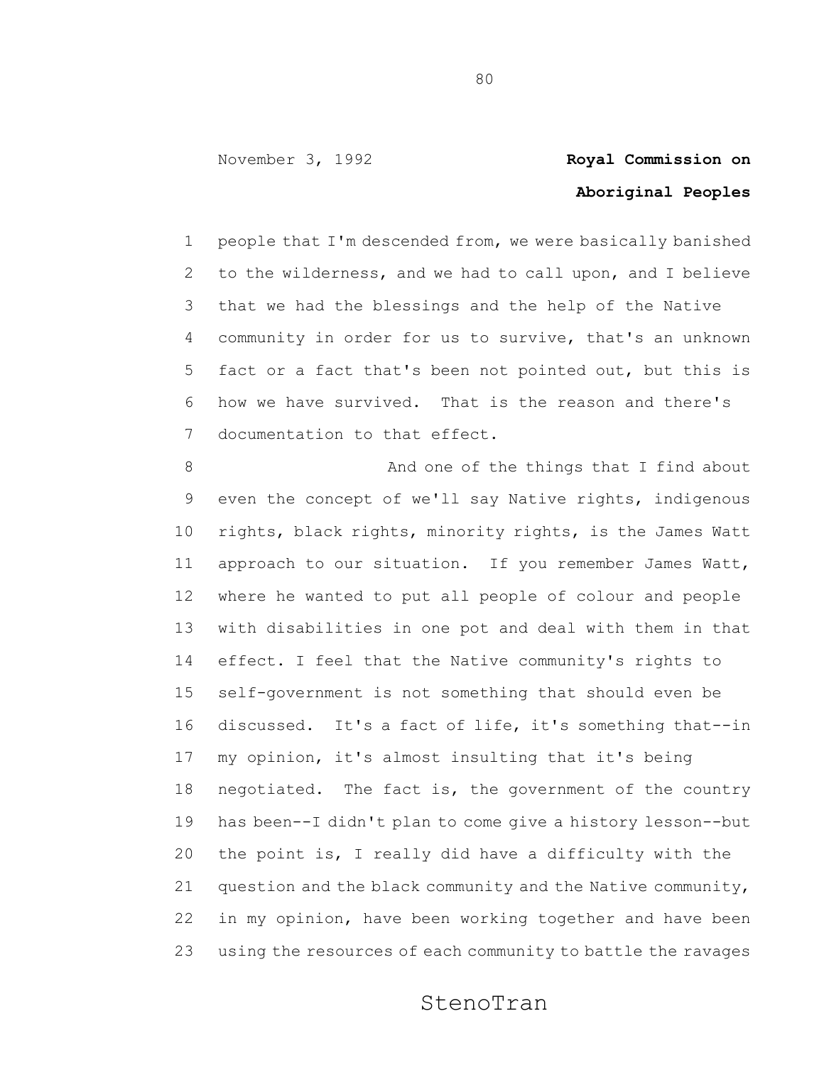people that I'm descended from, we were basically banished to the wilderness, and we had to call upon, and I believe that we had the blessings and the help of the Native community in order for us to survive, that's an unknown fact or a fact that's been not pointed out, but this is how we have survived. That is the reason and there's documentation to that effect.

And one of the things that I find about even the concept of we'll say Native rights, indigenous rights, black rights, minority rights, is the James Watt approach to our situation. If you remember James Watt, where he wanted to put all people of colour and people with disabilities in one pot and deal with them in that effect. I feel that the Native community's rights to self-government is not something that should even be discussed. It's a fact of life, it's something that--in my opinion, it's almost insulting that it's being negotiated. The fact is, the government of the country has been--I didn't plan to come give a history lesson--but the point is, I really did have a difficulty with the question and the black community and the Native community, in my opinion, have been working together and have been using the resources of each community to battle the ravages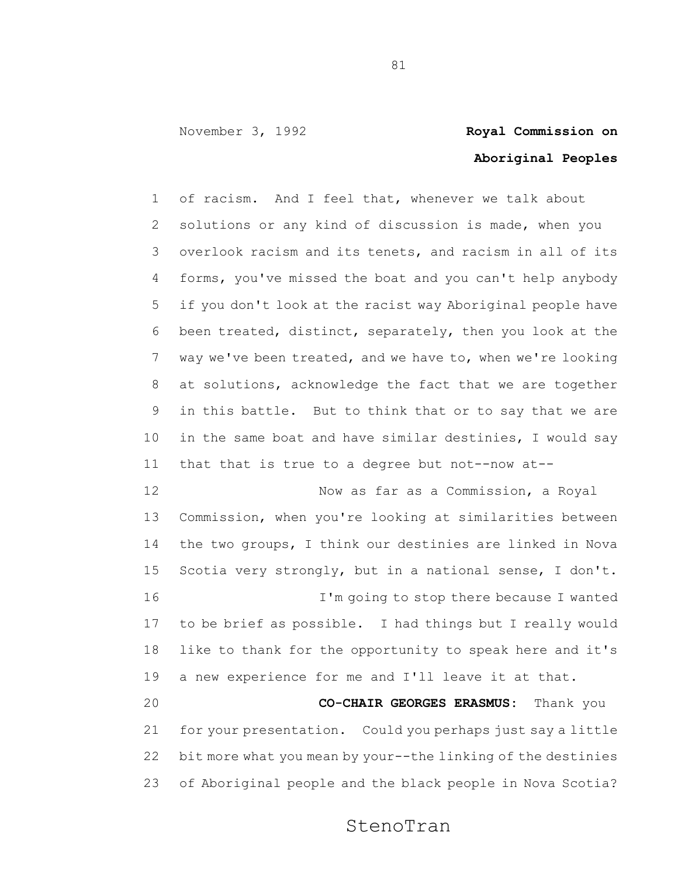of racism. And I feel that, whenever we talk about solutions or any kind of discussion is made, when you overlook racism and its tenets, and racism in all of its forms, you've missed the boat and you can't help anybody if you don't look at the racist way Aboriginal people have been treated, distinct, separately, then you look at the way we've been treated, and we have to, when we're looking at solutions, acknowledge the fact that we are together in this battle. But to think that or to say that we are in the same boat and have similar destinies, I would say that that is true to a degree but not--now at--

Now as far as a Commission, a Royal Commission, when you're looking at similarities between the two groups, I think our destinies are linked in Nova Scotia very strongly, but in a national sense, I don't.

I'm going to stop there because I wanted to be brief as possible. I had things but I really would like to thank for the opportunity to speak here and it's a new experience for me and I'll leave it at that.

**CO-CHAIR GEORGES ERASMUS:** Thank you for your presentation. Could you perhaps just say a little bit more what you mean by your--the linking of the destinies of Aboriginal people and the black people in Nova Scotia?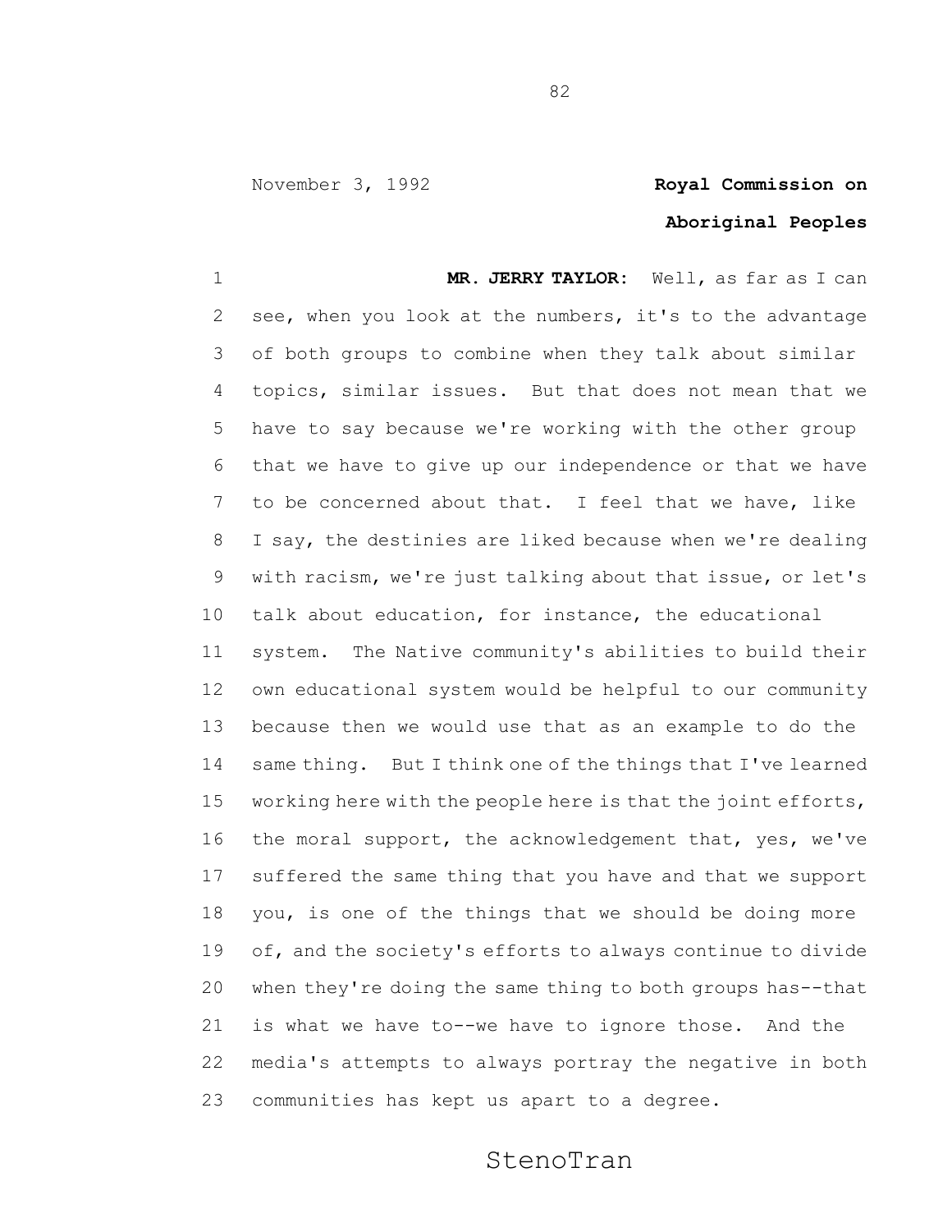November 3, 1992 **Royal Commission on Aboriginal Peoples**

**MR. JERRY TAYLOR:** Well, as far as I can see, when you look at the numbers, it's to the advantage of both groups to combine when they talk about similar topics, similar issues. But that does not mean that we have to say because we're working with the other group that we have to give up our independence or that we have to be concerned about that. I feel that we have, like I say, the destinies are liked because when we're dealing with racism, we're just talking about that issue, or let's talk about education, for instance, the educational system. The Native community's abilities to build their own educational system would be helpful to our community because then we would use that as an example to do the same thing. But I think one of the things that I've learned working here with the people here is that the joint efforts, the moral support, the acknowledgement that, yes, we've suffered the same thing that you have and that we support you, is one of the things that we should be doing more of, and the society's efforts to always continue to divide when they're doing the same thing to both groups has--that is what we have to--we have to ignore those. And the media's attempts to always portray the negative in both communities has kept us apart to a degree.

StenoTran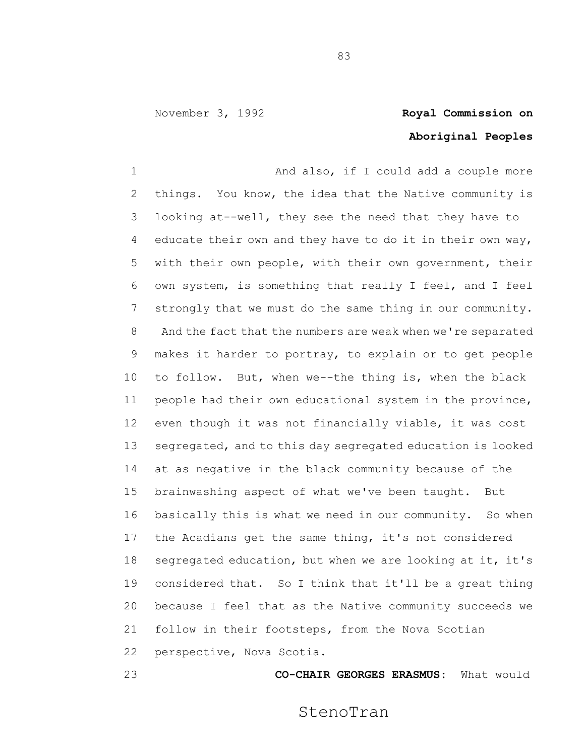And also, if I could add a couple more things. You know, the idea that the Native community is looking at--well, they see the need that they have to educate their own and they have to do it in their own way, with their own people, with their own government, their own system, is something that really I feel, and I feel strongly that we must do the same thing in our community. And the fact that the numbers are weak when we're separated makes it harder to portray, to explain or to get people to follow. But, when we--the thing is, when the black people had their own educational system in the province, even though it was not financially viable, it was cost segregated, and to this day segregated education is looked at as negative in the black community because of the brainwashing aspect of what we've been taught. But basically this is what we need in our community. So when the Acadians get the same thing, it's not considered segregated education, but when we are looking at it, it's considered that. So I think that it'll be a great thing because I feel that as the Native community succeeds we follow in their footsteps, from the Nova Scotian perspective, Nova Scotia.

**CO-CHAIR GEORGES ERASMUS:** What would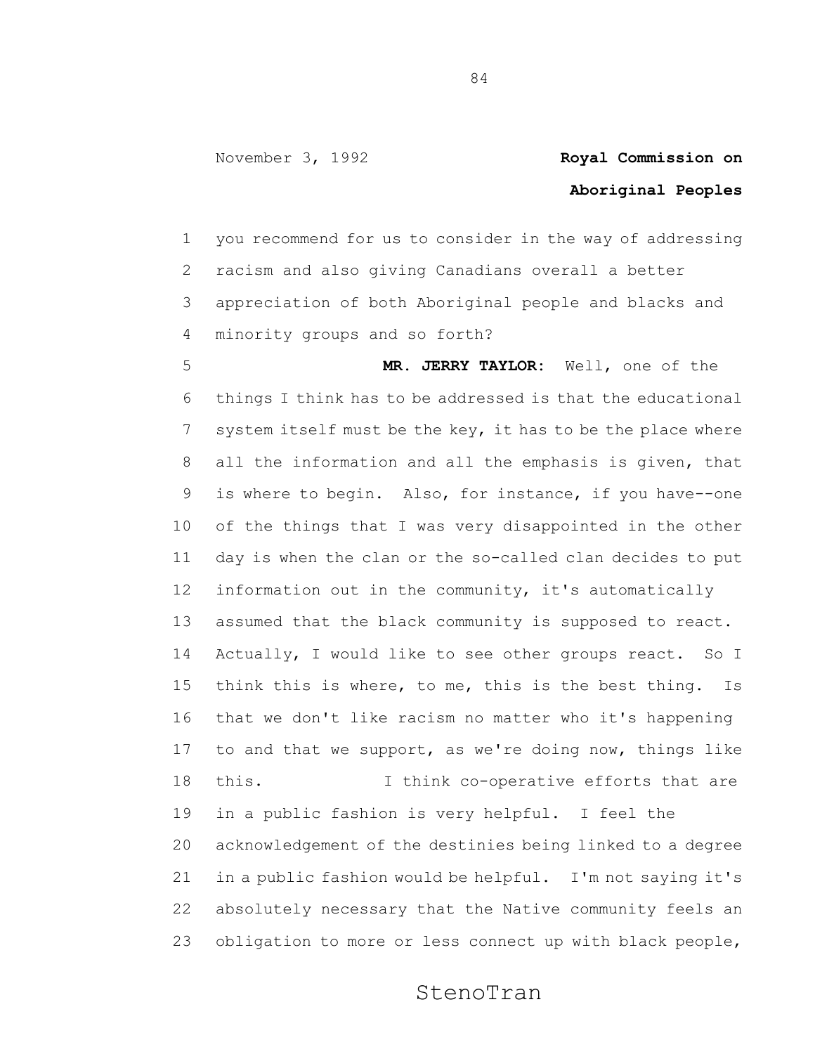you recommend for us to consider in the way of addressing racism and also giving Canadians overall a better appreciation of both Aboriginal people and blacks and minority groups and so forth?

**MR. JERRY TAYLOR:** Well, one of the things I think has to be addressed is that the educational system itself must be the key, it has to be the place where all the information and all the emphasis is given, that is where to begin. Also, for instance, if you have--one of the things that I was very disappointed in the other day is when the clan or the so-called clan decides to put information out in the community, it's automatically assumed that the black community is supposed to react. Actually, I would like to see other groups react. So I think this is where, to me, this is the best thing. Is that we don't like racism no matter who it's happening to and that we support, as we're doing now, things like this.

I think co-operative efforts that are in a public fashion is very helpful. I feel the acknowledgement of the destinies being linked to a degree in a public fashion would be helpful. I'm not saying it's absolutely necessary that the Native community feels an obligation to more or less connect up with black people,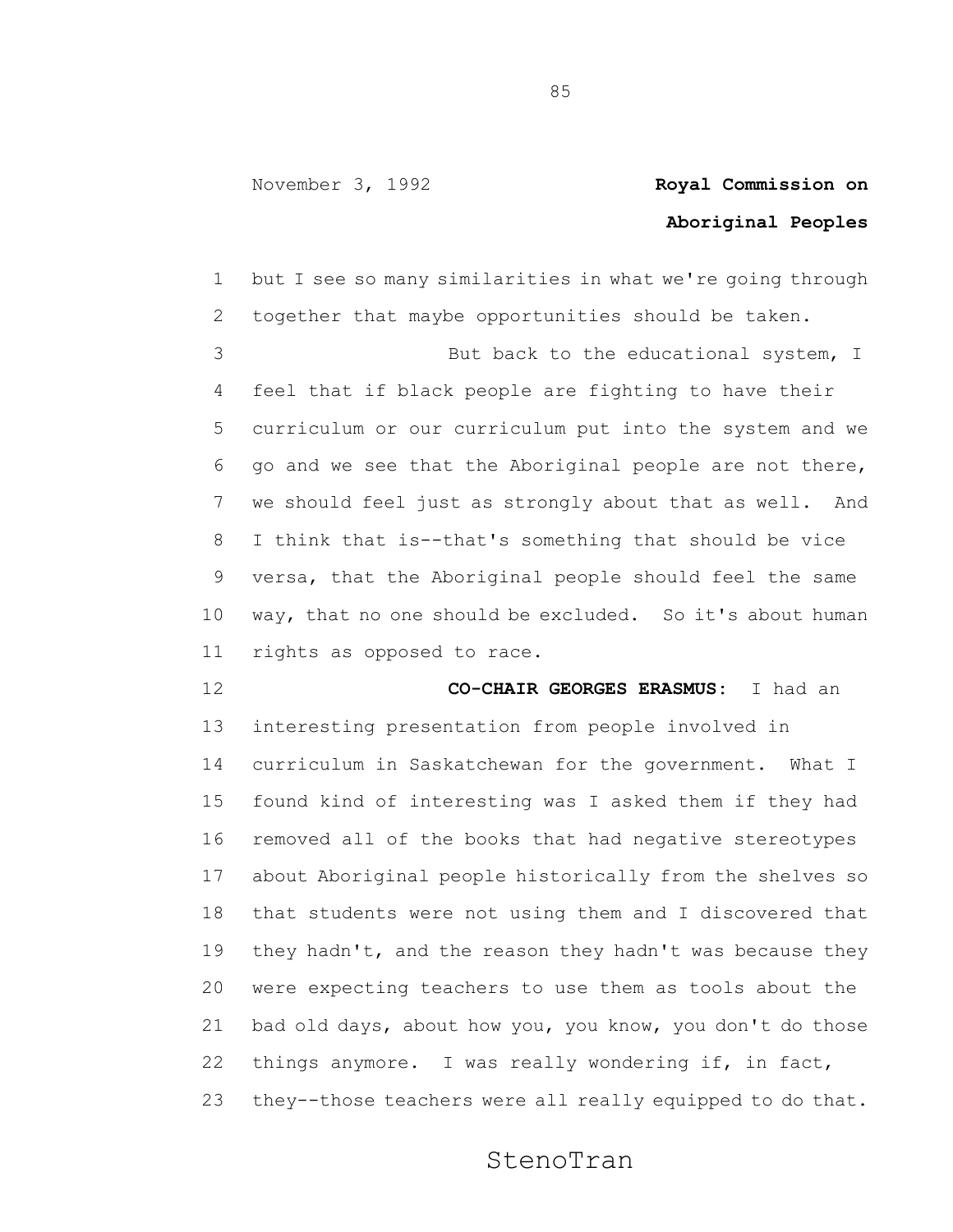but I see so many similarities in what we're going through together that maybe opportunities should be taken.

But back to the educational system, I feel that if black people are fighting to have their curriculum or our curriculum put into the system and we go and we see that the Aboriginal people are not there, we should feel just as strongly about that as well. And I think that is--that's something that should be vice versa, that the Aboriginal people should feel the same way, that no one should be excluded. So it's about human rights as opposed to race.

**CO-CHAIR GEORGES ERASMUS:** I had an interesting presentation from people involved in curriculum in Saskatchewan for the government. What I found kind of interesting was I asked them if they had removed all of the books that had negative stereotypes about Aboriginal people historically from the shelves so that students were not using them and I discovered that they hadn't, and the reason they hadn't was because they were expecting teachers to use them as tools about the bad old days, about how you, you know, you don't do those things anymore. I was really wondering if, in fact, they--those teachers were all really equipped to do that.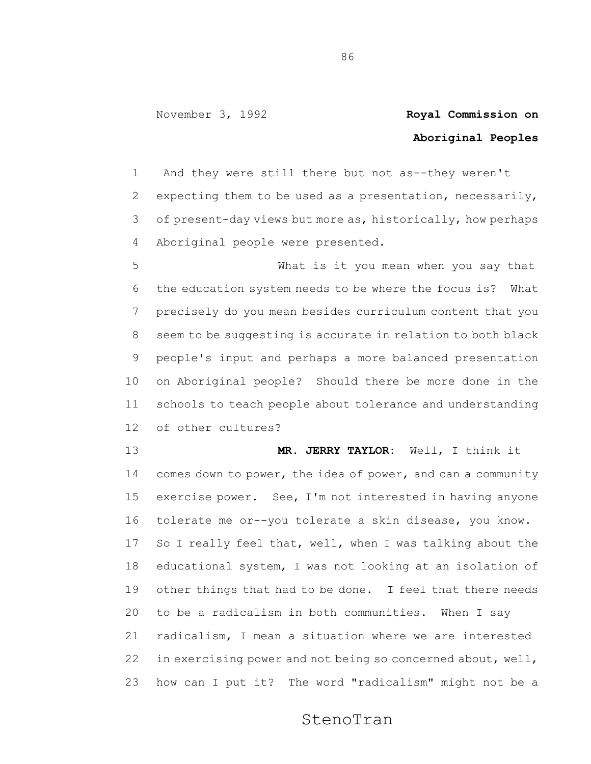And they were still there but not as--they weren't expecting them to be used as a presentation, necessarily, of present-day views but more as, historically, how perhaps Aboriginal people were presented.

What is it you mean when you say that the education system needs to be where the focus is? What precisely do you mean besides curriculum content that you seem to be suggesting is accurate in relation to both black people's input and perhaps a more balanced presentation on Aboriginal people? Should there be more done in the schools to teach people about tolerance and understanding of other cultures?

**MR. JERRY TAYLOR:** Well, I think it comes down to power, the idea of power, and can a community exercise power. See, I'm not interested in having anyone tolerate me or--you tolerate a skin disease, you know. So I really feel that, well, when I was talking about the educational system, I was not looking at an isolation of other things that had to be done. I feel that there needs to be a radicalism in both communities. When I say radicalism, I mean a situation where we are interested in exercising power and not being so concerned about, well, how can I put it? The word "radicalism" might not be a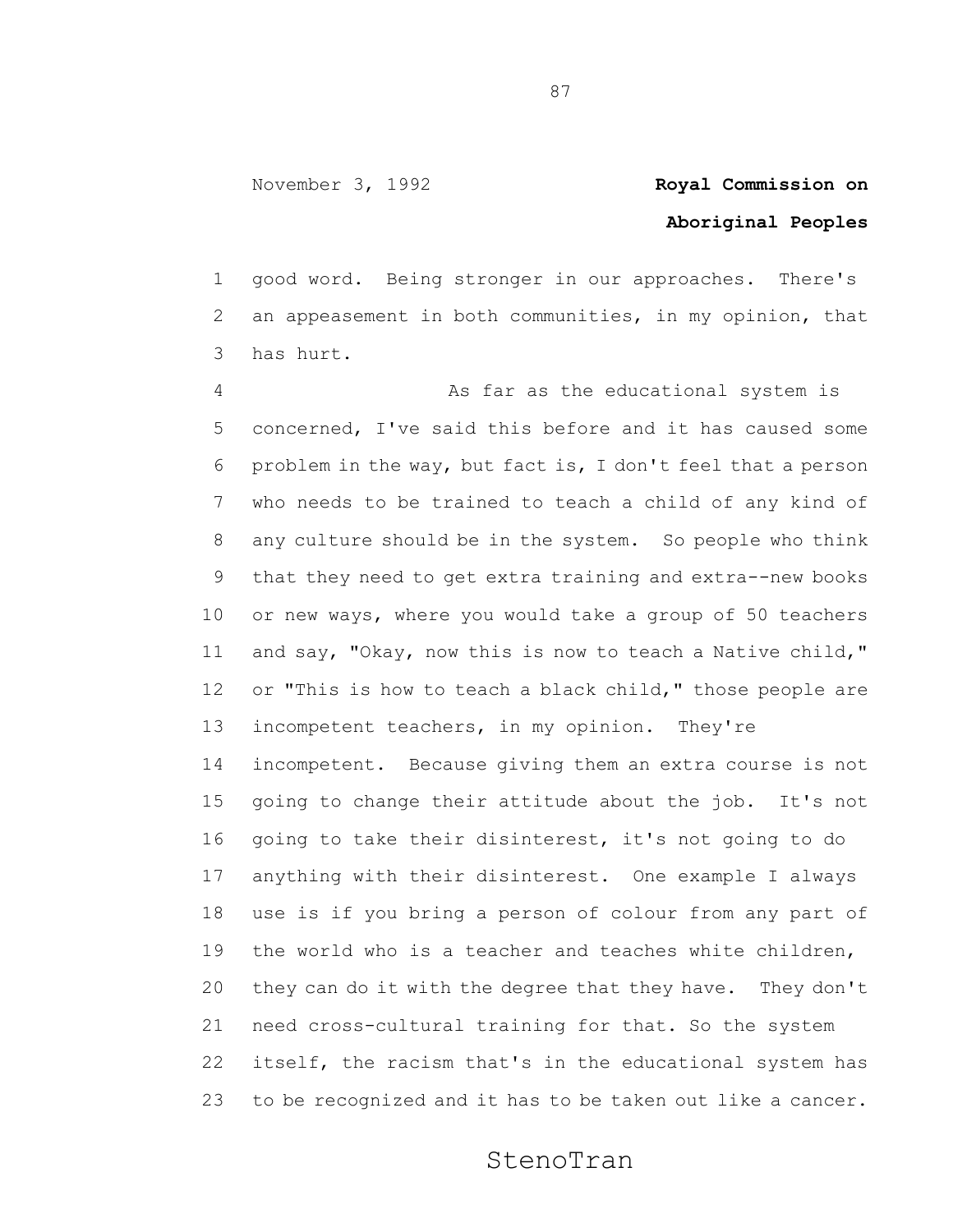good word. Being stronger in our approaches. There's an appeasement in both communities, in my opinion, that has hurt.

As far as the educational system is concerned, I've said this before and it has caused some problem in the way, but fact is, I don't feel that a person who needs to be trained to teach a child of any kind of any culture should be in the system. So people who think that they need to get extra training and extra--new books or new ways, where you would take a group of 50 teachers and say, "Okay, now this is now to teach a Native child," or "This is how to teach a black child," those people are incompetent teachers, in my opinion. They're incompetent. Because giving them an extra course is not going to change their attitude about the job. It's not going to take their disinterest, it's not going to do anything with their disinterest. One example I always use is if you bring a person of colour from any part of the world who is a teacher and teaches white children, they can do it with the degree that they have. They don't need cross-cultural training for that. So the system itself, the racism that's in the educational system has to be recognized and it has to be taken out like a cancer.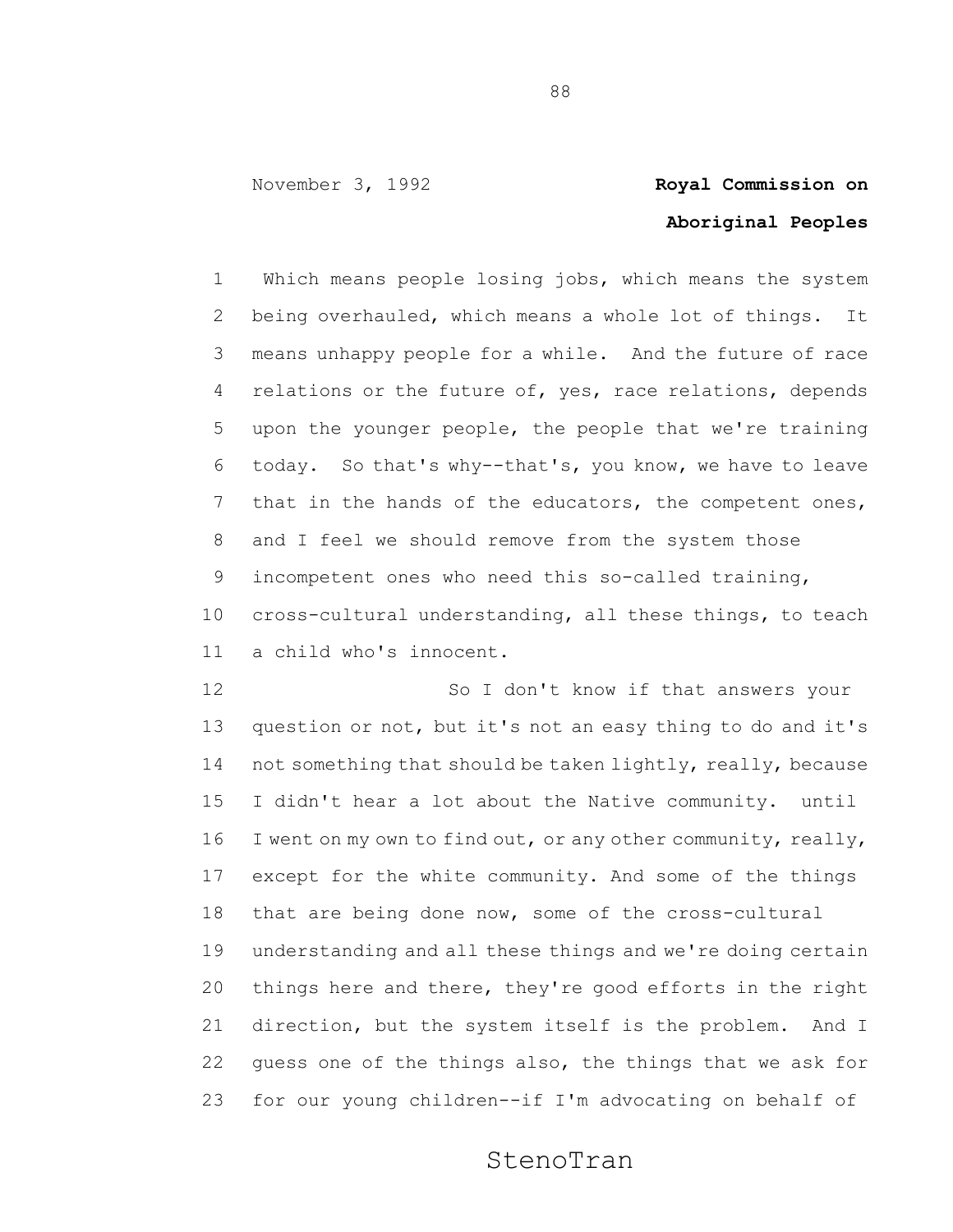Which means people losing jobs, which means the system being overhauled, which means a whole lot of things. It means unhappy people for a while. And the future of race relations or the future of, yes, race relations, depends upon the younger people, the people that we're training today. So that's why--that's, you know, we have to leave that in the hands of the educators, the competent ones, and I feel we should remove from the system those incompetent ones who need this so-called training, cross-cultural understanding, all these things, to teach a child who's innocent.

So I don't know if that answers your question or not, but it's not an easy thing to do and it's not something that should be taken lightly, really, because I didn't hear a lot about the Native community. until I went on my own to find out, or any other community, really, except for the white community. And some of the things that are being done now, some of the cross-cultural understanding and all these things and we're doing certain things here and there, they're good efforts in the right direction, but the system itself is the problem. And I guess one of the things also, the things that we ask for for our young children--if I'm advocating on behalf of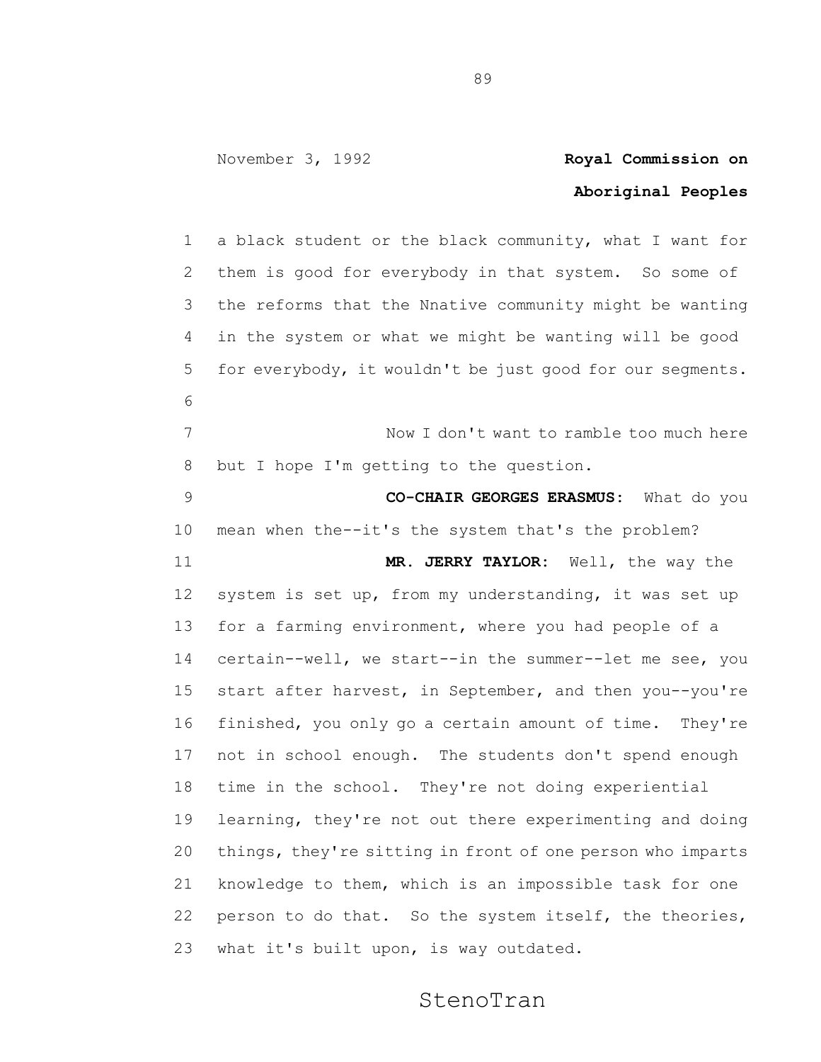a black student or the black community, what I want for them is good for everybody in that system. So some of the reforms that the Nnative community might be wanting in the system or what we might be wanting will be good for everybody, it wouldn't be just good for our segments.

Now I don't want to ramble too much here but I hope I'm getting to the question.

**CO-CHAIR GEORGES ERASMUS:** What do you mean when the--it's the system that's the problem?

**MR. JERRY TAYLOR:** Well, the way the system is set up, from my understanding, it was set up for a farming environment, where you had people of a certain--well, we start--in the summer--let me see, you start after harvest, in September, and then you--you're finished, you only go a certain amount of time. They're not in school enough. The students don't spend enough time in the school. They're not doing experiential learning, they're not out there experimenting and doing things, they're sitting in front of one person who imparts knowledge to them, which is an impossible task for one person to do that. So the system itself, the theories, what it's built upon, is way outdated.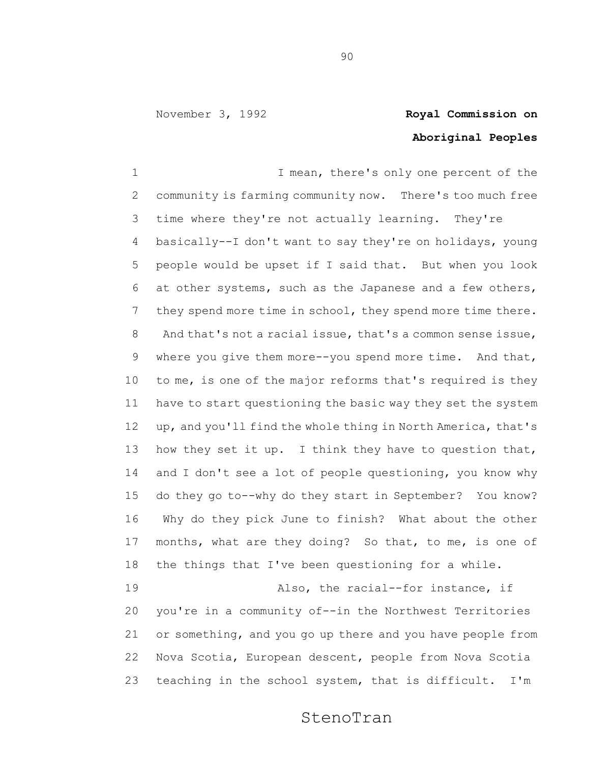I mean, there's only one percent of the community is farming community now. There's too much free time where they're not actually learning. They're basically--I don't want to say they're on holidays, young people would be upset if I said that. But when you look at other systems, such as the Japanese and a few others, they spend more time in school, they spend more time there. And that's not a racial issue, that's a common sense issue, where you give them more--you spend more time. And that, to me, is one of the major reforms that's required is they have to start questioning the basic way they set the system up, and you'll find the whole thing in North America, that's how they set it up. I think they have to question that, and I don't see a lot of people questioning, you know why do they go to--why do they start in September? You know? Why do they pick June to finish? What about the other months, what are they doing? So that, to me, is one of the things that I've been questioning for a while.

Also, the racial--for instance, if you're in a community of--in the Northwest Territories or something, and you go up there and you have people from Nova Scotia, European descent, people from Nova Scotia teaching in the school system, that is difficult. I'm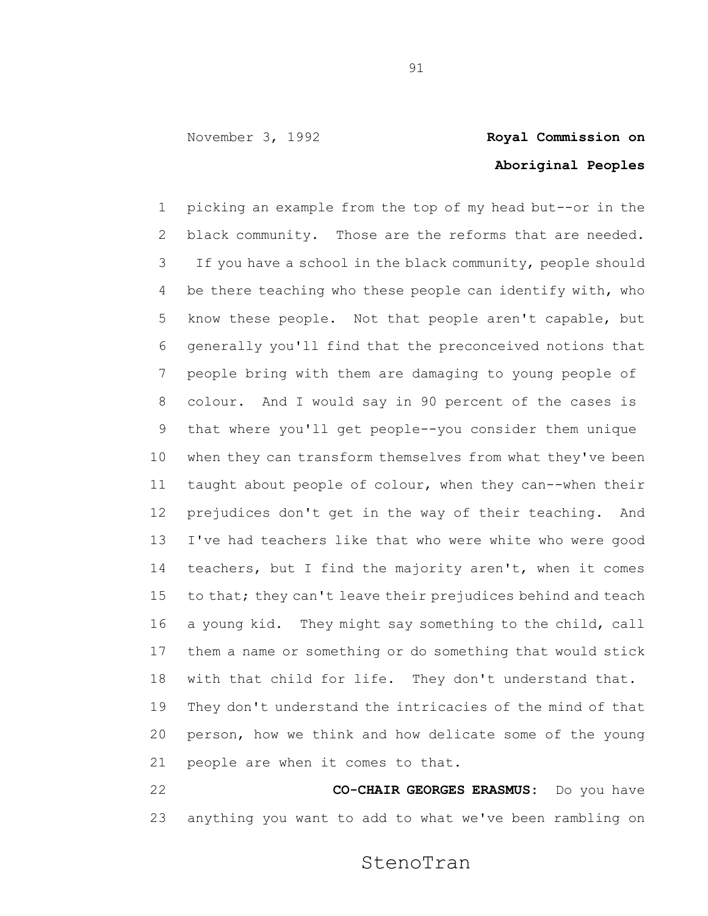picking an example from the top of my head but--or in the black community. Those are the reforms that are needed. If you have a school in the black community, people should be there teaching who these people can identify with, who know these people. Not that people aren't capable, but generally you'll find that the preconceived notions that people bring with them are damaging to young people of colour. And I would say in 90 percent of the cases is that where you'll get people--you consider them unique when they can transform themselves from what they've been taught about people of colour, when they can--when their prejudices don't get in the way of their teaching. And I've had teachers like that who were white who were good teachers, but I find the majority aren't, when it comes to that; they can't leave their prejudices behind and teach a young kid. They might say something to the child, call them a name or something or do something that would stick with that child for life. They don't understand that. They don't understand the intricacies of the mind of that person, how we think and how delicate some of the young people are when it comes to that.

**CO-CHAIR GEORGES ERASMUS:** Do you have anything you want to add to what we've been rambling on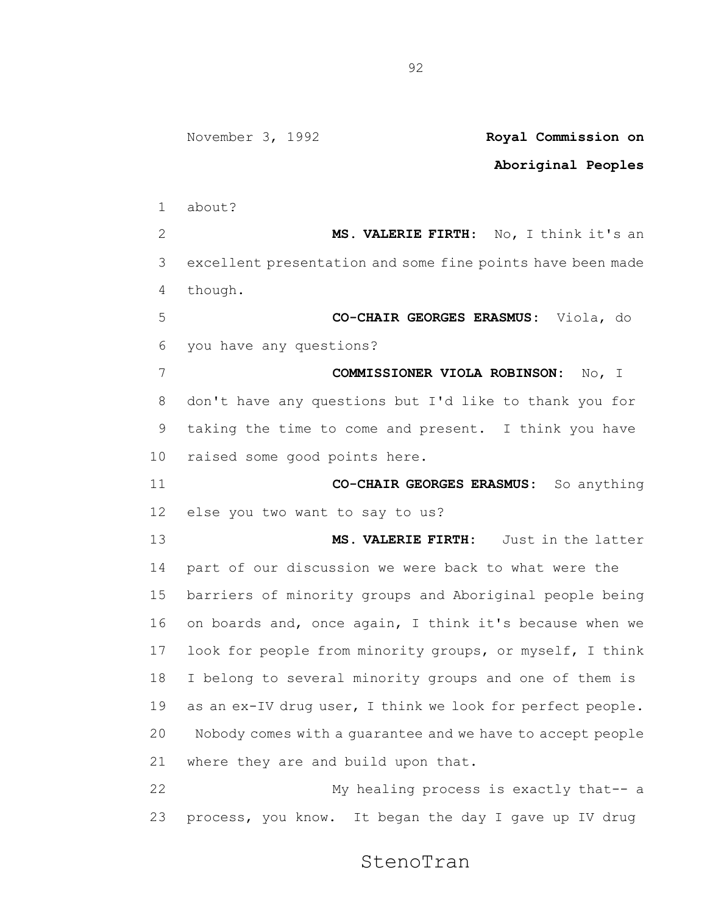about?

**MS. VALERIE FIRTH:** No, I think it's an excellent presentation and some fine points have been made though.

**CO-CHAIR GEORGES ERASMUS:** Viola, do you have any questions?

**COMMISSIONER VIOLA ROBINSON:** No, I don't have any questions but I'd like to thank you for taking the time to come and present. I think you have raised some good points here.

**CO-CHAIR GEORGES ERASMUS:** So anything else you two want to say to us?

**MS. VALERIE FIRTH:** Just in the latter part of our discussion we were back to what were the barriers of minority groups and Aboriginal people being on boards and, once again, I think it's because when we look for people from minority groups, or myself, I think I belong to several minority groups and one of them is as an ex-IV drug user, I think we look for perfect people. Nobody comes with a guarantee and we have to accept people where they are and build upon that.

My healing process is exactly that-- a process, you know. It began the day I gave up IV drug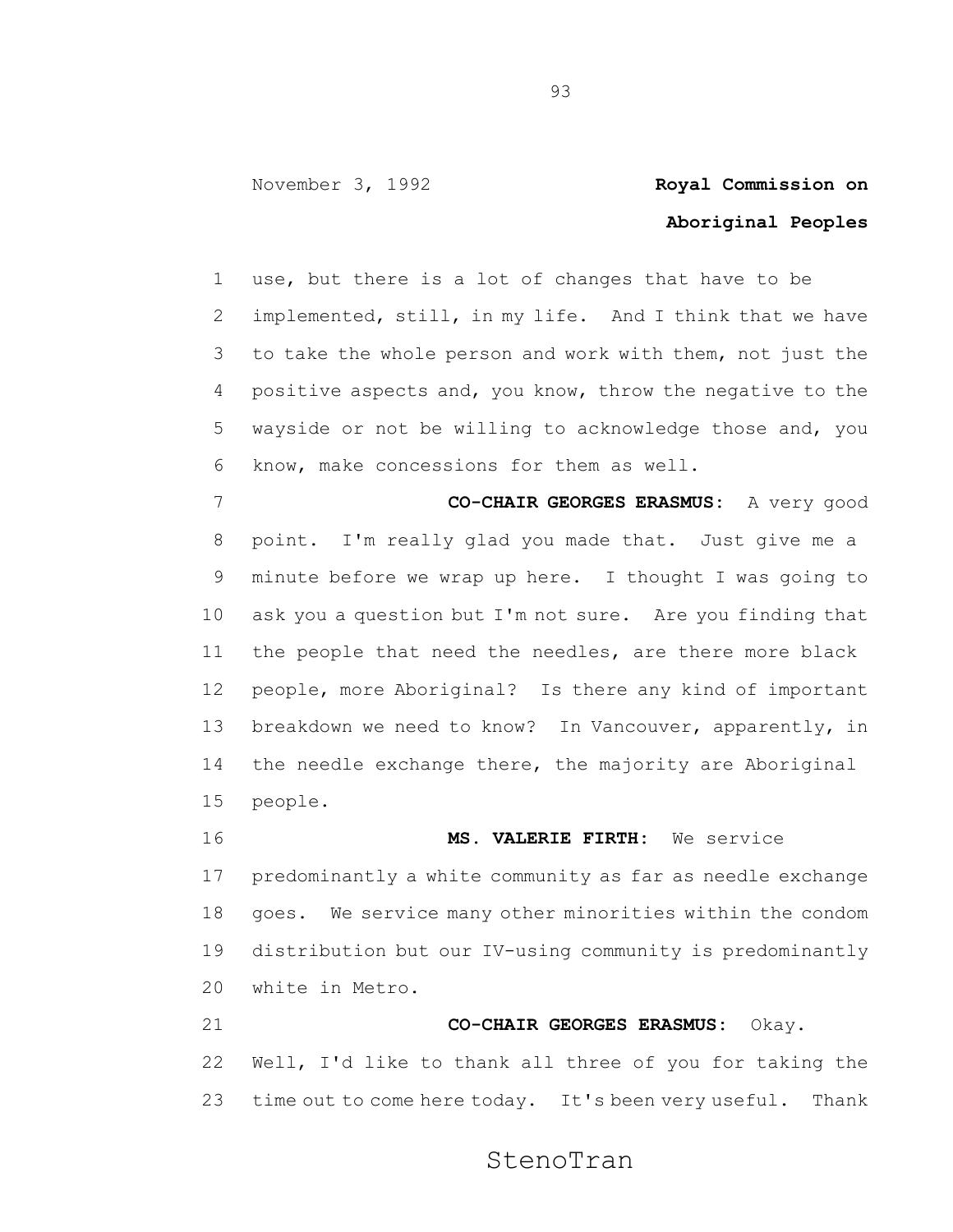use, but there is a lot of changes that have to be implemented, still, in my life. And I think that we have to take the whole person and work with them, not just the positive aspects and, you know, throw the negative to the wayside or not be willing to acknowledge those and, you know, make concessions for them as well.

**CO-CHAIR GEORGES ERASMUS:** A very good point. I'm really glad you made that. Just give me a minute before we wrap up here. I thought I was going to ask you a question but I'm not sure. Are you finding that the people that need the needles, are there more black people, more Aboriginal? Is there any kind of important breakdown we need to know? In Vancouver, apparently, in the needle exchange there, the majority are Aboriginal people.

**MS. VALERIE FIRTH:** We service predominantly a white community as far as needle exchange goes. We service many other minorities within the condom distribution but our IV-using community is predominantly white in Metro.

**CO-CHAIR GEORGES ERASMUS:** Okay. Well, I'd like to thank all three of you for taking the time out to come here today. It's been very useful. Thank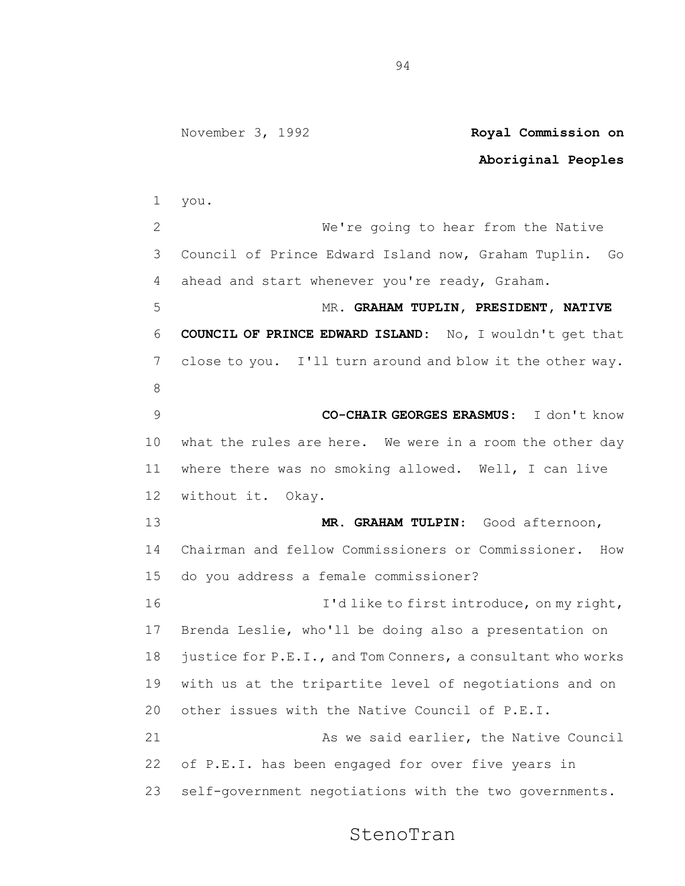you.

We're going to hear from the Native Council of Prince Edward Island now, Graham Tuplin. Go ahead and start whenever you're ready, Graham.

MR. **GRAHAM TUPLIN, PRESIDENT, NATIVE COUNCIL OF PRINCE EDWARD ISLAND:** No, I wouldn't get that close to you. I'll turn around and blow it the other way.

**CO-CHAIR GEORGES ERASMUS:** I don't know what the rules are here. We were in a room the other day where there was no smoking allowed. Well, I can live without it. Okay.

**MR. GRAHAM TULPIN:** Good afternoon, Chairman and fellow Commissioners or Commissioner. How do you address a female commissioner?

I'd like to first introduce, on my right, Brenda Leslie, who'll be doing also a presentation on justice for P.E.I., and Tom Conners, a consultant who works with us at the tripartite level of negotiations and on other issues with the Native Council of P.E.I.

As we said earlier, the Native Council of P.E.I. has been engaged for over five years in self-government negotiations with the two governments.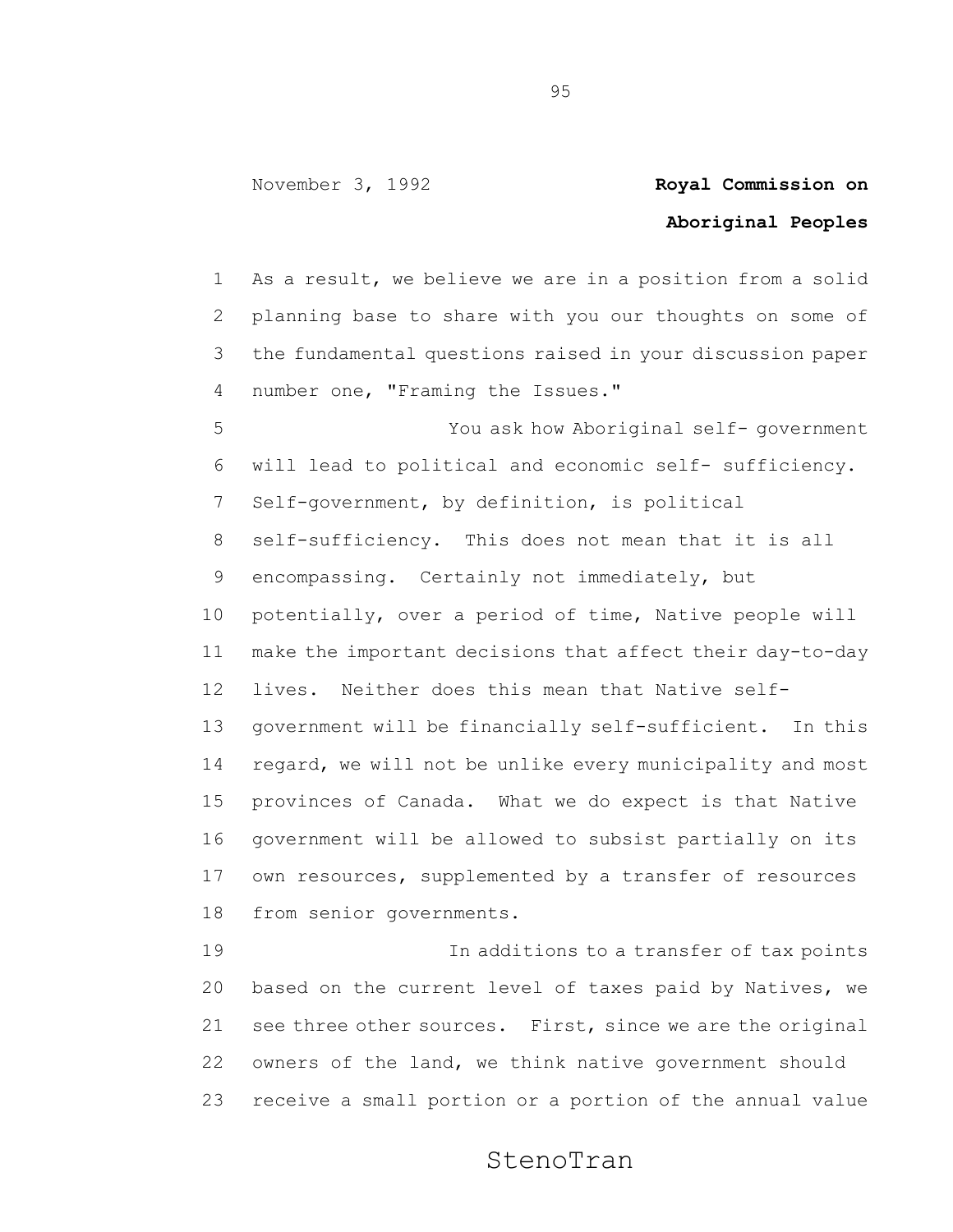As a result, we believe we are in a position from a solid planning base to share with you our thoughts on some of the fundamental questions raised in your discussion paper number one, "Framing the Issues."

You ask how Aboriginal self- government will lead to political and economic self- sufficiency. Self-government, by definition, is political self-sufficiency. This does not mean that it is all encompassing. Certainly not immediately, but potentially, over a period of time, Native people will make the important decisions that affect their day-to-day lives. Neither does this mean that Native self-government will be financially self-sufficient. In this regard, we will not be unlike every municipality and most provinces of Canada. What we do expect is that Native government will be allowed to subsist partially on its own resources, supplemented by a transfer of resources from senior governments.

In additions to a transfer of tax points based on the current level of taxes paid by Natives, we see three other sources. First, since we are the original owners of the land, we think native government should receive a small portion or a portion of the annual value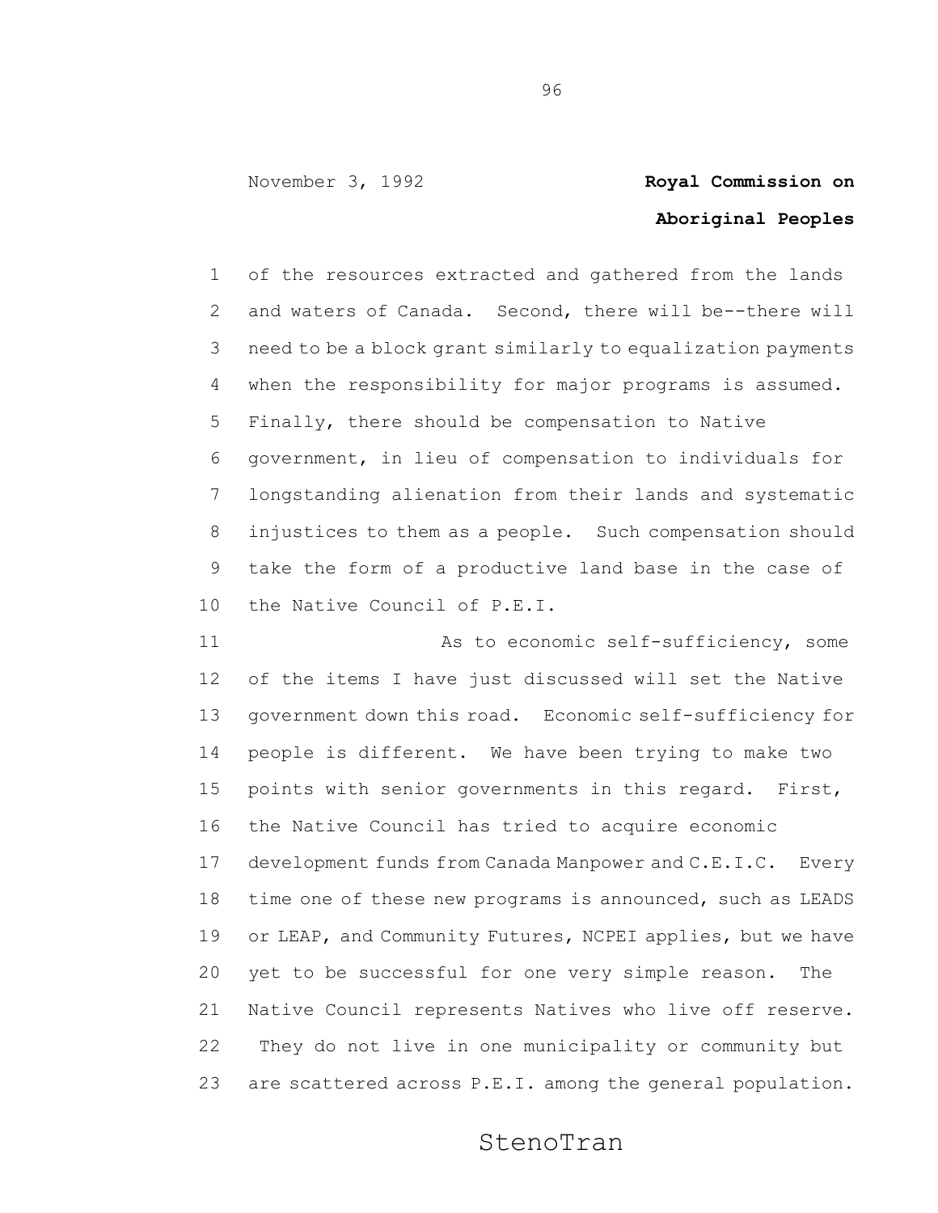of the resources extracted and gathered from the lands and waters of Canada. Second, there will be--there will need to be a block grant similarly to equalization payments when the responsibility for major programs is assumed. Finally, there should be compensation to Native government, in lieu of compensation to individuals for longstanding alienation from their lands and systematic injustices to them as a people. Such compensation should take the form of a productive land base in the case of the Native Council of P.E.I.

As to economic self-sufficiency, some of the items I have just discussed will set the Native government down this road. Economic self-sufficiency for people is different. We have been trying to make two points with senior governments in this regard. First, the Native Council has tried to acquire economic development funds from Canada Manpower and C.E.I.C. Every time one of these new programs is announced, such as LEADS or LEAP, and Community Futures, NCPEI applies, but we have yet to be successful for one very simple reason. The Native Council represents Natives who live off reserve. They do not live in one municipality or community but are scattered across P.E.I. among the general population.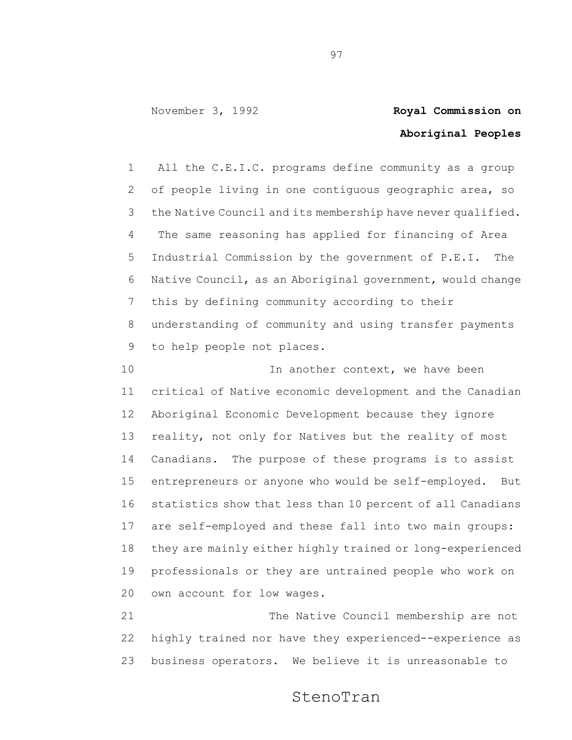All the C.E.I.C. programs define community as a group of people living in one contiguous geographic area, so the Native Council and its membership have never qualified. The same reasoning has applied for financing of Area Industrial Commission by the government of P.E.I. The Native Council, as an Aboriginal government, would change this by defining community according to their understanding of community and using transfer payments to help people not places.

In another context, we have been critical of Native economic development and the Canadian Aboriginal Economic Development because they ignore reality, not only for Natives but the reality of most Canadians. The purpose of these programs is to assist entrepreneurs or anyone who would be self-employed. But statistics show that less than 10 percent of all Canadians are self-employed and these fall into two main groups: they are mainly either highly trained or long-experienced professionals or they are untrained people who work on own account for low wages.

The Native Council membership are not highly trained nor have they experienced--experience as business operators. We believe it is unreasonable to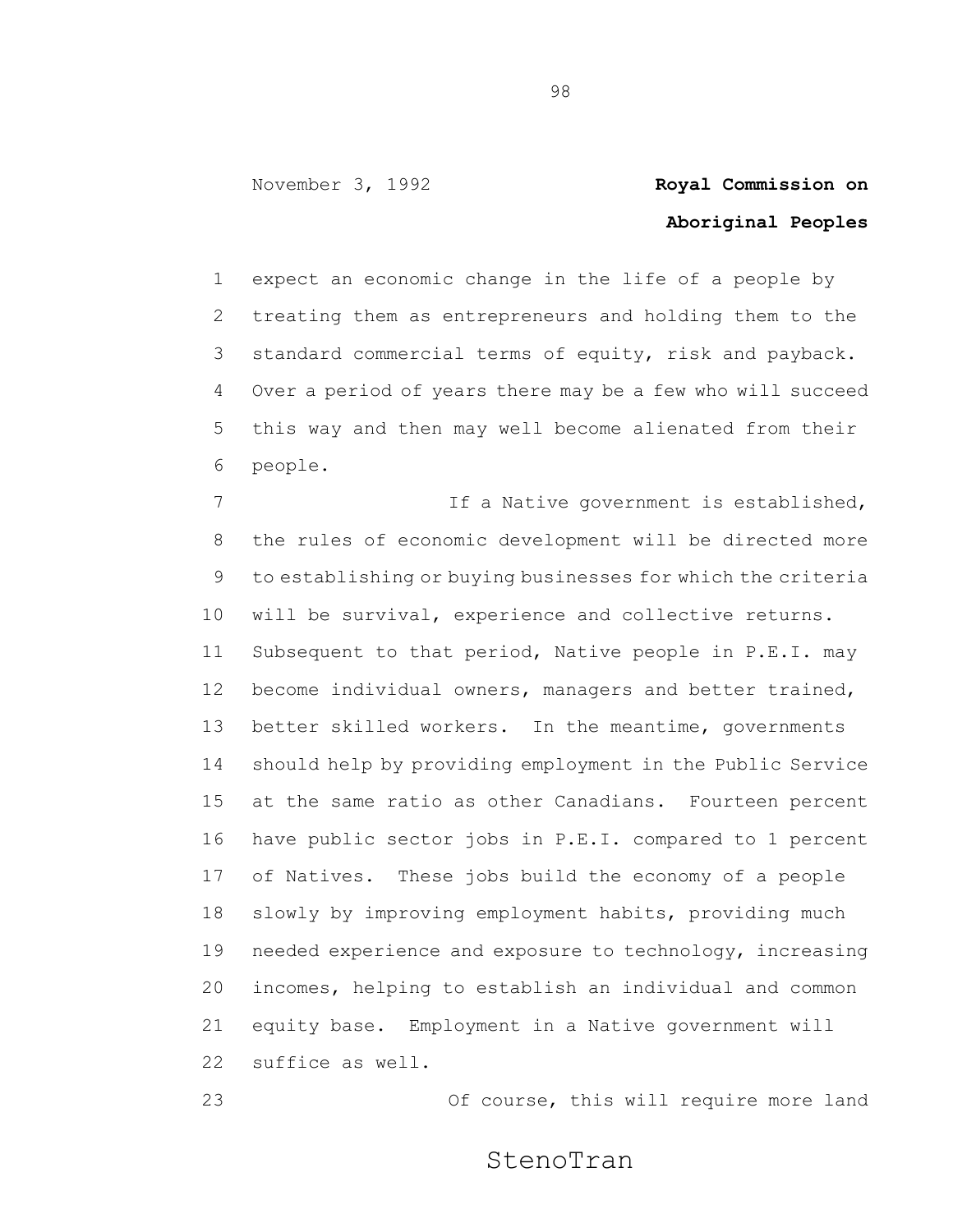expect an economic change in the life of a people by treating them as entrepreneurs and holding them to the standard commercial terms of equity, risk and payback. Over a period of years there may be a few who will succeed this way and then may well become alienated from their people.

If a Native government is established, the rules of economic development will be directed more to establishing or buying businesses for which the criteria will be survival, experience and collective returns. Subsequent to that period, Native people in P.E.I. may become individual owners, managers and better trained, better skilled workers. In the meantime, governments should help by providing employment in the Public Service at the same ratio as other Canadians. Fourteen percent have public sector jobs in P.E.I. compared to 1 percent of Natives. These jobs build the economy of a people slowly by improving employment habits, providing much needed experience and exposure to technology, increasing incomes, helping to establish an individual and common equity base. Employment in a Native government will suffice as well.

Of course, this will require more land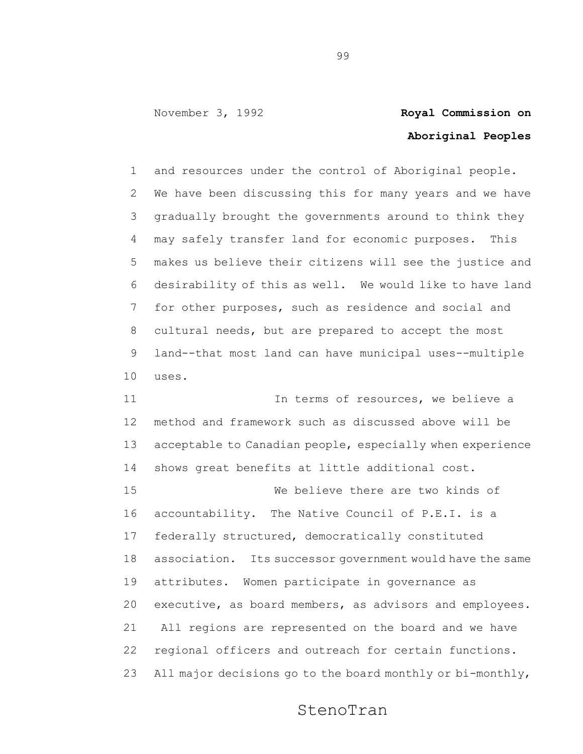and resources under the control of Aboriginal people. We have been discussing this for many years and we have gradually brought the governments around to think they may safely transfer land for economic purposes. This makes us believe their citizens will see the justice and desirability of this as well. We would like to have land for other purposes, such as residence and social and cultural needs, but are prepared to accept the most land--that most land can have municipal uses--multiple uses.

In terms of resources, we believe a method and framework such as discussed above will be acceptable to Canadian people, especially when experience shows great benefits at little additional cost.

We believe there are two kinds of accountability. The Native Council of P.E.I. is a federally structured, democratically constituted association. Its successor government would have the same attributes. Women participate in governance as executive, as board members, as advisors and employees. All regions are represented on the board and we have regional officers and outreach for certain functions. All major decisions go to the board monthly or bi-monthly,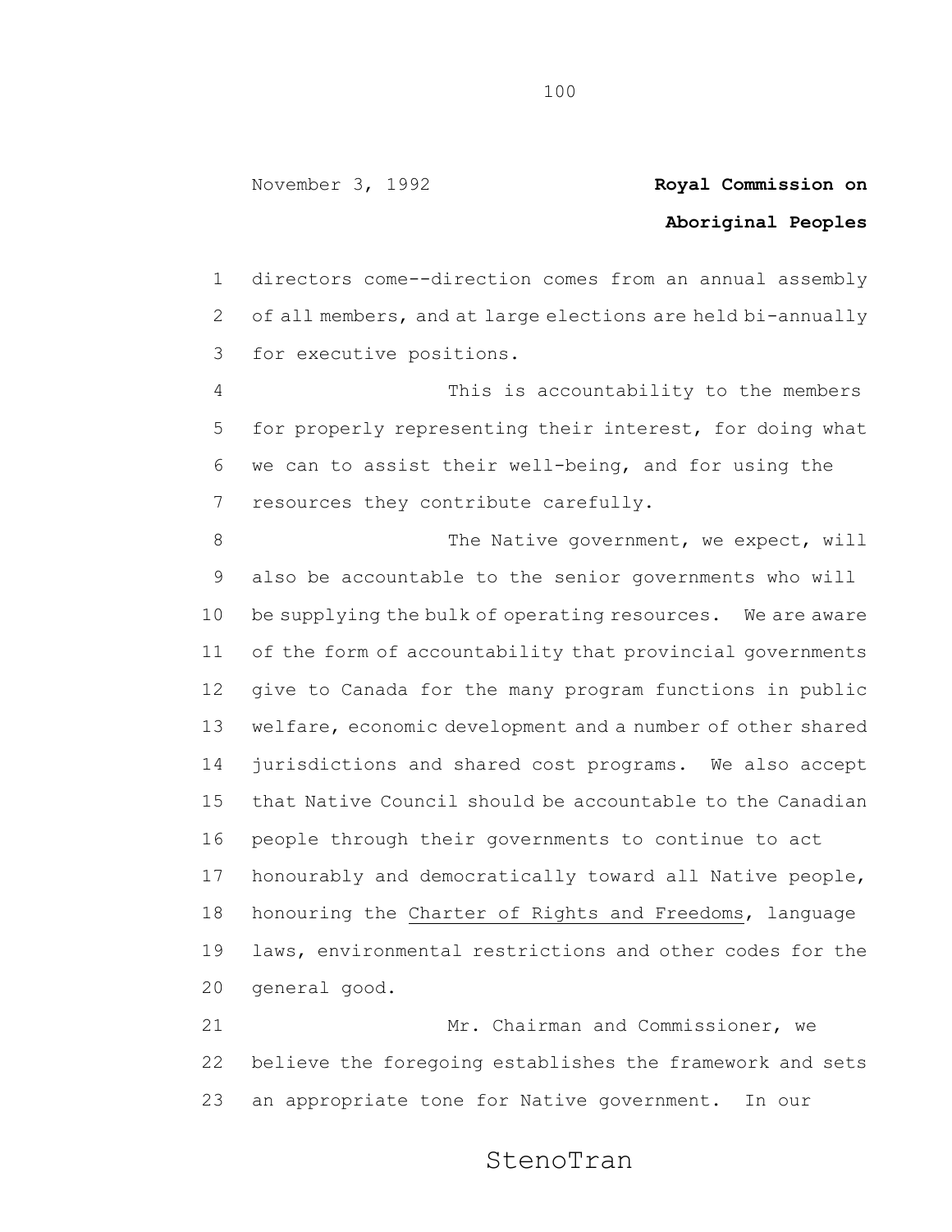directors come--direction comes from an annual assembly of all members, and at large elections are held bi-annually for executive positions.

This is accountability to the members for properly representing their interest, for doing what we can to assist their well-being, and for using the resources they contribute carefully.

The Native government, we expect, will also be accountable to the senior governments who will be supplying the bulk of operating resources. We are aware of the form of accountability that provincial governments give to Canada for the many program functions in public welfare, economic development and a number of other shared jurisdictions and shared cost programs. We also accept that Native Council should be accountable to the Canadian people through their governments to continue to act honourably and democratically toward all Native people, honouring the Charter of Rights and Freedoms, language laws, environmental restrictions and other codes for the general good.

Mr. Chairman and Commissioner, we believe the foregoing establishes the framework and sets an appropriate tone for Native government. In our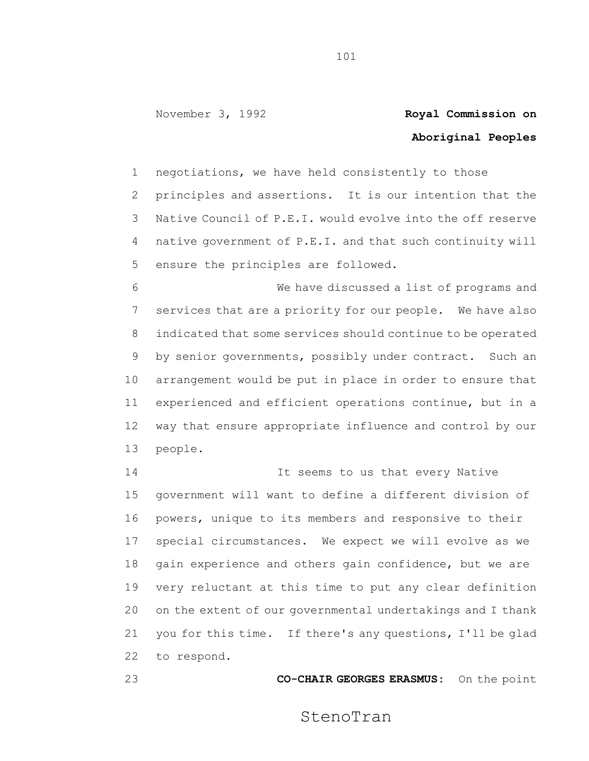negotiations, we have held consistently to those principles and assertions. It is our intention that the Native Council of P.E.I. would evolve into the off reserve native government of P.E.I. and that such continuity will ensure the principles are followed.

We have discussed a list of programs and services that are a priority for our people. We have also indicated that some services should continue to be operated by senior governments, possibly under contract. Such an arrangement would be put in place in order to ensure that experienced and efficient operations continue, but in a way that ensure appropriate influence and control by our people.

It seems to us that every Native government will want to define a different division of powers, unique to its members and responsive to their special circumstances. We expect we will evolve as we gain experience and others gain confidence, but we are very reluctant at this time to put any clear definition on the extent of our governmental undertakings and I thank you for this time. If there's any questions, I'll be glad to respond.

**CO-CHAIR GEORGES ERASMUS:** On the point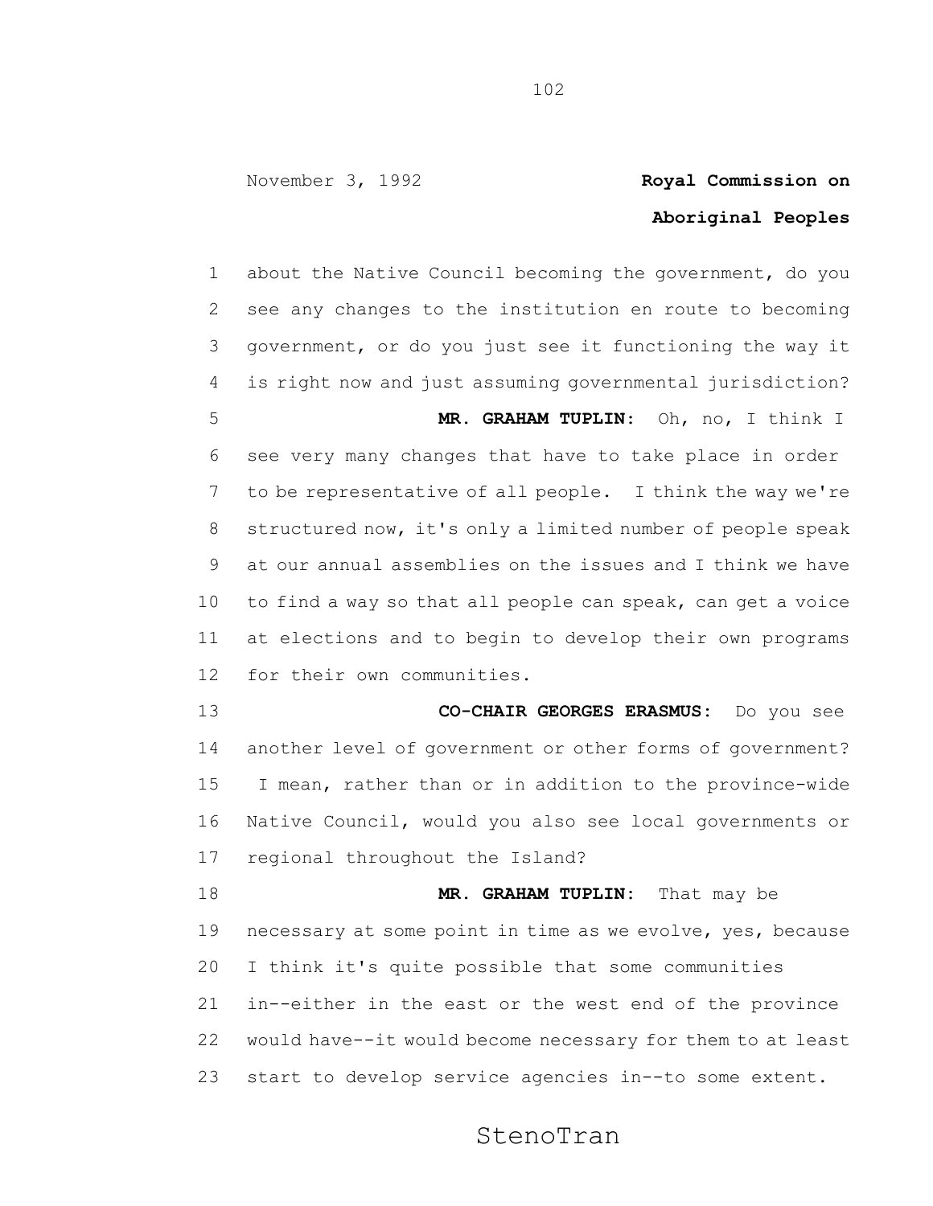about the Native Council becoming the government, do you see any changes to the institution en route to becoming government, or do you just see it functioning the way it is right now and just assuming governmental jurisdiction?

**MR. GRAHAM TUPLIN:** Oh, no, I think I see very many changes that have to take place in order to be representative of all people. I think the way we're structured now, it's only a limited number of people speak at our annual assemblies on the issues and I think we have to find a way so that all people can speak, can get a voice at elections and to begin to develop their own programs for their own communities.

**CO-CHAIR GEORGES ERASMUS:** Do you see another level of government or other forms of government? I mean, rather than or in addition to the province-wide Native Council, would you also see local governments or regional throughout the Island?

**MR. GRAHAM TUPLIN:** That may be necessary at some point in time as we evolve, yes, because I think it's quite possible that some communities in--either in the east or the west end of the province would have--it would become necessary for them to at least start to develop service agencies in--to some extent.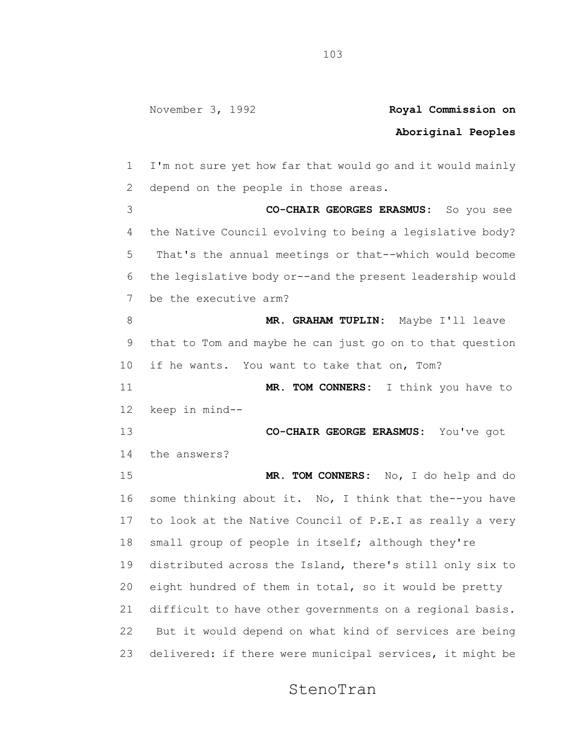I'm not sure yet how far that would go and it would mainly depend on the people in those areas.

**CO-CHAIR GEORGES ERASMUS:** So you see the Native Council evolving to being a legislative body? That's the annual meetings or that--which would become the legislative body or--and the present leadership would be the executive arm?

**MR. GRAHAM TUPLIN:** Maybe I'll leave that to Tom and maybe he can just go on to that question if he wants. You want to take that on, Tom?

**MR. TOM CONNERS:** I think you have to keep in mind--

**CO-CHAIR GEORGE ERASMUS:** You've got the answers?

**MR. TOM CONNERS:** No, I do help and do some thinking about it. No, I think that the--you have to look at the Native Council of P.E.I as really a very small group of people in itself; although they're distributed across the Island, there's still only six to eight hundred of them in total, so it would be pretty difficult to have other governments on a regional basis. But it would depend on what kind of services are being delivered: if there were municipal services, it might be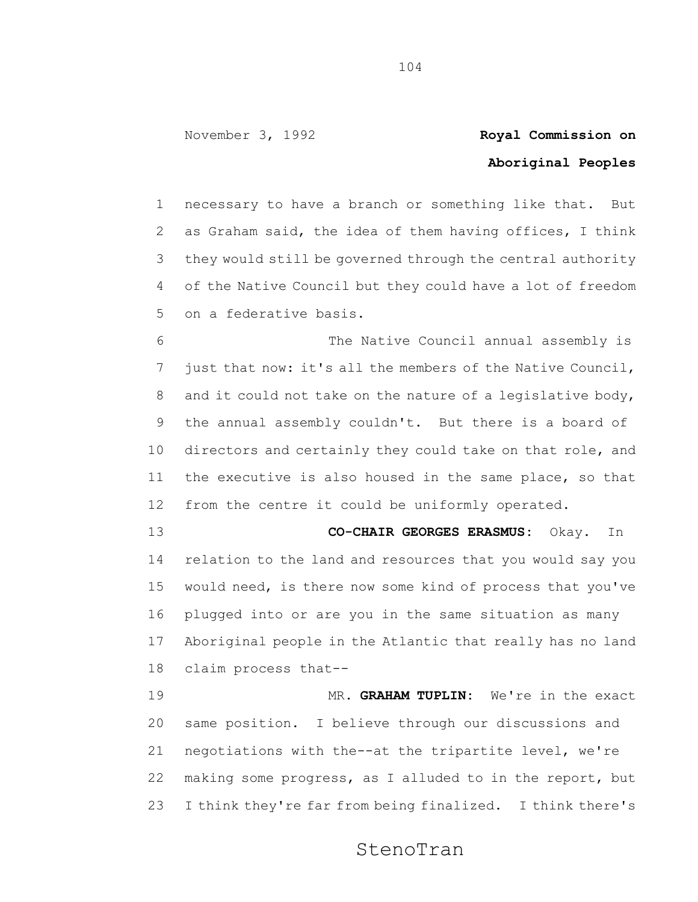necessary to have a branch or something like that. But as Graham said, the idea of them having offices, I think they would still be governed through the central authority of the Native Council but they could have a lot of freedom on a federative basis.

The Native Council annual assembly is just that now: it's all the members of the Native Council, and it could not take on the nature of a legislative body, the annual assembly couldn't. But there is a board of directors and certainly they could take on that role, and the executive is also housed in the same place, so that from the centre it could be uniformly operated.

**CO-CHAIR GEORGES ERASMUS:** Okay. In relation to the land and resources that you would say you would need, is there now some kind of process that you've plugged into or are you in the same situation as many Aboriginal people in the Atlantic that really has no land claim process that--

MR. **GRAHAM TUPLIN:** We're in the exact same position. I believe through our discussions and negotiations with the--at the tripartite level, we're making some progress, as I alluded to in the report, but I think they're far from being finalized. I think there's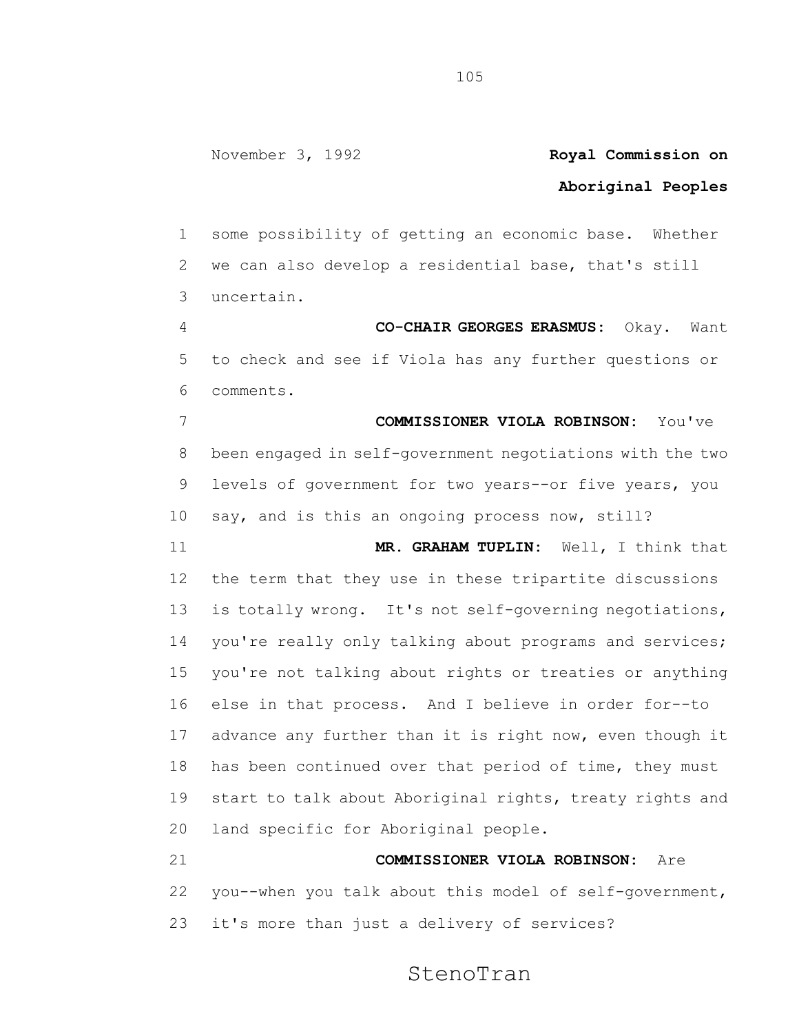some possibility of getting an economic base. Whether we can also develop a residential base, that's still uncertain.

**CO-CHAIR GEORGES ERASMUS:** Okay. Want to check and see if Viola has any further questions or comments.

**COMMISSIONER VIOLA ROBINSON:** You've been engaged in self-government negotiations with the two levels of government for two years--or five years, you say, and is this an ongoing process now, still?

**MR. GRAHAM TUPLIN:** Well, I think that the term that they use in these tripartite discussions is totally wrong. It's not self-governing negotiations, you're really only talking about programs and services; you're not talking about rights or treaties or anything else in that process. And I believe in order for--to advance any further than it is right now, even though it has been continued over that period of time, they must start to talk about Aboriginal rights, treaty rights and land specific for Aboriginal people.

**COMMISSIONER VIOLA ROBINSON:** Are you--when you talk about this model of self-government, it's more than just a delivery of services?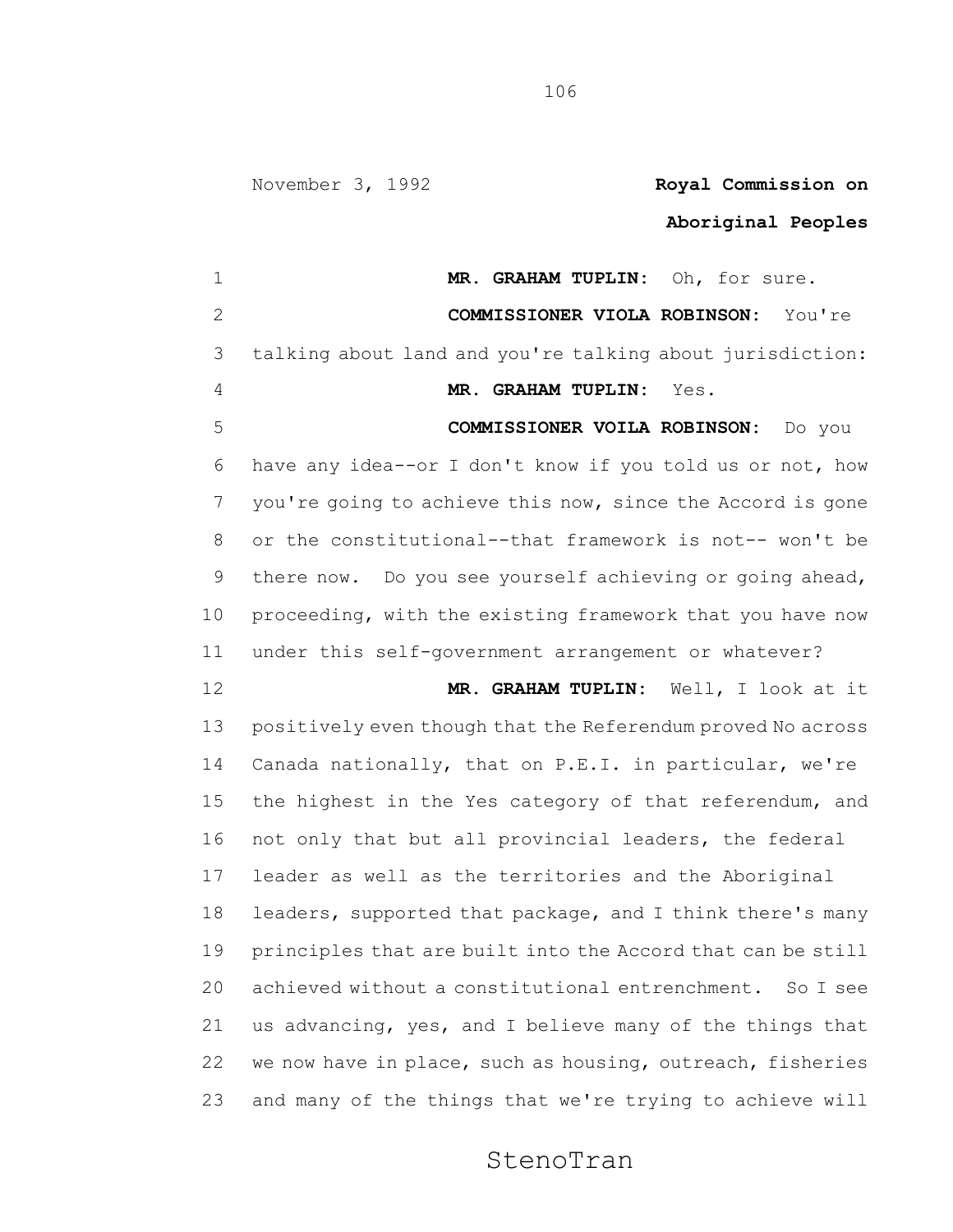**MR. GRAHAM TUPLIN:** Oh, for sure.

**COMMISSIONER VIOLA ROBINSON:** You're talking about land and you're talking about jurisdiction:

**MR. GRAHAM TUPLIN:** Yes.

**COMMISSIONER VOILA ROBINSON:** Do you have any idea--or I don't know if you told us or not, how you're going to achieve this now, since the Accord is gone or the constitutional--that framework is not-- won't be there now. Do you see yourself achieving or going ahead, proceeding, with the existing framework that you have now under this self-government arrangement or whatever?

**MR. GRAHAM TUPLIN:** Well, I look at it positively even though that the Referendum proved No across Canada nationally, that on P.E.I. in particular, we're the highest in the Yes category of that referendum, and not only that but all provincial leaders, the federal leader as well as the territories and the Aboriginal leaders, supported that package, and I think there's many principles that are built into the Accord that can be still achieved without a constitutional entrenchment. So I see us advancing, yes, and I believe many of the things that we now have in place, such as housing, outreach, fisheries and many of the things that we're trying to achieve will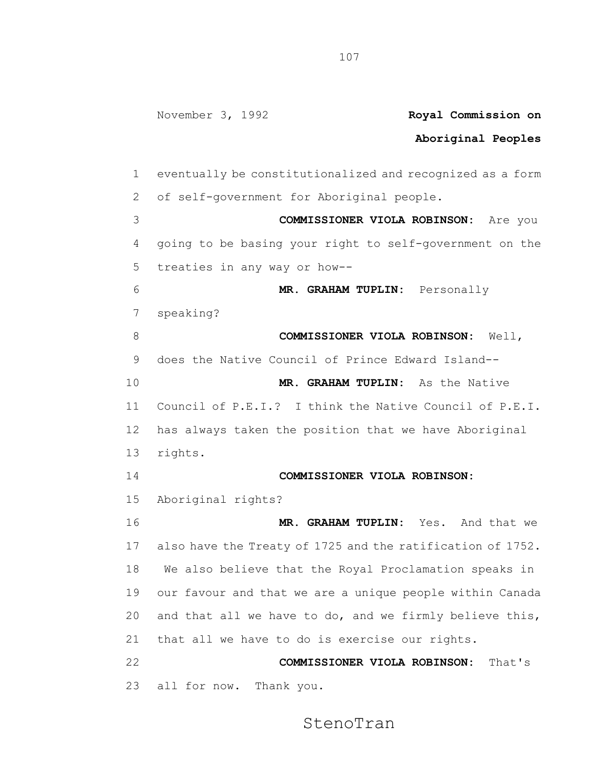eventually be constitutionalized and recognized as a form of self-government for Aboriginal people.

**COMMISSIONER VIOLA ROBINSON:** Are you going to be basing your right to self-government on the treaties in any way or how--

**MR. GRAHAM TUPLIN:** Personally speaking?

**COMMISSIONER VIOLA ROBINSON:** Well, does the Native Council of Prince Edward Island--

**MR. GRAHAM TUPLIN:** As the Native Council of P.E.I.? I think the Native Council of P.E.I. has always taken the position that we have Aboriginal rights.

**COMMISSIONER VIOLA ROBINSON:** Aboriginal rights?

**MR. GRAHAM TUPLIN:** Yes. And that we also have the Treaty of 1725 and the ratification of 1752. We also believe that the Royal Proclamation speaks in our favour and that we are a unique people within Canada and that all we have to do, and we firmly believe this, that all we have to do is exercise our rights.

**COMMISSIONER VIOLA ROBINSON:** That's all for now. Thank you.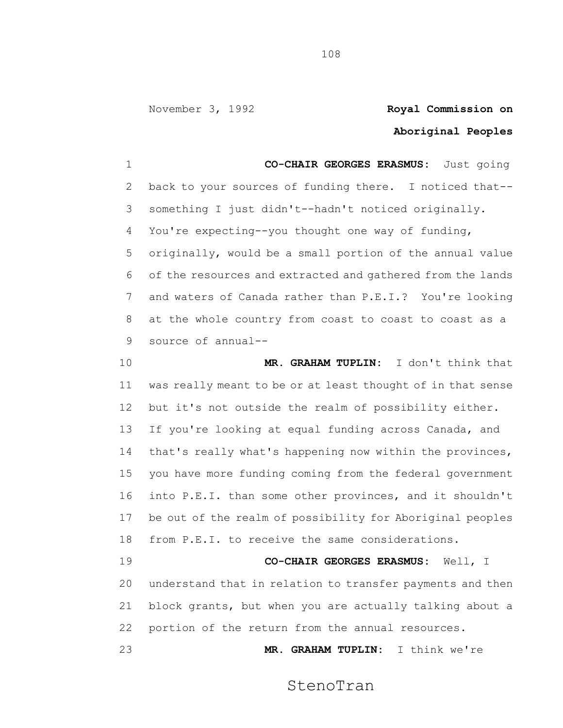**CO-CHAIR GEORGES ERASMUS:** Just going back to your sources of funding there. I noticed that--something I just didn't--hadn't noticed originally. You're expecting--you thought one way of funding, originally, would be a small portion of the annual value of the resources and extracted and gathered from the lands and waters of Canada rather than P.E.I.? You're looking at the whole country from coast to coast to coast as a source of annual--

**MR. GRAHAM TUPLIN:** I don't think that was really meant to be or at least thought of in that sense but it's not outside the realm of possibility either. If you're looking at equal funding across Canada, and that's really what's happening now within the provinces, you have more funding coming from the federal government into P.E.I. than some other provinces, and it shouldn't be out of the realm of possibility for Aboriginal peoples from P.E.I. to receive the same considerations.

**CO-CHAIR GEORGES ERASMUS:** Well, I understand that in relation to transfer payments and then block grants, but when you are actually talking about a portion of the return from the annual resources.

**MR. GRAHAM TUPLIN:** I think we're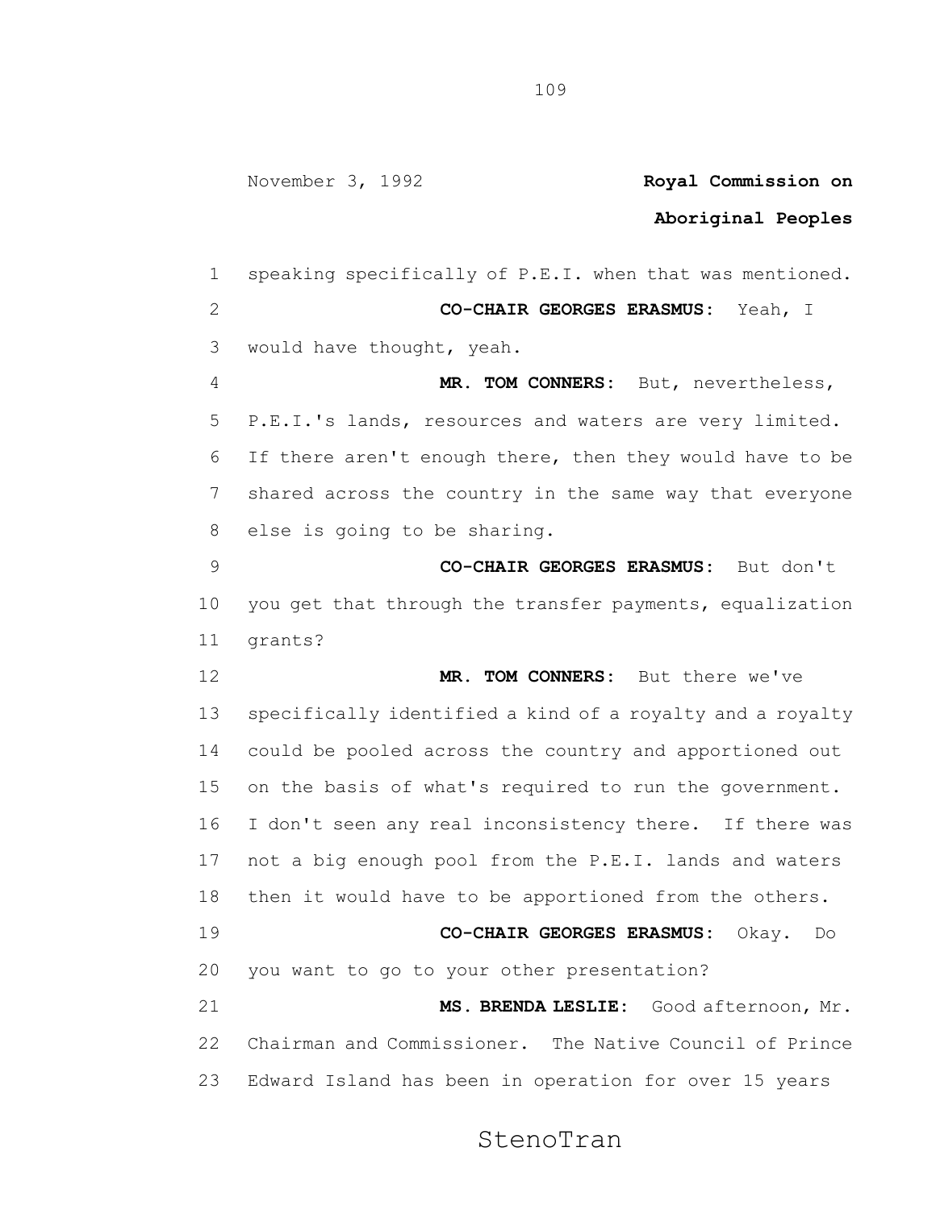speaking specifically of P.E.I. when that was mentioned.

**CO-CHAIR GEORGES ERASMUS:** Yeah, I would have thought, yeah.

**MR. TOM CONNERS:** But, nevertheless, P.E.I.'s lands, resources and waters are very limited. If there aren't enough there, then they would have to be shared across the country in the same way that everyone else is going to be sharing.

**CO-CHAIR GEORGES ERASMUS:** But don't you get that through the transfer payments, equalization grants?

**MR. TOM CONNERS:** But there we've specifically identified a kind of a royalty and a royalty could be pooled across the country and apportioned out on the basis of what's required to run the government. I don't seen any real inconsistency there. If there was not a big enough pool from the P.E.I. lands and waters then it would have to be apportioned from the others.

**CO-CHAIR GEORGES ERASMUS:** Okay. Do you want to go to your other presentation?

**MS. BRENDA LESLIE:** Good afternoon, Mr. Chairman and Commissioner. The Native Council of Prince Edward Island has been in operation for over 15 years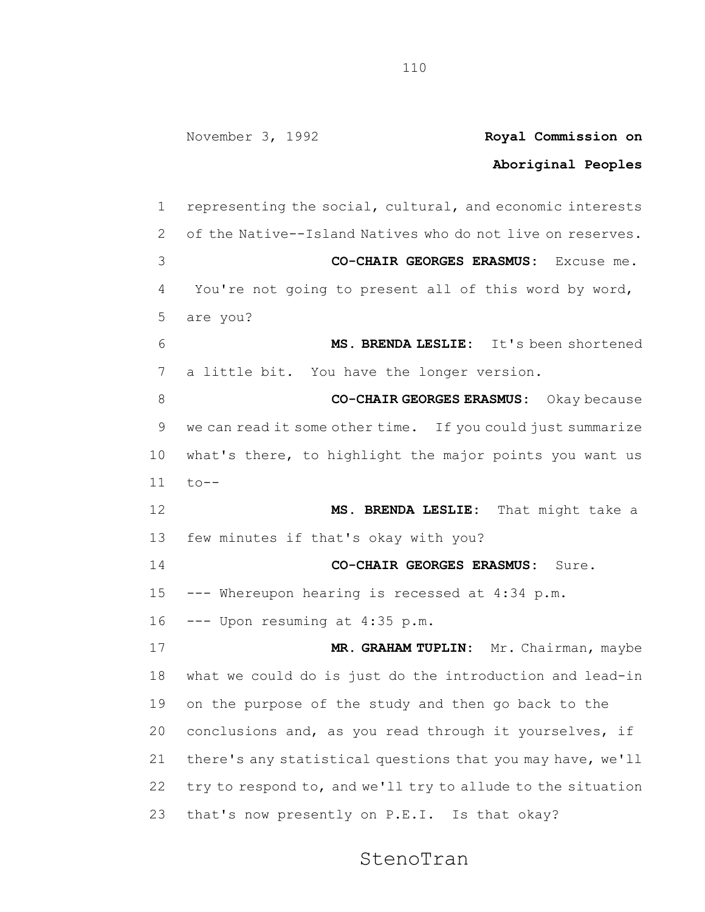representing the social, cultural, and economic interests of the Native--Island Natives who do not live on reserves.

**CO-CHAIR GEORGES ERASMUS:** Excuse me. You're not going to present all of this word by word, are you?

**MS. BRENDA LESLIE:** It's been shortened a little bit. You have the longer version.

**CO-CHAIR GEORGES ERASMUS:** Okay because we can read it some other time. If you could just summarize what's there, to highlight the major points you want us to--

**MS. BRENDA LESLIE:** That might take a few minutes if that's okay with you?

**CO-CHAIR GEORGES ERASMUS:** Sure.

--- Whereupon hearing is recessed at 4:34 p.m.

--- Upon resuming at 4:35 p.m.

**MR. GRAHAM TUPLIN:** Mr. Chairman, maybe what we could do is just do the introduction and lead-in on the purpose of the study and then go back to the conclusions and, as you read through it yourselves, if there's any statistical questions that you may have, we'll try to respond to, and we'll try to allude to the situation that's now presently on P.E.I. Is that okay?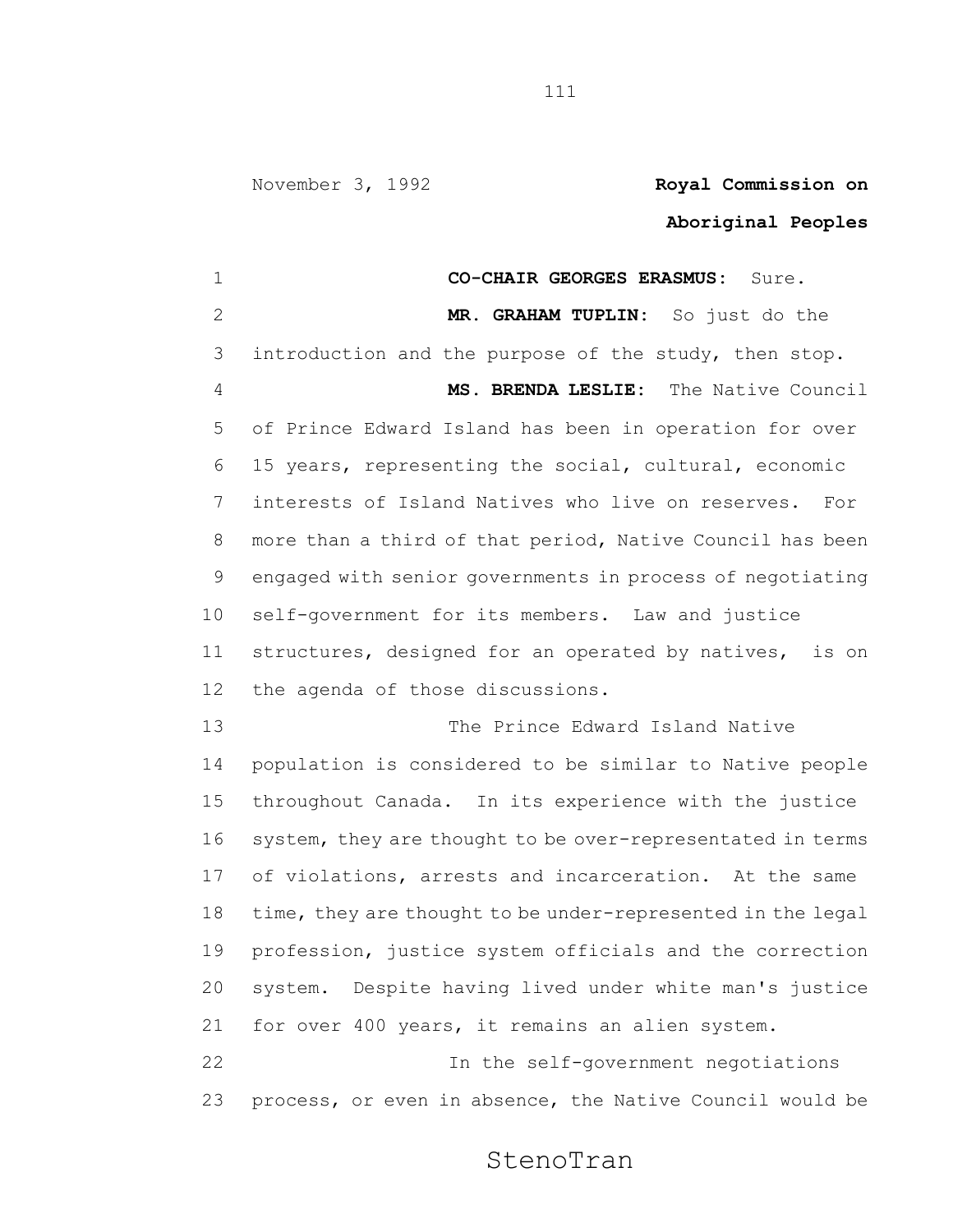November 3, 1992 **Royal Commission on Aboriginal Peoples**

**CO-CHAIR GEORGES ERASMUS:** Sure.

**MR. GRAHAM TUPLIN:** So just do the introduction and the purpose of the study, then stop.

**MS. BRENDA LESLIE:** The Native Council of Prince Edward Island has been in operation for over 15 years, representing the social, cultural, economic interests of Island Natives who live on reserves. For more than a third of that period, Native Council has been engaged with senior governments in process of negotiating self-government for its members. Law and justice structures, designed for an operated by natives, is on the agenda of those discussions.

The Prince Edward Island Native population is considered to be similar to Native people throughout Canada. In its experience with the justice system, they are thought to be over-representated in terms of violations, arrests and incarceration. At the same time, they are thought to be under-represented in the legal profession, justice system officials and the correction system. Despite having lived under white man's justice for over 400 years, it remains an alien system.

In the self-government negotiations process, or even in absence, the Native Council would be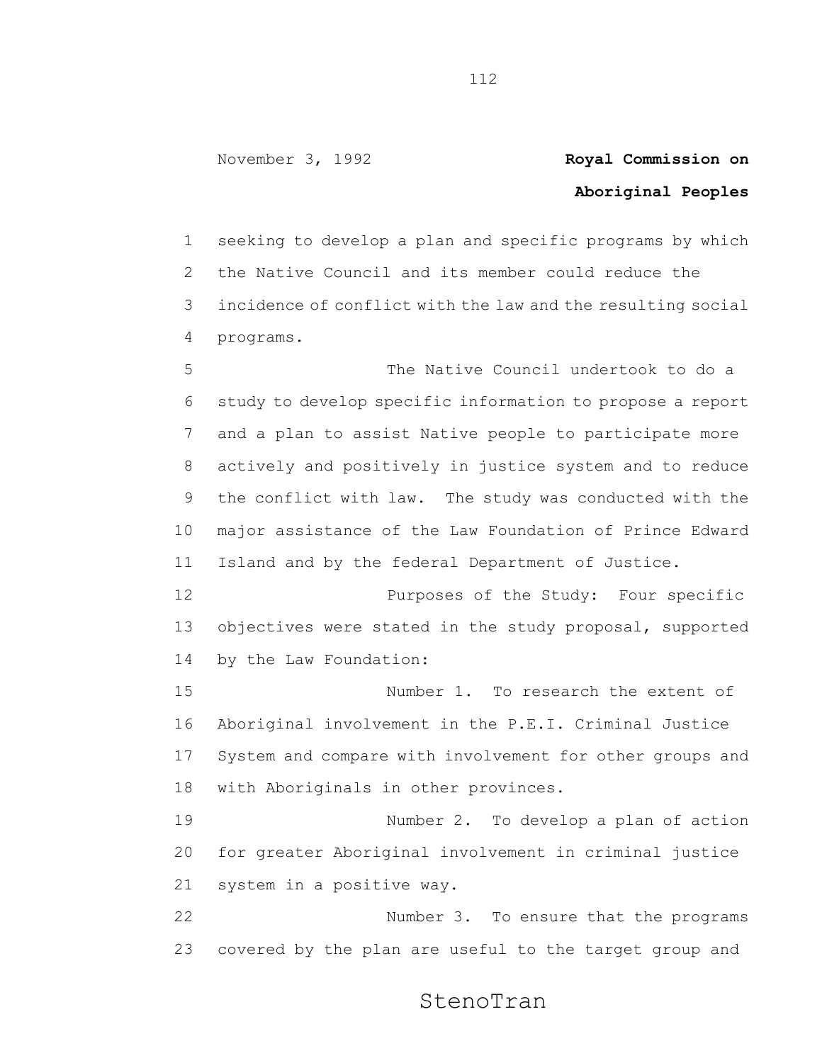seeking to develop a plan and specific programs by which the Native Council and its member could reduce the incidence of conflict with the law and the resulting social programs.

The Native Council undertook to do a study to develop specific information to propose a report and a plan to assist Native people to participate more actively and positively in justice system and to reduce the conflict with law. The study was conducted with the major assistance of the Law Foundation of Prince Edward Island and by the federal Department of Justice.

Purposes of the Study: Four specific objectives were stated in the study proposal, supported by the Law Foundation:

Number 1. To research the extent of Aboriginal involvement in the P.E.I. Criminal Justice System and compare with involvement for other groups and with Aboriginals in other provinces.

Number 2. To develop a plan of action for greater Aboriginal involvement in criminal justice system in a positive way.

Number 3. To ensure that the programs covered by the plan are useful to the target group and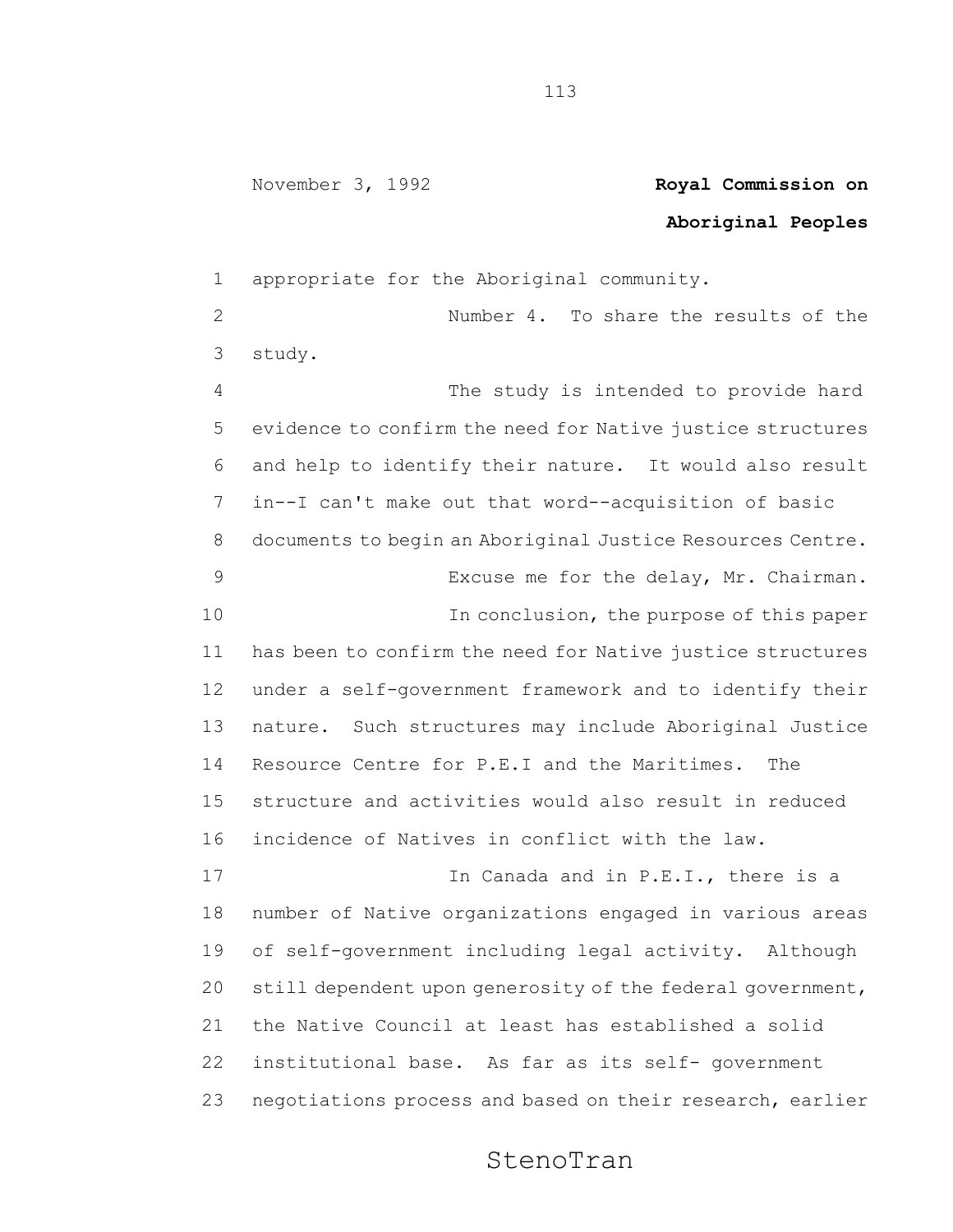appropriate for the Aboriginal community.

Number 4. To share the results of the study.

The study is intended to provide hard evidence to confirm the need for Native justice structures and help to identify their nature. It would also result in--I can't make out that word--acquisition of basic documents to begin an Aboriginal Justice Resources Centre.

Excuse me for the delay, Mr. Chairman.

In conclusion, the purpose of this paper has been to confirm the need for Native justice structures under a self-government framework and to identify their nature. Such structures may include Aboriginal Justice Resource Centre for P.E.I and the Maritimes. The structure and activities would also result in reduced incidence of Natives in conflict with the law.

In Canada and in P.E.I., there is a number of Native organizations engaged in various areas of self-government including legal activity. Although still dependent upon generosity of the federal government, the Native Council at least has established a solid institutional base. As far as its self- government negotiations process and based on their research, earlier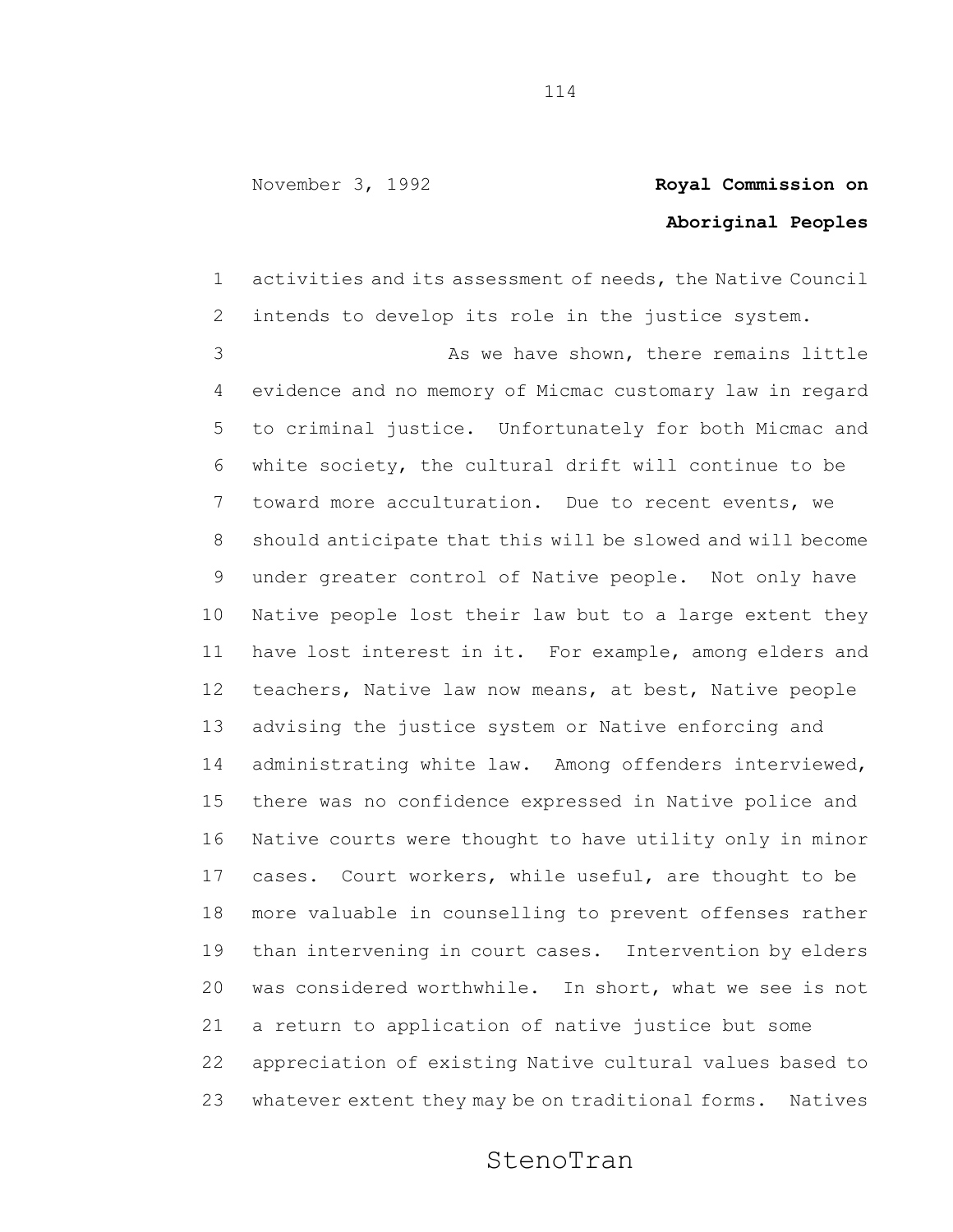activities and its assessment of needs, the Native Council intends to develop its role in the justice system.

As we have shown, there remains little evidence and no memory of Micmac customary law in regard to criminal justice. Unfortunately for both Micmac and white society, the cultural drift will continue to be toward more acculturation. Due to recent events, we should anticipate that this will be slowed and will become under greater control of Native people. Not only have Native people lost their law but to a large extent they have lost interest in it. For example, among elders and teachers, Native law now means, at best, Native people advising the justice system or Native enforcing and administrating white law. Among offenders interviewed, there was no confidence expressed in Native police and Native courts were thought to have utility only in minor cases. Court workers, while useful, are thought to be more valuable in counselling to prevent offenses rather than intervening in court cases. Intervention by elders was considered worthwhile. In short, what we see is not a return to application of native justice but some appreciation of existing Native cultural values based to whatever extent they may be on traditional forms. Natives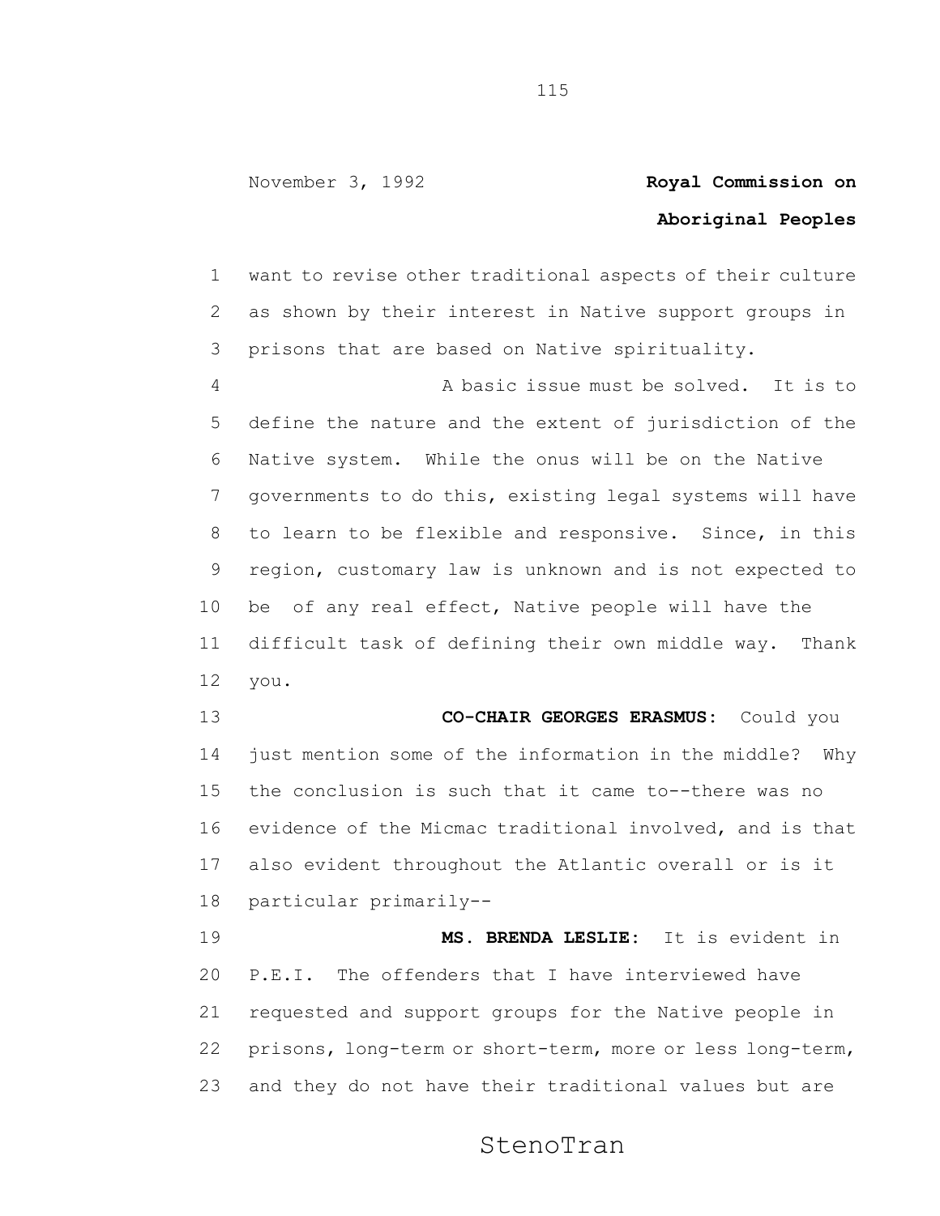want to revise other traditional aspects of their culture as shown by their interest in Native support groups in prisons that are based on Native spirituality.

A basic issue must be solved. It is to define the nature and the extent of jurisdiction of the Native system. While the onus will be on the Native governments to do this, existing legal systems will have to learn to be flexible and responsive. Since, in this region, customary law is unknown and is not expected to be of any real effect, Native people will have the difficult task of defining their own middle way. Thank you.

**CO-CHAIR GEORGES ERASMUS:** Could you just mention some of the information in the middle? Why the conclusion is such that it came to--there was no evidence of the Micmac traditional involved, and is that also evident throughout the Atlantic overall or is it particular primarily--

**MS. BRENDA LESLIE:** It is evident in P.E.I. The offenders that I have interviewed have requested and support groups for the Native people in prisons, long-term or short-term, more or less long-term, and they do not have their traditional values but are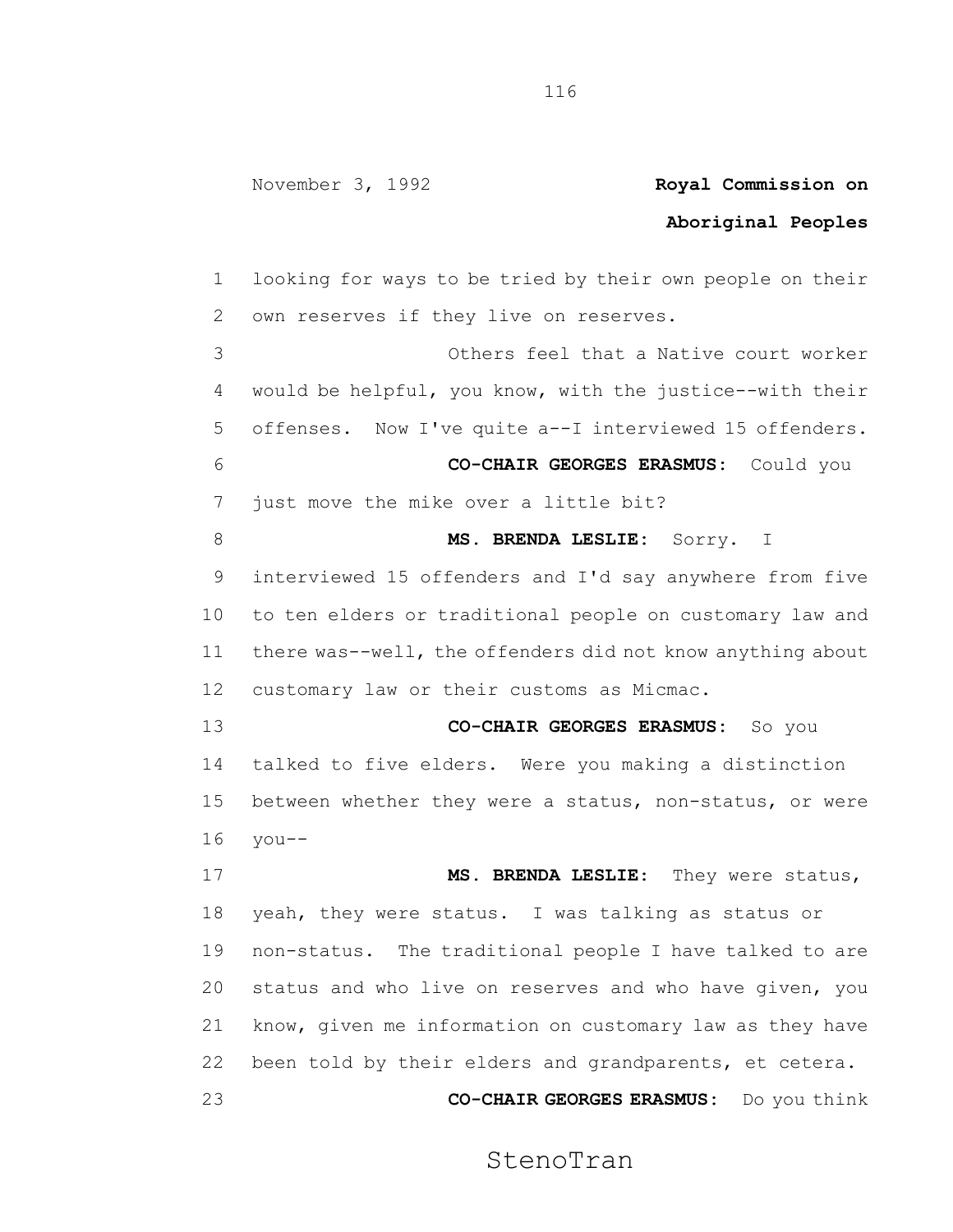looking for ways to be tried by their own people on their own reserves if they live on reserves.

Others feel that a Native court worker would be helpful, you know, with the justice--with their offenses. Now I've quite a--I interviewed 15 offenders.

**CO-CHAIR GEORGES ERASMUS:** Could you just move the mike over a little bit?

**MS. BRENDA LESLIE:** Sorry. I interviewed 15 offenders and I'd say anywhere from five to ten elders or traditional people on customary law and there was--well, the offenders did not know anything about customary law or their customs as Micmac.

**CO-CHAIR GEORGES ERASMUS:** So you talked to five elders. Were you making a distinction between whether they were a status, non-status, or were you--

**MS. BRENDA LESLIE:** They were status, yeah, they were status. I was talking as status or non-status. The traditional people I have talked to are status and who live on reserves and who have given, you know, given me information on customary law as they have been told by their elders and grandparents, et cetera.

**CO-CHAIR GEORGES ERASMUS:** Do you think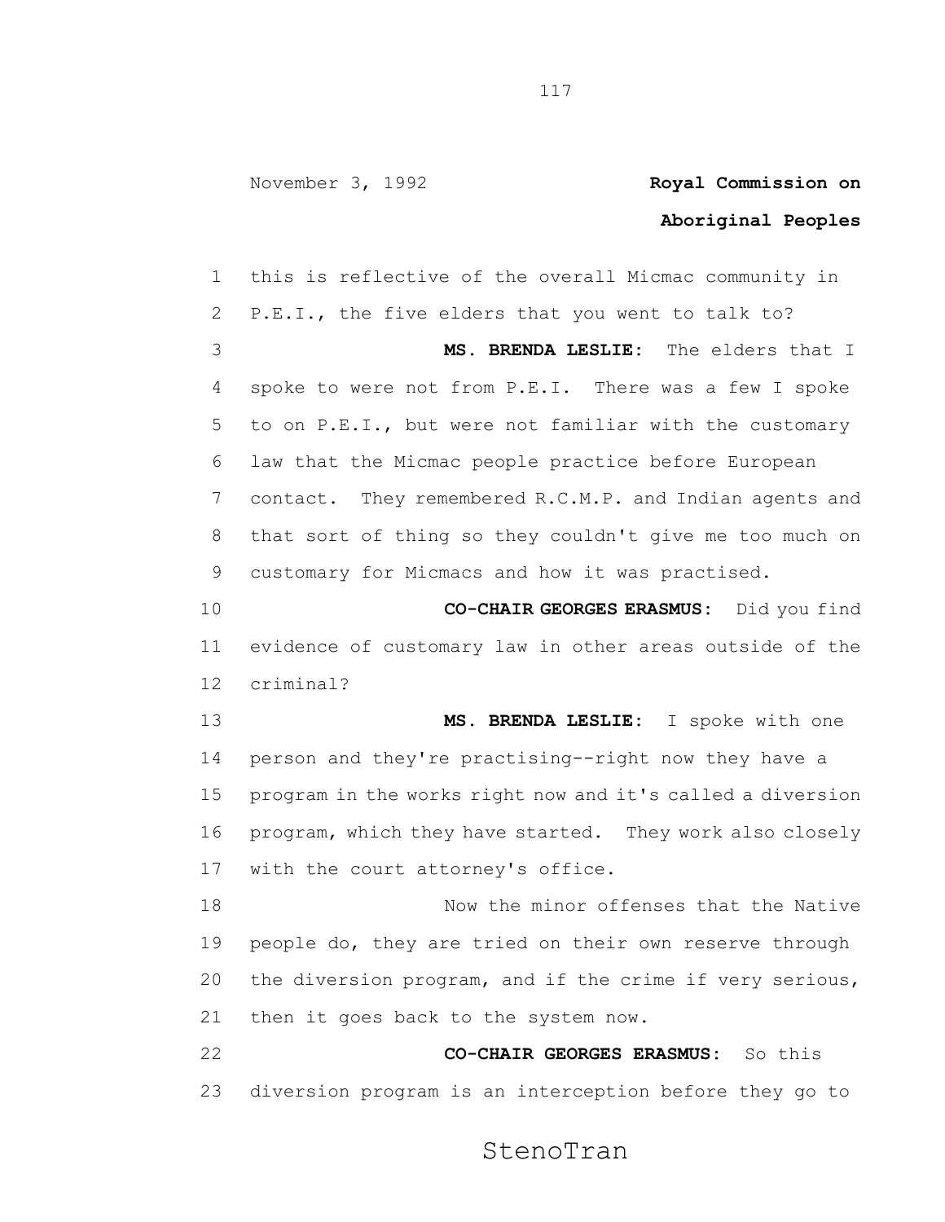this is reflective of the overall Micmac community in P.E.I., the five elders that you went to talk to?

**MS. BRENDA LESLIE:** The elders that I spoke to were not from P.E.I. There was a few I spoke to on P.E.I., but were not familiar with the customary law that the Micmac people practice before European contact. They remembered R.C.M.P. and Indian agents and that sort of thing so they couldn't give me too much on customary for Micmacs and how it was practised.

**CO-CHAIR GEORGES ERASMUS:** Did you find evidence of customary law in other areas outside of the criminal?

**MS. BRENDA LESLIE:** I spoke with one person and they're practising--right now they have a program in the works right now and it's called a diversion program, which they have started. They work also closely with the court attorney's office.

Now the minor offenses that the Native people do, they are tried on their own reserve through the diversion program, and if the crime if very serious, then it goes back to the system now.

**CO-CHAIR GEORGES ERASMUS:** So this diversion program is an interception before they go to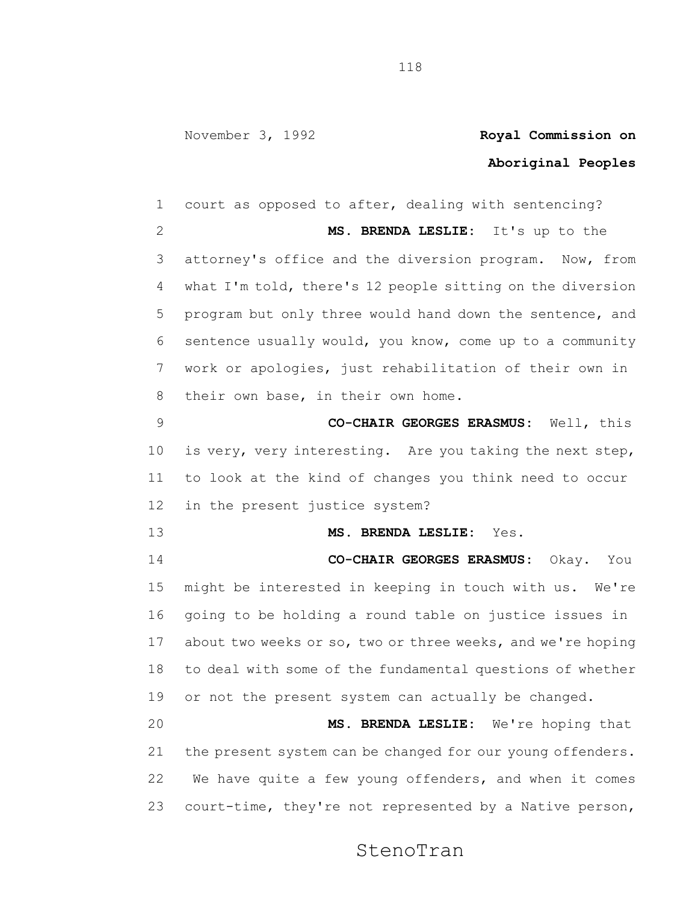court as opposed to after, dealing with sentencing?

**MS. BRENDA LESLIE:** It's up to the attorney's office and the diversion program. Now, from what I'm told, there's 12 people sitting on the diversion program but only three would hand down the sentence, and sentence usually would, you know, come up to a community work or apologies, just rehabilitation of their own in their own base, in their own home.

**CO-CHAIR GEORGES ERASMUS:** Well, this is very, very interesting. Are you taking the next step, to look at the kind of changes you think need to occur in the present justice system?

**MS. BRENDA LESLIE:** Yes.

**CO-CHAIR GEORGES ERASMUS:** Okay. You might be interested in keeping in touch with us. We're going to be holding a round table on justice issues in about two weeks or so, two or three weeks, and we're hoping to deal with some of the fundamental questions of whether or not the present system can actually be changed.

**MS. BRENDA LESLIE:** We're hoping that the present system can be changed for our young offenders. We have quite a few young offenders, and when it comes court-time, they're not represented by a Native person,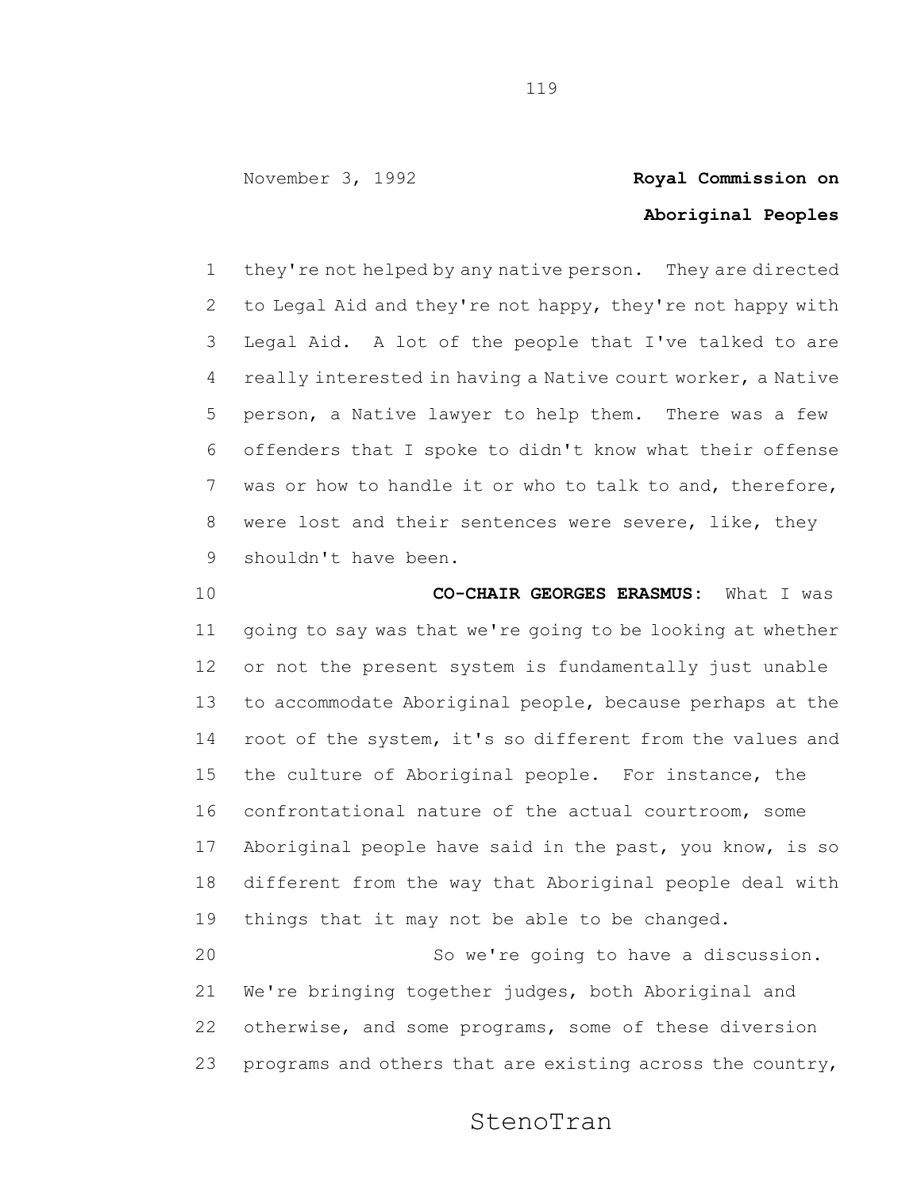they're not helped by any native person. They are directed to Legal Aid and they're not happy, they're not happy with Legal Aid. A lot of the people that I've talked to are really interested in having a Native court worker, a Native person, a Native lawyer to help them. There was a few offenders that I spoke to didn't know what their offense was or how to handle it or who to talk to and, therefore, were lost and their sentences were severe, like, they shouldn't have been.

**CO-CHAIR GEORGES ERASMUS:** What I was going to say was that we're going to be looking at whether or not the present system is fundamentally just unable to accommodate Aboriginal people, because perhaps at the root of the system, it's so different from the values and the culture of Aboriginal people. For instance, the confrontational nature of the actual courtroom, some Aboriginal people have said in the past, you know, is so different from the way that Aboriginal people deal with things that it may not be able to be changed.

So we're going to have a discussion. We're bringing together judges, both Aboriginal and otherwise, and some programs, some of these diversion programs and others that are existing across the country,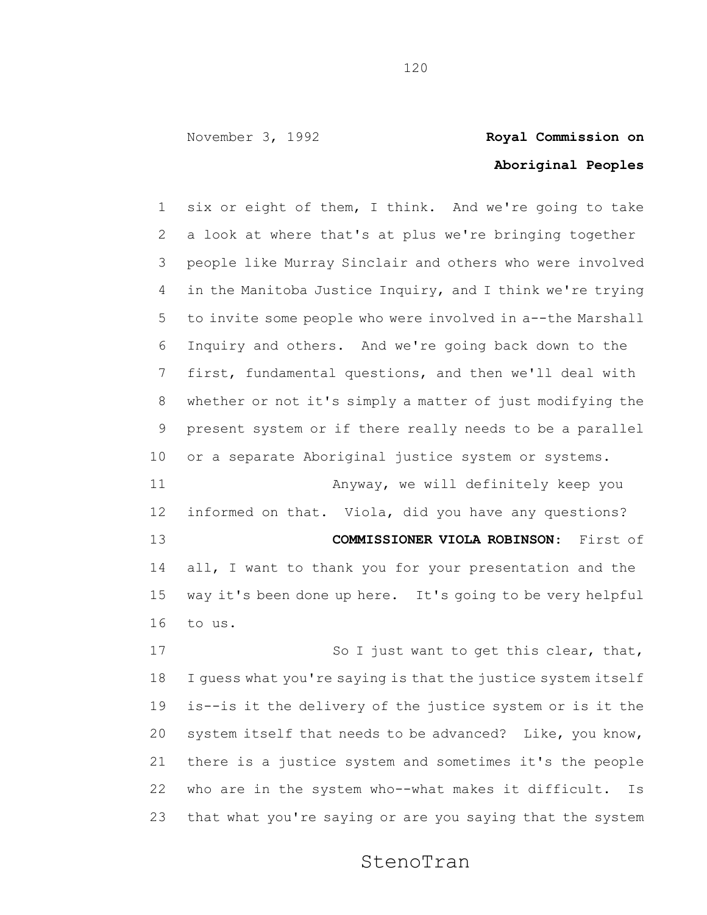six or eight of them, I think. And we're going to take a look at where that's at plus we're bringing together people like Murray Sinclair and others who were involved in the Manitoba Justice Inquiry, and I think we're trying to invite some people who were involved in a--the Marshall Inquiry and others. And we're going back down to the first, fundamental questions, and then we'll deal with whether or not it's simply a matter of just modifying the present system or if there really needs to be a parallel or a separate Aboriginal justice system or systems.

Anyway, we will definitely keep you informed on that. Viola, did you have any questions?

**COMMISSIONER VIOLA ROBINSON:** First of all, I want to thank you for your presentation and the way it's been done up here. It's going to be very helpful to us.

So I just want to get this clear, that, I guess what you're saying is that the justice system itself is--is it the delivery of the justice system or is it the system itself that needs to be advanced? Like, you know, there is a justice system and sometimes it's the people who are in the system who--what makes it difficult. Is that what you're saying or are you saying that the system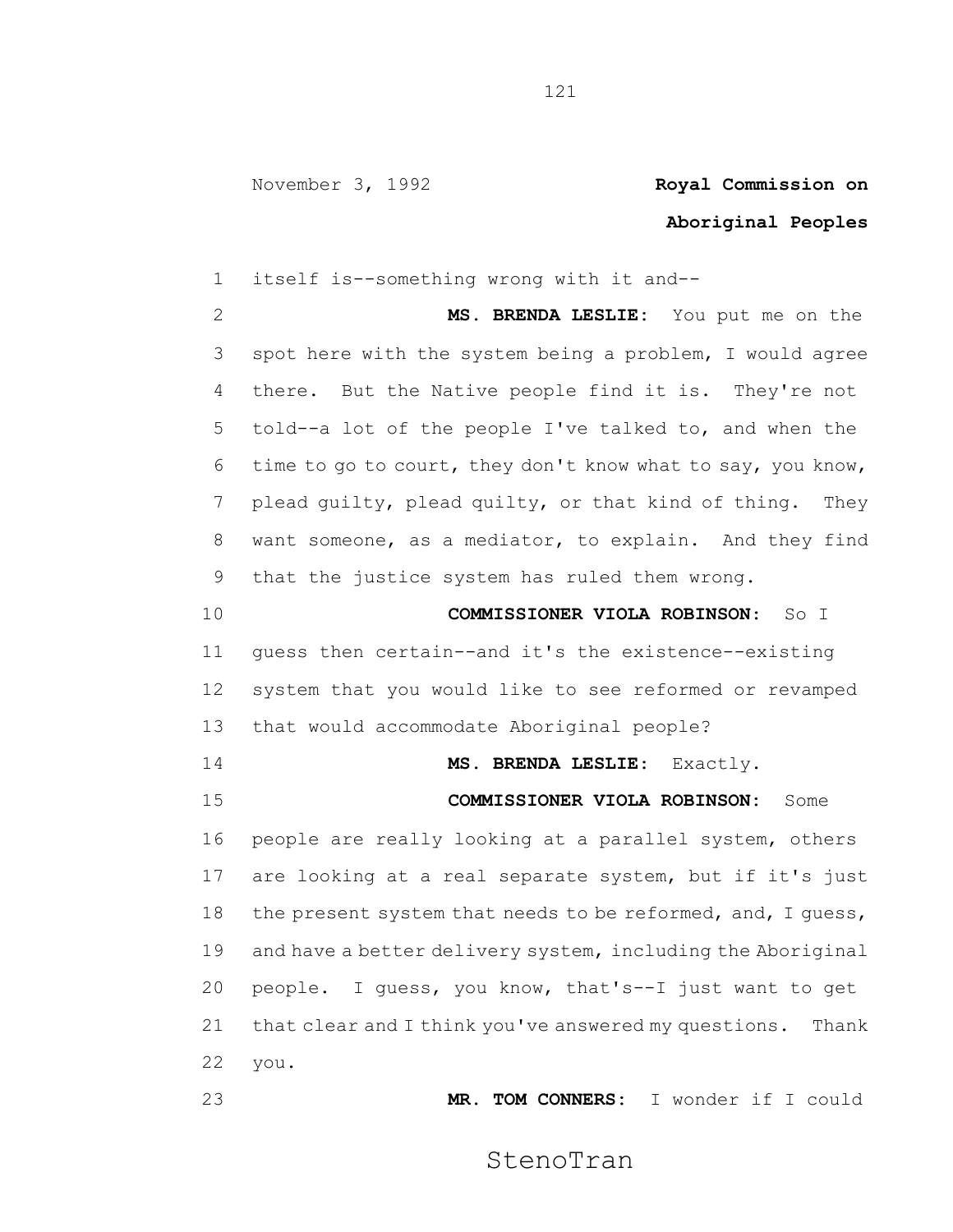itself is--something wrong with it and--

**MS. BRENDA LESLIE:** You put me on the spot here with the system being a problem, I would agree there. But the Native people find it is. They're not told--a lot of the people I've talked to, and when the time to go to court, they don't know what to say, you know, plead guilty, plead quilty, or that kind of thing. They want someone, as a mediator, to explain. And they find that the justice system has ruled them wrong.

**COMMISSIONER VIOLA ROBINSON:** So I guess then certain--and it's the existence--existing system that you would like to see reformed or revamped that would accommodate Aboriginal people?

**MS. BRENDA LESLIE:** Exactly.

**COMMISSIONER VIOLA ROBINSON:** Some people are really looking at a parallel system, others are looking at a real separate system, but if it's just the present system that needs to be reformed, and, I guess, and have a better delivery system, including the Aboriginal people. I guess, you know, that's--I just want to get that clear and I think you've answered my questions. Thank you.

**MR. TOM CONNERS:** I wonder if I could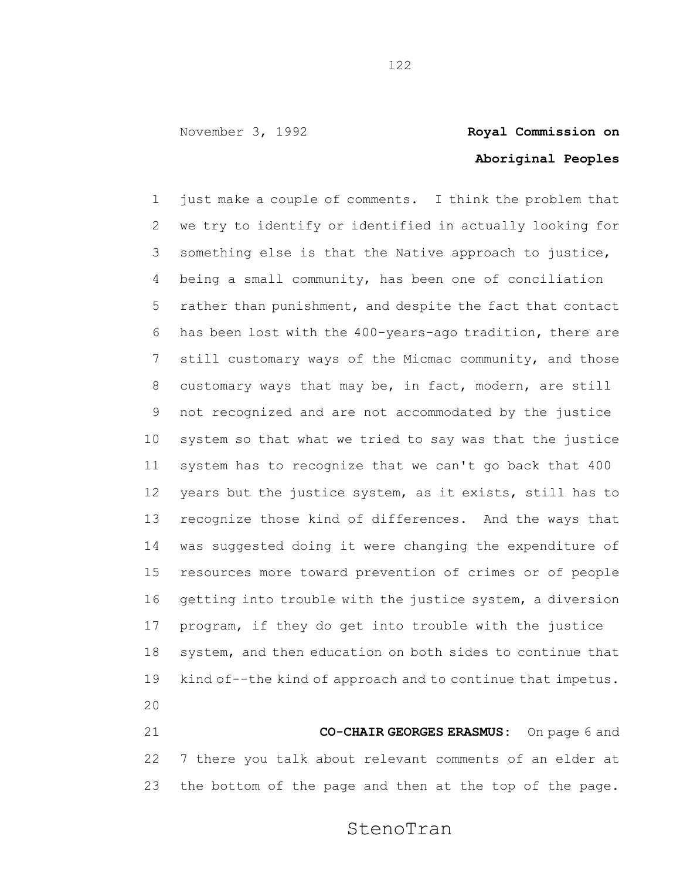just make a couple of comments. I think the problem that we try to identify or identified in actually looking for something else is that the Native approach to justice, being a small community, has been one of conciliation rather than punishment, and despite the fact that contact has been lost with the 400-years-ago tradition, there are still customary ways of the Micmac community, and those customary ways that may be, in fact, modern, are still not recognized and are not accommodated by the justice system so that what we tried to say was that the justice system has to recognize that we can't go back that 400 years but the justice system, as it exists, still has to recognize those kind of differences. And the ways that was suggested doing it were changing the expenditure of resources more toward prevention of crimes or of people getting into trouble with the justice system, a diversion program, if they do get into trouble with the justice system, and then education on both sides to continue that kind of--the kind of approach and to continue that impetus.

**CO-CHAIR GEORGES ERASMUS:** On page 6 and 7 there you talk about relevant comments of an elder at the bottom of the page and then at the top of the page.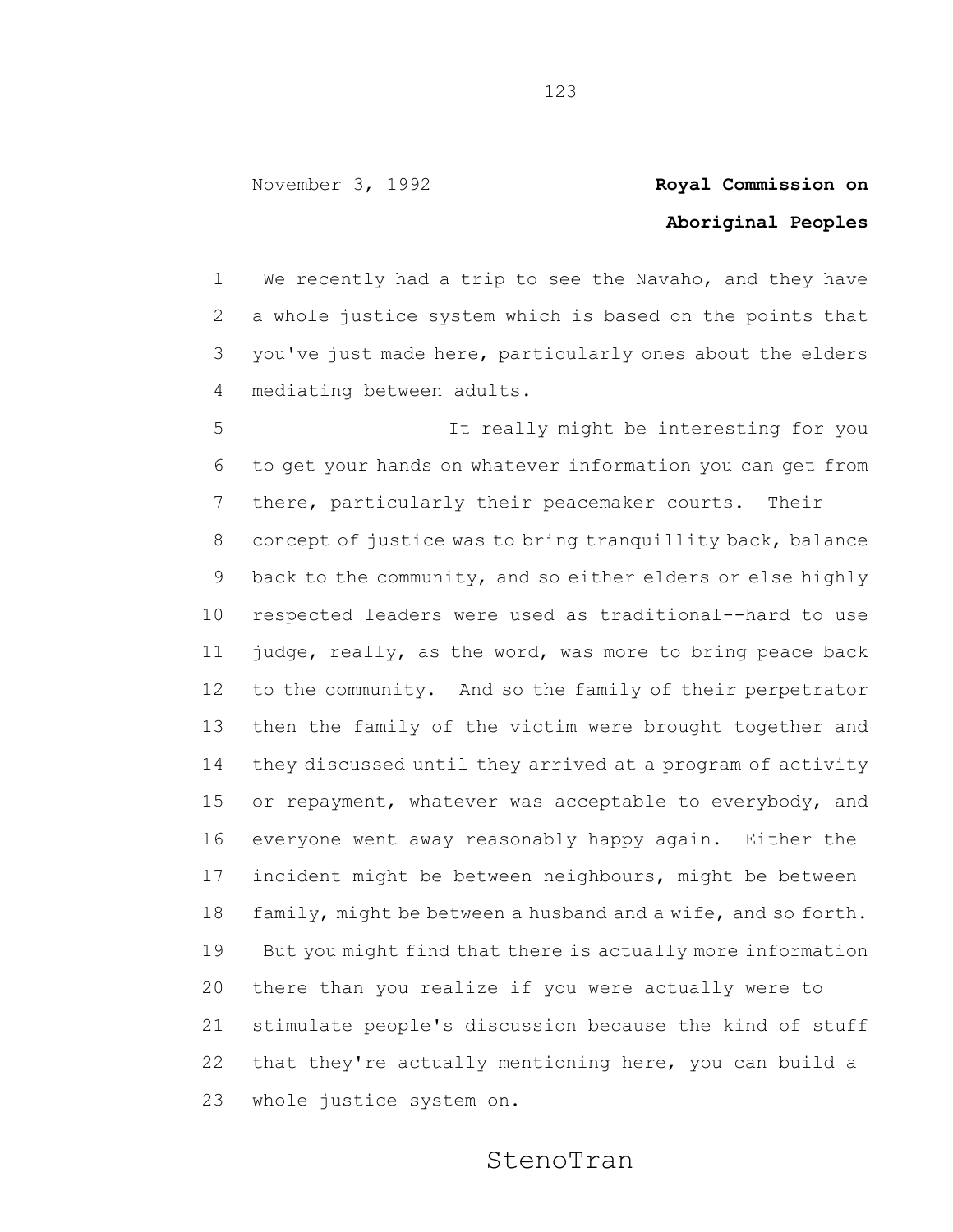We recently had a trip to see the Navaho, and they have a whole justice system which is based on the points that you've just made here, particularly ones about the elders mediating between adults.

It really might be interesting for you to get your hands on whatever information you can get from there, particularly their peacemaker courts. Their concept of justice was to bring tranquillity back, balance back to the community, and so either elders or else highly respected leaders were used as traditional--hard to use judge, really, as the word, was more to bring peace back to the community. And so the family of their perpetrator then the family of the victim were brought together and they discussed until they arrived at a program of activity or repayment, whatever was acceptable to everybody, and everyone went away reasonably happy again. Either the incident might be between neighbours, might be between family, might be between a husband and a wife, and so forth. But you might find that there is actually more information there than you realize if you were actually were to stimulate people's discussion because the kind of stuff that they're actually mentioning here, you can build a whole justice system on.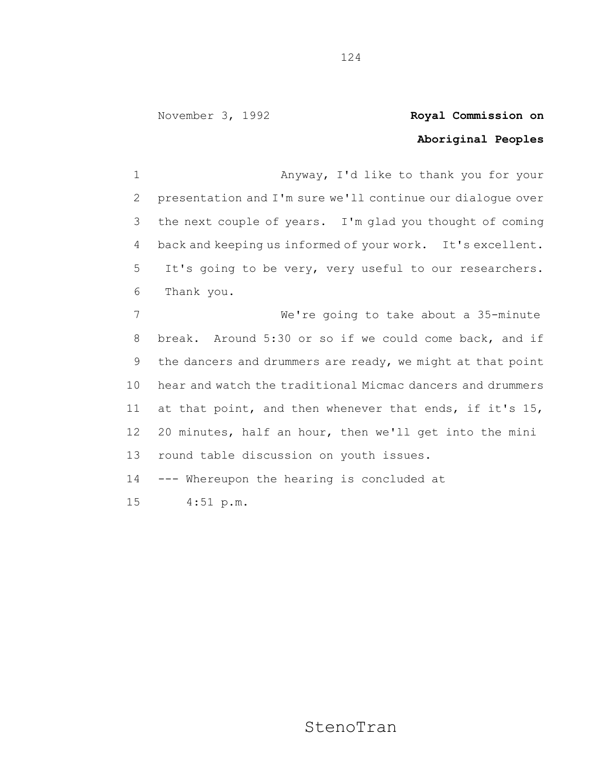Anyway, I'd like to thank you for your presentation and I'm sure we'll continue our dialogue over the next couple of years. I'm glad you thought of coming back and keeping us informed of your work. It's excellent. It's going to be very, very useful to our researchers. Thank you.

We're going to take about a 35-minute break. Around 5:30 or so if we could come back, and if the dancers and drummers are ready, we might at that point hear and watch the traditional Micmac dancers and drummers at that point, and then whenever that ends, if it's 15, 20 minutes, half an hour, then we'll get into the mini round table discussion on youth issues.

--- Whereupon the hearing is concluded at 4:51 p.m.